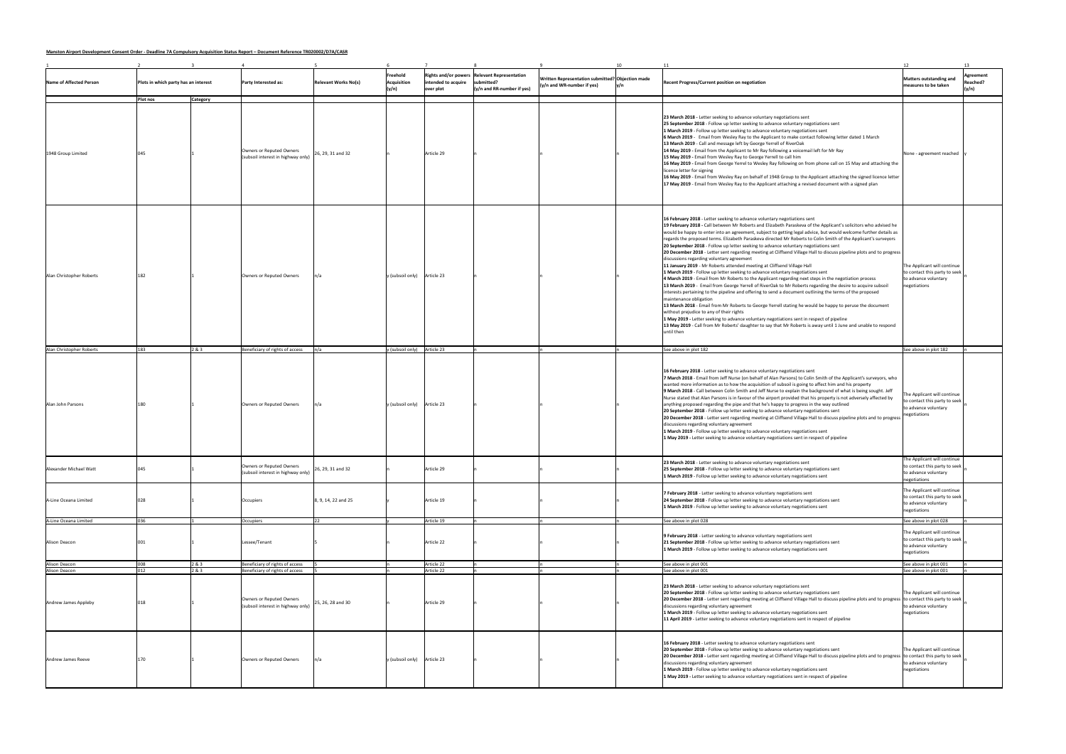**Manston Airport Development Consent Order - Deadline 7A Compulsory Acquisition Status Report – Document Reference TR020002/D7A/CASR**

| 1 | 2 | 3 | 4 | 5 | 6 | 7 | 8 | 9 | 10 | 11 | 12 | 13 |
|---|---|---|---|---|---|---|---|---|---|---|---|---|
| Name of Affected Person | Plots in which party has an interest | | Party Interested as: | Relevant Works No(s) | Freehold Acquisition (y/n) | Rights and/or powers intended to acquire over plot | Relevant Representation submitted? (y/n and RR-number if yes) | Written Representation submitted? (y/n and WR-number if yes) | Objection made y/n | Recent Progress/Current position on negotiation | Matters outstanding and measures to be taken | Agreement Reached? (y/n) |
| | Plot nos | Category | | | | | | | | | | |
| 1948 Group Limited | 045 | 1 | Owners or Reputed Owners (subsoil interest in highway only) | 26, 29, 31 and 32 | n | Article 29 | n | n | n | **23 March 2018** - Letter seeking to advance voluntary negotiations sent<br>**25 September 2018** - Follow up letter seeking to advance voluntary negotiations sent<br>**1 March 2019** - Follow up letter seeking to advance voluntary negotiations sent<br>**6 March 2019** - Email from Wesley Ray to the Applicant to make contact following letter dated 1 March<br>**13 March 2019** - Call and message left by George Yerrell of RiverOak<br>**14 May 2019** - Email from the Applicant to Mr Ray following a voicemail left for Mr Ray<br>**15 May 2019** - Email from Wesley Ray to George Yerrell to call him<br>**16 May 2019** - Email from George Yerrel to Wesley Ray following on from phone call on 15 May and attaching the licence letter for signing<br>**16 May 2019** - Email from Wesley Ray on behalf of 1948 Group to the Applicant attaching the signed licence letter<br>**17 May 2019** - Email from Wesley Ray to the Applicant attaching a revised document with a signed plan | None - agreement reached | y |
| Alan Christopher Roberts | 182 | 1 | Owners or Reputed Owners | n/a | y (subsoil only) | Article 23 | n | n | n | **16 February 2018** - Letter seeking to advance voluntary negotiations sent<br>**19 February 2018** - Call between Mr Roberts and Elizabeth Paraskeva of the Applicant's solicitors who advised he would be happy to enter into an agreement, subject to getting legal advice, but would welcome further details as regards the proposed terms. Elizabeth Paraskeva directed Mr Roberts to Colin Smith of the Applicant's surveyors<br>**20 September 2018** - Follow up letter seeking to advance voluntary negotiations sent<br>**20 December 2018** - Letter sent regarding meeting at Cliffsend Village Hall to discuss pipeline plots and to progress discussions regarding voluntary agreement<br>**11 January 2019** - Mr Roberts attended meeting at Cliffsend Village Hall<br>**1 March 2019** - Follow up letter seeking to advance voluntary negotiations sent<br>**4 March 2019** - Email from Mr Roberts to the Applicant regarding next steps in the negotiation process<br>**13 March 2019** - Email from George Yerrell of RiverOak to Mr Roberts regarding the desire to acquire subsoil interests pertaining to the pipeline and offering to send a document outlining the terms of the proposed maintenance obligation<br>**13 March 2018** - Email from Mr Roberts to George Yerrell stating he would be happy to peruse the document without prejudice to any of their rights<br>**1 May 2019** - Letter seeking to advance voluntary negotiations sent in respect of pipeline<br>**13 May 2019** - Call from Mr Roberts' daughter to say that Mr Roberts is away until 1 June and unable to respond until then | The Applicant will continue to contact this party to seek to advance voluntary negotiations | n |
| Alan Christopher Roberts | 183 | 2 & 3 | Beneficiary of rights of access | n/a | y (subsoil only) | Article 23 | n | n | n | See above in plot 182 | See above in plot 182 | n |
| Alan John Parsons | 180 | 1 | Owners or Reputed Owners | n/a | y (subsoil only) | Article 23 | n | n | n | **16 February 2018** - Letter seeking to advance voluntary negotiations sent<br>**7 March 2018** - Email from Jeff Nurse (on behalf of Alan Parsons) to Colin Smith of the Applicant's surveyors, who wanted more information as to how the acquisition of subsoil is going to affect him and his property<br>**9 March 2018** - Call between Colin Smith and Jeff Nurse to explain the background of what is being sought. Jeff Nurse stated that Alan Parsons is in favour of the airport provided that his property is not adversely affected by anything proposed regarding the pipe and that he's happy to progress in the way outlined<br>**20 September 2018** - Follow up letter seeking to advance voluntary negotiations sent<br>**20 December 2018** - Letter sent regarding meeting at Cliffsend Village Hall to discuss pipeline plots and to progress discussions regarding voluntary agreement<br>**1 March 2019** - Follow up letter seeking to advance voluntary negotiations sent<br>**1 May 2019** - Letter seeking to advance voluntary negotiations sent in respect of pipeline | The Applicant will continue to contact this party to seek to advance voluntary negotiations | n |
| Alexander Michael Watt | 045 | 1 | Owners or Reputed Owners (subsoil interest in highway only) | 26, 29, 31 and 32 | n | Article 29 | n | n | n | **23 March 2018** - Letter seeking to advance voluntary negotiations sent<br>**25 September 2018** - Follow up letter seeking to advance voluntary negotiations sent<br>**1 March 2019** - Follow up letter seeking to advance voluntary negotiations sent | The Applicant will continue to contact this party to seek to advance voluntary negotiations | n |
| A-Line Oceana Limited | 028 | 1 | Occupiers | 8, 9, 14, 22 and 25 | y | Article 19 | n | n | n | **7 February 2018** - Letter seeking to advance voluntary negotiations sent<br>**24 September 2018** - Follow up letter seeking to advance voluntary negotiations sent<br>**1 March 2019** - Follow up letter seeking to advance voluntary negotiations sent | The Applicant will continue to contact this party to seek to advance voluntary negotiations | n |
| A-Line Oceana Limited | 036 | 1 | Occupiers | 22 | y | Article 19 | n | n | n | See above in plot 028 | See above in plot 028 | n |
| Alison Deacon | 001 | 1 | Lessee/Tenant | 5 | n | Article 22 | n | n | n | **9 February 2018** - Letter seeking to advance voluntary negotiations sent<br>**21 September 2018** - Follow up letter seeking to advance voluntary negotiations sent<br>**1 March 2019** - Follow up letter seeking to advance voluntary negotiations sent | The Applicant will continue to contact this party to seek to advance voluntary negotiations | n |
| Alison Deacon | 008 | 2 & 3 | Beneficiary of rights of access | 5 | n | Article 22 | n | n | n | See above in plot 001 | See above in plot 001 | n |
| Alison Deacon | 012 | 2 & 3 | Beneficiary of rights of access | 5 | n | Article 22 | n | n | n | See above in plot 001 | See above in plot 001 | n |
| Andrew James Appleby | 018 | 1 | Owners or Reputed Owners (subsoil interest in highway only) | 25, 26, 28 and 30 | n | Article 29 | n | n | n | **23 March 2018** - Letter seeking to advance voluntary negotiations sent<br>**20 September 2018** - Follow up letter seeking to advance voluntary negotiations sent<br>**20 December 2018** - Letter sent regarding meeting at Cliffsend Village Hall to discuss pipeline plots and to progress discussions regarding voluntary agreement<br>**1 March 2019** - Follow up letter seeking to advance voluntary negotiations sent<br>**11 April 2019** - Letter seeking to advance voluntary negotiations sent in respect of pipeline | The Applicant will continue to contact this party to seek to advance voluntary negotiations | n |
| Andrew James Reeve | 170 | 1 | Owners or Reputed Owners | n/a | y (subsoil only) | Article 23 | n | n | n | **16 February 2018** - Letter seeking to advance voluntary negotiations sent<br>**20 September 2018** - Follow up letter seeking to advance voluntary negotiations sent<br>**20 December 2018** - Letter sent regarding meeting at Cliffsend Village Hall to discuss pipeline plots and to progress discussions regarding voluntary agreement<br>**1 March 2019** - Follow up letter seeking to advance voluntary negotiations sent<br>**1 May 2019** - Letter seeking to advance voluntary negotiations sent in respect of pipeline | The Applicant will continue to contact this party to seek to advance voluntary negotiations | n |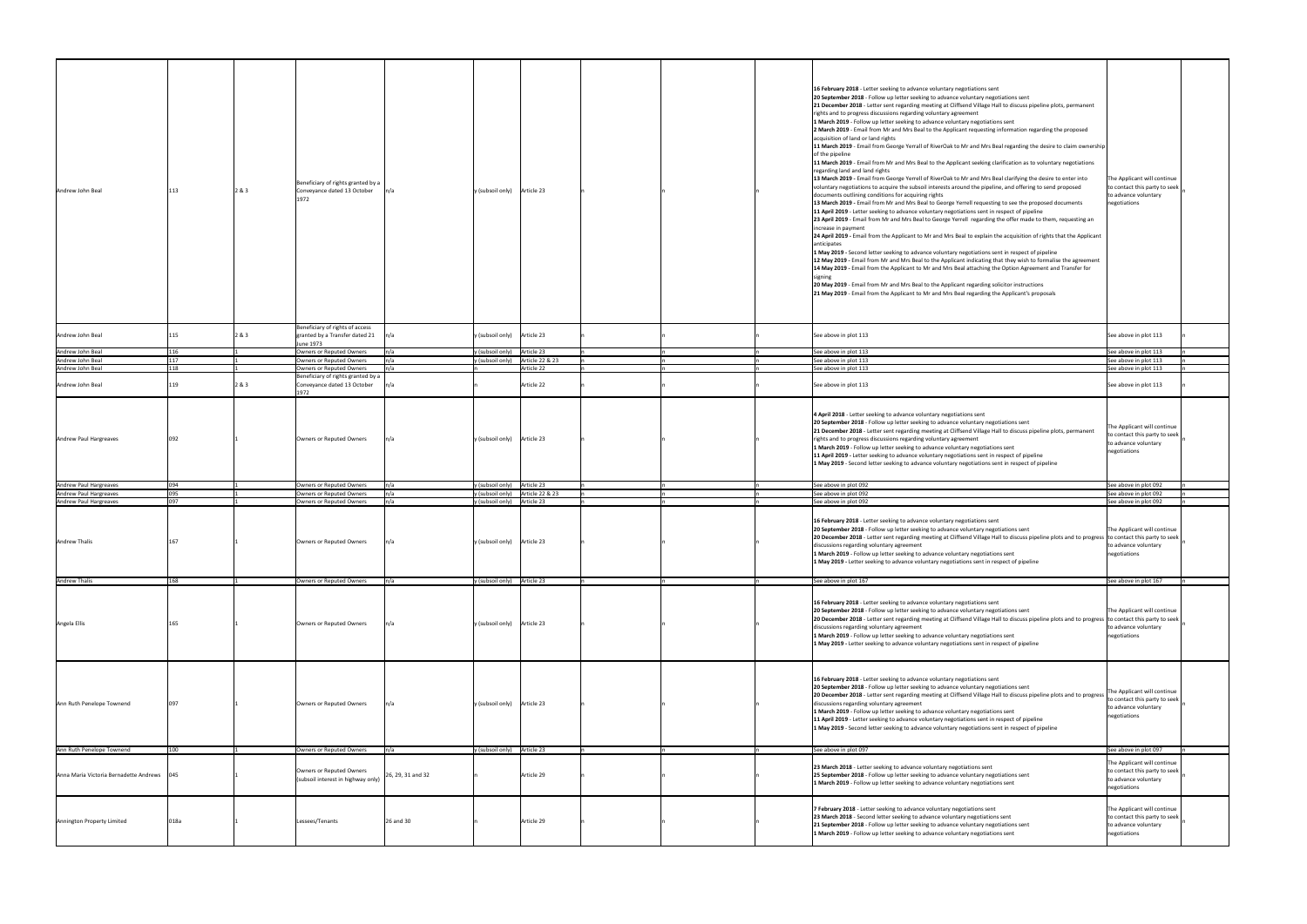| Andrew John Beal | 113 | 2 & 3 | Beneficiary of rights granted by a Conveyance dated 13 October 1972 | n/a | y (subsoil only) | Article 23 | n | n | n | **16 February 2018** - Letter seeking to advance voluntary negotiations sent<br>**20 September 2018** - Follow up letter seeking to advance voluntary negotiations sent<br>**21 December 2018** - Letter sent regarding meeting at Cliffsend Village Hall to discuss pipeline plots, permanent rights and to progress discussions regarding voluntary agreement<br>**1 March 2019** - Follow up letter seeking to advance voluntary negotiations sent<br>**2 March 2019** - Email from Mr and Mrs Beal to the Applicant requesting information regarding the proposed acquisition of land or land rights<br>**11 March 2019** - Email from George Yerrall of RiverOak to Mr and Mrs Beal regarding the desire to claim ownership of the pipeline<br>**11 March 2019** - Email from Mr and Mrs Beal to the Applicant seeking clarification as to voluntary negotiations regarding land and land rights<br>**13 March 2019** - Email from George Yerrell of RiverOak to Mr and Mrs Beal clarifying the desire to enter into voluntary negotiations to acquire the subsoil interests around the pipeline, and offering to send proposed documents outlining conditions for acquiring rights<br>**13 March 2019** - Email from Mr and Mrs Beal to George Yerrell requesting to see the proposed documents<br>**11 April 2019** - Letter seeking to advance voluntary negotiations sent in respect of pipeline<br>**23 April 2019** - Email from Mr and Mrs Beal to George Yerrell regarding the offer made to them, requesting an increase in payment<br>**24 April 2019** - Email from the Applicant to Mr and Mrs Beal to explain the acquisition of rights that the Applicant anticipates<br>**1 May 2019** - Second letter seeking to advance voluntary negotiations sent in respect of pipeline<br>**12 May 2019** - Email from Mr and Mrs Beal to the Applicant indicating that they wish to formalise the agreement<br>**14 May 2019** - Email from the Applicant to Mr and Mrs Beal attaching the Option Agreement and Transfer for signing<br>**20 May 2019** - Email from Mr and Mrs Beal to the Applicant regarding solicitor instructions<br>**21 May 2019** - Email from the Applicant to Mr and Mrs Beal regarding the Applicant's proposals | The Applicant will continue to contact this party to seek to advance voluntary negotiations | n |
|---|---|---|---|---|---|---|---|---|---|---|---|---|
| Andrew John Beal | 115 | 2 & 3 | Beneficiary of rights of access granted by a Transfer dated 21 June 1973 | n/a | y (subsoil only) | Article 23 | n | n | n | See above in plot 113 | See above in plot 113 | n |
| Andrew John Beal | 116 | 1 | Owners or Reputed Owners | n/a | y (subsoil only) | Article 23 | n | n | n | See above in plot 113 | See above in plot 113 | n |
| Andrew John Beal | 117 | 1 | Owners or Reputed Owners | n/a | y (subsoil only) | Article 22 & 23 | n | n | n | See above in plot 113 | See above in plot 113 | n |
| Andrew John Beal | 118 | 1 | Owners or Reputed Owners | n/a | n | Article 22 | n | n | n | See above in plot 113 | See above in plot 113 | n |
| Andrew John Beal | 119 | 2 & 3 | Beneficiary of rights granted by a Conveyance dated 13 October 1972 | n/a | n | Article 22 | n | n | n | See above in plot 113 | See above in plot 113 | n |
| Andrew Paul Hargreaves | 092 | 1 | Owners or Reputed Owners | n/a | y (subsoil only) | Article 23 | n | n | n | **4 April 2018** - Letter seeking to advance voluntary negotiations sent<br>**20 September 2018** - Follow up letter seeking to advance voluntary negotiations sent<br>**21 December 2018** - Letter sent regarding meeting at Cliffsend Village Hall to discuss pipeline plots, permanent rights and to progress discussions regarding voluntary agreement<br>**1 March 2019** - Follow up letter seeking to advance voluntary negotiations sent<br>**11 April 2019** - Letter seeking to advance voluntary negotiations sent in respect of pipeline<br>**1 May 2019** - Second letter seeking to advance voluntary negotiations sent in respect of pipeline | The Applicant will continue to contact this party to seek to advance voluntary negotiations | n |
| Andrew Paul Hargreaves | 094 | 1 | Owners or Reputed Owners | n/a | y (subsoil only) | Article 23 | n | n | n | See above in plot 092 | See above in plot 092 | n |
| Andrew Paul Hargreaves | 095 | 1 | Owners or Reputed Owners | n/a | y (subsoil only) | Article 22 & 23 | n | n | n | See above in plot 092 | See above in plot 092 | n |
| Andrew Paul Hargreaves | 097 | 1 | Owners or Reputed Owners | n/a | y (subsoil only) | Article 23 | n | n | n | See above in plot 092 | See above in plot 092 | n |
| Andrew Thalis | 167 | 1 | Owners or Reputed Owners | n/a | y (subsoil only) | Article 23 | n | n | n | **16 February 2018** - Letter seeking to advance voluntary negotiations sent<br>**20 September 2018** - Follow up letter seeking to advance voluntary negotiations sent<br>**20 December 2018** - Letter sent regarding meeting at Cliffsend Village Hall to discuss pipeline plots and to progress discussions regarding voluntary agreement<br>**1 March 2019** - Follow up letter seeking to advance voluntary negotiations sent<br>**1 May 2019** - Letter seeking to advance voluntary negotiations sent in respect of pipeline | The Applicant will continue to contact this party to seek to advance voluntary negotiations | n |
| Andrew Thalis | 168 | 1 | Owners or Reputed Owners | n/a | y (subsoil only) | Article 23 | n | n | n | See above in plot 167 | See above in plot 167 | n |
| Angela Ellis | 165 | 1 | Owners or Reputed Owners | n/a | y (subsoil only) | Article 23 | n | n | n | **16 February 2018** - Letter seeking to advance voluntary negotiations sent<br>**20 September 2018** - Follow up letter seeking to advance voluntary negotiations sent<br>**20 December 2018** - Letter sent regarding meeting at Cliffsend Village Hall to discuss pipeline plots and to progress discussions regarding voluntary agreement<br>**1 March 2019** - Follow up letter seeking to advance voluntary negotiations sent<br>**1 May 2019** - Letter seeking to advance voluntary negotiations sent in respect of pipeline | The Applicant will continue to contact this party to seek to advance voluntary negotiations | n |
| Ann Ruth Penelope Townend | 097 | 1 | Owners or Reputed Owners | n/a | y (subsoil only) | Article 23 | n | n | n | **16 February 2018** - Letter seeking to advance voluntary negotiations sent<br>**20 September 2018** - Follow up letter seeking to advance voluntary negotiations sent<br>**20 December 2018** - Letter sent regarding meeting at Cliffsend Village Hall to discuss pipeline plots and to progress discussions regarding voluntary agreement<br>**1 March 2019** - Follow up letter seeking to advance voluntary negotiations sent<br>**11 April 2019** - Letter seeking to advance voluntary negotiations sent in respect of pipeline<br>**1 May 2019** - Second letter seeking to advance voluntary negotiations sent in respect of pipeline | The Applicant will continue to contact this party to seek to advance voluntary negotiations | n |
| Ann Ruth Penelope Townend | 100 | 1 | Owners or Reputed Owners | n/a | y (subsoil only) | Article 23 | n | n | n | See above in plot 097 | See above in plot 097 | n |
| Anna Maria Victoria Bernadette Andrews | 045 | 1 | Owners or Reputed Owners (subsoil interest in highway only) | 26, 29, 31 and 32 | n | Article 29 | n | n | n | **23 March 2018** - Letter seeking to advance voluntary negotiations sent<br>**25 September 2018** - Follow up letter seeking to advance voluntary negotiations sent<br>**1 March 2019** - Follow up letter seeking to advance voluntary negotiations sent | The Applicant will continue to contact this party to seek to advance voluntary negotiations | n |
| Annington Property Limited | 018a | 1 | Lessees/Tenants | 26 and 30 | n | Article 29 | n | n | n | **7 February 2018** - Letter seeking to advance voluntary negotiations sent<br>**23 March 2018** - Second letter seeking to advance voluntary negotiations sent<br>**21 September 2018** - Follow up letter seeking to advance voluntary negotiations sent<br>**1 March 2019** - Follow up letter seeking to advance voluntary negotiations sent | The Applicant will continue to contact this party to seek to advance voluntary negotiations | n |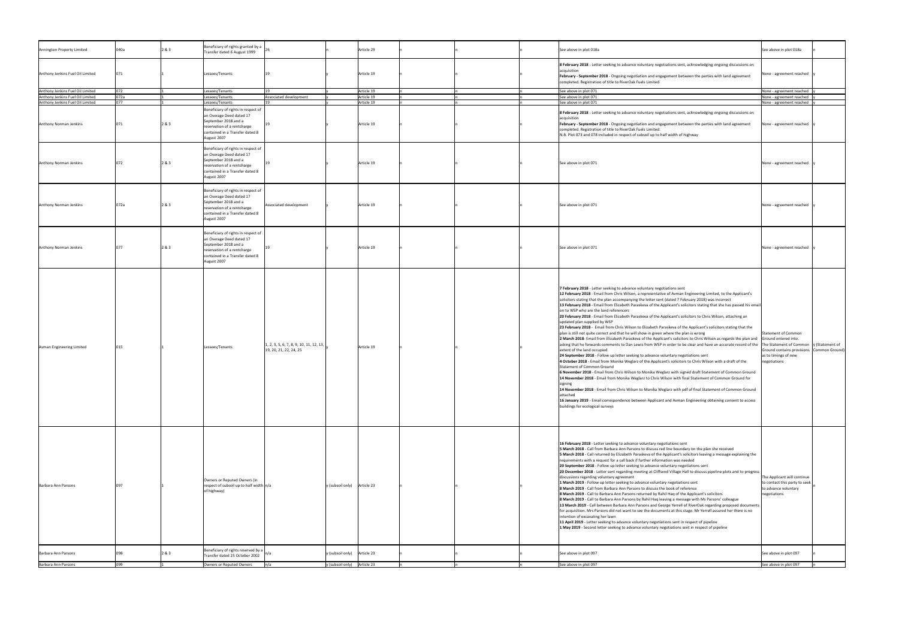| | | | | | | | | | | | | |
|---|---|---|---|---|---|---|---|---|---|---|---|---|
| Annington Property Limited | 040a | 2 & 3 | Beneficiary of rights granted by a Transfer dated 6 August 1999 | 26 | n | Article 29 | n | n | n | See above in plot 018a | See above in plot 018a | n |
| Anthony Jenkins Fuel Oil Limited | 071 | 1 | Lessees/Tenants | 19 | y | Article 19 | n | n | n | **8 February 2018** - Letter seeking to advance voluntary negotiations sent, acknowledging ongoing discussions on acquisition<br>**February - September 2018** - Ongoing negotiation and engagement between the parties with land agreement completed. Registration of title to RiverOak Fuels Limited | None - agreement reached | y |
| Anthony Jenkins Fuel Oil Limited | 072 | 1 | Lessees/Tenants | 19 | y | Article 19 | n | n | n | See above in plot 071 | None - agreement reached | y |
| Anthony Jenkins Fuel Oil Limited | 072a | 1 | Lessees/Tenants | Associated development | y | Article 19 | n | n | n | See above in plot 071 | None - agreement reached | y |
| Anthony Jenkins Fuel Oil Limited | 077 | 1 | Lessees/Tenants | 19 | y | Article 19 | n | n | n | See above in plot 071 | None - agreement reached | y |
| Anthony Norman Jenkins | 071 | 2 & 3 | Beneficiary of rights in respect of an Overage Deed dated 17 September 2018 and a reservation of a rentcharge contained in a Transfer dated 8 August 2007 | 19 | y | Article 19 | n | n | n | **8 February 2018** - Letter seeking to advance voluntary negotiations sent, acknowledging ongoing discussions on acquisition<br>**February - September 2018** - Ongoing negotiation and engagement between the parties with land agreement completed. Registration of title to RiverOak Fuels Limited.<br>N.B. Plot 073 and 078 included in respect of subsoil up to half width of highway | None - agreement reached | y |
| Anthony Norman Jenkins | 072 | 2 & 3 | Beneficiary of rights in respect of an Overage Deed dated 17 September 2018 and a reservation of a rentcharge contained in a Transfer dated 8 August 2007 | 19 | y | Article 19 | n | n | n | See above in plot 071 | None - agreement reached | y |
| Anthony Norman Jenkins | 072a | 2 & 3 | Beneficiary of rights in respect of an Overage Deed dated 17 September 2018 and a reservation of a rentcharge contained in a Transfer dated 8 August 2007 | Associated development | y | Article 19 | n | n | n | See above in plot 071 | None - agreement reached | y |
| Anthony Norman Jenkins | 077 | 2 & 3 | Beneficiary of rights in respect of an Overage Deed dated 17 September 2018 and a reservation of a rentcharge contained in a Transfer dated 8 August 2007 | 19 | y | Article 19 | n | n | n | See above in plot 071 | None - agreement reached | y |
| Avman Engineering Limited | 015 | 1 | Lessees/Tenants | 1, 2, 3, 5, 6, 7, 8, 9, 10, 11, 12, 13, 19, 20, 21, 22, 24, 25 | y | Article 19 | n | n | n | **7 February 2018** - Letter seeking to advance voluntary negotiations sent<br>**12 February 2018** - Email from Chris Wilson, a representative of Avman Engineering Limited, to the Applicant's solicitors stating that the plan accompanying the letter sent (dated 7 February 2018) was incorrect<br>**13 February 2018** - Email from Elizabeth Paraskeva of the Applicant's solicitors stating that she has passed his email on to WSP who are the land referencers<br>**20 February 2018** - Email from Elizabeth Paraskeva of the Applicant's solicitors to Chris Wilson, attaching an updated plan supplied by WSP<br>**23 February 2018** - Email from Chris Wilson to Elizabeth Paraskeva of the Applicant's solicitors stating that the plan is still not quite correct and that he will show in green where the plan is wrong<br>**2 March 2018**- Email from Elizabeth Paraskeva of the Applicant's solicitors to Chris Wilson as regards the plan and asking that he forwards comments to Dan Lewis from WSP in order to be clear and have an accurate record of the extent of the land occupied<br>**24 September 2018** - Follow up letter seeking to advance voluntary negotiations sent<br>**4 October 2018** - Email from Monika Weglarz of the Applicant's solicitors to Chris Wilson with a draft of the Statement of Common Ground<br>**6 November 2018** - Email from Chris Wilson to Monika Weglarz with signed draft Statement of Common Ground<br>**14 November 2018** - Email from Monika Weglarz to Chris Wilson with final Statement of Common Ground for signing<br>**14 November 2018** - Email from Chris Wilson to Monika Weglarz with pdf of final Statement of Common Ground attached<br>**16 January 2019** - Email correspondence between Applicant and Avman Engineering obtaining consent to access buildings for ecological surveys | Statement of Common Ground entered into. The Statement of Common Ground contains provisions as to timings of new negotiations | y (Statement of Common Ground) |
| Barbara Ann Parsons | 097 | 1 | Owners or Reputed Owners (in respect of subsoil up to half width of highway) | n/a | y (subsoil only) | Article 23 | n | n | n | **16 February 2018** - Letter seeking to advance voluntary negotiations sent<br>**5 March 2018** - Call from Barbara Ann Parsons to discuss red line boundary on the plan she received<br>**5 March 2018** - Call returned by Elizabeth Paraskeva of the Applicant's solicitors leaving a message explaining the requirements with a request for a call back if further information was needed<br>**20 September 2018** - Follow up letter seeking to advance voluntary negotiations sent<br>**20 December 2018** - Letter sent regarding meeting at Cliffsend Village Hall to discuss pipeline plots and to progress discussions regarding voluntary agreement<br>**1 March 2019** - Follow up letter seeking to advance voluntary negotiations sent<br>**8 March 2019** - Call from Barbara Ann Parsons to discuss the book of reference<br>**8 March 2019** - Call to Barbara Ann Parsons returned by Rahil Haq of the Applicant's solicitors<br>**8 March 2019** - Call to Barbara Ann Parsons by Rahil Haq leaving a message with Ms Parsons' colleague<br>**13 March 2019** - Call between Barbara Ann Parsons and George Yerrell of RiverOak regarding proposed documents for acquisition. Mrs Parsons did not want to see the documents at this stage. Mr Yerrell assured her there is no intention of excavating her lawn<br>**11 April 2019** - Letter seeking to advance voluntary negotiations sent in respect of pipeline<br>**1 May 2019** - Second letter seeking to advance voluntary negotiations sent in respect of pipeline | The Applicant will continue to contact this party to seek to advance voluntary negotiations | n |
| Barbara Ann Parsons | 098 | 2 & 3 | Beneficiary of rights reserved by a Transfer dated 25 October 2002 | n/a | y (subsoil only) | Article 23 | n | n | n | See above in plot 097 | See above in plot 097 | n |
| Barbara Ann Parsons | 099 | 1 | Owners or Reputed Owners | n/a | y (subsoil only) | Article 23 | n | n | n | See above in plot 097 | See above in plot 097 | n |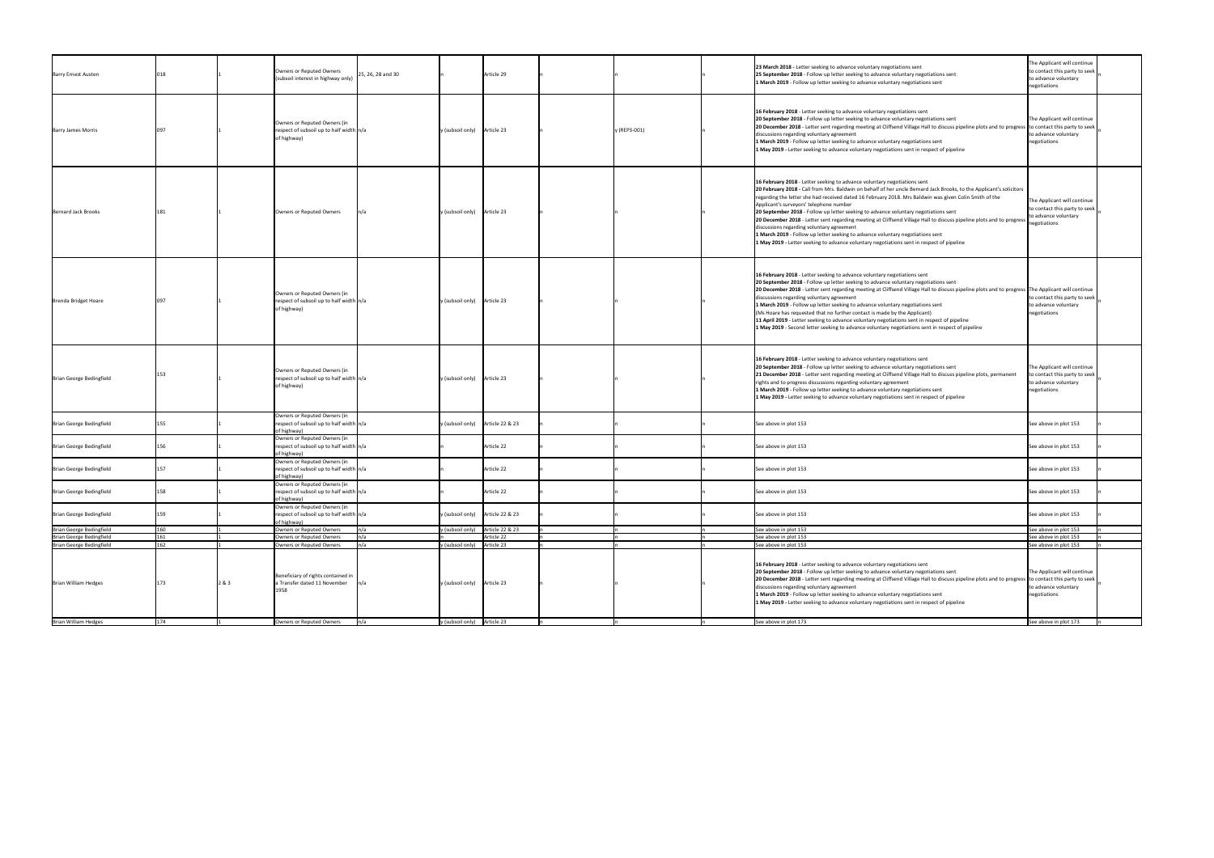| | | | | | | | | | | | | |
|---|---|---|---|---|---|---|---|---|---|---|---|---|
| Barry Ernest Austen | 018 | 1 | Owners or Reputed Owners (subsoil interest in highway only) | 25, 26, 28 and 30 | n | Article 29 | n | n | n | **23 March 2018** - Letter seeking to advance voluntary negotiations sent<br>**25 September 2018** - Follow up letter seeking to advance voluntary negotiations sent<br>**1 March 2019** - Follow up letter seeking to advance voluntary negotiations sent | The Applicant will continue to contact this party to seek to advance voluntary negotiations | n |
| Barry James Morris | 097 | 1 | Owners or Reputed Owners (in respect of subsoil up to half width of highway) | n/a | y (subsoil only) | Article 23 | n | y (REP3-001) | n | **16 February 2018** - Letter seeking to advance voluntary negotiations sent<br>**20 September 2018** - Follow up letter seeking to advance voluntary negotiations sent<br>**20 December 2018** - Letter sent regarding meeting at Cliffsend Village Hall to discuss pipeline plots and to progress discussions regarding voluntary agreement<br>**1 March 2019** - Follow up letter seeking to advance voluntary negotiations sent<br>**1 May 2019** - Letter seeking to advance voluntary negotiations sent in respect of pipeline | The Applicant will continue to contact this party to seek to advance voluntary negotiations | n |
| Bernard Jack Brooks | 181 | 1 | Owners or Reputed Owners | n/a | y (subsoil only) | Article 23 | n | n | n | **16 February 2018** - Letter seeking to advance voluntary negotiations sent<br>**20 February 2018** - Call from Mrs. Baldwin on behalf of her uncle Bernard Jack Brooks, to the Applicant's solicitors regarding the letter she had received dated 16 February 2018. Mrs Baldwin was given Colin Smith of the Applicant's surveyors' telephone number<br>**20 September 2018** - Follow up letter seeking to advance voluntary negotiations sent<br>**20 December 2018** - Letter sent regarding meeting at Cliffsend Village Hall to discuss pipeline plots and to progress discussions regarding voluntary agreement<br>**1 March 2019** - Follow up letter seeking to advance voluntary negotiations sent<br>**1 May 2019** - Letter seeking to advance voluntary negotiations sent in respect of pipeline | The Applicant will continue to contact this party to seek to advance voluntary negotiations | n |
| Brenda Bridget Hoare | 097 | 1 | Owners or Reputed Owners (in respect of subsoil up to half width of highway) | n/a | y (subsoil only) | Article 23 | n | n | n | **16 February 2018** - Letter seeking to advance voluntary negotiations sent<br>**20 September 2018** - Follow up letter seeking to advance voluntary negotiations sent<br>**20 December 2018** - Letter sent regarding meeting at Cliffsend Village Hall to discuss pipeline plots and to progress discussions regarding voluntary agreement<br>**1 March 2019** - Follow up letter seeking to advance voluntary negotiations sent<br>(Ms Hoare has requested that no further contact is made by the Applicant)<br>**11 April 2019** - Letter seeking to advance voluntary negotiations sent in respect of pipeline<br>**1 May 2019** - Second letter seeking to advance voluntary negotiations sent in respect of pipeline | The Applicant will continue to contact this party to seek to advance voluntary negotiations | n |
| Brian George Bedingfield | 153 | 1 | Owners or Reputed Owners (in respect of subsoil up to half width of highway) | n/a | y (subsoil only) | Article 23 | n | n | n | **16 February 2018** - Letter seeking to advance voluntary negotiations sent<br>**20 September 2018** - Follow up letter seeking to advance voluntary negotiations sent<br>**21 December 2018** - Letter sent regarding meeting at Cliffsend Village Hall to discuss pipeline plots, permanent rights and to progress discussions regarding voluntary agreement<br>**1 March 2019** - Follow up letter seeking to advance voluntary negotiations sent<br>**1 May 2019** - Letter seeking to advance voluntary negotiations sent in respect of pipeline | The Applicant will continue to contact this party to seek to advance voluntary negotiations | n |
| Brian George Bedingfield | 155 | 1 | Owners or Reputed Owners (in respect of subsoil up to half width of highway) | n/a | y (subsoil only) | Article 22 & 23 | n | n | n | See above in plot 153 | See above in plot 153 | n |
| Brian George Bedingfield | 156 | 1 | Owners or Reputed Owners (in respect of subsoil up to half width of highway) | n/a | n | Article 22 | n | n | n | See above in plot 153 | See above in plot 153 | n |
| Brian George Bedingfield | 157 | 1 | Owners or Reputed Owners (in respect of subsoil up to half width of highway) | n/a | n | Article 22 | n | n | n | See above in plot 153 | See above in plot 153 | n |
| Brian George Bedingfield | 158 | 1 | Owners or Reputed Owners (in respect of subsoil up to half width of highway) | n/a | n | Article 22 | n | n | n | See above in plot 153 | See above in plot 153 | n |
| Brian George Bedingfield | 159 | 1 | Owners or Reputed Owners (in respect of subsoil up to half width of highway) | n/a | y (subsoil only) | Article 22 & 23 | n | n | n | See above in plot 153 | See above in plot 153 | n |
| Brian George Bedingfield | 160 | 1 | Owners or Reputed Owners | n/a | y (subsoil only) | Article 22 & 23 | n | n | n | See above in plot 153 | See above in plot 153 | n |
| Brian George Bedingfield | 161 | 1 | Owners or Reputed Owners | n/a | n | Article 22 | n | n | n | See above in plot 153 | See above in plot 153 | n |
| Brian George Bedingfield | 162 | 1 | Owners or Reputed Owners | n/a | y (subsoil only) | Article 23 | n | n | n | See above in plot 153 | See above in plot 153 | n |
| Brian William Hedges | 173 | 2 & 3 | Beneficiary of rights contained in a Transfer dated 11 November 1958 | n/a | y (subsoil only) | Article 23 | n | n | n | **16 February 2018** - Letter seeking to advance voluntary negotiations sent<br>**20 September 2018** - Follow up letter seeking to advance voluntary negotiations sent<br>**20 December 2018** - Letter sent regarding meeting at Cliffsend Village Hall to discuss pipeline plots and to progress discussions regarding voluntary agreement<br>**1 March 2019** - Follow up letter seeking to advance voluntary negotiations sent<br>**1 May 2019** - Letter seeking to advance voluntary negotiations sent in respect of pipeline | The Applicant will continue to contact this party to seek to advance voluntary negotiations | n |
| Brian William Hedges | 174 | 1 | Owners or Reputed Owners | n/a | y (subsoil only) | Article 23 | n | n | n | See above in plot 173 | See above in plot 173 | n |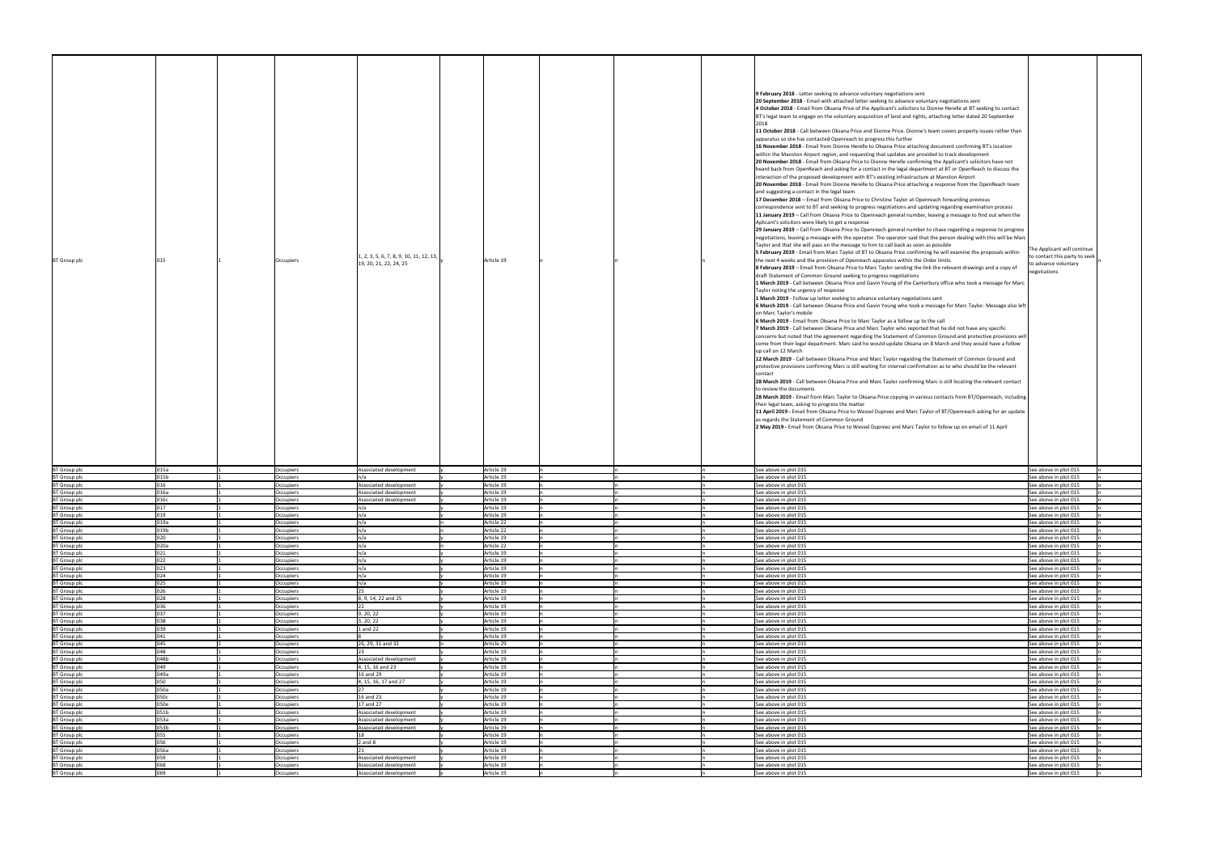| BT Group plc | 015 | 1 | Occupiers | 1, 2, 3, 5, 6, 7, 8, 9, 10, 11, 12, 13, 19, 20, 21, 22, 24, 25 | y | Article 19 | n | n | n | **9 February 2018** - Letter seeking to advance voluntary negotiations sent<br>**20 September 2018** - Email with attached letter seeking to advance voluntary negotiations sent<br>**4 October 2018** - Email from Oksana Price of the Applicant's solicitors to Dionne Herelle at BT seeking to contact BT's legal team to engage on the voluntary acquisition of land and rights, attaching letter dated 20 September 2018<br>**11 October 2018** - Call between Oksana Price and Dionne Price. Dionne's team covers property issues rather than apparatus so she has contacted Openreach to progress this further<br>**16 November 2018** - Email from Dionne Herelle to Oksana Price attaching document confirming BT's location within the Manston Airport region, and requesting that updates are provided to track development<br>**20 November 2018** - Email from Oksana Price to Dionne Herelle confirming the Applicant's solicitors have not heard back from OpenReach and asking for a contact in the legal department at BT or OpenReach to discuss the interaction of the proposed development with BT's existing infrastructure at Manston Airport<br>**20 November 2018** - Email from Dionne Herelle to Oksana Price attaching a response from the OpenReach team and suggesting a contact in the legal team<br>**17 December 2018** – Email from Oksana Price to Christine Taylor at Openreach forwarding previous correspondence sent to BT and seeking to progress negotiations and updating regarding examination process<br>**11 January 2019** – Call from Oksana Price to Openreach general number, leaving a message to find out when the Aplicant's solicitors were likely to get a response<br>**29 January 2019** – Call from Oksana Price to Openreach general number to chase regarding a response to progress negotiations, leaving a message with the operator. The operator said that the person dealing with this will be Marc Taylor and that she will pass on the message to him to call back as soon as possible<br>**5 February 2019** - Email from Marc Taylor of BT to Oksana Price confirming he will examine the proposals within the next 4 weeks and the provision of Openreach apparatus within the Order limits<br>**8 February 2019** – Email from Oksana Price to Marc Taylor sending the link the relevant drawings and a copy of draft Statement of Common Ground seeking to progress negotiations<br>**1 March 2019** - Call between Oksana Price and Gavin Young of the Canterbury office who took a message for Marc Taylor noting the urgency of response<br>**1 March 2019** - Follow up letter seeking to advance voluntary negotiations sent<br>**6 March 2019** - Call between Oksana Price and Gavin Young who took a message for Marc Taylor. Message also left on Marc Taylor's mobile<br>**6 March 2019** - Email from Oksana Price to Marc Taylor as a follow up to the call<br>**7 March 2019** - Call between Oksana Price and Marc Taylor who reported that he did not have any specific concerns but noted that the agreement regarding the Statement of Common Ground and protective provisions will come from their legal department. Marc said he would update Oksana on 8 March and they would have a follow up call on 12 March<br>**12 March 2019** - Call between Oksana Price and Marc Taylor regarding the Statement of Common Ground and protective provisions confirming Marc is still waiting for internal confirmation as to who should be the relevant contact<br>**28 March 2019** - Call between Oksana Price and Marc Taylor confirming Marc is still locating the relevant contact to review the documents<br>**28 March 2019** - Email from Marc Taylor to Oksana Price copying in various contacts from BT/Openreach, including their legal team, asking to progress the matter<br>**11 April 2019** - Email from Oksana Price to Wessel Dupreez and Marc Taylor of BT/Openreach asking for an update as regards the Statement of Common Ground<br>**2 May 2019** - Email from Oksana Price to Wessel Dupreez and Marc Taylor to follow up on email of 11 April | The Applicant will continue to contact this party to seek to advance voluntary negotiations | n |
|---|---|---|---|---|---|---|---|---|---|---|---|---|
| BT Group plc | 015a | 1 | Occupiers | Associated development | y | Article 19 | n | n | n | See above in plot 015 | See above in plot 015 | n |
| BT Group plc | 015b | 1 | Occupiers | n/a | y | Article 19 | n | n | n | See above in plot 015 | See above in plot 015 | n |
| BT Group plc | 016 | 1 | Occupiers | Associated development | y | Article 19 | n | n | n | See above in plot 015 | See above in plot 015 | n |
| BT Group plc | 016a | 1 | Occupiers | Associated development | y | Article 19 | n | n | n | See above in plot 015 | See above in plot 015 | n |
| BT Group plc | 016c | 1 | Occupiers | Associated development | y | Article 19 | n | n | n | See above in plot 015 | See above in plot 015 | n |
| BT Group plc | 017 | 1 | Occupiers | n/a | y | Article 19 | n | n | n | See above in plot 015 | See above in plot 015 | n |
| BT Group plc | 019 | 1 | Occupiers | n/a | y | Article 19 | n | n | n | See above in plot 015 | See above in plot 015 | n |
| BT Group plc | 019a | 1 | Occupiers | n/a | n | Article 22 | n | n | n | See above in plot 015 | See above in plot 015 | n |
| BT Group plc | 019b | 1 | Occupiers | n/a | n | Article 22 | n | n | n | See above in plot 015 | See above in plot 015 | n |
| BT Group plc | 020 | 1 | Occupiers | n/a | y | Article 19 | n | n | n | See above in plot 015 | See above in plot 015 | n |
| BT Group plc | 020a | 1 | Occupiers | n/a | n | Article 22 | n | n | n | See above in plot 015 | See above in plot 015 | n |
| BT Group plc | 021 | 1 | Occupiers | n/a | y | Article 19 | n | n | n | See above in plot 015 | See above in plot 015 | n |
| BT Group plc | 022 | 1 | Occupiers | n/a | y | Article 19 | n | n | n | See above in plot 015 | See above in plot 015 | n |
| BT Group plc | 023 | 1 | Occupiers | n/a | y | Article 19 | n | n | n | See above in plot 015 | See above in plot 015 | n |
| BT Group plc | 024 | 1 | Occupiers | n/a | y | Article 19 | n | n | n | See above in plot 015 | See above in plot 015 | n |
| BT Group plc | 025 | 1 | Occupiers | n/a | y | Article 19 | n | n | n | See above in plot 015 | See above in plot 015 | n |
| BT Group plc | 026 | 1 | Occupiers | 25 | y | Article 19 | n | n | n | See above in plot 015 | See above in plot 015 | n |
| BT Group plc | 028 | 1 | Occupiers | 8, 9, 14, 22 and 25 | y | Article 19 | n | n | n | See above in plot 015 | See above in plot 015 | n |
| BT Group plc | 036 | 1 | Occupiers | 22 | y | Article 19 | n | n | n | See above in plot 015 | See above in plot 015 | n |
| BT Group plc | 037 | 1 | Occupiers | 9, 20, 22 | y | Article 19 | n | n | n | See above in plot 015 | See above in plot 015 | n |
| BT Group plc | 038 | 1 | Occupiers | 3, 20, 22 | y | Article 19 | n | n | n | See above in plot 015 | See above in plot 015 | n |
| BT Group plc | 039 | 1 | Occupiers | 1 and 22 | y | Article 19 | n | n | n | See above in plot 015 | See above in plot 015 | n |
| BT Group plc | 041 | 1 | Occupiers | 8 | y | Article 19 | n | n | n | See above in plot 015 | See above in plot 015 | n |
| BT Group plc | 045 | 1 | Occupiers | 26, 29, 31 and 32 | n | Article 29 | n | n | n | See above in plot 015 | See above in plot 015 | n |
| BT Group plc | 048 | 1 | Occupiers | 23 | y | Article 19 | n | n | n | See above in plot 015 | See above in plot 015 | n |
| BT Group plc | 048b | 1 | Occupiers | Associated development | y | Article 19 | n | n | n | See above in plot 015 | See above in plot 015 | n |
| BT Group plc | 049 | 1 | Occupiers | 4, 15, 16 and 23 | y | Article 19 | n | n | n | See above in plot 015 | See above in plot 015 | n |
| BT Group plc | 049a | 1 | Occupiers | 16 and 29 | y | Article 19 | n | n | n | See above in plot 015 | See above in plot 015 | n |
| BT Group plc | 050 | 1 | Occupiers | 4, 15, 16, 17 and 27 | y | Article 19 | n | n | n | See above in plot 015 | See above in plot 015 | n |
| BT Group plc | 050a | 1 | Occupiers | 27 | y | Article 19 | n | n | n | See above in plot 015 | See above in plot 015 | n |
| BT Group plc | 050c | 1 | Occupiers | 16 and 23 | y | Article 19 | n | n | n | See above in plot 015 | See above in plot 015 | n |
| BT Group plc | 050e | 1 | Occupiers | 17 and 27 | y | Article 19 | n | n | n | See above in plot 015 | See above in plot 015 | n |
| BT Group plc | 051b | 1 | Occupiers | Associated development | y | Article 19 | n | n | n | See above in plot 015 | See above in plot 015 | n |
| BT Group plc | 053a | 1 | Occupiers | Associated development | y | Article 19 | n | n | n | See above in plot 015 | See above in plot 015 | n |
| BT Group plc | 053b | 1 | Occupiers | Associated development | y | Article 19 | n | n | n | See above in plot 015 | See above in plot 015 | n |
| BT Group plc | 055 | 1 | Occupiers | 18 | y | Article 19 | n | n | n | See above in plot 015 | See above in plot 015 | n |
| BT Group plc | 056 | 1 | Occupiers | 2 and 8 | y | Article 19 | n | n | n | See above in plot 015 | See above in plot 015 | n |
| BT Group plc | 056a | 1 | Occupiers | 21 | y | Article 19 | n | n | n | See above in plot 015 | See above in plot 015 | n |
| BT Group plc | 059 | 1 | Occupiers | Associated development | y | Article 19 | n | n | n | See above in plot 015 | See above in plot 015 | n |
| BT Group plc | 068 | 1 | Occupiers | Associated development | y | Article 19 | n | n | n | See above in plot 015 | See above in plot 015 | n |
| BT Group plc | 069 | 1 | Occupiers | Associated development | y | Article 19 | n | n | n | See above in plot 015 | See above in plot 015 | n |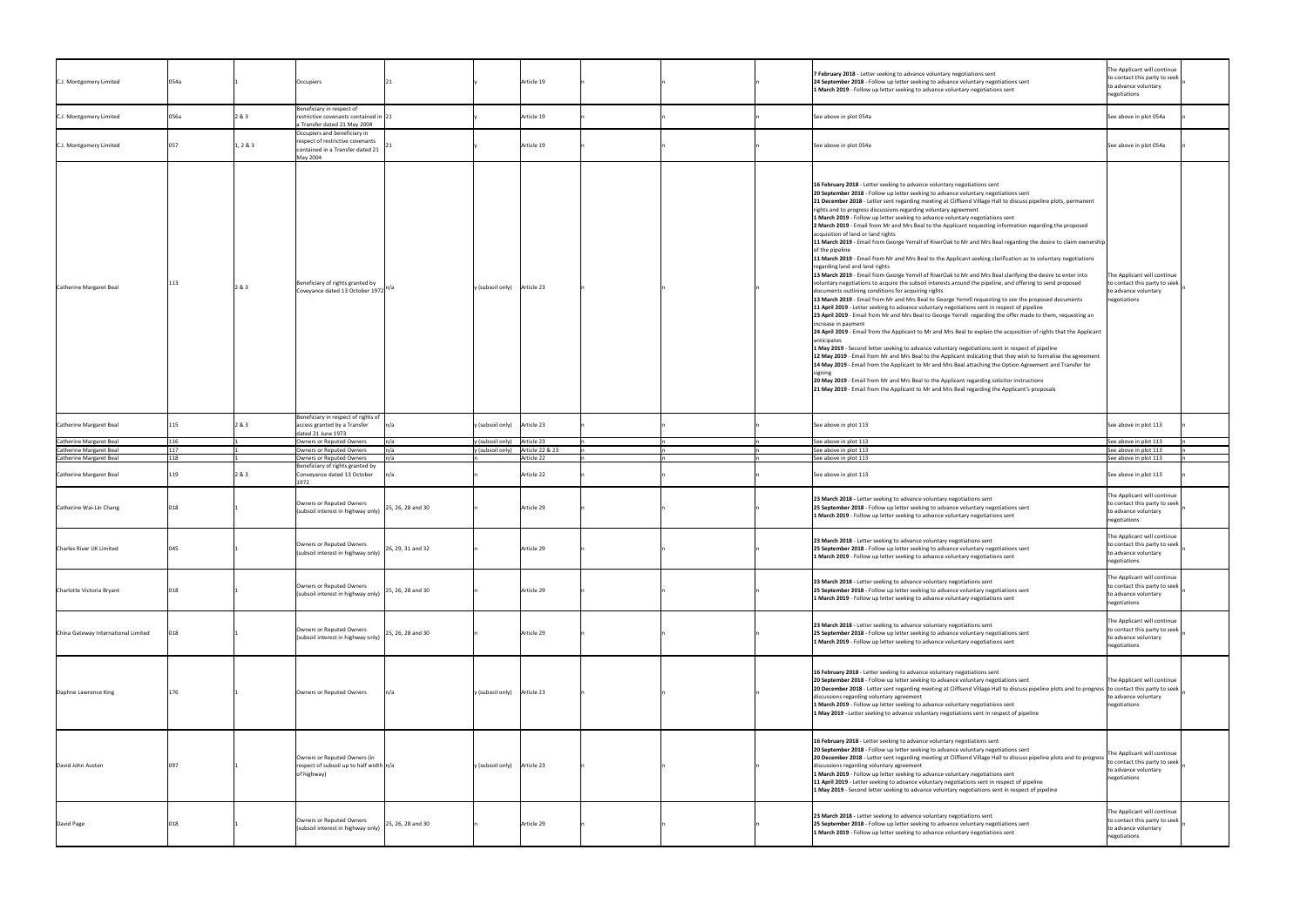| | | | | | | | | | | | | |
|---|---|---|---|---|---|---|---|---|---|---|---|---|
| C.J. Montgomery Limited | 054a | 1 | Occupiers | 21 | y | Article 19 | n | n | n | **7 February 2018** - Letter seeking to advance voluntary negotiations sent<br>**24 September 2018** - Follow up letter seeking to advance voluntary negotiations sent<br>**1 March 2019** - Follow up letter seeking to advance voluntary negotiations sent | The Applicant will continue to contact this party to seek to advance voluntary negotiations | n |
| C.J. Montgomery Limited | 056a | 2 & 3 | Beneficiary in respect of restrictive covenants contained in a Transfer dated 21 May 2004 | 21 | y | Article 19 | n | n | n | See above in plot 054a | See above in plot 054a | n |
| C.J. Montgomery Limited | 057 | 1, 2 & 3 | Occupiers and beneficiary in respect of restrictive covenants contained in a Transfer dated 21 May 2004 | 21 | y | Article 19 | n | n | n | See above in plot 054a | See above in plot 054a | n |
| Catherine Margaret Beal | 113 | 2 & 3 | Beneficiary of rights granted by Conveyance dated 13 October 1972 | n/a | y (subsoil only) | Article 23 | n | n | n | **16 February 2018** - Letter seeking to advance voluntary negotiations sent<br>**20 September 2018** - Follow up letter seeking to advance voluntary negotiations sent<br>**21 December 2018** - Letter sent regarding meeting at Cliffsend Village Hall to discuss pipeline plots, permanent rights and to progress discussions regarding voluntary agreement<br>**1 March 2019** - Follow up letter seeking to advance voluntary negotiations sent<br>**2 March 2019** - Email from Mr and Mrs Beal to the Applicant requesting information regarding the proposed acquisition of land or land rights<br>**11 March 2019** - Email from George Yerrall of RiverOak to Mr and Mrs Beal regarding the desire to claim ownership of the pipeline<br>**11 March 2019** - Email from Mr and Mrs Beal to the Applicant seeking clarification as to voluntary negotiations regarding land and land rights<br>**13 March 2019** - Email from George Yerrell of RiverOak to Mr and Mrs Beal clarifying the desire to enter into voluntary negotiations to acquire the subsoil interests around the pipeline, and offering to send proposed documents outlining conditions for acquiring rights<br>**13 March 2019** - Email from Mr and Mrs Beal to George Yerrell requesting to see the proposed documents<br>**11 April 2019** - Letter seeking to advance voluntary negotiations sent in respect of pipeline<br>**23 April 2019** - Email from Mr and Mrs Beal to George Yerrell regarding the offer made to them, requesting an increase in payment<br>**24 April 2019** - Email from the Applicant to Mr and Mrs Beal to explain the acquisition of rights that the Applicant anticipates<br>**1 May 2019** - Second letter seeking to advance voluntary negotiations sent in respect of pipeline<br>**12 May 2019** - Email from Mr and Mrs Beal to the Applicant indicating that they wish to formalise the agreement<br>**14 May 2019** - Email from the Applicant to Mr and Mrs Beal attaching the Option Agreement and Transfer for signing<br>**20 May 2019** - Email from Mr and Mrs Beal to the Applicant regarding solicitor instructions<br>**21 May 2019** - Email from the Applicant to Mr and Mrs Beal regarding the Applicant's proposals | The Applicant will continue to contact this party to seek to advance voluntary negotiations | n |
| Catherine Margaret Beal | 115 | 2 & 3 | Beneficiary in respect of rights of access granted by a Transfer dated 21 June 1973 | n/a | y (subsoil only) | Article 23 | n | n | n | See above in plot 113 | See above in plot 113 | n |
| Catherine Margaret Beal | 116 | 1 | Owners or Reputed Owners | n/a | y (subsoil only) | Article 23 | n | n | n | See above in plot 113 | See above in plot 113 | n |
| Catherine Margaret Beal | 117 | 1 | Owners or Reputed Owners | n/a | y (subsoil only) | Article 22 & 23 | n | n | n | See above in plot 113 | See above in plot 113 | n |
| Catherine Margaret Beal | 118 | 1 | Owners or Reputed Owners | n/a | n | Article 22 | n | n | n | See above in plot 113 | See above in plot 113 | n |
| Catherine Margaret Beal | 119 | 2 & 3 | Beneficiary of rights granted by Conveyance dated 13 October 1972 | n/a | n | Article 22 | n | n | n | See above in plot 113 | See above in plot 113 | n |
| Catherine Wai-Lin Chang | 018 | 1 | Owners or Reputed Owners (subsoil interest in highway only) | 25, 26, 28 and 30 | n | Article 29 | n | n | n | **23 March 2018** - Letter seeking to advance voluntary negotiations sent<br>**25 September 2018** - Follow up letter seeking to advance voluntary negotiations sent<br>**1 March 2019** - Follow up letter seeking to advance voluntary negotiations sent | The Applicant will continue to contact this party to seek to advance voluntary negotiations | n |
| Charles River UK Limited | 045 | 1 | Owners or Reputed Owners (subsoil interest in highway only) | 26, 29, 31 and 32 | n | Article 29 | n | n | n | **23 March 2018** - Letter seeking to advance voluntary negotiations sent<br>**25 September 2018** - Follow up letter seeking to advance voluntary negotiations sent<br>**1 March 2019** - Follow up letter seeking to advance voluntary negotiations sent | The Applicant will continue to contact this party to seek to advance voluntary negotiations | n |
| Charlotte Victoria Bryant | 018 | 1 | Owners or Reputed Owners (subsoil interest in highway only) | 25, 26, 28 and 30 | n | Article 29 | n | n | n | **23 March 2018** - Letter seeking to advance voluntary negotiations sent<br>**25 September 2018** - Follow up letter seeking to advance voluntary negotiations sent<br>**1 March 2019** - Follow up letter seeking to advance voluntary negotiations sent | The Applicant will continue to contact this party to seek to advance voluntary negotiations | n |
| China Gateway International Limited | 018 | 1 | Owners or Reputed Owners (subsoil interest in highway only) | 25, 26, 28 and 30 | n | Article 29 | n | n | n | **23 March 2018** - Letter seeking to advance voluntary negotiations sent<br>**25 September 2018** - Follow up letter seeking to advance voluntary negotiations sent<br>**1 March 2019** - Follow up letter seeking to advance voluntary negotiations sent | The Applicant will continue to contact this party to seek to advance voluntary negotiations | n |
| Daphne Lawrence King | 176 | 1 | Owners or Reputed Owners | n/a | y (subsoil only) | Article 23 | n | n | n | **16 February 2018** - Letter seeking to advance voluntary negotiations sent<br>**20 September 2018** - Follow up letter seeking to advance voluntary negotiations sent<br>**20 December 2018** - Letter sent regarding meeting at Cliffsend Village Hall to discuss pipeline plots and to progress discussions regarding voluntary agreement<br>**1 March 2019** - Follow up letter seeking to advance voluntary negotiations sent<br>**1 May 2019** - Letter seeking to advance voluntary negotiations sent in respect of pipeline | The Applicant will continue to contact this party to seek to advance voluntary negotiations | n |
| David John Austen | 097 | 1 | Owners or Reputed Owners (in respect of subsoil up to half width of highway) | n/a | y (subsoil only) | Article 23 | n | n | n | **16 February 2018** - Letter seeking to advance voluntary negotiations sent<br>**20 September 2018** - Follow up letter seeking to advance voluntary negotiations sent<br>**20 December 2018** - Letter sent regarding meeting at Cliffsend Village Hall to discuss pipeline plots and to progress discussions regarding voluntary agreement<br>**1 March 2019** - Follow up letter seeking to advance voluntary negotiations sent<br>**11 April 2019** - Letter seeking to advance voluntary negotiations sent in respect of pipeline<br>**1 May 2019** - Second letter seeking to advance voluntary negotiations sent in respect of pipeline | The Applicant will continue to contact this party to seek to advance voluntary negotiations | n |
| David Page | 018 | 1 | Owners or Reputed Owners (subsoil interest in highway only) | 25, 26, 28 and 30 | n | Article 29 | n | n | n | **23 March 2018** - Letter seeking to advance voluntary negotiations sent<br>**25 September 2018** - Follow up letter seeking to advance voluntary negotiations sent<br>**1 March 2019** - Follow up letter seeking to advance voluntary negotiations sent | The Applicant will continue to contact this party to seek to advance voluntary negotiations | n |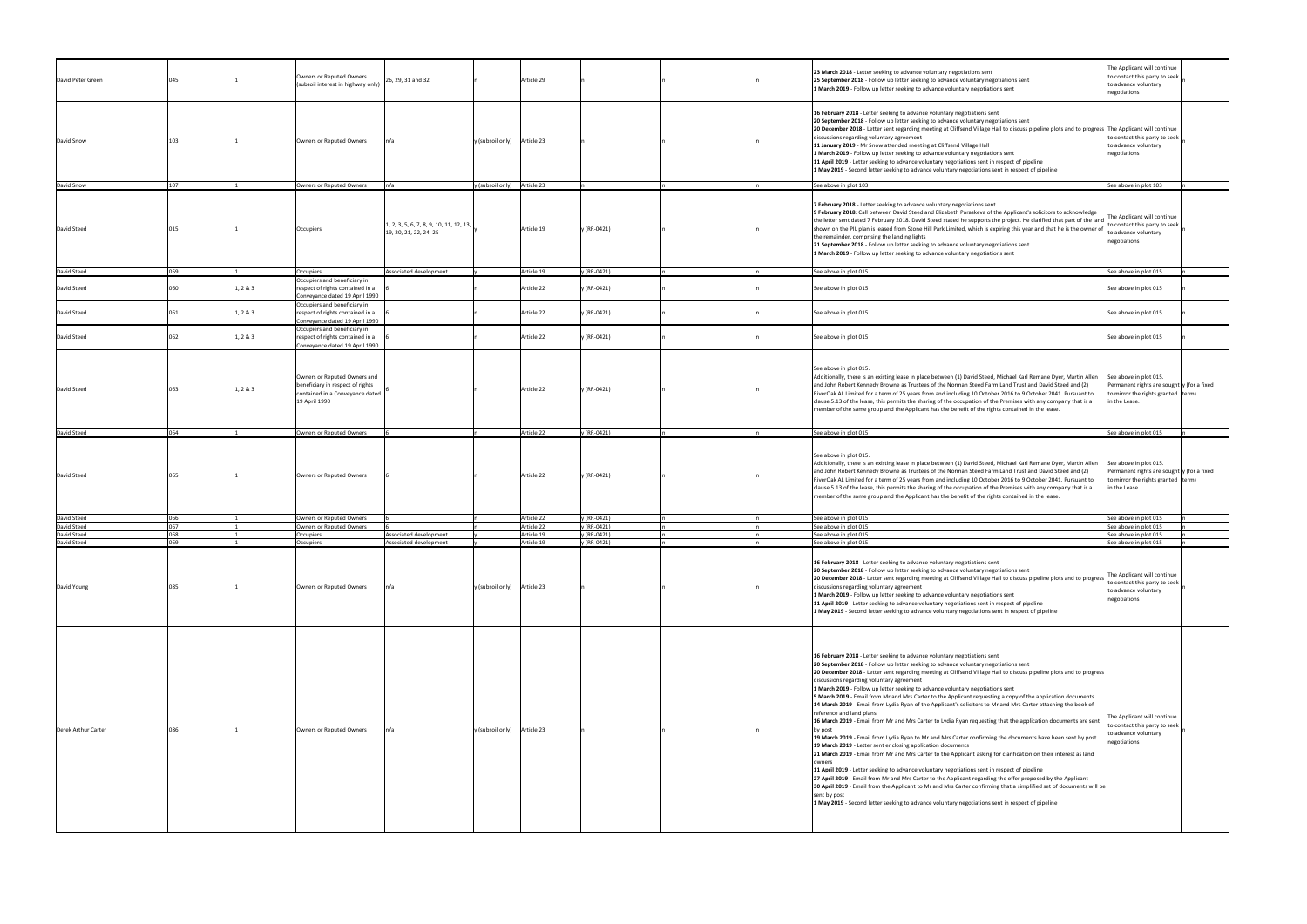| David Peter Green | 045 | 1 | Owners or Reputed Owners (subsoil interest in highway only) | 26, 29, 31 and 32 | n | Article 29 | n | n | n | **23 March 2018** - Letter seeking to advance voluntary negotiations sent<br>**25 September 2018** - Follow up letter seeking to advance voluntary negotiations sent<br>**1 March 2019** - Follow up letter seeking to advance voluntary negotiations sent | The Applicant will continue to contact this party to seek to advance voluntary negotiations | n |
|---|---|---|---|---|---|---|---|---|---|---|---|---|
| David Snow | 103 | 1 | Owners or Reputed Owners | n/a | y (subsoil only) | Article 23 | n | n | n | **16 February 2018** - Letter seeking to advance voluntary negotiations sent<br>**20 September 2018** - Follow up letter seeking to advance voluntary negotiations sent<br>**20 December 2018** - Letter sent regarding meeting at Cliffsend Village Hall to discuss pipeline plots and to progress discussions regarding voluntary agreement<br>**11 January 2019** - Mr Snow attended meeting at Cliffsend Village Hall<br>**1 March 2019** - Follow up letter seeking to advance voluntary negotiations sent<br>**11 April 2019** - Letter seeking to advance voluntary negotiations sent in respect of pipeline<br>**1 May 2019** - Second letter seeking to advance voluntary negotiations sent in respect of pipeline | The Applicant will continue to contact this party to seek to advance voluntary negotiations | n |
| David Snow | 107 | 1 | Owners or Reputed Owners | n/a | y (subsoil only) | Article 23 | n | n | n | See above in plot 103 | See above in plot 103 | n |
| David Steed | 015 | 1 | Occupiers | 1, 2, 3, 5, 6, 7, 8, 9, 10, 11, 12, 13, 19, 20, 21, 22, 24, 25 | y | Article 19 | y (RR-0421) | n | n | **7 February 2018** - Letter seeking to advance voluntary negotiations sent<br>**9 February 2018**: Call between David Steed and Elizabeth Paraskeva of the Applicant's solicitors to acknowledge the letter sent dated 7 February 2018. David Steed stated he supports the project. He clarified that part of the land shown on the PIL plan is leased from Stone Hill Park Limited, which is expiring this year and that he is the owner of the remainder, comprising the landing lights<br>**21 September 2018** - Follow up letter seeking to advance voluntary negotiations sent<br>**1 March 2019** - Follow up letter seeking to advance voluntary negotiations sent | The Applicant will continue to contact this party to seek to advance voluntary negotiations | n |
| David Steed | 059 | 1 | Occupiers | Associated development | y | Article 19 | y (RR-0421) | n | n | See above in plot 015 | See above in plot 015 | n |
| David Steed | 060 | 1, 2 & 3 | Occupiers and beneficiary in respect of rights contained in a Conveyance dated 19 April 1990 | 6 | n | Article 22 | y (RR-0421) | n | n | See above in plot 015 | See above in plot 015 | n |
| David Steed | 061 | 1, 2 & 3 | Occupiers and beneficiary in respect of rights contained in a Conveyance dated 19 April 1990 | 6 | n | Article 22 | y (RR-0421) | n | n | See above in plot 015 | See above in plot 015 | n |
| David Steed | 062 | 1, 2 & 3 | Occupiers and beneficiary in respect of rights contained in a Conveyance dated 19 April 1990 | 6 | n | Article 22 | y (RR-0421) | n | n | See above in plot 015 | See above in plot 015 | n |
| David Steed | 063 | 1, 2 & 3 | Owners or Reputed Owners and beneficiary in respect of rights contained in a Conveyance dated 19 April 1990 | 6 | n | Article 22 | y (RR-0421) | n | n | See above in plot 015.<br>Additionally, there is an existing lease in place between (1) David Steed, Michael Karl Remane Dyer, Martin Allen and John Robert Kennedy Browne as Trustees of the Norman Steed Farm Land Trust and David Steed and (2) RiverOak AL Limited for a term of 25 years from and including 10 October 2016 to 9 October 2041. Pursuant to clause 5.13 of the lease, this permits the sharing of the occupation of the Premises with any company that is a member of the same group and the Applicant has the benefit of the rights contained in the lease. | See above in plot 015.<br>Permanent rights are sought to mirror the rights granted in the Lease. | y (for a fixed term) |
| David Steed | 064 | 1 | Owners or Reputed Owners | 6 | n | Article 22 | y (RR-0421) | n | n | See above in plot 015 | See above in plot 015 | n |
| David Steed | 065 | 1 | Owners or Reputed Owners | 6 | n | Article 22 | y (RR-0421) | n | n | See above in plot 015.<br>Additionally, there is an existing lease in place between (1) David Steed, Michael Karl Remane Dyer, Martin Allen and John Robert Kennedy Browne as Trustees of the Norman Steed Farm Land Trust and David Steed and (2) RiverOak AL Limited for a term of 25 years from and including 10 October 2016 to 9 October 2041. Pursuant to clause 5.13 of the lease, this permits the sharing of the occupation of the Premises with any company that is a member of the same group and the Applicant has the benefit of the rights contained in the lease. | See above in plot 015.<br>Permanent rights are sought to mirror the rights granted in the Lease. | y (for a fixed term) |
| David Steed | 066 | 1 | Owners or Reputed Owners | 6 | n | Article 22 | y (RR-0421) | n | n | See above in plot 015 | See above in plot 015 | n |
| David Steed | 067 | 1 | Owners or Reputed Owners | 6 | n | Article 22 | y (RR-0421) | n | n | See above in plot 015 | See above in plot 015 | n |
| David Steed | 068 | 1 | Occupiers | Associated development | y | Article 19 | y (RR-0421) | n | n | See above in plot 015 | See above in plot 015 | n |
| David Steed | 069 | 1 | Occupiers | Associated development | y | Article 19 | y (RR-0421) | n | n | See above in plot 015 | See above in plot 015 | n |
| David Young | 085 | 1 | Owners or Reputed Owners | n/a | y (subsoil only) | Article 23 | n | n | n | **16 February 2018** - Letter seeking to advance voluntary negotiations sent<br>**20 September 2018** - Follow up letter seeking to advance voluntary negotiations sent<br>**20 December 2018** - Letter sent regarding meeting at Cliffsend Village Hall to discuss pipeline plots and to progress discussions regarding voluntary agreement<br>**1 March 2019** - Follow up letter seeking to advance voluntary negotiations sent<br>**11 April 2019** - Letter seeking to advance voluntary negotiations sent in respect of pipeline<br>**1 May 2019** - Second letter seeking to advance voluntary negotiations sent in respect of pipeline | The Applicant will continue to contact this party to seek to advance voluntary negotiations | n |
| Derek Arthur Carter | 086 | 1 | Owners or Reputed Owners | n/a | y (subsoil only) | Article 23 | n | n | n | **16 February 2018** - Letter seeking to advance voluntary negotiations sent<br>**20 September 2018** - Follow up letter seeking to advance voluntary negotiations sent<br>**20 December 2018** - Letter sent regarding meeting at Cliffsend Village Hall to discuss pipeline plots and to progress discussions regarding voluntary agreement<br>**1 March 2019** - Follow up letter seeking to advance voluntary negotiations sent<br>**5 March 2019** - Email from Mr and Mrs Carter to the Applicant requesting a copy of the application documents<br>**14 March 2019** - Email from Lydia Ryan of the Applicant's solicitors to Mr and Mrs Carter attaching the book of reference and land plans<br>**16 March 2019** - Email from Mr and Mrs Carter to Lydia Ryan requesting that the application documents are sent by post<br>**19 March 2019** - Email from Lydia Ryan to Mr and Mrs Carter confirming the documents have been sent by post<br>**19 March 2019** - Letter sent enclosing application documents<br>**21 March 2019** - Email from Mr and Mrs Carter to the Applicant asking for clarification on their interest as land owners<br>**11 April 2019** - Letter seeking to advance voluntary negotiations sent in respect of pipeline<br>**27 April 2019** - Email from Mr and Mrs Carter to the Applicant regarding the offer proposed by the Applicant<br>**30 April 2019** - Email from the Applicant to Mr and Mrs Carter confirming that a simplified set of documents will be sent by post<br>**1 May 2019** - Second letter seeking to advance voluntary negotiations sent in respect of pipeline | The Applicant will continue to contact this party to seek to advance voluntary negotiations | n |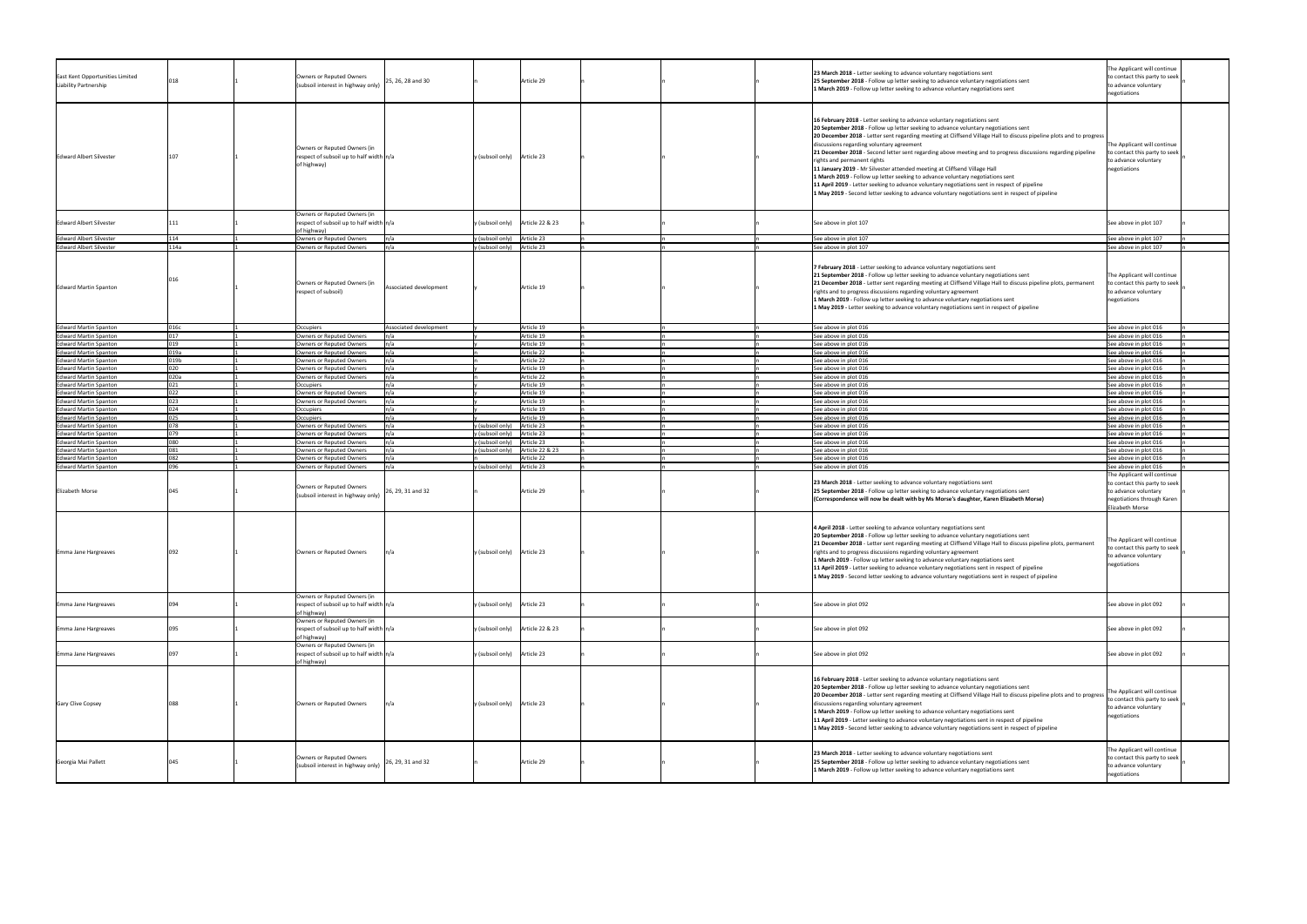| | | | | | | | | | | | | |
|---|---|---|---|---|---|---|---|---|---|---|---|---|
| East Kent Opportunities Limited Liability Partnership | 018 | 1 | Owners or Reputed Owners (subsoil interest in highway only) | 25, 26, 28 and 30 | n | Article 29 | n | n | n | **23 March 2018** - Letter seeking to advance voluntary negotiations sent<br>**25 September 2018** - Follow up letter seeking to advance voluntary negotiations sent<br>**1 March 2019** - Follow up letter seeking to advance voluntary negotiations sent | The Applicant will continue to contact this party to seek to advance voluntary negotiations | n |
| Edward Albert Silvester | 107 | 1 | Owners or Reputed Owners (in respect of subsoil up to half width of highway) | n/a | y (subsoil only) | Article 23 | n | n | n | **16 February 2018** - Letter seeking to advance voluntary negotiations sent<br>**20 September 2018** - Follow up letter seeking to advance voluntary negotiations sent<br>**20 December 2018** - Letter sent regarding meeting at Cliffsend Village Hall to discuss pipeline plots and to progress discussions regarding voluntary agreement<br>**21 December 2018** - Second letter sent regarding above meeting and to progress discussions regarding pipeline rights and permanent rights<br>**11 January 2019** - Mr Silvester attended meeting at Cliffsend Village Hall<br>**1 March 2019** - Follow up letter seeking to advance voluntary negotiations sent<br>**11 April 2019** - Letter seeking to advance voluntary negotiations sent in respect of pipeline<br>**1 May 2019** - Second letter seeking to advance voluntary negotiations sent in respect of pipeline | The Applicant will continue to contact this party to seek to advance voluntary negotiations | n |
| Edward Albert Silvester | 111 | 1 | Owners or Reputed Owners (in respect of subsoil up to half width of highway) | n/a | y (subsoil only) | Article 22 & 23 | n | n | n | See above in plot 107 | See above in plot 107 | n |
| Edward Albert Silvester | 114 | 1 | Owners or Reputed Owners | n/a | y (subsoil only) | Article 23 | n | n | n | See above in plot 107 | See above in plot 107 | n |
| Edward Albert Silvester | 114a | 1 | Owners or Reputed Owners | n/a | y (subsoil only) | Article 23 | n | n | n | See above in plot 107 | See above in plot 107 | n |
| Edward Martin Spanton | 016 | 1 | Owners or Reputed Owners (in respect of subsoil) | Associated development | y | Article 19 | n | n | n | **7 February 2018** - Letter seeking to advance voluntary negotiations sent<br>**21 September 2018** - Follow up letter seeking to advance voluntary negotiations sent<br>**21 December 2018** - Letter sent regarding meeting at Cliffsend Village Hall to discuss pipeline plots, permanent rights and to progress discussions regarding voluntary agreement<br>**1 March 2019** - Follow up letter seeking to advance voluntary negotiations sent<br>**1 May 2019** - Letter seeking to advance voluntary negotiations sent in respect of pipeline | The Applicant will continue to contact this party to seek to advance voluntary negotiations | n |
| Edward Martin Spanton | 016c | 1 | Occupiers | Associated development | y | Article 19 | n | n | n | See above in plot 016 | See above in plot 016 | n |
| Edward Martin Spanton | 017 | 1 | Owners or Reputed Owners | n/a | y | Article 19 | n | n | n | See above in plot 016 | See above in plot 016 | n |
| Edward Martin Spanton | 019 | 1 | Owners or Reputed Owners | n/a | y | Article 19 | n | n | n | See above in plot 016 | See above in plot 016 | n |
| Edward Martin Spanton | 019a | 1 | Owners or Reputed Owners | n/a | n | Article 22 | n | n | n | See above in plot 016 | See above in plot 016 | n |
| Edward Martin Spanton | 019b | 1 | Owners or Reputed Owners | n/a | n | Article 22 | n | n | n | See above in plot 016 | See above in plot 016 | n |
| Edward Martin Spanton | 020 | 1 | Owners or Reputed Owners | n/a | y | Article 19 | n | n | n | See above in plot 016 | See above in plot 016 | n |
| Edward Martin Spanton | 020a | 1 | Owners or Reputed Owners | n/a | n | Article 22 | n | n | n | See above in plot 016 | See above in plot 016 | n |
| Edward Martin Spanton | 021 | 1 | Occupiers | n/a | y | Article 19 | n | n | n | See above in plot 016 | See above in plot 016 | n |
| Edward Martin Spanton | 022 | 1 | Owners or Reputed Owners | n/a | y | Article 19 | n | n | n | See above in plot 016 | See above in plot 016 | n |
| Edward Martin Spanton | 023 | 1 | Owners or Reputed Owners | n/a | y | Article 19 | n | n | n | See above in plot 016 | See above in plot 016 | n |
| Edward Martin Spanton | 024 | 1 | Occupiers | n/a | y | Article 19 | n | n | n | See above in plot 016 | See above in plot 016 | n |
| Edward Martin Spanton | 025 | 1 | Occupiers | n/a | y | Article 19 | n | n | n | See above in plot 016 | See above in plot 016 | n |
| Edward Martin Spanton | 078 | 1 | Owners or Reputed Owners | n/a | y (subsoil only) | Article 23 | n | n | n | See above in plot 016 | See above in plot 016 | n |
| Edward Martin Spanton | 079 | 1 | Owners or Reputed Owners | n/a | y (subsoil only) | Article 23 | n | n | n | See above in plot 016 | See above in plot 016 | n |
| Edward Martin Spanton | 080 | 1 | Owners or Reputed Owners | n/a | y (subsoil only) | Article 23 | n | n | n | See above in plot 016 | See above in plot 016 | n |
| Edward Martin Spanton | 081 | 1 | Owners or Reputed Owners | n/a | y (subsoil only) | Article 22 & 23 | n | n | n | See above in plot 016 | See above in plot 016 | n |
| Edward Martin Spanton | 082 | 1 | Owners or Reputed Owners | n/a | n | Article 22 | n | n | n | See above in plot 016 | See above in plot 016 | n |
| Edward Martin Spanton | 096 | 1 | Owners or Reputed Owners | n/a | y (subsoil only) | Article 23 | n | n | n | See above in plot 016 | See above in plot 016 | n |
| Elizabeth Morse | 045 | 1 | Owners or Reputed Owners (subsoil interest in highway only) | 26, 29, 31 and 32 | n | Article 29 | n | n | n | **23 March 2018** - Letter seeking to advance voluntary negotiations sent<br>**25 September 2018** - Follow up letter seeking to advance voluntary negotiations sent<br>**(Correspondence will now be dealt with by Ms Morse's daughter, Karen Elizabeth Morse)** | The Applicant will continue to contact this party to seek to advance voluntary negotiations through Karen Elizabeth Morse | n |
| Emma Jane Hargreaves | 092 | 1 | Owners or Reputed Owners | n/a | y (subsoil only) | Article 23 | n | n | n | **4 April 2018** - Letter seeking to advance voluntary negotiations sent<br>**20 September 2018** - Follow up letter seeking to advance voluntary negotiations sent<br>**21 December 2018** - Letter sent regarding meeting at Cliffsend Village Hall to discuss pipeline plots, permanent rights and to progress discussions regarding voluntary agreement<br>**1 March 2019** - Follow up letter seeking to advance voluntary negotiations sent<br>**11 April 2019** - Letter seeking to advance voluntary negotiations sent in respect of pipeline<br>**1 May 2019** - Second letter seeking to advance voluntary negotiations sent in respect of pipeline | The Applicant will continue to contact this party to seek to advance voluntary negotiations | n |
| Emma Jane Hargreaves | 094 | 1 | Owners or Reputed Owners (in respect of subsoil up to half width of highway) | n/a | y (subsoil only) | Article 23 | n | n | n | See above in plot 092 | See above in plot 092 | n |
| Emma Jane Hargreaves | 095 | 1 | Owners or Reputed Owners (in respect of subsoil up to half width of highway) | n/a | y (subsoil only) | Article 22 & 23 | n | n | n | See above in plot 092 | See above in plot 092 | n |
| Emma Jane Hargreaves | 097 | 1 | Owners or Reputed Owners (in respect of subsoil up to half width of highway) | n/a | y (subsoil only) | Article 23 | n | n | n | See above in plot 092 | See above in plot 092 | n |
| Gary Clive Copsey | 088 | 1 | Owners or Reputed Owners | n/a | y (subsoil only) | Article 23 | n | n | n | **16 February 2018** - Letter seeking to advance voluntary negotiations sent<br>**20 September 2018** - Follow up letter seeking to advance voluntary negotiations sent<br>**20 December 2018** - Letter sent regarding meeting at Cliffsend Village Hall to discuss pipeline plots and to progress discussions regarding voluntary agreement<br>**1 March 2019** - Follow up letter seeking to advance voluntary negotiations sent<br>**11 April 2019** - Letter seeking to advance voluntary negotiations sent in respect of pipeline<br>**1 May 2019** - Second letter seeking to advance voluntary negotiations sent in respect of pipeline | The Applicant will continue to contact this party to seek to advance voluntary negotiations | n |
| Georgia Mai Pallett | 045 | 1 | Owners or Reputed Owners (subsoil interest in highway only) | 26, 29, 31 and 32 | n | Article 29 | n | n | n | **23 March 2018** - Letter seeking to advance voluntary negotiations sent<br>**25 September 2018** - Follow up letter seeking to advance voluntary negotiations sent<br>**1 March 2019** - Follow up letter seeking to advance voluntary negotiations sent | The Applicant will continue to contact this party to seek to advance voluntary negotiations | n |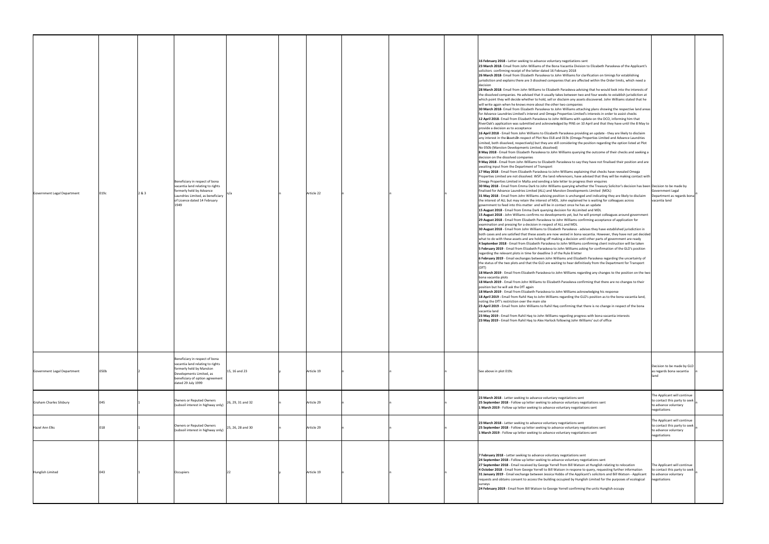| Government Legal Department | 019c | 2 & 3 | Beneficiary in respect of bona vacantia land relating to rights formerly held by Advance Laundries Limited, as beneficiary of Licence dated 14 February 1949 | n/a | n | Article 22 | n | n | n | **16 February 2018** - Letter seeking to advance voluntary negotiations sent<br>**23 March 2018**- Email from John Williams of the Bona Vacantia Division to Elizabeth Paraskeva of the Applicant's solicitors confirming receipt of the letter dated 16 February 2018<br>**26 March 2018**- Email from Elizabeth Paraskeva to John Williams for clarification on timings for establishing jurisdiction and explains there are 3 dissolved companies that are affected within the Order limits, which need a decision<br>**28 March 2018**- Email from John Williams to Elizabeth Paraskeva advising that he would look into the interests of the dissolved companies. He advised that it usually takes between two and four weeks to establish jurisdiction at which point they will decide whether to hold, sell or disclaim any assets discovered. John Williams stated that he will write again when he knows more about the other two companies<br>**30 March 2018**- Email from Elizabeth Paraskeva to John Williams attaching plans showing the respective land areas for Advance Laundries Limited's interest and Omega Properties Limited's interests in order to assist checks<br>**12 April 2018**- Email from Elizabeth Paraskeva to John Williams with update on the DCO, informing him that RiverOak's application was submitted and acknowledged by PINS on 10 April and that they have until the 8 May to provide a decision as to acceptance<br>**16 April 2018** - Email from John Williams to Elizabeth Paraskeva providing an update - they are likely to disclaim any interest in the assets in respect of Plot Nos 018 and 019c (Omega Properties Limited and Advance Laundries Limited, both dissolved, respectively) but they are still considering the position regarding the option listed at Plot No 050b (Manston Developments Limited, dissolved)<br>**8 May 2018** - Email from Elizabeth Paraskeva to John Williams querying the outcome of their checks and seeking a decision on the dissolved companies<br>**9 May 2018** - Email from John Williams to Elizabeth Paraskeva to say they have not finalised their position and are awaiting input from the Department of Transport<br>**17 May 2018** - Email from Elizabeth Paraskeva to John Williams explaining that checks have revealed Omega Properties Limited are not dissolved. WSP, the land referencers, have advised that they will be making contact with Omega Properties Limited in Malta and sending a late letter to progress their enquires<br>**30 May 2018** - Email from Emma Dark to John Williams querying whether the Treasury Solicitor's decision has been finalised for Advance Laundries Limited (ALL) and Manston Developments Limited (MDL)<br>**31 May 2018** - Email from John Williams advising position is unchanged and indicating they are likely to disclaim the interest of ALL but may retain the interest of MDL. John explained he is waiting for colleagues across government to feed into this matter and will be in contact once he has an update<br>**15 August 2018** - Email from Emma Dark querying decision for ALLimited and MDL<br>**15 August 2018** - John Williams confirms no developments yet, but he will prompt colleagues around government<br>**29 August 2018** - Email from Elizabeth Paraskeva to John Williams confirming acceptance of application for examination and pressing for a decision in respect of ALL and MDL<br>**30 August 2018** - Email from John Williams to Elizabeth Paraskeva - advises they have established jurisdiction in both cases and are satisfied that these assets are now vested in bona vacantia. However, they have not yet decided what to do with these assets and are holding off making a decision until other parts of government are ready<br>**4 September 2018** - Email from Elizabeth Paraskeva to John Williams confirming client instruction will be taken<br>**5 February 2019** - Email from Elizabeth Paraskeva to John Williams asking for confirmation of the GLD's position regarding the relevant plots in time for deadline 3 of the Rule 8 letter<br>**6 February 2019** - Email exchanges between John Williams and Elizabeth Paraskeva regarding the uncertainty of the status of the two plots and that the GLD are waiting to hear definitively from the Department for Transport (DfT)<br>**18 March 2019** - Email from Elizabeth Paraskeva to John Williams regarding any changes to the position on the two bona vacantia plots<br>**18 March 2019** - Email from John Williams to Elizabeth Paraskeva confirming that there are no changes to their position but he will ask the DfT again<br>**18 March 2019** - Email from Elizabeth Paraskeva to John Williams acknowledging his response<br>**18 April 2019** - Email from Rahil Haq to John Williams regarding the GLD's position as to the bona vacantia land, noting the DfT's restriction over the main site<br>**23 April 2019** - Email from John Williams to Rahil Haq confirming that there is no change in respect of the bona vacantia land<br>**23 May 2019** - Email from Rahil Haq to John Williams regarding progress with bona vacantia interests<br>**23 May 2019** - Email from Rahil Haq to Alex Harlock following John Williams' out of office | Decision to be made by Government Legal Department as regards bona vacantia land | n |
|---|---|---|---|---|---|---|---|---|---|---|---|---|
| Government Legal Department | 050b | 2 | Beneficiary in respect of bona vacantia land relating to rights formerly held by Manston Developments Limited, as beneficiary of option agreement dated 29 July 1999 | 15, 16 and 23 | y | Article 19 | n | n | n | See above in plot 019c | Decision to be made by GLD as regards bona vacantia land | n |
| Graham Charles Silsbury | 045 | 1 | Owners or Reputed Owners (subsoil interest in highway only) | 26, 29, 31 and 32 | n | Article 29 | n | n | n | **23 March 2018** - Letter seeking to advance voluntary negotiations sent<br>**25 September 2018** - Follow up letter seeking to advance voluntary negotiations sent<br>**1 March 2019** - Follow up letter seeking to advance voluntary negotiations sent | The Applicant will continue to contact this party to seek to advance voluntary negotiations | n |
| Hazel Ann Elks | 018 | 1 | Owners or Reputed Owners (subsoil interest in highway only) | 25, 26, 28 and 30 | n | Article 29 | n | n | n | **23 March 2018** - Letter seeking to advance voluntary negotiations sent<br>**25 September 2018** - Follow up letter seeking to advance voluntary negotiations sent<br>**1 March 2019** - Follow up letter seeking to advance voluntary negotiations sent | The Applicant will continue to contact this party to seek to advance voluntary negotiations | n |
| Hunglish Limited | 043 | 1 | Occupiers | 22 | y | Article 19 | n | n | n | **7 February 2018** - Letter seeking to advance voluntary negotiations sent<br>**24 September 2018** - Follow up letter seeking to advance voluntary negotiations sent<br>**27 September 2018** - Email received by George Yerrell from Bill Watson at Hunglish relating to relocation<br>**4 October 2018** - Email from George Yerrell to Bill Watson in respone to query, requesting further information<br>**31 January 2019** - Email exchange between Jessica Hobbs of the Applicant's solicitors and Bill Watson - Applicant requests and obtains consent to access the building occupied by Hunglish Limited for the purposes of ecological surveys<br>**24 February 2019** - Email from Bill Watson to George Yerrell confirming the units Hunglish occupy | The Applicant will continue to contact this party to seek to advance voluntary negotiations | n |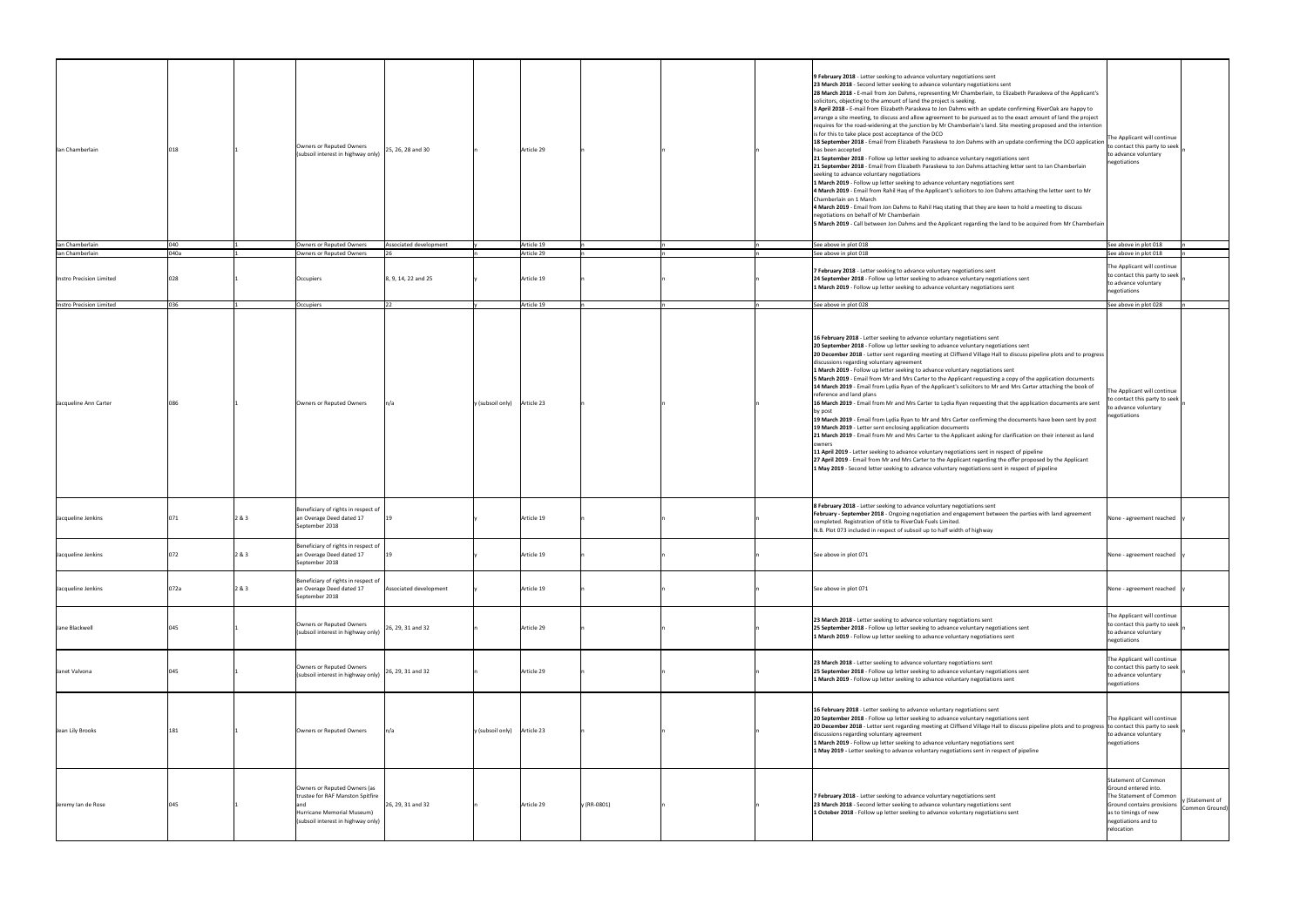| | | | | | | | | | | | | |
|---|---|---|---|---|---|---|---|---|---|---|---|---|
| Ian Chamberlain | 018 | 1 | Owners or Reputed Owners (subsoil interest in highway only) | 25, 26, 28 and 30 | n | Article 29 | n | n | n | **9 February 2018** - Letter seeking to advance voluntary negotiations sent<br>**23 March 2018** - Second letter seeking to advance voluntary negotiations sent<br>**28 March 2018 -** E-mail from Jon Dahms, representing Mr Chamberlain, to Elizabeth Paraskeva of the Applicant's solicitors, objecting to the amount of land the project is seeking.<br>**3 April 2018** - E-mail from Elizabeth Paraskeva to Jon Dahms with an update confirming RiverOak are happy to arrange a site meeting, to discuss and allow agreement to be pursued as to the exact amount of land the project requires for the road-widening at the junction by Mr Chamberlain's land. Site meeting proposed and the intention is for this to take place post acceptance of the DCO<br>**18 September 2018** - Email from Elizabeth Paraskeva to Jon Dahms with an update confirming the DCO application has been accepted<br>**21 September 2018** - Follow up letter seeking to advance voluntary negotiations sent<br>**21 September 2018** - Email from Elizabeth Paraskeva to Jon Dahms attaching letter sent to Ian Chamberlain seeking to advance voluntary negotiations<br>**1 March 2019** - Follow up letter seeking to advance voluntary negotiations sent<br>**4 March 2019** - Email from Rahil Haq of the Applicant's solicitors to Jon Dahms attaching the letter sent to Mr Chamberlain on 1 March<br>**4 March 2019** - Email from Jon Dahms to Rahil Haq stating that they are keen to hold a meeting to discuss negotiations on behalf of Mr Chamberlain<br>**5 March 2019** - Call between Jon Dahms and the Applicant regarding the land to be acquired from Mr Chamberlain | The Applicant will continue to contact this party to seek to advance voluntary negotiations | n |
| Ian Chamberlain | 040 | 1 | Owners or Reputed Owners | Associated development | y | Article 19 | n | n | n | See above in plot 018 | See above in plot 018 | n |
| Ian Chamberlain | 040a | 1 | Owners or Reputed Owners | 26 | n | Article 29 | n | n | n | See above in plot 018 | See above in plot 018 | n |
| Instro Precision Limited | 028 | 1 | Occupiers | 8, 9, 14, 22 and 25 | y | Article 19 | n | n | n | **7 February 2018** - Letter seeking to advance voluntary negotiations sent<br>**24 September 2018** - Follow up letter seeking to advance voluntary negotiations sent<br>**1 March 2019** - Follow up letter seeking to advance voluntary negotiations sent | The Applicant will continue to contact this party to seek to advance voluntary negotiations | n |
| Instro Precision Limited | 036 | 1 | Occupiers | 22 | y | Article 19 | n | n | n | See above in plot 028 | See above in plot 028 | n |
| Jacqueline Ann Carter | 086 | 1 | Owners or Reputed Owners | n/a | y (subsoil only) | Article 23 | n | n | n | **16 February 2018** - Letter seeking to advance voluntary negotiations sent<br>**20 September 2018** - Follow up letter seeking to advance voluntary negotiations sent<br>**20 December 2018** - Letter sent regarding meeting at Cliffsend Village Hall to discuss pipeline plots and to progress discussions regarding voluntary agreement<br>**1 March 2019** - Follow up letter seeking to advance voluntary negotiations sent<br>**5 March 2019** - Email from Mr and Mrs Carter to the Applicant requesting a copy of the application documents<br>**14 March 2019** - Email from Lydia Ryan of the Applicant's solicitors to Mr and Mrs Carter attaching the book of reference and land plans<br>**16 March 2019** - Email from Mr and Mrs Carter to Lydia Ryan requesting that the application documents are sent by post<br>**19 March 2019** - Email from Lydia Ryan to Mr and Mrs Carter confirming the documents have been sent by post<br>**19 March 2019** - Letter sent enclosing application documents<br>**21 March 2019** - Email from Mr and Mrs Carter to the Applicant asking for clarification on their interest as land owners<br>**11 April 2019** - Letter seeking to advance voluntary negotiations sent in respect of pipeline<br>**27 April 2019** - Email from Mr and Mrs Carter to the Applicant regarding the offer proposed by the Applicant<br>**1 May 2019** - Second letter seeking to advance voluntary negotiations sent in respect of pipeline | The Applicant will continue to contact this party to seek to advance voluntary negotiations | n |
| Jacqueline Jenkins | 071 | 2 & 3 | Beneficiary of rights in respect of an Overage Deed dated 17 September 2018 | 19 | y | Article 19 | n | n | n | **8 February 2018** - Letter seeking to advance voluntary negotiations sent<br>**February - September 2018** - Ongoing negotiation and engagement between the parties with land agreement completed. Registration of title to RiverOak Fuels Limited.<br>N.B. Plot 073 included in respect of subsoil up to half width of highway | None - agreement reached | y |
| Jacqueline Jenkins | 072 | 2 & 3 | Beneficiary of rights in respect of an Overage Deed dated 17 September 2018 | 19 | y | Article 19 | n | n | n | See above in plot 071 | None - agreement reached | y |
| Jacqueline Jenkins | 072a | 2 & 3 | Beneficiary of rights in respect of an Overage Deed dated 17 September 2018 | Associated development | y | Article 19 | n | n | n | See above in plot 071 | None - agreement reached | y |
| Jane Blackwell | 045 | 1 | Owners or Reputed Owners (subsoil interest in highway only) | 26, 29, 31 and 32 | n | Article 29 | n | n | n | **23 March 2018** - Letter seeking to advance voluntary negotiations sent<br>**25 September 2018** - Follow up letter seeking to advance voluntary negotiations sent<br>**1 March 2019** - Follow up letter seeking to advance voluntary negotiations sent | The Applicant will continue to contact this party to seek to advance voluntary negotiations | n |
| Janet Valvona | 045 | 1 | Owners or Reputed Owners (subsoil interest in highway only) | 26, 29, 31 and 32 | n | Article 29 | n | n | n | **23 March 2018** - Letter seeking to advance voluntary negotiations sent<br>**25 September 2018** - Follow up letter seeking to advance voluntary negotiations sent<br>**1 March 2019** - Follow up letter seeking to advance voluntary negotiations sent | The Applicant will continue to contact this party to seek to advance voluntary negotiations | n |
| Jean Lily Brooks | 181 | 1 | Owners or Reputed Owners | n/a | y (subsoil only) | Article 23 | n | n | n | **16 February 2018** - Letter seeking to advance voluntary negotiations sent<br>**20 September 2018** - Follow up letter seeking to advance voluntary negotiations sent<br>**20 December 2018** - Letter sent regarding meeting at Cliffsend Village Hall to discuss pipeline plots and to progress discussions regarding voluntary agreement<br>**1 March 2019** - Follow up letter seeking to advance voluntary negotiations sent<br>**1 May 2019 -** Letter seeking to advance voluntary negotiations sent in respect of pipeline | The Applicant will continue to contact this party to seek to advance voluntary negotiations | n |
| Jeremy Ian de Rose | 045 | 1 | Owners or Reputed Owners (as trustee for RAF Manston Spitfire and Hurricane Memorial Museum) (subsoil interest in highway only) | 26, 29, 31 and 32 | n | Article 29 | y (RR-0801) | n | n | **7 February 2018** - Letter seeking to advance voluntary negotiations sent<br>**23 March 2018** - Second letter seeking to advance voluntary negotiations sent<br>**1 October 2018** - Follow up letter seeking to advance voluntary negotiations sent | Statement of Common Ground entered into. The Statement of Common Ground contains provisions as to timings of new negotiations and to relocation | y (Statement of Common Ground) |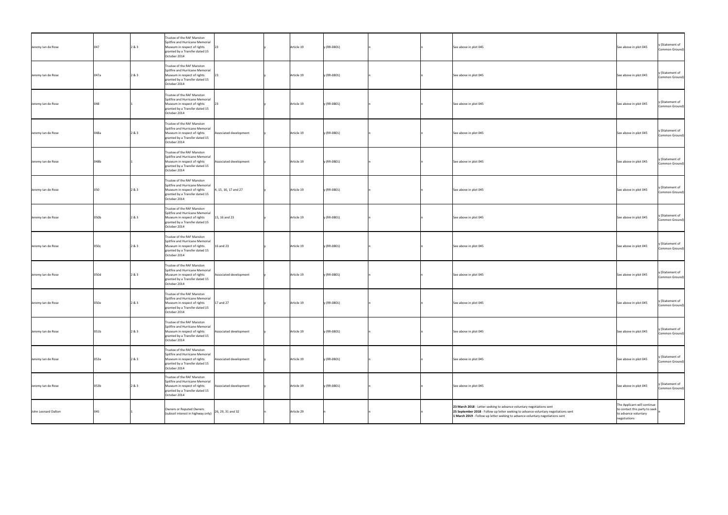| Jeremy Ian de Rose | 047 | 2 & 3 | Trustee of the RAF Manston Spitfire and Hurricane Memorial Museum in respect of rights granted by a Transfer dated 15 October 2014 | 23 | y | Article 19 | y (RR-0801) | n | n | See above in plot 045 | See above in plot 045 | y (Statement of Common Ground) |
|---|---|---|---|---|---|---|---|---|---|---|---|---|
| Jeremy Ian de Rose | 047a | 2 & 3 | Trustee of the RAF Manston Spitfire and Hurricane Memorial Museum in respect of rights granted by a Transfer dated 15 October 2014 | 23 | y | Article 19 | y (RR-0801) | n | n | See above in plot 045 | See above in plot 045 | y (Statement of Common Ground) |
| Jeremy Ian de Rose | 048 | 1 | Trustee of the RAF Manston Spitfire and Hurricane Memorial Museum in respect of rights granted by a Transfer dated 15 October 2014 | 23 | y | Article 19 | y (RR-0801) | n | n | See above in plot 045 | See above in plot 045 | y (Statement of Common Ground) |
| Jeremy Ian de Rose | 048a | 2 & 3 | Trustee of the RAF Manston Spitfire and Hurricane Memorial Museum in respect of rights granted by a Transfer dated 15 October 2014 | Associated development | y | Article 19 | y (RR-0801) | n | n | See above in plot 045 | See above in plot 045 | y (Statement of Common Ground) |
| Jeremy Ian de Rose | 048b | 1 | Trustee of the RAF Manston Spitfire and Hurricane Memorial Museum in respect of rights granted by a Transfer dated 15 October 2014 | Associated development | y | Article 19 | y (RR-0801) | n | n | See above in plot 045 | See above in plot 045 | y (Statement of Common Ground) |
| Jeremy Ian de Rose | 050 | 2 & 3 | Trustee of the RAF Manston Spitfire and Hurricane Memorial Museum in respect of rights granted by a Transfer dated 15 October 2014 | 4, 15, 16, 17 and 27 | y | Article 19 | y (RR-0801) | n | n | See above in plot 045 | See above in plot 045 | y (Statement of Common Ground) |
| Jeremy Ian de Rose | 050b | 2 & 3 | Trustee of the RAF Manston Spitfire and Hurricane Memorial Museum in respect of rights granted by a Transfer dated 15 October 2014 | 15, 16 and 23 | y | Article 19 | y (RR-0801) | n | n | See above in plot 045 | See above in plot 045 | y (Statement of Common Ground) |
| Jeremy Ian de Rose | 050c | 2 & 3 | Trustee of the RAF Manston Spitfire and Hurricane Memorial Museum in respect of rights granted by a Transfer dated 15 October 2014 | 16 and 23 | y | Article 19 | y (RR-0801) | n | n | See above in plot 045 | See above in plot 045 | y (Statement of Common Ground) |
| Jeremy Ian de Rose | 050d | 2 & 3 | Trustee of the RAF Manston Spitfire and Hurricane Memorial Museum in respect of rights granted by a Transfer dated 15 October 2014 | Associated development | y | Article 19 | y (RR-0801) | n | n | See above in plot 045 | See above in plot 045 | y (Statement of Common Ground) |
| Jeremy Ian de Rose | 050e | 2 & 3 | Trustee of the RAF Manston Spitfire and Hurricane Memorial Museum in respect of rights granted by a Transfer dated 15 October 2014 | 17 and 27 | y | Article 19 | y (RR-0801) | n | n | See above in plot 045 | See above in plot 045 | y (Statement of Common Ground) |
| Jeremy Ian de Rose | 051b | 2 & 3 | Trustee of the RAF Manston Spitfire and Hurricane Memorial Museum in respect of rights granted by a Transfer dated 15 October 2014 | Associated development | y | Article 19 | y (RR-0801) | n | n | See above in plot 045 | See above in plot 045 | y (Statement of Common Ground) |
| Jeremy Ian de Rose | 053a | 2 & 3 | Trustee of the RAF Manston Spitfire and Hurricane Memorial Museum in respect of rights granted by a Transfer dated 15 October 2014 | Associated development | y | Article 19 | y (RR-0801) | n | n | See above in plot 045 | See above in plot 045 | y (Statement of Common Ground) |
| Jeremy Ian de Rose | 053b | 2 & 3 | Trustee of the RAF Manston Spitfire and Hurricane Memorial Museum in respect of rights granted by a Transfer dated 15 October 2014 | Associated development | y | Article 19 | y (RR-0801) | n | n | See above in plot 045 | See above in plot 045 | y (Statement of Common Ground) |
| John Leonard Dalton | 045 | 1 | Owners or Reputed Owners (subsoil interest in highway only) | 26, 29, 31 and 32 | n | Article 29 | n | n | n | **23 March 2018** - Letter seeking to advance voluntary negotiations sent<br>**25 September 2018** - Follow up letter seeking to advance voluntary negotiations sent<br>**1 March 2019** - Follow up letter seeking to advance voluntary negotiations sent | The Applicant will continue to contact this party to seek to advance voluntary negotiations | n |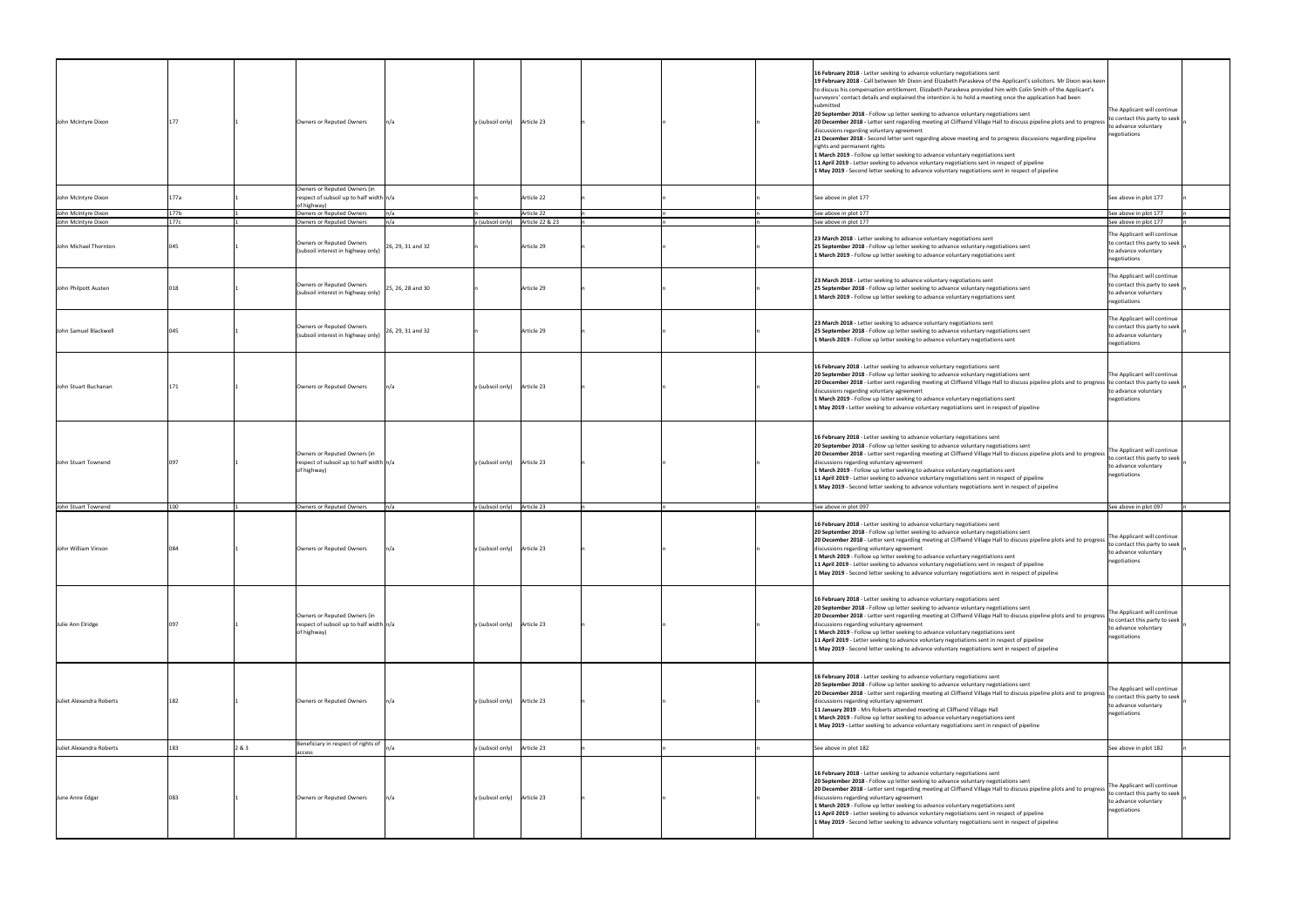| | | | | | | | | | | | | |
|---|---|---|---|---|---|---|---|---|---|---|---|---|
| John McIntyre Dixon | 177 | 1 | Owners or Reputed Owners | n/a | y (subsoil only) | Article 23 | n | n | n | **16 February 2018** - Letter seeking to advance voluntary negotiations sent<br>**19 February 2018** - Call between Mr Dixon and Elizabeth Paraskeva of the Applicant's solicitors. Mr Dixon was keen to discuss his compensation entitlement. Elizabeth Paraskeva provided him with Colin Smith of the Applicant's surveyors' contact details and explained the intention is to hold a meeting once the application had been submitted<br>**20 September 2018** - Follow up letter seeking to advance voluntary negotiations sent<br>**20 December 2018** - Letter sent regarding meeting at Cliffsend Village Hall to discuss pipeline plots and to progress discussions regarding voluntary agreement<br>**21 December 2018** - Second letter sent regarding above meeting and to progress discussions regarding pipeline rights and permanent rights<br>**1 March 2019** - Follow up letter seeking to advance voluntary negotiations sent<br>**11 April 2019** - Letter seeking to advance voluntary negotiations sent in respect of pipeline<br>**1 May 2019** - Second letter seeking to advance voluntary negotiations sent in respect of pipeline | The Applicant will continue to contact this party to seek to advance voluntary negotiations | n |
| John McIntyre Dixon | 177a | 1 | Owners or Reputed Owners (in respect of subsoil up to half width of highway) | n/a | n | Article 22 | n | n | n | See above in plot 177 | See above in plot 177 | n |
| John McIntyre Dixon | 177b | 1 | Owners or Reputed Owners | n/a | n | Article 22 | n | n | n | See above in plot 177 | See above in plot 177 | n |
| John McIntyre Dixon | 177c | 1 | Owners or Reputed Owners | n/a | y (subsoil only) | Article 22 & 23 | n | n | n | See above in plot 177 | See above in plot 177 | n |
| John Michael Thornton | 045 | 1 | Owners or Reputed Owners (subsoil interest in highway only) | 26, 29, 31 and 32 | n | Article 29 | n | n | n | **23 March 2018** - Letter seeking to advance voluntary negotiations sent<br>**25 September 2018** - Follow up letter seeking to advance voluntary negotiations sent<br>**1 March 2019** - Follow up letter seeking to advance voluntary negotiations sent | The Applicant will continue to contact this party to seek to advance voluntary negotiations | n |
| John Philpott Austen | 018 | 1 | Owners or Reputed Owners (subsoil interest in highway only) | 25, 26, 28 and 30 | n | Article 29 | n | n | n | **23 March 2018** - Letter seeking to advance voluntary negotiations sent<br>**25 September 2018** - Follow up letter seeking to advance voluntary negotiations sent<br>**1 March 2019** - Follow up letter seeking to advance voluntary negotiations sent | The Applicant will continue to contact this party to seek to advance voluntary negotiations | n |
| John Samuel Blackwell | 045 | 1 | Owners or Reputed Owners (subsoil interest in highway only) | 26, 29, 31 and 32 | n | Article 29 | n | n | n | **23 March 2018** - Letter seeking to advance voluntary negotiations sent<br>**25 September 2018** - Follow up letter seeking to advance voluntary negotiations sent<br>**1 March 2019** - Follow up letter seeking to advance voluntary negotiations sent | The Applicant will continue to contact this party to seek to advance voluntary negotiations | n |
| John Stuart Buchanan | 171 | 1 | Owners or Reputed Owners | n/a | y (subsoil only) | Article 23 | n | n | n | **16 February 2018** - Letter seeking to advance voluntary negotiations sent<br>**20 September 2018** - Follow up letter seeking to advance voluntary negotiations sent<br>**20 December 2018** - Letter sent regarding meeting at Cliffsend Village Hall to discuss pipeline plots and to progress discussions regarding voluntary agreement<br>**1 March 2019** - Follow up letter seeking to advance voluntary negotiations sent<br>**1 May 2019** - Letter seeking to advance voluntary negotiations sent in respect of pipeline | The Applicant will continue to contact this party to seek to advance voluntary negotiations | n |
| John Stuart Townend | 097 | 1 | Owners or Reputed Owners (in respect of subsoil up to half width of highway) | n/a | y (subsoil only) | Article 23 | n | n | n | **16 February 2018** - Letter seeking to advance voluntary negotiations sent<br>**20 September 2018** - Follow up letter seeking to advance voluntary negotiations sent<br>**20 December 2018** - Letter sent regarding meeting at Cliffsend Village Hall to discuss pipeline plots and to progress discussions regarding voluntary agreement<br>**1 March 2019** - Follow up letter seeking to advance voluntary negotiations sent<br>**11 April 2019** - Letter seeking to advance voluntary negotiations sent in respect of pipeline<br>**1 May 2019** - Second letter seeking to advance voluntary negotiations sent in respect of pipeline | The Applicant will continue to contact this party to seek to advance voluntary negotiations | n |
| John Stuart Townend | 100 | 1 | Owners or Reputed Owners | n/a | y (subsoil only) | Article 23 | n | n | n | See above in plot 097 | See above in plot 097 | n |
| John William Vinson | 084 | 1 | Owners or Reputed Owners | n/a | y (subsoil only) | Article 23 | n | n | n | **16 February 2018** - Letter seeking to advance voluntary negotiations sent<br>**20 September 2018** - Follow up letter seeking to advance voluntary negotiations sent<br>**20 December 2018** - Letter sent regarding meeting at Cliffsend Village Hall to discuss pipeline plots and to progress discussions regarding voluntary agreement<br>**1 March 2019** - Follow up letter seeking to advance voluntary negotiations sent<br>**11 April 2019** - Letter seeking to advance voluntary negotiations sent in respect of pipeline<br>**1 May 2019** - Second letter seeking to advance voluntary negotiations sent in respect of pipeline | The Applicant will continue to contact this party to seek to advance voluntary negotiations | n |
| Julie Ann Elridge | 097 | 1 | Owners or Reputed Owners (in respect of subsoil up to half width of highway) | n/a | y (subsoil only) | Article 23 | n | n | n | **16 February 2018** - Letter seeking to advance voluntary negotiations sent<br>**20 September 2018** - Follow up letter seeking to advance voluntary negotiations sent<br>**20 December 2018** - Letter sent regarding meeting at Cliffsend Village Hall to discuss pipeline plots and to progress discussions regarding voluntary agreement<br>**1 March 2019** - Follow up letter seeking to advance voluntary negotiations sent<br>**11 April 2019** - Letter seeking to advance voluntary negotiations sent in respect of pipeline<br>**1 May 2019** - Second letter seeking to advance voluntary negotiations sent in respect of pipeline | The Applicant will continue to contact this party to seek to advance voluntary negotiations | n |
| Juliet Alexandra Roberts | 182 | 1 | Owners or Reputed Owners | n/a | y (subsoil only) | Article 23 | n | n | n | **16 February 2018** - Letter seeking to advance voluntary negotiations sent<br>**20 September 2018** - Follow up letter seeking to advance voluntary negotiations sent<br>**20 December 2018** - Letter sent regarding meeting at Cliffsend Village Hall to discuss pipeline plots and to progress discussions regarding voluntary agreement<br>**11 January 2019** - Mrs Roberts attended meeting at Cliffsend Village Hall<br>**1 March 2019** - Follow up letter seeking to advance voluntary negotiations sent<br>**1 May 2019** - Letter seeking to advance voluntary negotiations sent in respect of pipeline | The Applicant will continue to contact this party to seek to advance voluntary negotiations | n |
| Juliet Alexandra Roberts | 183 | 2 & 3 | Beneficiary in respect of rights of access | n/a | y (subsoil only) | Article 23 | n | n | n | See above in plot 182 | See above in plot 182 | n |
| June Anne Edgar | 083 | 1 | Owners or Reputed Owners | n/a | y (subsoil only) | Article 23 | n | n | n | **16 February 2018** - Letter seeking to advance voluntary negotiations sent<br>**20 September 2018** - Follow up letter seeking to advance voluntary negotiations sent<br>**20 December 2018** - Letter sent regarding meeting at Cliffsend Village Hall to discuss pipeline plots and to progress discussions regarding voluntary agreement<br>**1 March 2019** - Follow up letter seeking to advance voluntary negotiations sent<br>**11 April 2019** - Letter seeking to advance voluntary negotiations sent in respect of pipeline<br>**1 May 2019** - Second letter seeking to advance voluntary negotiations sent in respect of pipeline | The Applicant will continue to contact this party to seek to advance voluntary negotiations | n |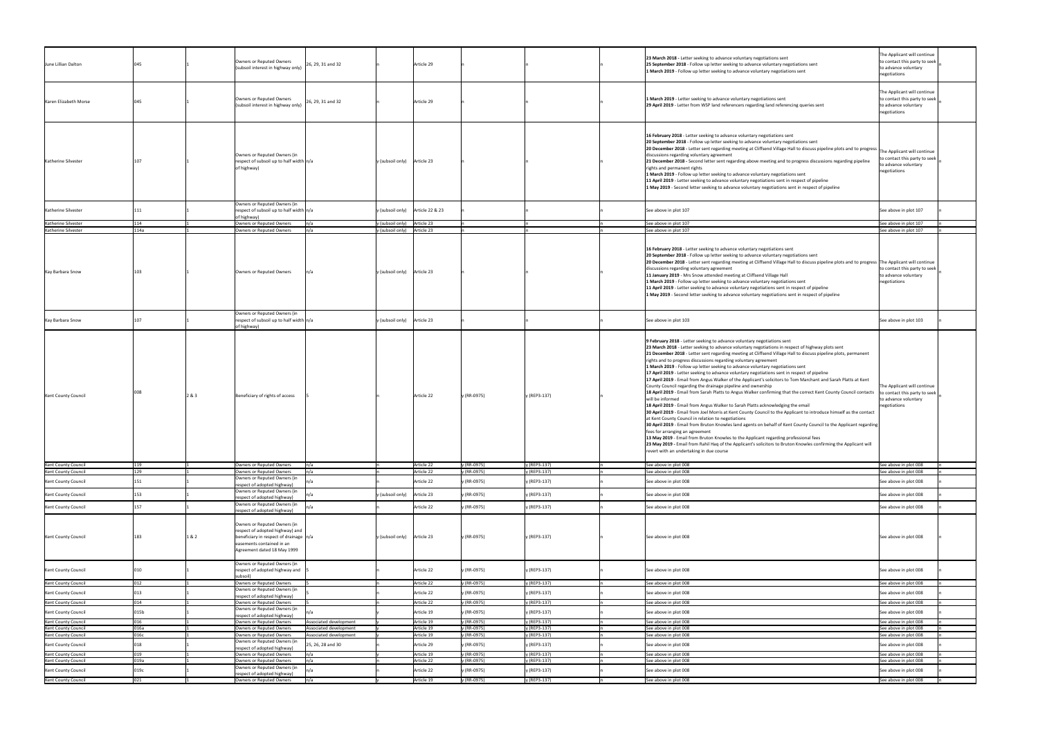| June Lillian Dalton | 045 | 1 | Owners or Reputed Owners (subsoil interest in highway only) | 26, 29, 31 and 32 | n | Article 29 | n | n | n | **23 March 2018** - Letter seeking to advance voluntary negotiations sent<br>**25 September 2018** - Follow up letter seeking to advance voluntary negotiations sent<br>**1 March 2019** - Follow up letter seeking to advance voluntary negotiations sent | The Applicant will continue to contact this party to seek to advance voluntary negotiations | n |
|---|---|---|---|---|---|---|---|---|---|---|---|---|
| Karen Elizabeth Morse | 045 | 1 | Owners or Reputed Owners (subsoil interest in highway only) | 26, 29, 31 and 32 | n | Article 29 | n | n | n | **1 March 2019** - Letter seeking to advance voluntary negotiations sent<br>**29 April 2019** - Letter from WSP land referencers regarding land referencing queries sent | The Applicant will continue to contact this party to seek to advance voluntary negotiations | n |
| Katherine Silvester | 107 | 1 | Owners or Reputed Owners (in respect of subsoil up to half width of highway) | n/a | y (subsoil only) | Article 23 | n | n | n | **16 February 2018** - Letter seeking to advance voluntary negotiations sent<br>**20 September 2018** - Follow up letter seeking to advance voluntary negotiations sent<br>**20 December 2018** - Letter sent regarding meeting at Cliffsend Village Hall to discuss pipeline plots and to progress discussions regarding voluntary agreement<br>**21 December 2018** - Second letter sent regarding above meeting and to progress discussions regarding pipeline rights and permanent rights<br>**1 March 2019** - Follow up letter seeking to advance voluntary negotiations sent<br>**11 April 2019** - Letter seeking to advance voluntary negotiations sent in respect of pipeline<br>**1 May 2019** - Second letter seeking to advance voluntary negotiations sent in respect of pipeline | The Applicant will continue to contact this party to seek to advance voluntary negotiations | n |
| Katherine Silvester | 111 | 1 | Owners or Reputed Owners (in respect of subsoil up to half width of highway) | n/a | y (subsoil only) | Article 22 & 23 | n | n | n | See above in plot 107 | See above in plot 107 | n |
| Katherine Silvester | 114 | 1 | Owners or Reputed Owners | n/a | y (subsoil only) | Article 23 | n | n | n | See above in plot 107 | See above in plot 107 | n |
| Katherine Silvester | 114a | 1 | Owners or Reputed Owners | n/a | y (subsoil only) | Article 23 | n | n | n | See above in plot 107 | See above in plot 107 | n |
| Kay Barbara Snow | 103 | 1 | Owners or Reputed Owners | n/a | y (subsoil only) | Article 23 | n | n | n | **16 February 2018** - Letter seeking to advance voluntary negotiations sent<br>**20 September 2018** - Follow up letter seeking to advance voluntary negotiations sent<br>**20 December 2018** - Letter sent regarding meeting at Cliffsend Village Hall to discuss pipeline plots and to progress discussions regarding voluntary agreement<br>**11 January 2019** - Mrs Snow attended meeting at Cliffsend Village Hall<br>**1 March 2019** - Follow up letter seeking to advance voluntary negotiations sent<br>**11 April 2019** - Letter seeking to advance voluntary negotiations sent in respect of pipeline<br>**1 May 2019** - Second letter seeking to advance voluntary negotiations sent in respect of pipeline | The Applicant will continue to contact this party to seek to advance voluntary negotiations | n |
| Kay Barbara Snow | 107 | 1 | Owners or Reputed Owners (in respect of subsoil up to half width of highway) | n/a | y (subsoil only) | Article 23 | n | n | n | See above in plot 103 | See above in plot 103 | n |
| Kent County Council | 008 | 2 & 3 | Beneficiary of rights of access | 5 | n | Article 22 | y (RR-0975) | y (REP3-137) | n | **9 February 2018** - Letter seeking to advance voluntary negotiations sent<br>**23 March 2018** - Letter seeking to advance voluntary negotiations in respect of highway plots sent<br>**21 December 2018** - Letter sent regarding meeting at Cliffsend Village Hall to discuss pipeline plots, permanent rights and to progress discussions regarding voluntary agreement<br>**1 March 2019** - Follow up letter seeking to advance voluntary negotiations sent<br>**17 April 2019** - Letter seeking to advance voluntary negotiations sent in respect of pipeline<br>**17 April 2019** - Email from Angus Walker of the Applicant's solicitors to Tom Marchant and Sarah Platts at Kent County Council regarding the drainage pipeline and ownership<br>**18 April 2019** - Email from Sarah Platts to Angus Walker confirming that the correct Kent County Council contacts will be informed<br>**18 April 2019** - Email from Angus Walker to Sarah Platts acknowledging the email<br>**30 April 2019** - Email from Joel Morris at Kent County Council to the Applicant to introduce himself as the contact at Kent County Council in relation to negotiations<br>**30 April 2019** - Email from Bruton Knowles land agents on behalf of Kent County Council to the Applicant regarding fees for arranging an agreement<br>**13 May 2019** - Email from Bruton Knowles to the Applicant regarding professional fees<br>**23 May 2019** - Email from Rahil Haq of the Applicant's solicitors to Bruton Knowles confirming the Applicant will revert with an undertaking in due course | The Applicant will continue to contact this party to seek to advance voluntary negotiations | |
| Kent County Council | 119 | 1 | Owners or Reputed Owners | n/a | n | Article 22 | y (RR-0975) | y (REP3-137) | n | See above in plot 008 | See above in plot 008 | n |
| Kent County Council | 129 | 1 | Owners or Reputed Owners | n/a | n | Article 22 | y (RR-0975) | y (REP3-137) | n | See above in plot 008 | See above in plot 008 | n |
| Kent County Council | 151 | 1 | Owners or Reputed Owners (in respect of adopted highway) | n/a | n | Article 22 | y (RR-0975) | y (REP3-137) | n | See above in plot 008 | See above in plot 008 | n |
| Kent County Council | 153 | 1 | Owners or Reputed Owners (in respect of adopted highway) | n/a | y (subsoil only) | Article 23 | y (RR-0975) | y (REP3-137) | n | See above in plot 008 | See above in plot 008 | n |
| Kent County Council | 157 | 1 | Owners or Reputed Owners (in respect of adopted highway) | n/a | n | Article 22 | y (RR-0975) | y (REP3-137) | n | See above in plot 008 | See above in plot 008 | n |
| Kent County Council | 183 | 1 & 2 | Owners or Reputed Owners (in respect of adopted highway) and beneficiary in respect of drainage easements contained in an Agreement dated 18 May 1999 | n/a | y (subsoil only) | Article 23 | y (RR-0975) | y (REP3-137) | n | See above in plot 008 | See above in plot 008 | n |
| Kent County Council | 010 | 1 | Owners or Reputed Owners (in respect of adopted highway and subsoil) | 5 | n | Article 22 | y (RR-0975) | y (REP3-137) | n | See above in plot 008 | See above in plot 008 | n |
| Kent County Council | 012 | 1 | Owners or Reputed Owners | 5 | n | Article 22 | y (RR-0975) | y (REP3-137) | n | See above in plot 008 | See above in plot 008 | n |
| Kent County Council | 013 | 1 | Owners or Reputed Owners (in respect of adopted highway) | 5 | n | Article 22 | y (RR-0975) | y (REP3-137) | n | See above in plot 008 | See above in plot 008 | n |
| Kent County Council | 014 | 1 | Owners or Reputed Owners | 5 | n | Article 22 | y (RR-0975) | y (REP3-137) | n | See above in plot 008 | See above in plot 008 | n |
| Kent County Council | 015b | 1 | Owners or Reputed Owners (in respect of adopted highway) | n/a | y | Article 19 | y (RR-0975) | y (REP3-137) | n | See above in plot 008 | See above in plot 008 | n |
| Kent County Council | 016 | 1 | Owners or Reputed Owners | Associated development | y | Article 19 | y (RR-0975) | y (REP3-137) | n | See above in plot 008 | See above in plot 008 | n |
| Kent County Council | 016a | 1 | Owners or Reputed Owners | Associated development | y | Article 19 | y (RR-0975) | y (REP3-137) | n | See above in plot 008 | See above in plot 008 | n |
| Kent County Council | 016c | 1 | Owners or Reputed Owners | Associated development | y | Article 19 | y (RR-0975) | y (REP3-137) | n | See above in plot 008 | See above in plot 008 | n |
| Kent County Council | 018 | 1 | Owners or Reputed Owners (in respect of adopted highway) | 25, 26, 28 and 30 | y | Article 29 | y (RR-0975) | y (REP3-137) | n | See above in plot 008 | See above in plot 008 | n |
| Kent County Council | 019 | 1 | Owners or Reputed Owners | n/a | y | Article 19 | y (RR-0975) | y (REP3-137) | n | See above in plot 008 | See above in plot 008 | n |
| Kent County Council | 019a | 1 | Owners or Reputed Owners | n/a | n | Article 22 | y (RR-0975) | y (REP3-137) | n | See above in plot 008 | See above in plot 008 | n |
| Kent County Council | 019c | 1 | Owners or Reputed Owners (in respect of adopted highway) | n/a | n | Article 22 | y (RR-0975) | y (REP3-137) | n | See above in plot 008 | See above in plot 008 | n |
| Kent County Council | 021 | 1 | Owners or Reputed Owners | n/a | y | Article 19 | y (RR-0975) | y (REP3-137) | n | See above in plot 008 | See above in plot 008 | n |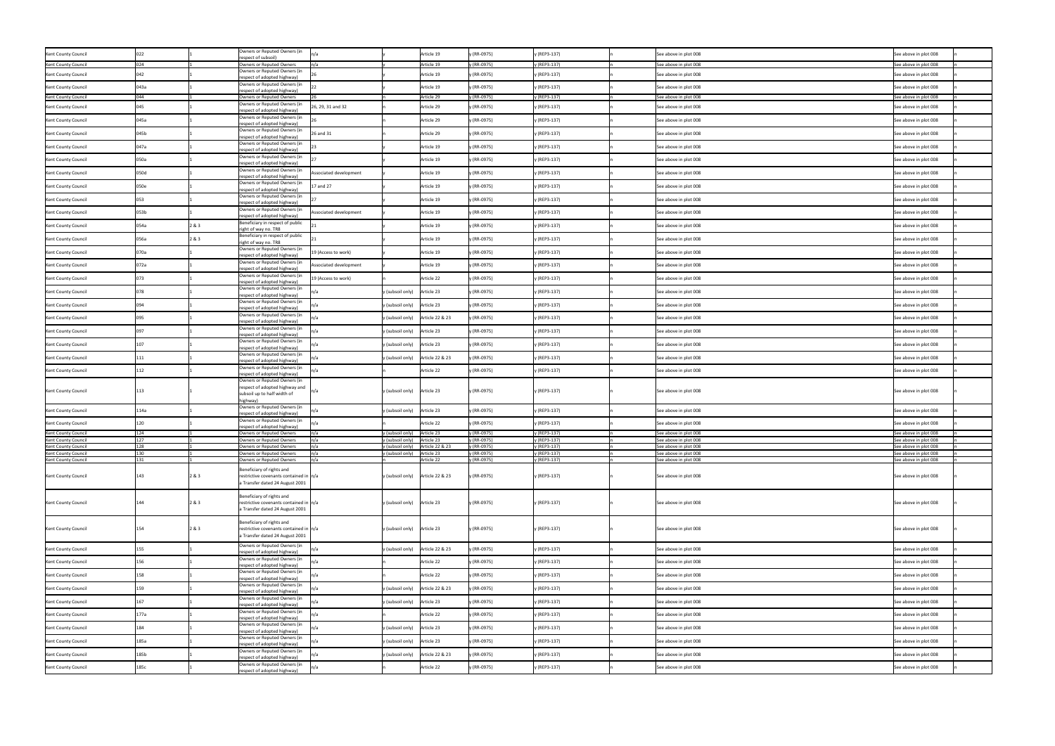| | | | | | | | | | | | | |
|---|---|---|---|---|---|---|---|---|---|---|---|---|
| Kent County Council | 022 | 1 | Owners or Reputed Owners (in respect of subsoil) | n/a | y | Article 19 | y (RR-0975) | y (REP3-137) | n | See above in plot 008 | See above in plot 008 | n |
| Kent County Council | 024 | 1 | Owners or Reputed Owners | n/a | y | Article 19 | y (RR-0975) | y (REP3-137) | n | See above in plot 008 | See above in plot 008 | n |
| Kent County Council | 042 | 1 | Owners or Reputed Owners (in respect of adopted highway) | 26 | y | Article 19 | y (RR-0975) | y (REP3-137) | n | See above in plot 008 | See above in plot 008 | n |
| Kent County Council | 043a | 1 | Owners or Reputed Owners (in respect of adopted highway) | 22 | y | Article 19 | y (RR-0975) | y (REP3-137) | n | See above in plot 008 | See above in plot 008 | n |
| Kent County Council | 044 | 1 | Owners or Reputed Owners | 26 | n | Article 29 | y (RR-0975) | y (REP3-137) | n | See above in plot 008 | See above in plot 008 | n |
| Kent County Council | 045 | 1 | Owners or Reputed Owners (in respect of adopted highway) | 26, 29, 31 and 32 | n | Article 29 | y (RR-0975) | y (REP3-137) | n | See above in plot 008 | See above in plot 008 | n |
| Kent County Council | 045a | 1 | Owners or Reputed Owners (in respect of adopted highway) | 26 | n | Article 29 | y (RR-0975) | y (REP3-137) | n | See above in plot 008 | See above in plot 008 | n |
| Kent County Council | 045b | 1 | Owners or Reputed Owners (in respect of adopted highway) | 26 and 31 | n | Article 29 | y (RR-0975) | y (REP3-137) | n | See above in plot 008 | See above in plot 008 | n |
| Kent County Council | 047a | 1 | Owners or Reputed Owners (in respect of adopted highway) | 23 | y | Article 19 | y (RR-0975) | y (REP3-137) | n | See above in plot 008 | See above in plot 008 | n |
| Kent County Council | 050a | 1 | Owners or Reputed Owners (in respect of adopted highway) | 27 | y | Article 19 | y (RR-0975) | y (REP3-137) | n | See above in plot 008 | See above in plot 008 | n |
| Kent County Council | 050d | 1 | Owners or Reputed Owners (in respect of adopted highway) | Associated development | y | Article 19 | y (RR-0975) | y (REP3-137) | n | See above in plot 008 | See above in plot 008 | n |
| Kent County Council | 050e | 1 | Owners or Reputed Owners (in respect of adopted highway) | 17 and 27 | y | Article 19 | y (RR-0975) | y (REP3-137) | n | See above in plot 008 | See above in plot 008 | n |
| Kent County Council | 053 | 1 | Owners or Reputed Owners (in respect of adopted highway) | 27 | y | Article 19 | y (RR-0975) | y (REP3-137) | n | See above in plot 008 | See above in plot 008 | n |
| Kent County Council | 053b | 1 | Owners or Reputed Owners (in respect of adopted highway) | Associated development | y | Article 19 | y (RR-0975) | y (REP3-137) | n | See above in plot 008 | See above in plot 008 | n |
| Kent County Council | 054a | 2 & 3 | Beneficiary in respect of public right of way no. TR8 | 21 | y | Article 19 | y (RR-0975) | y (REP3-137) | n | See above in plot 008 | See above in plot 008 | n |
| Kent County Council | 056a | 2 & 3 | Beneficiary in respect of public right of way no. TR8 | 21 | y | Article 19 | y (RR-0975) | y (REP3-137) | n | See above in plot 008 | See above in plot 008 | n |
| Kent County Council | 070a | 1 | Owners or Reputed Owners (in respect of adopted highway) | 19 (Access to work) | y | Article 19 | y (RR-0975) | y (REP3-137) | n | See above in plot 008 | See above in plot 008 | n |
| Kent County Council | 072a | 1 | Owners or Reputed Owners (in respect of adopted highway) | Associated development | y | Article 19 | y (RR-0975) | y (REP3-137) | n | See above in plot 008 | See above in plot 008 | n |
| Kent County Council | 073 | 1 | Owners or Reputed Owners (in respect of adopted highway) | 19 (Access to work) | n | Article 22 | y (RR-0975) | y (REP3-137) | n | See above in plot 008 | See above in plot 008 | n |
| Kent County Council | 078 | 1 | Owners or Reputed Owners (in respect of adopted highway) | n/a | y (subsoil only) | Article 23 | y (RR-0975) | y (REP3-137) | n | See above in plot 008 | See above in plot 008 | n |
| Kent County Council | 094 | 1 | Owners or Reputed Owners (in respect of adopted highway) | n/a | y (subsoil only) | Article 23 | y (RR-0975) | y (REP3-137) | n | See above in plot 008 | See above in plot 008 | n |
| Kent County Council | 095 | 1 | Owners or Reputed Owners (in respect of adopted highway) | n/a | y (subsoil only) | Article 22 & 23 | y (RR-0975) | y (REP3-137) | n | See above in plot 008 | See above in plot 008 | n |
| Kent County Council | 097 | 1 | Owners or Reputed Owners (in respect of adopted highway) | n/a | y (subsoil only) | Article 23 | y (RR-0975) | y (REP3-137) | n | See above in plot 008 | See above in plot 008 | n |
| Kent County Council | 107 | 1 | Owners or Reputed Owners (in respect of adopted highway) | n/a | y (subsoil only) | Article 23 | y (RR-0975) | y (REP3-137) | n | See above in plot 008 | See above in plot 008 | n |
| Kent County Council | 111 | 1 | Owners or Reputed Owners (in respect of adopted highway) | n/a | y (subsoil only) | Article 22 & 23 | y (RR-0975) | y (REP3-137) | n | See above in plot 008 | See above in plot 008 | n |
| Kent County Council | 112 | 1 | Owners or Reputed Owners (in respect of adopted highway) | n/a | n | Article 22 | y (RR-0975) | y (REP3-137) | n | See above in plot 008 | See above in plot 008 | n |
| Kent County Council | 113 | 1 | Owners or Reputed Owners (in respect of adopted highway and subsoil up to half width of highway) | n/a | y (subsoil only) | Article 23 | y (RR-0975) | y (REP3-137) | n | See above in plot 008 | See above in plot 008 | n |
| Kent County Council | 114a | 1 | Owners or Reputed Owners (in respect of adopted highway) | n/a | y (subsoil only) | Article 23 | y (RR-0975) | y (REP3-137) | n | See above in plot 008 | See above in plot 008 | n |
| Kent County Council | 120 | 1 | Owners or Reputed Owners (in respect of adopted highway) | n/a | n | Article 22 | y (RR-0975) | y (REP3-137) | n | See above in plot 008 | See above in plot 008 | n |
| Kent County Council | 124 | 1 | Owners or Reputed Owners | n/a | y (subsoil only) | Article 23 | y (RR-0975) | y (REP3-137) | n | See above in plot 008 | See above in plot 008 | n |
| Kent County Council | 127 | 1 | Owners or Reputed Owners | n/a | y (subsoil only) | Article 23 | y (RR-0975) | y (REP3-137) | n | See above in plot 008 | See above in plot 008 | n |
| Kent County Council | 128 | 1 | Owners or Reputed Owners | n/a | y (subsoil only) | Article 22 & 23 | y (RR-0975) | y (REP3-137) | n | See above in plot 008 | See above in plot 008 | n |
| Kent County Council | 130 | 1 | Owners or Reputed Owners | n/a | y (subsoil only) | Article 23 | y (RR-0975) | y (REP3-137) | n | See above in plot 008 | See above in plot 008 | n |
| Kent County Council | 131 | 1 | Owners or Reputed Owners | n/a | n | Article 22 | y (RR-0975) | y (REP3-137) | n | See above in plot 008 | See above in plot 008 | n |
| Kent County Council | 143 | 2 & 3 | Beneficiary of rights and restrictive covenants contained in a Transfer dated 24 August 2001 | n/a | y (subsoil only) | Article 22 & 23 | y (RR-0975) | y (REP3-137) | n | See above in plot 008 | See above in plot 008 | n |
| Kent County Council | 144 | 2 & 3 | Beneficiary of rights and restrictive covenants contained in a Transfer dated 24 August 2001 | n/a | y (subsoil only) | Article 23 | y (RR-0975) | y (REP3-137) | n | See above in plot 008 | See above in plot 008 | n |
| Kent County Council | 154 | 2 & 3 | Beneficiary of rights and restrictive covenants contained in a Transfer dated 24 August 2001 | n/a | y (subsoil only) | Article 23 | y (RR-0975) | y (REP3-137) | n | See above in plot 008 | See above in plot 008 | n |
| Kent County Council | 155 | 1 | Owners or Reputed Owners (in respect of adopted highway) | n/a | y (subsoil only) | Article 22 & 23 | y (RR-0975) | y (REP3-137) | n | See above in plot 008 | See above in plot 008 | n |
| Kent County Council | 156 | 1 | Owners or Reputed Owners (in respect of adopted highway) | n/a | n | Article 22 | y (RR-0975) | y (REP3-137) | n | See above in plot 008 | See above in plot 008 | n |
| Kent County Council | 158 | 1 | Owners or Reputed Owners (in respect of adopted highway) | n/a | n | Article 22 | y (RR-0975) | y (REP3-137) | n | See above in plot 008 | See above in plot 008 | n |
| Kent County Council | 159 | 1 | Owners or Reputed Owners (in respect of adopted highway) | n/a | y (subsoil only) | Article 22 & 23 | y (RR-0975) | y (REP3-137) | n | See above in plot 008 | See above in plot 008 | n |
| Kent County Council | 167 | 1 | Owners or Reputed Owners (in respect of adopted highway) | n/a | y (subsoil only) | Article 23 | y (RR-0975) | y (REP3-137) | n | See above in plot 008 | See above in plot 008 | n |
| Kent County Council | 177a | 1 | Owners or Reputed Owners (in respect of adopted highway) | n/a | n | Article 22 | y (RR-0975) | y (REP3-137) | n | See above in plot 008 | See above in plot 008 | n |
| Kent County Council | 184 | 1 | Owners or Reputed Owners (in respect of adopted highway) | n/a | y (subsoil only) | Article 23 | y (RR-0975) | y (REP3-137) | n | See above in plot 008 | See above in plot 008 | n |
| Kent County Council | 185a | 1 | Owners or Reputed Owners (in respect of adopted highway) | n/a | y (subsoil only) | Article 23 | y (RR-0975) | y (REP3-137) | n | See above in plot 008 | See above in plot 008 | n |
| Kent County Council | 185b | 1 | Owners or Reputed Owners (in respect of adopted highway) | n/a | y (subsoil only) | Article 22 & 23 | y (RR-0975) | y (REP3-137) | n | See above in plot 008 | See above in plot 008 | n |
| Kent County Council | 185c | 1 | Owners or Reputed Owners (in respect of adopted highway) | n/a | n | Article 22 | y (RR-0975) | y (REP3-137) | n | See above in plot 008 | See above in plot 008 | n |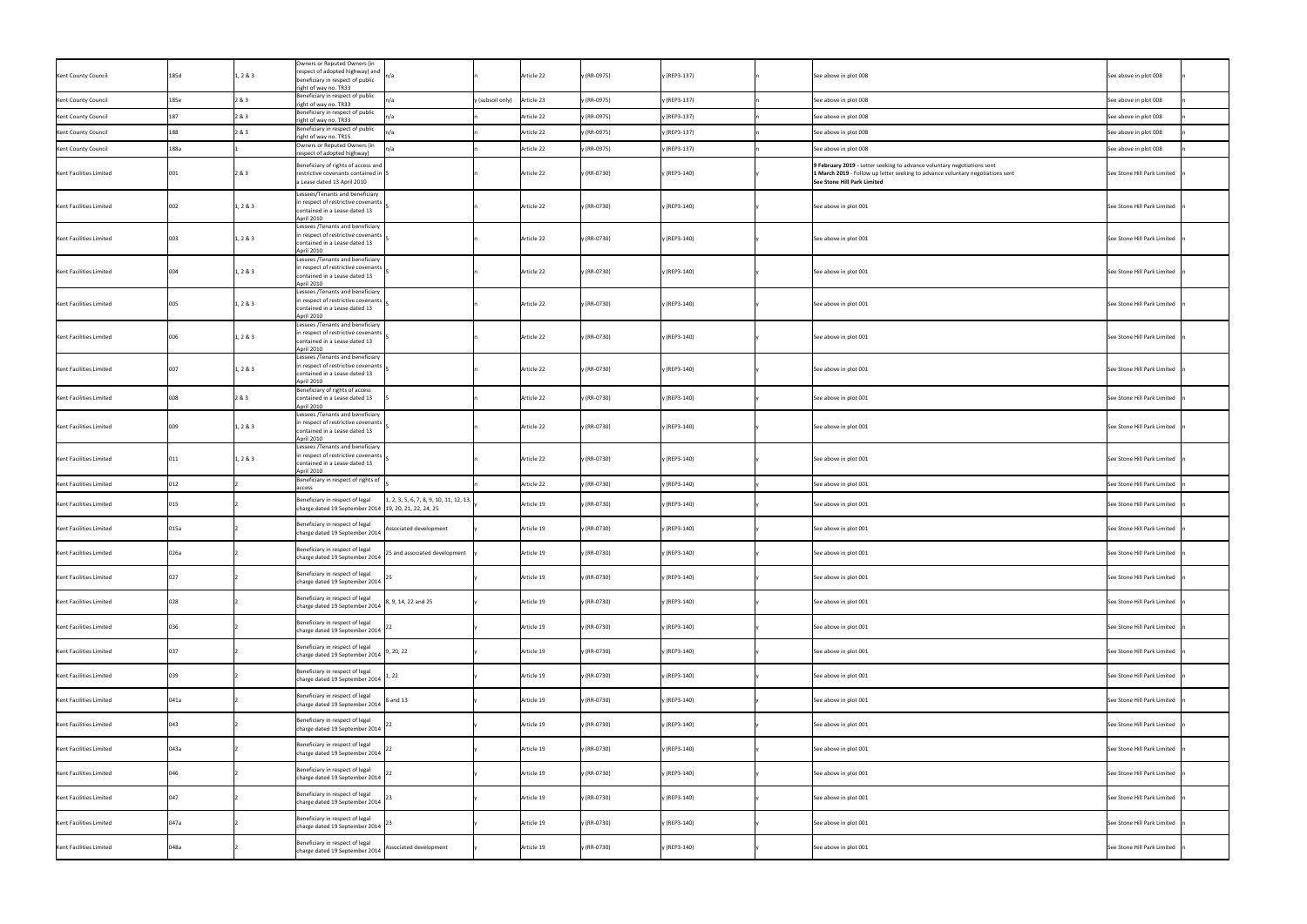| Kent County Council | 185d | 1, 2 & 3 | Owners or Reputed Owners (in respect of adopted highway) and beneficiary in respect of public right of way no. TR33 | n/a | n | Article 22 | y (RR-0975) | y (REP3-137) | n | See above in plot 008 | See above in plot 008 | |
|---|---|---|---|---|---|---|---|---|---|---|---|---|
| Kent County Council | 185e | 2 & 3 | Beneficiary in respect of public right of way no. TR33 | n/a | y (subsoil only) | Article 23 | y (RR-0975) | y (REP3-137) | n | See above in plot 008 | See above in plot 008 | n |
| Kent County Council | 187 | 2 & 3 | Beneficiary in respect of public right of way no. TR33 | n/a | n | Article 22 | y (RR-0975) | y (REP3-137) | n | See above in plot 008 | See above in plot 008 | n |
| Kent County Council | 188 | 2 & 3 | Beneficiary in respect of public right of way no. TR15 | n/a | n | Article 22 | y (RR-0975) | y (REP3-137) | n | See above in plot 008 | See above in plot 008 | n |
| Kent County Council | 188a | 1 | Owners or Reputed Owners (in respect of adopted highway) | n/a | n | Article 22 | y (RR-0975) | y (REP3-137) | n | See above in plot 008 | See above in plot 008 | n |
| Kent Facilities Limited | 001 | 2 & 3 | Beneficiary of rights of access and restrictive covenants contained in a Lease dated 13 April 2010 | 5 | n | Article 22 | y (RR-0730) | y (REP3-140) | y | **9 February 2019** - Letter seeking to advance voluntary negotiations sent **1 March 2019** - Follow up letter seeking to advance voluntary negotiations sent **See Stone Hill Park Limited** | See Stone Hill Park Limited | n |
| Kent Facilities Limited | 002 | 1, 2 & 3 | Lessees/Tenants and beneficiary in respect of restrictive covenants contained in a Lease dated 13 April 2010 | 5 | n | Article 22 | y (RR-0730) | y (REP3-140) | y | See above in plot 001 | See Stone Hill Park Limited | n |
| Kent Facilities Limited | 003 | 1, 2 & 3 | Lessees /Tenants and beneficiary in respect of restrictive covenants contained in a Lease dated 13 April 2010 | 5 | n | Article 22 | y (RR-0730) | y (REP3-140) | y | See above in plot 001 | See Stone Hill Park Limited | n |
| Kent Facilities Limited | 004 | 1, 2 & 3 | Lessees /Tenants and beneficiary in respect of restrictive covenants contained in a Lease dated 13 April 2010 | 5 | n | Article 22 | y (RR-0730) | y (REP3-140) | y | See above in plot 001 | See Stone Hill Park Limited | n |
| Kent Facilities Limited | 005 | 1, 2 & 3 | Lessees /Tenants and beneficiary in respect of restrictive covenants contained in a Lease dated 13 April 2010 | 5 | n | Article 22 | y (RR-0730) | y (REP3-140) | y | See above in plot 001 | See Stone Hill Park Limited | n |
| Kent Facilities Limited | 006 | 1, 2 & 3 | Lessees /Tenants and beneficiary in respect of restrictive covenants contained in a Lease dated 13 April 2010 | 5 | n | Article 22 | y (RR-0730) | y (REP3-140) | y | See above in plot 001 | See Stone Hill Park Limited | n |
| Kent Facilities Limited | 007 | 1, 2 & 3 | Lessees /Tenants and beneficiary in respect of restrictive covenants contained in a Lease dated 13 April 2010 | 5 | n | Article 22 | y (RR-0730) | y (REP3-140) | y | See above in plot 001 | See Stone Hill Park Limited | n |
| Kent Facilities Limited | 008 | 2 & 3 | Beneficiary of rights of access contained in a Lease dated 13 April 2010 | 5 | n | Article 22 | y (RR-0730) | y (REP3-140) | y | See above in plot 001 | See Stone Hill Park Limited | n |
| Kent Facilities Limited | 009 | 1, 2 & 3 | Lessees /Tenants and beneficiary in respect of restrictive covenants contained in a Lease dated 13 April 2010 | 5 | n | Article 22 | y (RR-0730) | y (REP3-140) | y | See above in plot 001 | See Stone Hill Park Limited | n |
| Kent Facilities Limited | 011 | 1, 2 & 3 | Lessees /Tenants and beneficiary in respect of restrictive covenants contained in a Lease dated 13 April 2010 | 5 | n | Article 22 | y (RR-0730) | y (REP3-140) | y | See above in plot 001 | See Stone Hill Park Limited | n |
| Kent Facilities Limited | 012 | 2 | Beneficiary in respect of rights of access | 5 | n | Article 22 | y (RR-0730) | y (REP3-140) | y | See above in plot 001 | See Stone Hill Park Limited | n |
| Kent Facilities Limited | 015 | 2 | Beneficiary in respect of legal charge dated 19 September 2014 | 1, 2, 3, 5, 6, 7, 8, 9, 10, 11, 12, 13, 19, 20, 21, 22, 24, 25 | y | Article 19 | y (RR-0730) | y (REP3-140) | y | See above in plot 001 | See Stone Hill Park Limited | n |
| Kent Facilities Limited | 015a | 2 | Beneficiary in respect of legal charge dated 19 September 2014 | Associated development | y | Article 19 | y (RR-0730) | y (REP3-140) | y | See above in plot 001 | See Stone Hill Park Limited | n |
| Kent Facilities Limited | 026a | 2 | Beneficiary in respect of legal charge dated 19 September 2014 | 25 and associated development | y | Article 19 | y (RR-0730) | y (REP3-140) | y | See above in plot 001 | See Stone Hill Park Limited | n |
| Kent Facilities Limited | 027 | 2 | Beneficiary in respect of legal charge dated 19 September 2014 | 25 | y | Article 19 | y (RR-0730) | y (REP3-140) | y | See above in plot 001 | See Stone Hill Park Limited | n |
| Kent Facilities Limited | 028 | 2 | Beneficiary in respect of legal charge dated 19 September 2014 | 8, 9, 14, 22 and 25 | y | Article 19 | y (RR-0730) | y (REP3-140) | y | See above in plot 001 | See Stone Hill Park Limited | n |
| Kent Facilities Limited | 036 | 2 | Beneficiary in respect of legal charge dated 19 September 2014 | 22 | y | Article 19 | y (RR-0730) | y (REP3-140) | y | See above in plot 001 | See Stone Hill Park Limited | n |
| Kent Facilities Limited | 037 | 2 | Beneficiary in respect of legal charge dated 19 September 2014 | 9, 20, 22 | y | Article 19 | y (RR-0730) | y (REP3-140) | y | See above in plot 001 | See Stone Hill Park Limited | n |
| Kent Facilities Limited | 039 | 2 | Beneficiary in respect of legal charge dated 19 September 2014 | 1, 22 | y | Article 19 | y (RR-0730) | y (REP3-140) | y | See above in plot 001 | See Stone Hill Park Limited | n |
| Kent Facilities Limited | 041a | 2 | Beneficiary in respect of legal charge dated 19 September 2014 | 8 and 13 | y | Article 19 | y (RR-0730) | y (REP3-140) | y | See above in plot 001 | See Stone Hill Park Limited | n |
| Kent Facilities Limited | 043 | 2 | Beneficiary in respect of legal charge dated 19 September 2014 | 22 | y | Article 19 | y (RR-0730) | y (REP3-140) | y | See above in plot 001 | See Stone Hill Park Limited | n |
| Kent Facilities Limited | 043a | 2 | Beneficiary in respect of legal charge dated 19 September 2014 | 22 | y | Article 19 | y (RR-0730) | y (REP3-140) | y | See above in plot 001 | See Stone Hill Park Limited | n |
| Kent Facilities Limited | 046 | 2 | Beneficiary in respect of legal charge dated 19 September 2014 | 22 | y | Article 19 | y (RR-0730) | y (REP3-140) | y | See above in plot 001 | See Stone Hill Park Limited | n |
| Kent Facilities Limited | 047 | 2 | Beneficiary in respect of legal charge dated 19 September 2014 | 23 | y | Article 19 | y (RR-0730) | y (REP3-140) | y | See above in plot 001 | See Stone Hill Park Limited | n |
| Kent Facilities Limited | 047a | 2 | Beneficiary in respect of legal charge dated 19 September 2014 | 23 | y | Article 19 | y (RR-0730) | y (REP3-140) | y | See above in plot 001 | See Stone Hill Park Limited | n |
| Kent Facilities Limited | 048a | 2 | Beneficiary in respect of legal charge dated 19 September 2014 | Associated development | y | Article 19 | y (RR-0730) | y (REP3-140) | y | See above in plot 001 | See Stone Hill Park Limited | n |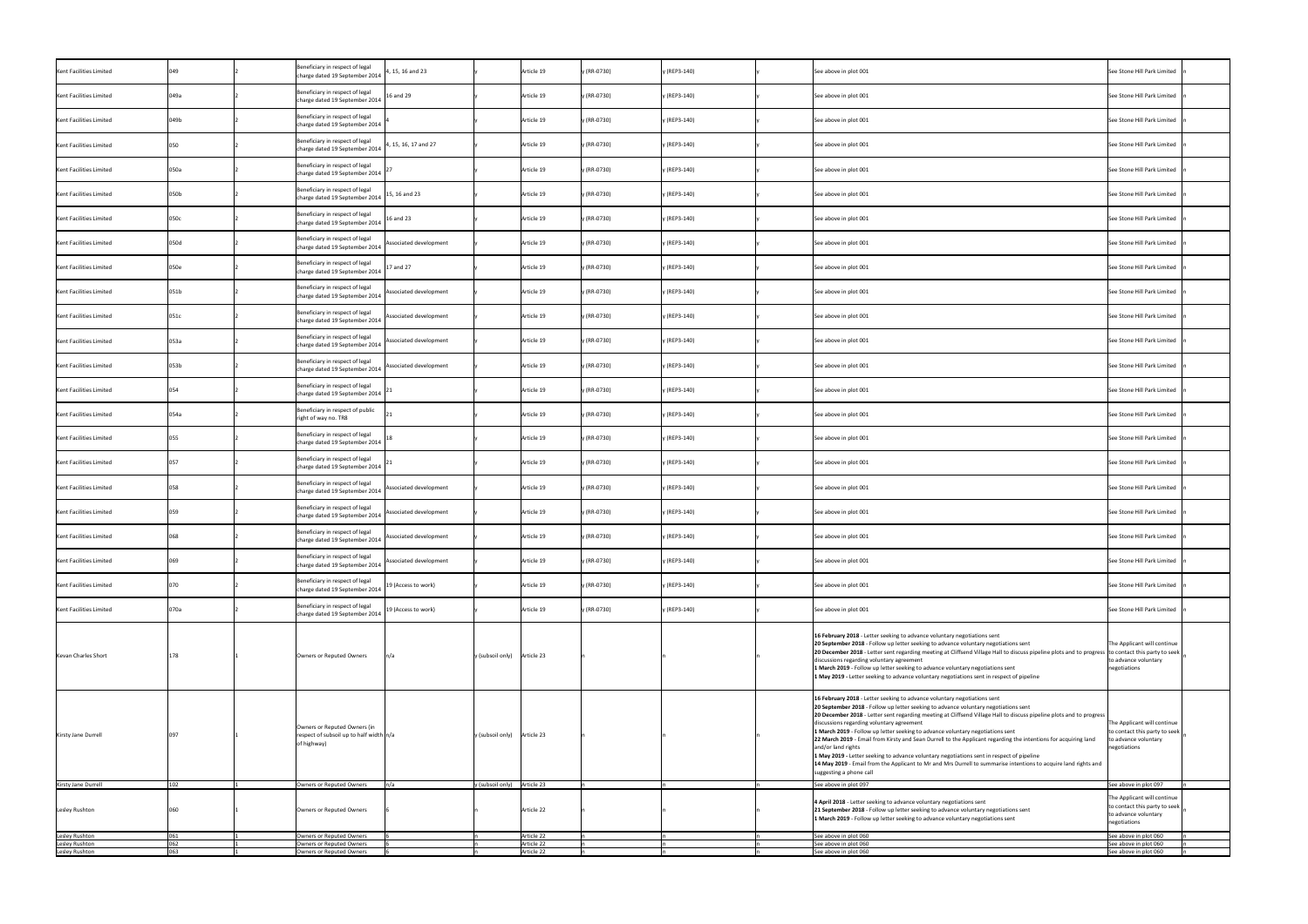| | | | | | | | | | | | | | |
|---|---|---|---|---|---|---|---|---|---|---|---|---|---|
| Kent Facilities Limited | 049 | 2 | Beneficiary in respect of legal charge dated 19 September 2014 | 4, 15, 16 and 23 | y | Article 19 | y (RR-0730) | y (REP3-140) | y | See above in plot 001 | See Stone Hill Park Limited | n |
| Kent Facilities Limited | 049a | 2 | Beneficiary in respect of legal charge dated 19 September 2014 | 16 and 29 | y | Article 19 | y (RR-0730) | y (REP3-140) | y | See above in plot 001 | See Stone Hill Park Limited | n |
| Kent Facilities Limited | 049b | 2 | Beneficiary in respect of legal charge dated 19 September 2014 | 4 | y | Article 19 | y (RR-0730) | y (REP3-140) | y | See above in plot 001 | See Stone Hill Park Limited | n |
| Kent Facilities Limited | 050 | 2 | Beneficiary in respect of legal charge dated 19 September 2014 | 4, 15, 16, 17 and 27 | y | Article 19 | y (RR-0730) | y (REP3-140) | y | See above in plot 001 | See Stone Hill Park Limited | n |
| Kent Facilities Limited | 050a | 2 | Beneficiary in respect of legal charge dated 19 September 2014 | 27 | y | Article 19 | y (RR-0730) | y (REP3-140) | y | See above in plot 001 | See Stone Hill Park Limited | n |
| Kent Facilities Limited | 050b | 2 | Beneficiary in respect of legal charge dated 19 September 2014 | 15, 16 and 23 | y | Article 19 | y (RR-0730) | y (REP3-140) | y | See above in plot 001 | See Stone Hill Park Limited | n |
| Kent Facilities Limited | 050c | 2 | Beneficiary in respect of legal charge dated 19 September 2014 | 16 and 23 | y | Article 19 | y (RR-0730) | y (REP3-140) | y | See above in plot 001 | See Stone Hill Park Limited | n |
| Kent Facilities Limited | 050d | 2 | Beneficiary in respect of legal charge dated 19 September 2014 | Associated development | y | Article 19 | y (RR-0730) | y (REP3-140) | y | See above in plot 001 | See Stone Hill Park Limited | n |
| Kent Facilities Limited | 050e | 2 | Beneficiary in respect of legal charge dated 19 September 2014 | 17 and 27 | y | Article 19 | y (RR-0730) | y (REP3-140) | y | See above in plot 001 | See Stone Hill Park Limited | n |
| Kent Facilities Limited | 051b | 2 | Beneficiary in respect of legal charge dated 19 September 2014 | Associated development | y | Article 19 | y (RR-0730) | y (REP3-140) | y | See above in plot 001 | See Stone Hill Park Limited | n |
| Kent Facilities Limited | 051c | 2 | Beneficiary in respect of legal charge dated 19 September 2014 | Associated development | y | Article 19 | y (RR-0730) | y (REP3-140) | y | See above in plot 001 | See Stone Hill Park Limited | n |
| Kent Facilities Limited | 053a | 2 | Beneficiary in respect of legal charge dated 19 September 2014 | Associated development | y | Article 19 | y (RR-0730) | y (REP3-140) | y | See above in plot 001 | See Stone Hill Park Limited | n |
| Kent Facilities Limited | 053b | 2 | Beneficiary in respect of legal charge dated 19 September 2014 | Associated development | y | Article 19 | y (RR-0730) | y (REP3-140) | y | See above in plot 001 | See Stone Hill Park Limited | n |
| Kent Facilities Limited | 054 | 2 | Beneficiary in respect of legal charge dated 19 September 2014 | 21 | y | Article 19 | y (RR-0730) | y (REP3-140) | y | See above in plot 001 | See Stone Hill Park Limited | n |
| Kent Facilities Limited | 054a | 2 | Beneficiary in respect of public right of way no. TR8 | 21 | y | Article 19 | y (RR-0730) | y (REP3-140) | y | See above in plot 001 | See Stone Hill Park Limited | n |
| Kent Facilities Limited | 055 | 2 | Beneficiary in respect of legal charge dated 19 September 2014 | 18 | y | Article 19 | y (RR-0730) | y (REP3-140) | y | See above in plot 001 | See Stone Hill Park Limited | n |
| Kent Facilities Limited | 057 | 2 | Beneficiary in respect of legal charge dated 19 September 2014 | 21 | y | Article 19 | y (RR-0730) | y (REP3-140) | y | See above in plot 001 | See Stone Hill Park Limited | n |
| Kent Facilities Limited | 058 | 2 | Beneficiary in respect of legal charge dated 19 September 2014 | Associated development | y | Article 19 | y (RR-0730) | y (REP3-140) | y | See above in plot 001 | See Stone Hill Park Limited | n |
| Kent Facilities Limited | 059 | 2 | Beneficiary in respect of legal charge dated 19 September 2014 | Associated development | y | Article 19 | y (RR-0730) | y (REP3-140) | y | See above in plot 001 | See Stone Hill Park Limited | n |
| Kent Facilities Limited | 068 | 2 | Beneficiary in respect of legal charge dated 19 September 2014 | Associated development | y | Article 19 | y (RR-0730) | y (REP3-140) | y | See above in plot 001 | See Stone Hill Park Limited | n |
| Kent Facilities Limited | 069 | 2 | Beneficiary in respect of legal charge dated 19 September 2014 | Associated development | y | Article 19 | y (RR-0730) | y (REP3-140) | y | See above in plot 001 | See Stone Hill Park Limited | n |
| Kent Facilities Limited | 070 | 2 | Beneficiary in respect of legal charge dated 19 September 2014 | 19 (Access to work) | y | Article 19 | y (RR-0730) | y (REP3-140) | y | See above in plot 001 | See Stone Hill Park Limited | n |
| Kent Facilities Limited | 070a | 2 | Beneficiary in respect of legal charge dated 19 September 2014 | 19 (Access to work) | y | Article 19 | y (RR-0730) | y (REP3-140) | y | See above in plot 001 | See Stone Hill Park Limited | n |
| Kevan Charles Short | 178 | 1 | Owners or Reputed Owners | n/a | y (subsoil only) | Article 23 | n | n | n | **16 February 2018** - Letter seeking to advance voluntary negotiations sent<br>**20 September 2018** - Follow up letter seeking to advance voluntary negotiations sent<br>**20 December 2018** - Letter sent regarding meeting at Cliffsend Village Hall to discuss pipeline plots and to progress discussions regarding voluntary agreement<br>**1 March 2019** - Follow up letter seeking to advance voluntary negotiations sent<br>**1 May 2019 -** Letter seeking to advance voluntary negotiations sent in respect of pipeline | The Applicant will continue to contact this party to seek to advance voluntary negotiations | n |
| Kirsty Jane Durrell | 097 | 1 | Owners or Reputed Owners (in respect of subsoil up to half width of highway) | n/a | y (subsoil only) | Article 23 | n | n | n | **16 February 2018** - Letter seeking to advance voluntary negotiations sent<br>**20 September 2018** - Follow up letter seeking to advance voluntary negotiations sent<br>**20 December 2018** - Letter sent regarding meeting at Cliffsend Village Hall to discuss pipeline plots and to progress discussions regarding voluntary agreement<br>**1 March 2019** - Follow up letter seeking to advance voluntary negotiations sent<br>**22 March 2019** - Email from Kirsty and Sean Durrell to the Applicant regarding the intentions for acquiring land and/or land rights<br>**1 May 2019 -** Letter seeking to advance voluntary negotiations sent in respect of pipeline<br>**14 May 2019** - Email from the Applicant to Mr and Mrs Durrell to summarise intentions to acquire land rights and suggesting a phone call | The Applicant will continue to contact this party to seek to advance voluntary negotiations | n |
| Kirsty Jane Durrell | 102 | 1 | Owners or Reputed Owners | n/a | y (subsoil only) | Article 23 | n | n | n | See above in plot 097 | See above in plot 097 | n |
| Lesley Rushton | 060 | 1 | Owners or Reputed Owners | 6 | n | Article 22 | n | n | n | **4 April 2018** - Letter seeking to advance voluntary negotiations sent<br>**21 September 2018** - Follow up letter seeking to advance voluntary negotiations sent<br>**1 March 2019** - Follow up letter seeking to advance voluntary negotiations sent | The Applicant will continue to contact this party to seek to advance voluntary negotiations | n |
| Lesley Rushton | 061 | 1 | Owners or Reputed Owners | 6 | n | Article 22 | n | n | n | See above in plot 060 | See above in plot 060 | n |
| Lesley Rushton | 062 | 1 | Owners or Reputed Owners | 6 | n | Article 22 | n | n | n | See above in plot 060 | See above in plot 060 | n |
| Lesley Rushton | 063 | 1 | Owners or Reputed Owners | 6 | n | Article 22 | n | n | n | See above in plot 060 | See above in plot 060 | n |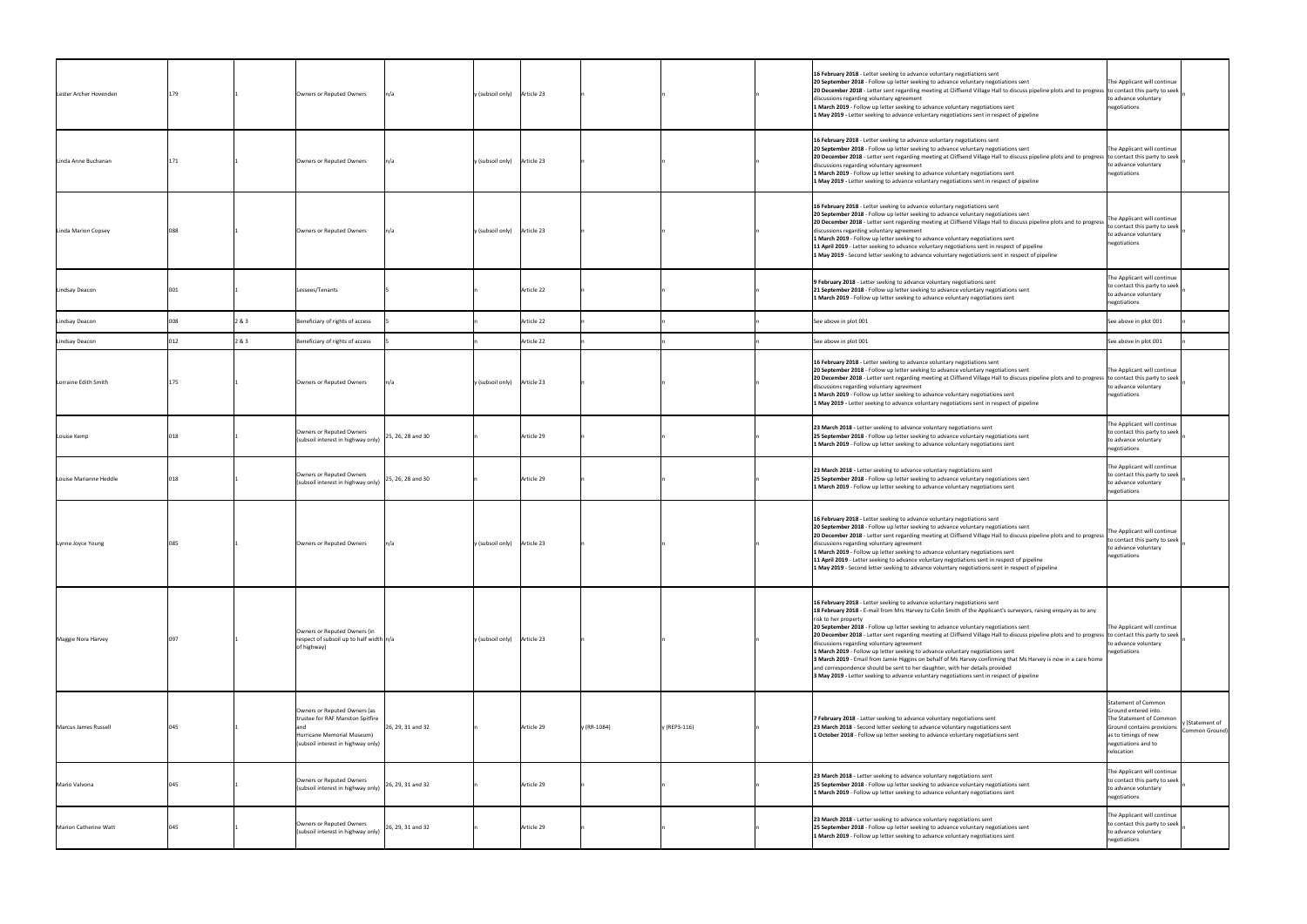| | | | | | | | | | | | | |
|---|---|---|---|---|---|---|---|---|---|---|---|---|
| Lester Archer Hovenden | 179 | 1 | Owners or Reputed Owners | n/a | y (subsoil only) | Article 23 | | n | n | **16 February 2018** - Letter seeking to advance voluntary negotiations sent<br>**20 September 2018** - Follow up letter seeking to advance voluntary negotiations sent<br>**20 December 2018** - Letter sent regarding meeting at Cliffsend Village Hall to discuss pipeline plots and to progress discussions regarding voluntary agreement<br>**1 March 2019** - Follow up letter seeking to advance voluntary negotiations sent<br>**1 May 2019** - Letter seeking to advance voluntary negotiations sent in respect of pipeline | The Applicant will continue to contact this party to seek to advance voluntary negotiations | n |
| Linda Anne Buchanan | 171 | 1 | Owners or Reputed Owners | n/a | y (subsoil only) | Article 23 | | n | n | **16 February 2018** - Letter seeking to advance voluntary negotiations sent<br>**20 September 2018** - Follow up letter seeking to advance voluntary negotiations sent<br>**20 December 2018** - Letter sent regarding meeting at Cliffsend Village Hall to discuss pipeline plots and to progress discussions regarding voluntary agreement<br>**1 March 2019** - Follow up letter seeking to advance voluntary negotiations sent<br>**1 May 2019** - Letter seeking to advance voluntary negotiations sent in respect of pipeline | The Applicant will continue to contact this party to seek to advance voluntary negotiations | n |
| Linda Marion Copsey | 088 | 1 | Owners or Reputed Owners | n/a | y (subsoil only) | Article 23 | | n | n | **16 February 2018** - Letter seeking to advance voluntary negotiations sent<br>**20 September 2018** - Follow up letter seeking to advance voluntary negotiations sent<br>**20 December 2018** - Letter sent regarding meeting at Cliffsend Village Hall to discuss pipeline plots and to progress discussions regarding voluntary agreement<br>**1 March 2019** - Follow up letter seeking to advance voluntary negotiations sent<br>**11 April 2019** - Letter seeking to advance voluntary negotiations sent in respect of pipeline<br>**1 May 2019** - Second letter seeking to advance voluntary negotiations sent in respect of pipeline | The Applicant will continue to contact this party to seek to advance voluntary negotiations | n |
| Lindsay Deacon | 001 | 1 | Lessees/Tenants | 5 | n | Article 22 | | n | n | **9 February 2018** - Letter seeking to advance voluntary negotiations sent<br>**21 September 2018** - Follow up letter seeking to advance voluntary negotiations sent<br>**1 March 2019** - Follow up letter seeking to advance voluntary negotiations sent | The Applicant will continue to contact this party to seek to advance voluntary negotiations | n |
| Lindsay Deacon | 008 | 2 & 3 | Beneficiary of rights of access | 5 | n | Article 22 | | n | n | See above in plot 001 | See above in plot 001 | n |
| Lindsay Deacon | 012 | 2 & 3 | Beneficiary of rights of access | 5 | n | Article 22 | | n | n | See above in plot 001 | See above in plot 001 | n |
| Lorraine Edith Smith | 175 | 1 | Owners or Reputed Owners | n/a | y (subsoil only) | Article 23 | | n | n | **16 February 2018** - Letter seeking to advance voluntary negotiations sent<br>**20 September 2018** - Follow up letter seeking to advance voluntary negotiations sent<br>**20 December 2018** - Letter sent regarding meeting at Cliffsend Village Hall to discuss pipeline plots and to progress discussions regarding voluntary agreement<br>**1 March 2019** - Follow up letter seeking to advance voluntary negotiations sent<br>**1 May 2019** - Letter seeking to advance voluntary negotiations sent in respect of pipeline | The Applicant will continue to contact this party to seek to advance voluntary negotiations | n |
| Louise Kemp | 018 | 1 | Owners or Reputed Owners (subsoil interest in highway only) | 25, 26, 28 and 30 | n | Article 29 | | n | n | **23 March 2018** - Letter seeking to advance voluntary negotiations sent<br>**25 September 2018** - Follow up letter seeking to advance voluntary negotiations sent<br>**1 March 2019** - Follow up letter seeking to advance voluntary negotiations sent | The Applicant will continue to contact this party to seek to advance voluntary negotiations | n |
| Louise Marianne Heddle | 018 | 1 | Owners or Reputed Owners (subsoil interest in highway only) | 25, 26, 28 and 30 | n | Article 29 | | n | n | **23 March 2018** - Letter seeking to advance voluntary negotiations sent<br>**25 September 2018** - Follow up letter seeking to advance voluntary negotiations sent<br>**1 March 2019** - Follow up letter seeking to advance voluntary negotiations sent | The Applicant will continue to contact this party to seek to advance voluntary negotiations | n |
| Lynne Joyce Young | 085 | 1 | Owners or Reputed Owners | n/a | y (subsoil only) | Article 23 | | n | n | **16 February 2018** - Letter seeking to advance voluntary negotiations sent<br>**20 September 2018** - Follow up letter seeking to advance voluntary negotiations sent<br>**20 December 2018** - Letter sent regarding meeting at Cliffsend Village Hall to discuss pipeline plots and to progress discussions regarding voluntary agreement<br>**1 March 2019** - Follow up letter seeking to advance voluntary negotiations sent<br>**11 April 2019** - Letter seeking to advance voluntary negotiations sent in respect of pipeline<br>**1 May 2019** - Second letter seeking to advance voluntary negotiations sent in respect of pipeline | The Applicant will continue to contact this party to seek to advance voluntary negotiations | n |
| Maggie Nora Harvey | 097 | 1 | Owners or Reputed Owners (in respect of subsoil up to half width of highway) | n/a | y (subsoil only) | Article 23 | | n | n | **16 February 2018** - Letter seeking to advance voluntary negotiations sent<br>**18 February 2018** - E-mail from Mrs Harvey to Colin Smith of the Applicant's surveyors, raising enquiry as to any risk to her property<br>**20 September 2018** - Follow up letter seeking to advance voluntary negotiations sent<br>**20 December 2018** - Letter sent regarding meeting at Cliffsend Village Hall to discuss pipeline plots and to progress discussions regarding voluntary agreement<br>**1 March 2019** - Follow up letter seeking to advance voluntary negotiations sent<br>**3 March 2019** - Email from Jamie Higgins on behalf of Ms Harvey confirming that Ms Harvey is now in a care home and correspondence should be sent to her daughter, with her details provided<br>**3 May 2019** - Letter seeking to advance voluntary negotiations sent in respect of pipeline | The Applicant will continue to contact this party to seek to advance voluntary negotiations | n |
| Marcus James Russell | 045 | 1 | Owners or Reputed Owners (as trustee for RAF Manston Spitfire and Hurricane Memorial Museum) (subsoil interest in highway only) | 26, 29, 31 and 32 | n | Article 29 | y (RR-1084) | y (REP3-116) | n | **7 February 2018** - Letter seeking to advance voluntary negotiations sent<br>**23 March 2018** - Second letter seeking to advance voluntary negotiations sent<br>**1 October 2018** - Follow up letter seeking to advance voluntary negotiations sent | Statement of Common Ground entered into. The Statement of Common Ground contains provisions as to timings of new negotiations and to relocation | y (Statement of Common Ground) |
| Mario Valvona | 045 | 1 | Owners or Reputed Owners (subsoil interest in highway only) | 26, 29, 31 and 32 | n | Article 29 | | n | n | **23 March 2018** - Letter seeking to advance voluntary negotiations sent<br>**25 September 2018** - Follow up letter seeking to advance voluntary negotiations sent<br>**1 March 2019** - Follow up letter seeking to advance voluntary negotiations sent | The Applicant will continue to contact this party to seek to advance voluntary negotiations | n |
| Marion Catherine Watt | 045 | 1 | Owners or Reputed Owners (subsoil interest in highway only) | 26, 29, 31 and 32 | n | Article 29 | | n | n | **23 March 2018** - Letter seeking to advance voluntary negotiations sent<br>**25 September 2018** - Follow up letter seeking to advance voluntary negotiations sent<br>**1 March 2019** - Follow up letter seeking to advance voluntary negotiations sent | The Applicant will continue to contact this party to seek to advance voluntary negotiations | n |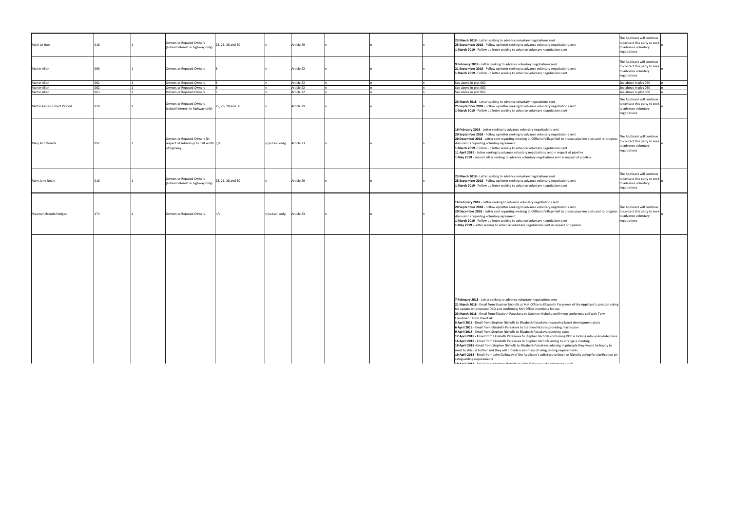| | | | | | | | | | | | | |
|---|---|---|---|---|---|---|---|---|---|---|---|---|
| Mark Le-Han | 018 | 1 | Owners or Reputed Owners (subsoil interest in highway only) | 25, 26, 28 and 30 | n | Article 29 | n | n | n | **23 March 2018** - Letter seeking to advance voluntary negotiations sent<br>**25 September 2018** - Follow up letter seeking to advance voluntary negotiations sent<br>**1 March 2019** - Follow up letter seeking to advance voluntary negotiations sent | The Applicant will continue to contact this party to seek to advance voluntary negotiations | n |
| Martin Allen | 060 | 1 | Owners or Reputed Owners | 6 | n | Article 22 | n | n | n | **9 February 2018** - Letter seeking to advance voluntary negotiations sent<br>**21 September 2018** - Follow up letter seeking to advance voluntary negotiations sent<br>**1 March 2019** - Follow up letter seeking to advance voluntary negotiations sent | The Applicant will continue to contact this party to seek to advance voluntary negotiations | n |
| Martin Allen | 061 | 1 | Owners or Reputed Owners | 6 | n | Article 22 | n | n | n | See above in plot 060 | See above in plot 060 | n |
| Martin Allen | 062 | 1 | Owners or Reputed Owners | 6 | n | Article 22 | n | n | n | See above in plot 060 | See above in plot 060 | n |
| Martin Allen | 063 | 1 | Owners or Reputed Owners | 6 | n | Article 22 | n | n | n | See above in plot 060 | See above in plot 060 | n |
| Martin James Robert Pescud | 018 | 1 | Owners or Reputed Owners (subsoil interest in highway only) | 25, 26, 28 and 30 | n | Article 29 | n | n | n | **23 March 2018** - Letter seeking to advance voluntary negotiations sent<br>**25 September 2018** - Follow up letter seeking to advance voluntary negotiations sent<br>**1 March 2019** - Follow up letter seeking to advance voluntary negotiations sent | The Applicant will continue to contact this party to seek to advance voluntary negotiations | n |
| Mary Ann Breeds | 097 | 1 | Owners or Reputed Owners (in respect of subsoil up to half width of highway) | n/a | y (subsoil only) | Article 23 | n | n | n | **16 February 2018** - Letter seeking to advance voluntary negotiations sent<br>**20 September 2018** - Follow up letter seeking to advance voluntary negotiations sent<br>**20 December 2018** - Letter sent regarding meeting at Cliffsend Village Hall to discuss pipeline plots and to progress discussions regarding voluntary agreement<br>**1 March 2019** - Follow up letter seeking to advance voluntary negotiations sent<br>**11 April 2019** - Letter seeking to advance voluntary negotiations sent in respect of pipeline<br>**1 May 2019** - Second letter seeking to advance voluntary negotiations sent in respect of pipeline | The Applicant will continue to contact this party to seek to advance voluntary negotiations | n |
| Mary Jane Neale | 018 | 1 | Owners or Reputed Owners (subsoil interest in highway only) | 25, 26, 28 and 30 | n | Article 29 | n | n | n | **23 March 2018** - Letter seeking to advance voluntary negotiations sent<br>**25 September 2018** - Follow up letter seeking to advance voluntary negotiations sent<br>**1 March 2019** - Follow up letter seeking to advance voluntary negotiations sent | The Applicant will continue to contact this party to seek to advance voluntary negotiations | n |
| Maureen Brenda Hedges | 174 | 1 | Owners or Reputed Owners | n/a | y (subsoil only) | Article 23 | n | n | n | **16 February 2018** - Letter seeking to advance voluntary negotiations sent<br>**20 September 2018** - Follow up letter seeking to advance voluntary negotiations sent<br>**20 December 2018** - Letter sent regarding meeting at Cliffsend Village Hall to discuss pipeline plots and to progress discussions regarding voluntary agreement<br>**1 March 2019** - Follow up letter seeking to advance voluntary negotiations sent<br>**1 May 2019** - Letter seeking to advance voluntary negotiations sent in respect of pipeline | The Applicant will continue to contact this party to seek to advance voluntary negotiations | n |
| | | | | | | | | | | **7 February 2018** - Letter seeking to advance voluntary negotiations sent<br>**21 March 2018** - Email from Stephen Nicholls at Met Office to Elizabeth Paraskeva of the Applicant's solicitor asking for update on proposed DCO and confirming Met Office intentions for use<br>**23 March 2018** - Email from Elizabeth Paraskeva to Stephen Nicholls confirming conference call with Tony Freudmann from RiverOak<br>**5 April 2018** - Email from Stephen Nicholls to Elizabeth Paraskeva requesting latest development plans<br>**6 April 2018** - Email from Elizabeth Paraskeva to Stephen Nicholls providing masterplan<br>**9 April 2018** - Email from Stephen Nicholls to Elizabeth Paraskeva querying plans<br>**12 April 2018** - Email from Elizabeth Paraskeva to Stephen Nicholls confirming BDB is looking into up-to-date plans<br>**16 April 2018** - Email from Elizabeth Paraskeva to Stephen Nicholls asking to arrange a meeting<br>**18 April 2018** - Email from Stephen Nicholls to Elizabeth Paraskeva advising in principle they would be happy to meet to discuss further and they will provide a summary of safeguarding requirements<br>**19 April 2018** - Email from John Galloway of the Applicant's solicitors to Stephen Nicholls asking for clarification on safeguarding requirements<br>**19 April 2018** - Email from Stephen Nicholls to John Galloway acknowledging email | | |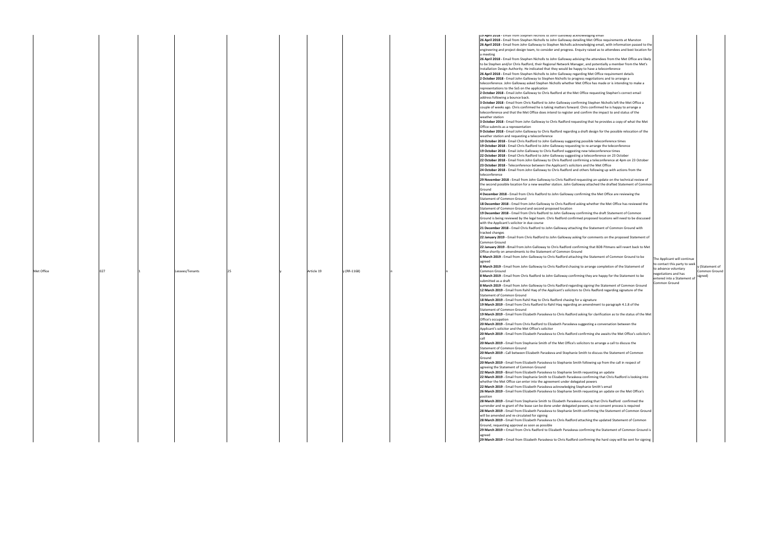| | | | | | | | | | | | | |
|---|---|---|---|---|---|---|---|---|---|---|---|---|
| Met Office | 027 | 1 | Lessees/Tenants | 25 | y | Article 19 | y (RR-1168) | n | n | **19 April 2018** - Email from Stephen Nicholls to John Galloway acknowledging email<br>**26 April 2018** - Email from Stephen Nicholls to John Galloway detailing Met Office requirements at Manston<br>**26 April 2018** - Email from John Galloway to Stephen Nicholls acknowledging email, with information passed to the engineering and project design team, to consider and progress. Enquiry raised as to attendees and best location for a meeting<br>**26 April 2018** - Email from Stephen Nicholls to John Galloway advising the attendees from the Met Office are likely to be Stephen and/or Chris Radford, their Regional Network Manager, and potentially a member from the Met's Installation Design Authority. He indicated that they would be happy to have a teleconference<br>**26 April 2018** - Email from Stephen Nicholls to John Galloway regarding Met Office requirement details<br>**2 October 2018** - Email John Galloway to Stephen Nicholls to progress negotiations and to arrange a teleconference. John Galloway asked Stephen Nicholls whether Met Office has made or is intending to make a representations to the SoS on the application<br>**2 October 2018** - Email John Galloway to Chris Radford at the Met Office requesting Stephen's correct email address following a bounce back.<br>**3 October 2018** - Email from Chris Radford to John Galloway confirming Stephen Nicholls left the Met Office a couple of weeks ago. Chris confirmed he is taking matters forward. Chris confirmed he is happy to arrange a teleconference and that the Met Office does intend to register and confirm the impact to and status of the weather station<br>**3 October 2018** - Email from John Galloway to Chris Radford requesting that he provides a copy of what the Met Office submits as a representation<br>**9 October 2018** - Email John Galloway to Chris Radford regarding a draft design for the possible relocation of the weather station and requesting a teleconference<br>**10 October 2018** - Email Chris Radford to John Galloway suggesting possible teleconference times<br>**19 October 2018** - Email Chris Radford to John Galloway requesting to re-arrange the teleconference<br>**19 October 2018** - Email John Galloway to Chris Radford suggesting new teleconference times<br>**22 October 2018** - Email Chris Radford to John Galloway suggesting a teleconference on 23 October<br>**22 October 2018** - Email from John Galloway to Chris Radford confirming a teleconference at 4pm on 23 October<br>**23 October 2018** - Teleconference between the Applicant's solicitors and the Met Office<br>**24 October 2018** - Email from John Galloway to Chris Radford and others following up with actions from the teleconference<br>**29 November 2018** - Email from John Galloway to Chris Radford requesting an update on the technical review of the second possible location for a new weather station. John Galloway attached the drafted Statement of Common Ground<br>**4 December 2018** - Email from Chris Radford to John Galloway confirming the Met Office are reviewing the Statement of Common Ground<br>**18 December 2018** - Email from John Galloway to Chris Radford asking whether the Met Office has reviewed the Statement of Common Ground and second proposed location<br>**19 December 2018** - Email from Chris Radford to John Galloway confirming the draft Statement of Common Ground is being reviewed by the legal team. Chris Radford confirmed proposed locations will need to be discussed with the Applicant's solicitor in due course<br>**21 December 2018** - Email Chris Radford to John Galloway attaching the Statement of Common Ground with tracked changes<br>**22 January 2019** - Email from Chris Radford to John Galloway asking for comments on the proposed Statement of Common Ground<br>**22 January 2019** - Email from John Galloway to Chris Radford confirming that BDB Pitmans will revert back to Met Office shortly on amendments to the Statement of Common Ground<br>**6 March 2019** - Email from John Galloway to Chris Radford attaching the Statement of Common Ground to be agreed<br>**8 March 2019** - Email from John Galloway to Chris Radford chasing to arrange completion of the Statement of Common Ground<br>**8 March 2019** - Email from Chris Radford to John Galloway confirming they are happy for the Statement to be submitted as a draft<br>**8 March 2019** - Email from John Galloway to Chris Radford regarding signing the Statement of Common Ground<br>**12 March 2019** - Email from Rahil Haq of the Applicant's solicitors to Chris Radford regarding signature of the Statement of Common Ground<br>**18 March 2019** - Email from Rahil Haq to Chris Radford chasing for a signature<br>**19 March 2019** - Email from Chris Radford to Rahil Haq regarding an amendment to paragraph 4.1.8 of the Statement of Common Ground<br>**19 March 2019** - Email from Elizabeth Paraskeva to Chris Radford asking for clarification as to the status of the Met Office's occupation<br>**20 March 2019** - Email from Chris Radford to Elizabeth Paraskeva suggesting a conversation between the Applicant's solicitor and the Met Office's solicitor<br>**20 March 2019** - Email from Elizabeth Paraskeva to Chris Radford confirming she awaits the Met Office's solicitor's call<br>**20 March 2019** - Email from Stephanie Smith of the Met Office's solicitors to arrange a call to discuss the Statement of Common Ground<br>**20 March 2019** - Call between Elizabeth Paraskeva and Stephanie Smith to discuss the Statement of Common Ground<br>**20 March 2019** - Email from Elizabeth Paraskeva to Stephanie Smith following up from the call in respect of agreeing the Statement of Common Ground<br>**22 March 2019** - Email from Elizabeth Paraskeva to Stephanie Smith requesting an update<br>**22 March 2019** - Email from Stephanie Smith to Elizabeth Paraskeva confirming that Chris Radford is looking into whether the Met Office can enter into the agreement under delegated powers<br>**22 March 2019** - Email from Elizabeth Paraskeva acknowledging Stephanie Smith's email<br>**26 March 2019** - Email from Elizabeth Paraskeva to Stephanie Smith requesting an update on the Met Office's position<br>**28 March 2019** - Email from Stephanie Smith to Elizabeth Paraskeva stating that Chris Radford confirmed the surrender and re-grant of the lease can be done under delegated powers, so no consent process is required<br>**28 March 2019** - Email from Elizabeth Paraskeva to Stephanie Smith confirming the Statement of Common Ground will be amended and re-circulated for signing<br>**28 March 2019** - Email from Elizabeth Paraskeva to Chris Radford attaching the updated Statement of Common Ground, requesting approval as soon as possible<br>**29 March 2019** – Email from Chris Radford to Elizabeth Paraskeva confirming the Statement of Common Ground is agreed<br>**29 March 2019** – Email from Elizabeth Paraskeva to Chris Radford confirming the hard copy will be sent for signing | The Applicant will continue to contact this party to seek to advance voluntary negotiations and has entered into a Statement of Common Ground | y (Statement of Common Ground signed) |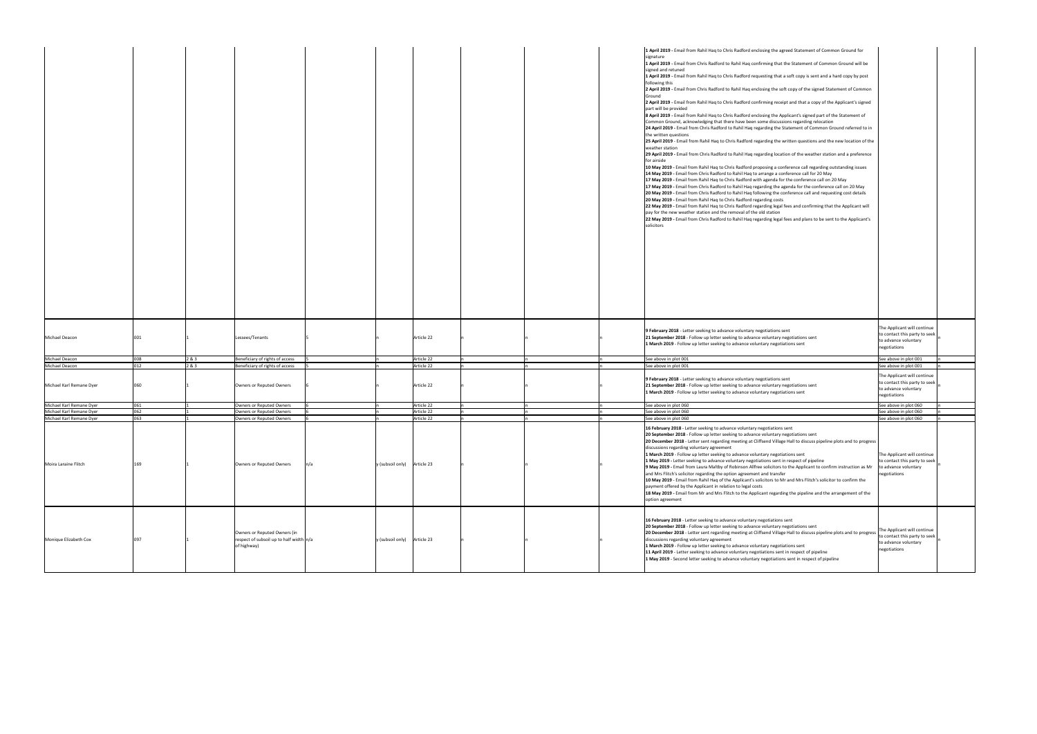| | | | | | | | | | | | | |
|---|---|---|---|---|---|---|---|---|---|---|---|---|
| | | | | | | | | | | **1 April 2019** - Email from Rahil Haq to Chris Radford enclosing the agreed Statement of Common Ground for signature<br>**1 April 2019** - Email from Chris Radford to Rahil Haq confirming that the Statement of Common Ground will be signed and retuned<br>**1 April 2019** - Email from Rahil Haq to Chris Radford requesting that a soft copy is sent and a hard copy by post following this<br>**2 April 2019** - Email from Chris Radford to Rahil Haq enclosing the soft copy of the signed Statement of Common Ground<br>**2 April 2019** - Email from Rahil Haq to Chris Radford confirming receipt and that a copy of the Applicant's signed part will be provided<br>**8 April 2019** - Email from Rahil Haq to Chris Radford enclosing the Applicant's signed part of the Statement of Common Ground, acknowledging that there have been some discussions regarding relocation<br>**24 April 2019** - Email from Chris Radford to Rahil Haq regarding the Statement of Common Ground referred to in the written questions<br>**25 April 2019** - Email from Rahil Haq to Chris Radford regarding the written questions and the new location of the weather station<br>**29 April 2019** - Email from Chris Radford to Rahil Haq regarding location of the weather station and a preference for airside<br>**10 May 2019** - Email from Rahil Haq to Chris Radford proposing a conference call regarding outstanding issues<br>**14 May 2019** - Email from Chris Radford to Rahil Haq to arrange a conference call for 20 May<br>**17 May 2019** - Email from Rahil Haq to Chris Radford with agenda for the conference call on 20 May<br>**17 May 2019** - Email from Chris Radford to Rahil Haq regarding the agenda for the conference call on 20 May<br>**20 May 2019** - Email from Chris Radford to Rahil Haq following the conference call and requesting cost details<br>**20 May 2019** - Email from Rahil Haq to Chris Radford regarding costs<br>**22 May 2019** - Email from Rahil Haq to Chris Radford regarding legal fees and confirming that the Applicant will pay for the new weather station and the removal of the old station<br>**22 May 2019** - Email from Chris Radford to Rahil Haq regarding legal fees and plans to be sent to the Applicant's solicitors | | |
| Michael Deacon | 001 | 1 | Lessees/Tenants | 5 | n | Article 22 | n | n | n | **9 February 2018** - Letter seeking to advance voluntary negotiations sent<br>**21 September 2018** - Follow up letter seeking to advance voluntary negotiations sent<br>**1 March 2019** - Follow up letter seeking to advance voluntary negotiations sent | The Applicant will continue to contact this party to seek to advance voluntary negotiations | n |
| Michael Deacon | 008 | 2 & 3 | Beneficiary of rights of access | 5 | n | Article 22 | n | n | n | See above in plot 001 | See above in plot 001 | n |
| Michael Deacon | 012 | 2 & 3 | Beneficiary of rights of access | 5 | n | Article 22 | n | n | n | See above in plot 001 | See above in plot 001 | n |
| Michael Karl Remane Dyer | 060 | 1 | Owners or Reputed Owners | 6 | n | Article 22 | n | n | n | **9 February 2018** - Letter seeking to advance voluntary negotiations sent<br>**21 September 2018** - Follow up letter seeking to advance voluntary negotiations sent<br>**1 March 2019** - Follow up letter seeking to advance voluntary negotiations sent | The Applicant will continue to contact this party to seek to advance voluntary negotiations | n |
| Michael Karl Remane Dyer | 061 | 1 | Owners or Reputed Owners | 6 | n | Article 22 | n | n | n | See above in plot 060 | See above in plot 060 | n |
| Michael Karl Remane Dyer | 062 | 1 | Owners or Reputed Owners | 6 | n | Article 22 | n | n | n | See above in plot 060 | See above in plot 060 | n |
| Michael Karl Remane Dyer | 063 | 1 | Owners or Reputed Owners | 6 | n | Article 22 | n | n | n | See above in plot 060 | See above in plot 060 | n |
| Moira Laraine Flitch | 169 | 1 | Owners or Reputed Owners | n/a | y (subsoil only) | Article 23 | n | n | n | **16 February 2018** - Letter seeking to advance voluntary negotiations sent<br>**20 September 2018** - Follow up letter seeking to advance voluntary negotiations sent<br>**20 December 2018** - Letter sent regarding meeting at Cliffsend Village Hall to discuss pipeline plots and to progress discussions regarding voluntary agreement<br>**1 March 2019** - Follow up letter seeking to advance voluntary negotiations sent<br>**1 May 2019** - Letter seeking to advance voluntary negotiations sent in respect of pipeline<br>**9 May 2019** - Email from Laura Maltby of Robinson Allfree solicitors to the Applicant to confirm instruction as Mr and Mrs Flitch's solicitor regarding the option agreement and transfer<br>**10 May 2019** - Email from Rahil Haq of the Applicant's solicitors to Mr and Mrs Flitch's solicitor to confirm the payment offered by the Applicant in relation to legal costs<br>**18 May 2019** - Email from Mr and Mrs Flitch to the Applicant regarding the pipeline and the arrangement of the option agreement | The Applicant will continue to contact this party to seek to advance voluntary negotiations | n |
| Monique Elizabeth Cox | 097 | 1 | Owners or Reputed Owners (in respect of subsoil up to half width of highway) | n/a | y (subsoil only) | Article 23 | n | n | n | **16 February 2018** - Letter seeking to advance voluntary negotiations sent<br>**20 September 2018** - Follow up letter seeking to advance voluntary negotiations sent<br>**20 December 2018** - Letter sent regarding meeting at Cliffsend Village Hall to discuss pipeline plots and to progress discussions regarding voluntary agreement<br>**1 March 2019** - Follow up letter seeking to advance voluntary negotiations sent<br>**11 April 2019** - Letter seeking to advance voluntary negotiations sent in respect of pipeline<br>**1 May 2019** - Second letter seeking to advance voluntary negotiations sent in respect of pipeline | The Applicant will continue to contact this party to seek to advance voluntary negotiations | n |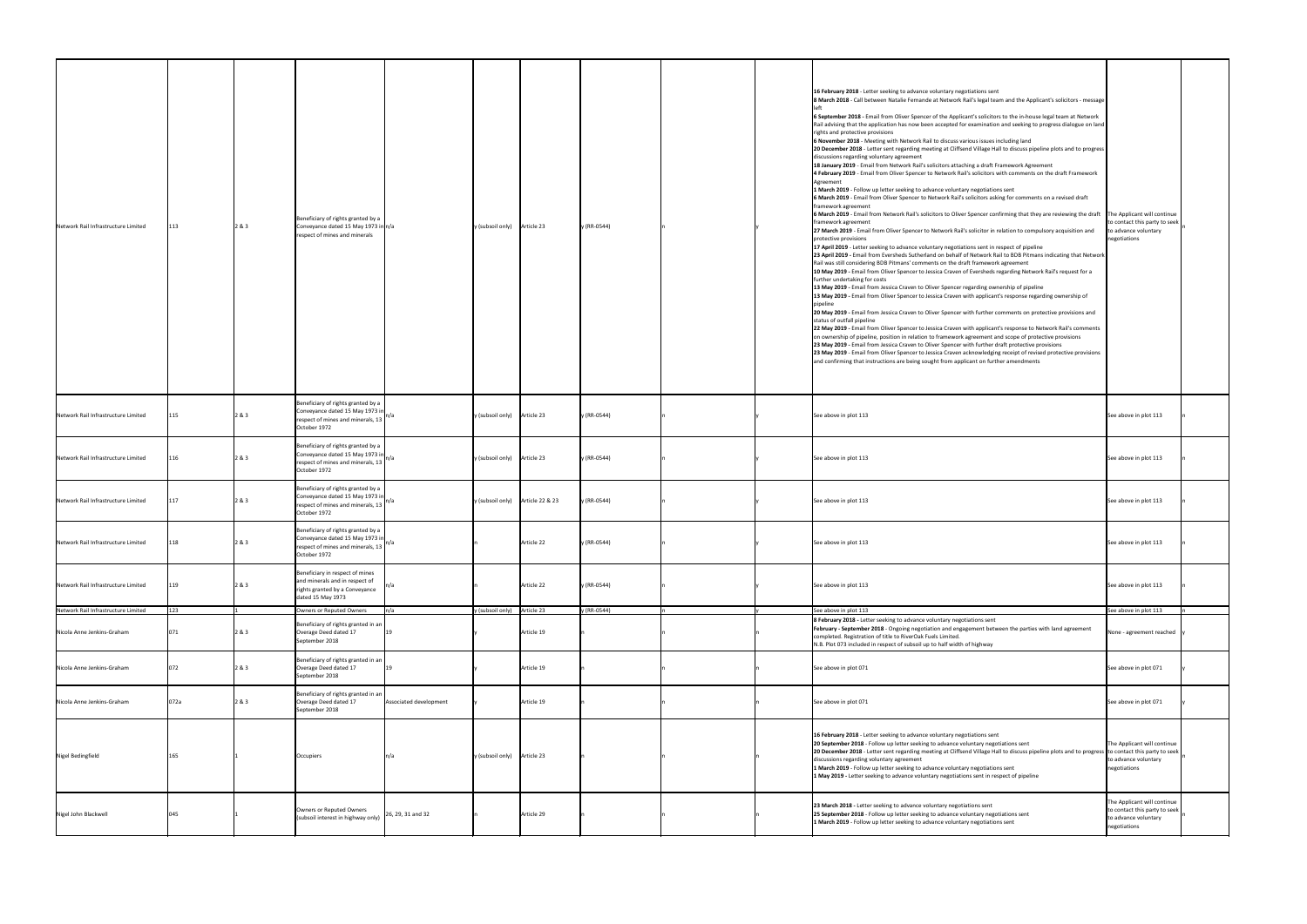| | | | | | | | | | | | | |
|---|---|---|---|---|---|---|---|---|---|---|---|---|
| Network Rail Infrastructure Limited | 113 | 2 & 3 | Beneficiary of rights granted by a Conveyance dated 15 May 1973 in respect of mines and minerals | n/a | y (subsoil only) | Article 23 | y (RR-0544) | | n | y | **16 February 2018** - Letter seeking to advance voluntary negotiations sent<br>**8 March 2018** - Call between Natalie Fernande at Network Rail's legal team and the Applicant's solicitors - message left<br>**6 September 2018** - Email from Oliver Spencer of the Applicant's solicitors to the in-house legal team at Network Rail advising that the application has now been accepted for examination and seeking to progress dialogue on land rights and protective provisions<br>**6 November 2018** - Meeting with Network Rail to discuss various issues including land<br>**20 December 2018** - Letter sent regarding meeting at Cliffsend Village Hall to discuss pipeline plots and to progress discussions regarding voluntary agreement<br>**18 January 2019** - Email from Network Rail's solicitors attaching a draft Framework Agreement<br>**4 February 2019** - Email from Oliver Spencer to Network Rail's solicitors with comments on the draft Framework Agreement<br>**1 March 2019** - Follow up letter seeking to advance voluntary negotiations sent<br>**6 March 2019** - Email from Oliver Spencer to Network Rail's solicitors asking for comments on a revised draft framework agreement<br>**6 March 2019** - Email from Network Rail's solicitors to Oliver Spencer confirming that they are reviewing the draft framework agreement<br>**27 March 2019** - Email from Oliver Spencer to Network Rail's solicitor in relation to compulsory acquisition and protective provisions<br>**17 April 2019** - Letter seeking to advance voluntary negotiations sent in respect of pipeline<br>**23 April 2019** - Email from Eversheds Sutherland on behalf of Network Rail to BDB Pitmans indicating that Network Rail was still considering BDB Pitmans' comments on the draft framework agreement<br>**10 May 2019** - Email from Oliver Spencer to Jessica Craven of Eversheds regarding Network Rail's request for a further undertaking for costs<br>**13 May 2019** - Email from Jessica Craven to Oliver Spencer regarding ownership of pipeline<br>**13 May 2019** - Email from Oliver Spencer to Jessica Craven with applicant's response regarding ownership of pipeline<br>**20 May 2019** - Email from Jessica Craven to Oliver Spencer with further comments on protective provisions and status of outfall pipeline<br>**22 May 2019** - Email from Oliver Spencer to Jessica Craven with applicant's response to Network Rail's comments on ownership of pipeline, position in relation to framework agreement and scope of protective provisions<br>**23 May 2019** - Email from Jessica Craven to Oliver Spencer with further draft protective provisions<br>**23 May 2019** - Email from Oliver Spencer to Jessica Craven acknowledging receipt of revised protective provisions and confirming that instructions are being sought from applicant on further amendments | The Applicant will continue to contact this party to seek to advance voluntary negotiations | n |
| Network Rail Infrastructure Limited | 115 | 2 & 3 | Beneficiary of rights granted by a Conveyance dated 15 May 1973 in respect of mines and minerals, 13 October 1972 | n/a | y (subsoil only) | Article 23 | y (RR-0544) | | n | y | See above in plot 113 | See above in plot 113 | n |
| Network Rail Infrastructure Limited | 116 | 2 & 3 | Beneficiary of rights granted by a Conveyance dated 15 May 1973 in respect of mines and minerals, 13 October 1972 | n/a | y (subsoil only) | Article 23 | y (RR-0544) | | n | y | See above in plot 113 | See above in plot 113 | n |
| Network Rail Infrastructure Limited | 117 | 2 & 3 | Beneficiary of rights granted by a Conveyance dated 15 May 1973 in respect of mines and minerals, 13 October 1972 | n/a | y (subsoil only) | Article 22 & 23 | y (RR-0544) | | n | y | See above in plot 113 | See above in plot 113 | n |
| Network Rail Infrastructure Limited | 118 | 2 & 3 | Beneficiary of rights granted by a Conveyance dated 15 May 1973 in respect of mines and minerals, 13 October 1972 | n/a | n | Article 22 | y (RR-0544) | | n | y | See above in plot 113 | See above in plot 113 | n |
| Network Rail Infrastructure Limited | 119 | 2 & 3 | Beneficiary in respect of mines and minerals and in respect of rights granted by a Conveyance dated 15 May 1973 | n/a | n | Article 22 | y (RR-0544) | | n | y | See above in plot 113 | See above in plot 113 | n |
| Network Rail Infrastructure Limited | 123 | 1 | Owners or Reputed Owners | n/a | y (subsoil only) | Article 23 | y (RR-0544) | | n | y | See above in plot 113 | See above in plot 113 | n |
| Nicola Anne Jenkins-Graham | 071 | 2 & 3 | Beneficiary of rights granted in an Overage Deed dated 17 September 2018 | 19 | y | Article 19 | n | | n | n | **8 February 2018** - Letter seeking to advance voluntary negotiations sent<br>**February - September 2018** - Ongoing negotiation and engagement between the parties with land agreement completed. Registration of title to RiverOak Fuels Limited.<br>N.B. Plot 073 included in respect of subsoil up to half width of highway | None - agreement reached | y |
| Nicola Anne Jenkins-Graham | 072 | 2 & 3 | Beneficiary of rights granted in an Overage Deed dated 17 September 2018 | 19 | y | Article 19 | n | | n | n | See above in plot 071 | See above in plot 071 | y |
| Nicola Anne Jenkins-Graham | 072a | 2 & 3 | Beneficiary of rights granted in an Overage Deed dated 17 September 2018 | Associated development | y | Article 19 | n | | n | n | See above in plot 071 | See above in plot 071 | y |
| Nigel Bedingfield | 165 | 1 | Occupiers | n/a | y (subsoil only) | Article 23 | n | | n | n | **16 February 2018** - Letter seeking to advance voluntary negotiations sent<br>**20 September 2018** - Follow up letter seeking to advance voluntary negotiations sent<br>**20 December 2018** - Letter sent regarding meeting at Cliffsend Village Hall to discuss pipeline plots and to progress discussions regarding voluntary agreement<br>**1 March 2019** - Follow up letter seeking to advance voluntary negotiations sent<br>**1 May 2019** - Letter seeking to advance voluntary negotiations sent in respect of pipeline | The Applicant will continue to contact this party to seek to advance voluntary negotiations | n |
| Nigel John Blackwell | 045 | 1 | Owners or Reputed Owners (subsoil interest in highway only) | 26, 29, 31 and 32 | n | Article 29 | n | | n | n | **23 March 2018** - Letter seeking to advance voluntary negotiations sent<br>**25 September 2018** - Follow up letter seeking to advance voluntary negotiations sent<br>**1 March 2019** - Follow up letter seeking to advance voluntary negotiations sent | The Applicant will continue to contact this party to seek to advance voluntary negotiations | n |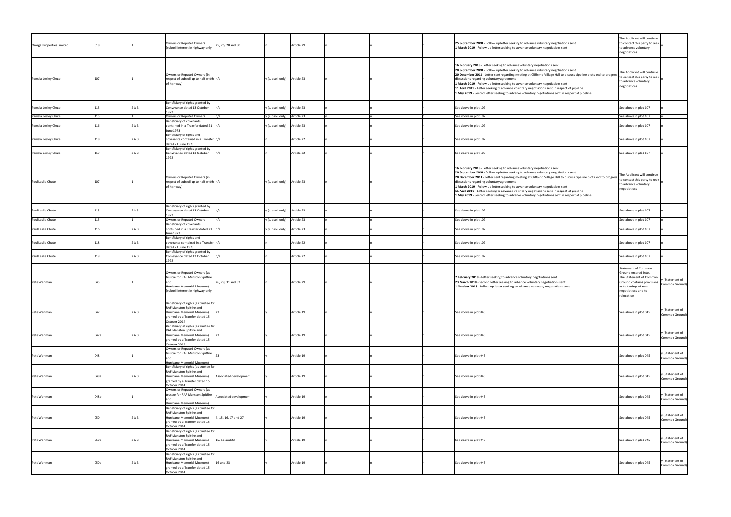| Omega Properties Limited | 018 | 1 | Owners or Reputed Owners (subsoil interest in highway only) | 25, 26, 28 and 30 | n | Article 29 | n | n | n | **25 September 2018** - Follow up letter seeking to advance voluntary negotiations sent<br>**1 March 2019** - Follow up letter seeking to advance voluntary negotiations sent | The Applicant will continue to contact this party to seek to advance voluntary negotiations | n |
|---|---|---|---|---|---|---|---|---|---|---|---|---|
| Pamela Lesley Chute | 107 | 1 | Owners or Reputed Owners (in respect of subsoil up to half width of highway) | n/a | y (subsoil only) | Article 23 | n | n | n | **16 February 2018** - Letter seeking to advance voluntary negotiations sent<br>**20 September 2018** - Follow up letter seeking to advance voluntary negotiations sent<br>**20 December 2018** - Letter sent regarding meeting at Cliffsend Village Hall to discuss pipeline plots and to progress discussions regarding voluntary agreement<br>**1 March 2019** - Follow up letter seeking to advance voluntary negotiations sent<br>**11 April 2019** - Letter seeking to advance voluntary negotiations sent in respect of pipeline<br>**1 May 2019** - Second letter seeking to advance voluntary negotiations sent in respect of pipeline | The Applicant will continue to contact this party to seek to advance voluntary negotiations | n |
| Pamela Lesley Chute | 113 | 2 & 3 | Beneficiary of rights granted by Conveyance dated 13 October 1972 | n/a | y (subsoil only) | Article 23 | n | n | n | See above in plot 107 | See above in plot 107 | n |
| Pamela Lesley Chute | 115 | 1 | Owners or Reputed Owners | n/a | y (subsoil only) | Article 23 | n | n | n | See above in plot 107 | See above in plot 107 | n |
| Pamela Lesley Chute | 116 | 2 & 3 | Beneficiary of covenants contained in a Transfer dated 21 June 1973 | n/a | y (subsoil only) | Article 23 | n | n | n | See above in plot 107 | See above in plot 107 | n |
| Pamela Lesley Chute | 118 | 2 & 3 | Beneficiary of rights and covenants contained in a Transfer dated 21 June 1973 | n/a | n | Article 22 | n | n | n | See above in plot 107 | See above in plot 107 | n |
| Pamela Lesley Chute | 119 | 2 & 3 | Beneficiary of rights granted by Conveyance dated 13 October 1972 | n/a | n | Article 22 | n | n | n | See above in plot 107 | See above in plot 107 | n |
| Paul Leslie Chute | 107 | 1 | Owners or Reputed Owners (in respect of subsoil up to half width of highway) | n/a | y (subsoil only) | Article 23 | n | n | n | **16 February 2018** - Letter seeking to advance voluntary negotiations sent<br>**20 September 2018** - Follow up letter seeking to advance voluntary negotiations sent<br>**20 December 2018** - Letter sent regarding meeting at Cliffsend Village Hall to discuss pipeline plots and to progress discussions regarding voluntary agreement<br>**1 March 2019** - Follow up letter seeking to advance voluntary negotiations sent<br>**11 April 2019** - Letter seeking to advance voluntary negotiations sent in respect of pipeline<br>**1 May 2019** - Second letter seeking to advance voluntary negotiations sent in respect of pipeline | The Applicant will continue to contact this party to seek to advance voluntary negotiations | n |
| Paul Leslie Chute | 113 | 2 & 3 | Beneficiary of rights granted by Conveyance dated 13 October 1972 | n/a | y (subsoil only) | Article 23 | n | n | n | See above in plot 107 | See above in plot 107 | n |
| Paul Leslie Chute | 115 | 1 | Owners or Reputed Owners | n/a | y (subsoil only) | Article 23 | n | n | n | See above in plot 107 | See above in plot 107 | n |
| Paul Leslie Chute | 116 | 2 & 3 | Beneficiary of covenants contained in a Transfer dated 21 June 1973 | n/a | y (subsoil only) | Article 23 | n | n | n | See above in plot 107 | See above in plot 107 | n |
| Paul Leslie Chute | 118 | 2 & 3 | Beneficiary of rights and covenants contained in a Transfer dated 21 June 1973 | n/a | n | Article 22 | n | n | n | See above in plot 107 | See above in plot 107 | n |
| Paul Leslie Chute | 119 | 2 & 3 | Beneficiary of rights granted by Conveyance dated 13 October 1972 | n/a | n | Article 22 | n | n | n | See above in plot 107 | See above in plot 107 | n |
| Pete Wenman | 045 | 1 | Owners or Reputed Owners (as trustee for RAF Manston Spitfire and Hurricane Memorial Museum) (subsoil interest in highway only) | 26, 29, 31 and 32 | n | Article 29 | n | n | n | **7 February 2018** - Letter seeking to advance voluntary negotiations sent<br>**23 March 2018** - Second letter seeking to advance voluntary negotiations sent<br>**1 October 2018** - Follow up letter seeking to advance voluntary negotiations sent | Statement of Common Ground entered into. The Statement of Common Ground contains provisions as to timings of new negotiations and to relocation | y (Statement of Common Ground) |
| Pete Wenman | 047 | 2 & 3 | Beneficiary of rights (as trustee for RAF Manston Spitfire and Hurricane Memorial Museum) granted by a Transfer dated 15 October 2014 | 23 | y | Article 19 | n | n | n | See above in plot 045 | See above in plot 045 | y (Statement of Common Ground) |
| Pete Wenman | 047a | 2 & 3 | Beneficiary of rights (as trustee for RAF Manston Spitfire and Hurricane Memorial Museum) granted by a Transfer dated 15 October 2014 | 23 | y | Article 19 | n | n | n | See above in plot 045 | See above in plot 045 | y (Statement of Common Ground) |
| Pete Wenman | 048 | 1 | Owners or Reputed Owners (as trustee for RAF Manston Spitfire and Hurricane Memorial Museum) | 23 | y | Article 19 | n | n | n | See above in plot 045 | See above in plot 045 | y (Statement of Common Ground) |
| Pete Wenman | 048a | 2 & 3 | Beneficiary of rights (as trustee for RAF Manston Spitfire and Hurricane Memorial Museum) granted by a Transfer dated 15 October 2014 | Associated development | y | Article 19 | n | n | n | See above in plot 045 | See above in plot 045 | y (Statement of Common Ground) |
| Pete Wenman | 048b | 1 | Owners or Reputed Owners (as trustee for RAF Manston Spitfire and Hurricane Memorial Museum) | Associated development | y | Article 19 | n | n | n | See above in plot 045 | See above in plot 045 | y (Statement of Common Ground) |
| Pete Wenman | 050 | 2 & 3 | Beneficiary of rights (as trustee for RAF Manston Spitfire and Hurricane Memorial Museum) granted by a Transfer dated 15 October 2014 | 4, 15, 16, 17 and 27 | y | Article 19 | n | n | n | See above in plot 045 | See above in plot 045 | y (Statement of Common Ground) |
| Pete Wenman | 050b | 2 & 3 | Beneficiary of rights (as trustee for RAF Manston Spitfire and Hurricane Memorial Museum) granted by a Transfer dated 15 October 2014 | 15, 16 and 23 | y | Article 19 | n | n | n | See above in plot 045 | See above in plot 045 | y (Statement of Common Ground) |
| Pete Wenman | 050c | 2 & 3 | Beneficiary of rights (as trustee for RAF Manston Spitfire and Hurricane Memorial Museum) granted by a Transfer dated 15 October 2014 | 16 and 23 | y | Article 19 | n | n | n | See above in plot 045 | See above in plot 045 | y (Statement of Common Ground) |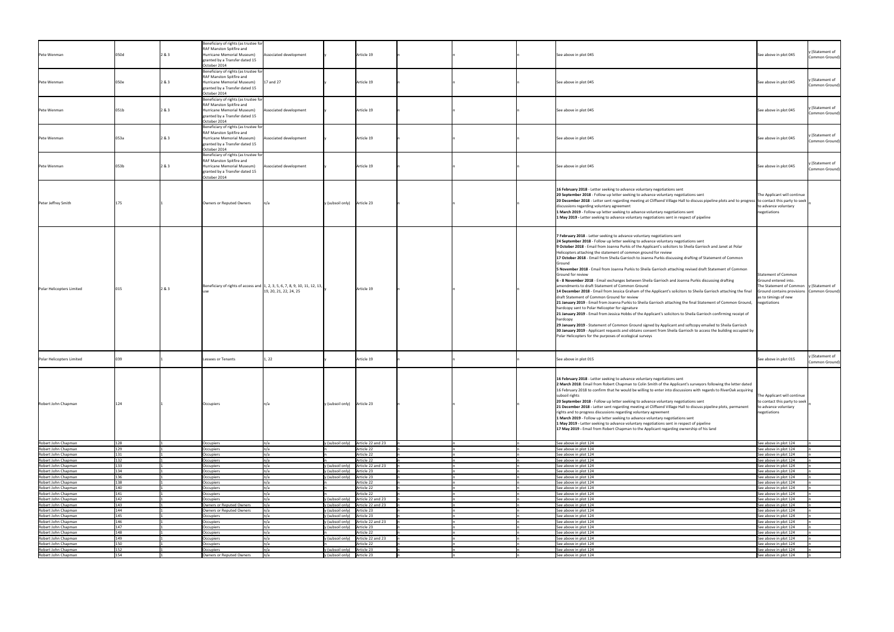| | | | | | | | | | | | | |
|---|---|---|---|---|---|---|---|---|---|---|---|---|
| Pete Wenman | 050d | 2 & 3 | Beneficiary of rights (as trustee for RAF Manston Spitfire and Hurricane Memorial Museum) granted by a Transfer dated 15 October 2014 | Associated development | y | Article 19 | n | n | n | See above in plot 045 | See above in plot 045 | y (Statement of Common Ground) |
| Pete Wenman | 050e | 2 & 3 | Beneficiary of rights (as trustee for RAF Manston Spitfire and Hurricane Memorial Museum) granted by a Transfer dated 15 October 2014 | 17 and 27 | y | Article 19 | n | n | n | See above in plot 045 | See above in plot 045 | y (Statement of Common Ground) |
| Pete Wenman | 051b | 2 & 3 | Beneficiary of rights (as trustee for RAF Manston Spitfire and Hurricane Memorial Museum) granted by a Transfer dated 15 October 2014 | Associated development | y | Article 19 | n | n | n | See above in plot 045 | See above in plot 045 | y (Statement of Common Ground) |
| Pete Wenman | 053a | 2 & 3 | Beneficiary of rights (as trustee for RAF Manston Spitfire and Hurricane Memorial Museum) granted by a Transfer dated 15 October 2014 | Associated development | y | Article 19 | n | n | n | See above in plot 045 | See above in plot 045 | y (Statement of Common Ground) |
| Pete Wenman | 053b | 2 & 3 | Beneficiary of rights (as trustee for RAF Manston Spitfire and Hurricane Memorial Museum) granted by a Transfer dated 15 October 2014 | Associated development | y | Article 19 | n | n | n | See above in plot 045 | See above in plot 045 | y (Statement of Common Ground) |
| Peter Jeffrey Smith | 175 | 1 | Owners or Reputed Owners | n/a | y (subsoil only) | Article 23 | n | n | n | **16 February 2018** - Letter seeking to advance voluntary negotiations sent<br>**20 September 2018** - Follow up letter seeking to advance voluntary negotiations sent<br>**20 December 2018** - Letter sent regarding meeting at Cliffsend Village Hall to discuss pipeline plots and to progress discussions regarding voluntary agreement<br>**1 March 2019** - Follow up letter seeking to advance voluntary negotiations sent<br>**1 May 2019** - Letter seeking to advance voluntary negotiations sent in respect of pipeline | The Applicant will continue to contact this party to seek to advance voluntary negotiations | n |
| Polar Helicopters Limited | 015 | 2 & 3 | Beneficiary of rights of access and use | 1, 2, 3, 5, 6, 7, 8, 9, 10, 11, 12, 13, 19, 20, 21, 22, 24, 25 | y | Article 19 | n | n | n | **7 February 2018** - Letter seeking to advance voluntary negotiations sent<br>**24 September 2018** - Follow up letter seeking to advance voluntary negotiations sent<br>**9 October 2018** - Email from Joanna Purkis of the Applicant's solicitors to Sheila Garrioch and Janet at Polar Helicopters attaching the statement of common ground for review<br>**17 October 2018** - Email from Sheila Garrioch to Joanna Purkis discussing drafting of Statement of Common Ground<br>**5 November 2018** - Email from Joanna Purkis to Sheila Garrioch attaching revised draft Statement of Common Ground for review<br>**6 - 8 November 2018** - Email exchanges between Sheila Garrioch and Joanna Purkis discussing drafting amendments to draft Statement of Common Ground<br>**14 December 2018** - Email from Jessica Graham of the Applicant's solicitors to Sheila Garrioch attaching the final draft Statement of Common Ground for review<br>**21 January 2019** - Email from Joanna Purkis to Sheila Garrioch attaching the final Statement of Common Ground, hardcopy sent to Polar Helicopter for signature<br>**21 January 2019** - Email from Jessica Hobbs of the Applicant's solicitors to Sheila Garrioch confirming receipt of hardcopy<br>**29 January 2019** - Statement of Common Ground signed by Applicant and softcopy emailed to Sheila Garrioch<br>**30 January 2019** - Applicant requests and obtains consent from Sheila Garrioch to access the building occupied by Polar Helicopters for the purposes of ecological surveys | Statement of Common Ground entered into. The Statement of Common Ground contains provisions as to timings of new negotiations | y (Statement of Common Ground) |
| Polar Helicopters Limited | 039 | 1 | Lessees or Tenants | 1, 22 | y | Article 19 | n | n | n | See above in plot 015 | See above in plot 015 | y (Statement of Common Ground) |
| Robert John Chapman | 124 | 1 | Occupiers | n/a | y (subsoil only) | Article 23 | n | n | n | **16 February 2018** - Letter seeking to advance voluntary negotiations sent<br>**2 March 2018**: Email from Robert Chapman to Colin Smith of the Applicant's surveyors following the letter dated 16 February 2018 to confirm that he would be willing to enter into discussions with regards to RiverOak acquiring subsoil rights<br>**20 September 2018** - Follow up letter seeking to advance voluntary negotiations sent<br>**21 December 2018** - Letter sent regarding meeting at Cliffsend Village Hall to discuss pipeline plots, permanent rights and to progress discussions regarding voluntary agreement<br>**1 March 2019** - Follow up letter seeking to advance voluntary negotiations sent<br>**1 May 2019** - Letter seeking to advance voluntary negotiations sent in respect of pipeline<br>**17 May 2019** - Email from Robert Chapman to the Applicant regarding ownership of his land | The Applicant will continue to contact this party to seek to advance voluntary negotiations | n |
| Robert John Chapman | 128 | 1 | Occupiers | n/a | y (subsoil only) | Article 22 and 23 | n | n | n | See above in plot 124 | See above in plot 124 | n |
| Robert John Chapman | 129 | 1 | Occupiers | n/a | n | Article 22 | n | n | n | See above in plot 124 | See above in plot 124 | n |
| Robert John Chapman | 131 | 1 | Occupiers | n/a | n | Article 22 | n | n | n | See above in plot 124 | See above in plot 124 | n |
| Robert John Chapman | 132 | 1 | Occupiers | n/a | n | Article 22 | n | n | n | See above in plot 124 | See above in plot 124 | n |
| Robert John Chapman | 133 | 1 | Occupiers | n/a | y (subsoil only) | Article 22 and 23 | n | n | n | See above in plot 124 | See above in plot 124 | n |
| Robert John Chapman | 134 | 1 | Occupiers | n/a | y (subsoil only) | Article 23 | n | n | n | See above in plot 124 | See above in plot 124 | n |
| Robert John Chapman | 136 | 1 | Occupiers | n/a | y (subsoil only) | Article 23 | n | n | n | See above in plot 124 | See above in plot 124 | n |
| Robert John Chapman | 138 | 1 | Occupiers | n/a | n | Article 22 | n | n | n | See above in plot 124 | See above in plot 124 | n |
| Robert John Chapman | 140 | 1 | Occupiers | n/a | n | Article 22 | n | n | n | See above in plot 124 | See above in plot 124 | n |
| Robert John Chapman | 141 | 1 | Occupiers | n/a | n | Article 22 | n | n | n | See above in plot 124 | See above in plot 124 | n |
| Robert John Chapman | 142 | 1 | Occupiers | n/a | y (subsoil only) | Article 22 and 23 | n | n | n | See above in plot 124 | See above in plot 124 | n |
| Robert John Chapman | 143 | 1 | Owners or Reputed Owners | n/a | y (subsoil only) | Article 22 and 23 | n | n | n | See above in plot 124 | See above in plot 124 | n |
| Robert John Chapman | 144 | 1 | Owners or Reputed Owners | n/a | y (subsoil only) | Article 23 | n | n | n | See above in plot 124 | See above in plot 124 | n |
| Robert John Chapman | 145 | 1 | Occupiers | n/a | y (subsoil only) | Article 23 | n | n | n | See above in plot 124 | See above in plot 124 | n |
| Robert John Chapman | 146 | 1 | Occupiers | n/a | y (subsoil only) | Article 22 and 23 | n | n | n | See above in plot 124 | See above in plot 124 | n |
| Robert John Chapman | 147 | 1 | Occupiers | n/a | y (subsoil only) | Article 23 | n | n | n | See above in plot 124 | See above in plot 124 | n |
| Robert John Chapman | 148 | 1 | Occupiers | n/a | n | Article 22 | n | n | n | See above in plot 124 | See above in plot 124 | n |
| Robert John Chapman | 149 | 1 | Occupiers | n/a | y (subsoil only) | Article 22 and 23 | n | n | n | See above in plot 124 | See above in plot 124 | n |
| Robert John Chapman | 150 | 1 | Occupiers | n/a | n | Article 22 | n | n | n | See above in plot 124 | See above in plot 124 | n |
| Robert John Chapman | 152 | 1 | Occupiers | n/a | y (subsoil only) | Article 23 | n | n | n | See above in plot 124 | See above in plot 124 | n |
| Robert John Chapman | 154 | 1 | Owners or Reputed Owners | n/a | y (subsoil only) | Article 23 | n | n | n | See above in plot 124 | See above in plot 124 | n |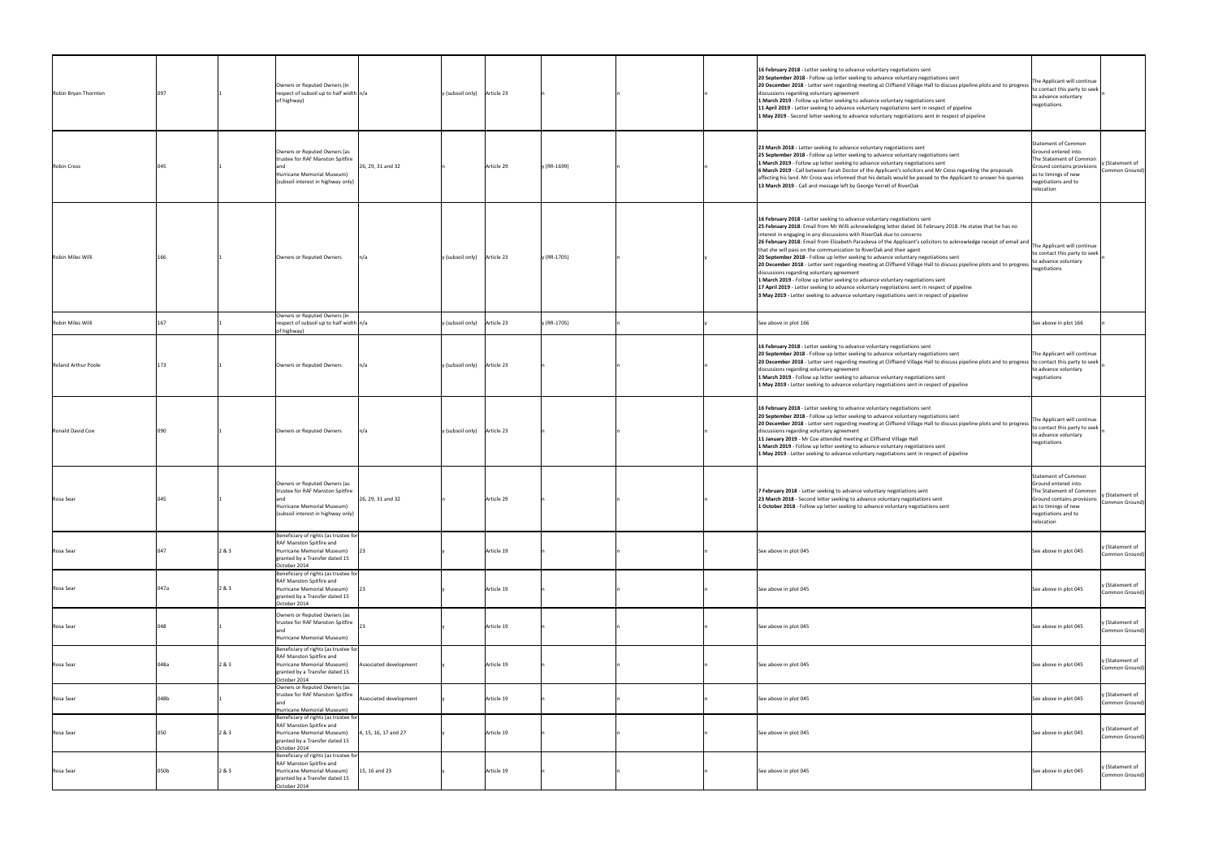| Robin Bryan Thornton | 097 | 1 | Owners or Reputed Owners (in respect of subsoil up to half width of highway) | n/a | y (subsoil only) | Article 23 | n | | n | n | **16 February 2018** - Letter seeking to advance voluntary negotiations sent<br>**20 September 2018** - Follow up letter seeking to advance voluntary negotiations sent<br>**20 December 2018** - Letter sent regarding meeting at Cliffsend Village Hall to discuss pipeline plots and to progress discussions regarding voluntary agreement<br>**1 March 2019** - Follow up letter seeking to advance voluntary negotiations sent<br>**11 April 2019** - Letter seeking to advance voluntary negotiations sent in respect of pipeline<br>**1 May 2019** - Second letter seeking to advance voluntary negotiations sent in respect of pipeline | The Applicant will continue to contact this party to seek to advance voluntary negotiations | n |
|---|---|---|---|---|---|---|---|---|---|---|---|---|---|
| Robin Cross | 045 | 1 | Owners or Reputed Owners (as trustee for RAF Manston Spitfire and Hurricane Memorial Museum) (subsoil interest in highway only) | 26, 29, 31 and 32 | n | Article 29 | y (RR-1699) | | n | n | **23 March 2018** - Letter seeking to advance voluntary negotiations sent<br>**25 September 2018** - Follow up letter seeking to advance voluntary negotiations sent<br>**1 March 2019** - Follow up letter seeking to advance voluntary negotiations sent<br>**6 March 2019** - Call between Farah Doctor of the Applicant's solicitors and Mr Cross regarding the proposals affecting his land. Mr Cross was informed that his details would be passed to the Applicant to answer his queries<br>**13 March 2019** - Call and message left by George Yerrell of RiverOak | Statement of Common Ground entered into. The Statement of Common Ground contains provisions as to timings of new negotiations and to relocation | y (Statement of Common Ground) |
| Robin Miles Willi | 166 | 1 | Owners or Reputed Owners | n/a | y (subsoil only) | Article 23 | y (RR-1705) | | n | y | **16 February 2018** - Letter seeking to advance voluntary negotiations sent<br>**25 February 2018**: Email from Mr Willi acknowledging letter dated 16 February 2018. He states that he has no interest in engaging in any discussions with RiverOak due to concerns<br>**26 February 2018**: Email from Elizabeth Paraskeva of the Applicant's solicitors to acknowledge receipt of email and that she will pass on the communication to RiverOak and their agent<br>**20 September 2018** - Follow up letter seeking to advance voluntary negotiations sent<br>**20 December 2018** - Letter sent regarding meeting at Cliffsend Village Hall to discuss pipeline plots and to progress discussions regarding voluntary agreement<br>**1 March 2019** - Follow up letter seeking to advance voluntary negotiations sent<br>**17 April 2019** - Letter seeking to advance voluntary negotiations sent in respect of pipeline<br>**3 May 2019** - Letter seeking to advance voluntary negotiations sent in respect of pipeline | The Applicant will continue to contact this party to seek to advance voluntary negotiations | n |
| Robin Miles Willi | 167 | 1 | Owners or Reputed Owners (in respect of subsoil up to half width of highway) | n/a | y (subsoil only) | Article 23 | y (RR-1705) | | n | y | See above in plot 166 | See above in plot 166 | n |
| Roland Arthur Poole | 173 | 1 | Owners or Reputed Owners | n/a | y (subsoil only) | Article 23 | n | | n | n | **16 February 2018** - Letter seeking to advance voluntary negotiations sent<br>**20 September 2018** - Follow up letter seeking to advance voluntary negotiations sent<br>**20 December 2018** - Letter sent regarding meeting at Cliffsend Village Hall to discuss pipeline plots and to progress discussions regarding voluntary agreement<br>**1 March 2019** - Follow up letter seeking to advance voluntary negotiations sent<br>**1 May 2019** - Letter seeking to advance voluntary negotiations sent in respect of pipeline | The Applicant will continue to contact this party to seek to advance voluntary negotiations | n |
| Ronald David Coe | 090 | 1 | Owners or Reputed Owners | n/a | y (subsoil only) | Article 23 | n | | n | n | **16 February 2018** - Letter seeking to advance voluntary negotiations sent<br>**20 September 2018** - Follow up letter seeking to advance voluntary negotiations sent<br>**20 December 2018** - Letter sent regarding meeting at Cliffsend Village Hall to discuss pipeline plots and to progress discussions regarding voluntary agreement<br>**11 January 2019** - Mr Coe attended meeting at Cliffsend Village Hall<br>**1 March 2019** - Follow up letter seeking to advance voluntary negotiations sent<br>**1 May 2019** - Letter seeking to advance voluntary negotiations sent in respect of pipeline | The Applicant will continue to contact this party to seek to advance voluntary negotiations | n |
| Rosa Sear | 045 | 1 | Owners or Reputed Owners (as trustee for RAF Manston Spitfire and Hurricane Memorial Museum) (subsoil interest in highway only) | 26, 29, 31 and 32 | n | Article 29 | n | | n | n | **7 February 2018** - Letter seeking to advance voluntary negotiations sent<br>**23 March 2018** - Second letter seeking to advance voluntary negotiations sent<br>**1 October 2018** - Follow up letter seeking to advance voluntary negotiations sent | Statement of Common Ground entered into. The Statement of Common Ground contains provisions as to timings of new negotiations and to relocation | y (Statement of Common Ground) |
| Rosa Sear | 047 | 2 & 3 | Beneficiary of rights (as trustee for RAF Manston Spitfire and Hurricane Memorial Museum) granted by a Transfer dated 15 October 2014 | 23 | y | Article 19 | n | | n | n | See above in plot 045 | See above in plot 045 | y (Statement of Common Ground) |
| Rosa Sear | 047a | 2 & 3 | Beneficiary of rights (as trustee for RAF Manston Spitfire and Hurricane Memorial Museum) granted by a Transfer dated 15 October 2014 | 23 | y | Article 19 | n | | n | n | See above in plot 045 | See above in plot 045 | y (Statement of Common Ground) |
| Rosa Sear | 048 | 1 | Owners or Reputed Owners (as trustee for RAF Manston Spitfire and Hurricane Memorial Museum) | 23 | y | Article 19 | n | | n | n | See above in plot 045 | See above in plot 045 | y (Statement of Common Ground) |
| Rosa Sear | 048a | 2 & 3 | Beneficiary of rights (as trustee for RAF Manston Spitfire and Hurricane Memorial Museum) granted by a Transfer dated 15 October 2014 | Associated development | y | Article 19 | n | | n | n | See above in plot 045 | See above in plot 045 | y (Statement of Common Ground) |
| Rosa Sear | 048b | 1 | Owners or Reputed Owners (as trustee for RAF Manston Spitfire and Hurricane Memorial Museum) | Associated development | y | Article 19 | n | | n | n | See above in plot 045 | See above in plot 045 | y (Statement of Common Ground) |
| Rosa Sear | 050 | 2 & 3 | Beneficiary of rights (as trustee for RAF Manston Spitfire and Hurricane Memorial Museum) granted by a Transfer dated 15 October 2014 | 4, 15, 16, 17 and 27 | y | Article 19 | n | | n | n | See above in plot 045 | See above in plot 045 | y (Statement of Common Ground) |
| Rosa Sear | 050b | 2 & 3 | Beneficiary of rights (as trustee for RAF Manston Spitfire and Hurricane Memorial Museum) granted by a Transfer dated 15 October 2014 | 15, 16 and 23 | y | Article 19 | n | | n | n | See above in plot 045 | See above in plot 045 | y (Statement of Common Ground) |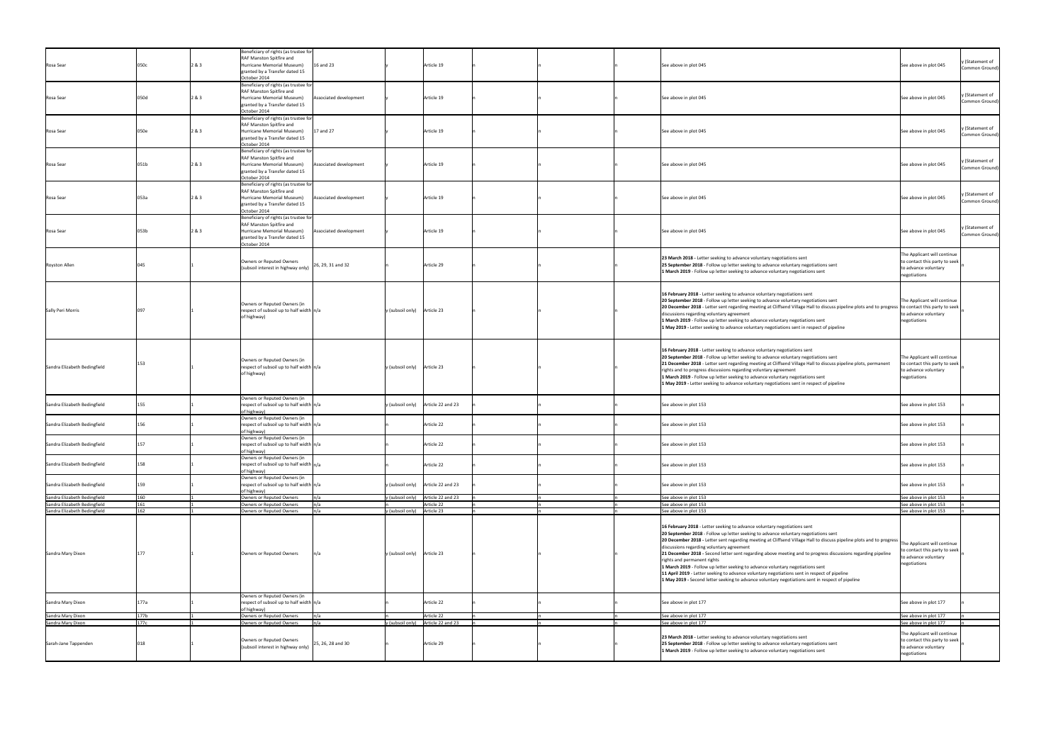| | | | | | | | | | | | | |
|---|---|---|---|---|---|---|---|---|---|---|---|---|
| Rosa Sear | 050c | 2 & 3 | Beneficiary of rights (as trustee for RAF Manston Spitfire and Hurricane Memorial Museum) granted by a Transfer dated 15 October 2014 | 16 and 23 | y | Article 19 | n | n | n | See above in plot 045 | See above in plot 045 | y (Statement of Common Ground) |
| Rosa Sear | 050d | 2 & 3 | Beneficiary of rights (as trustee for RAF Manston Spitfire and Hurricane Memorial Museum) granted by a Transfer dated 15 October 2014 | Associated development | y | Article 19 | n | n | n | See above in plot 045 | See above in plot 045 | y (Statement of Common Ground) |
| Rosa Sear | 050e | 2 & 3 | Beneficiary of rights (as trustee for RAF Manston Spitfire and Hurricane Memorial Museum) granted by a Transfer dated 15 October 2014 | 17 and 27 | y | Article 19 | n | n | n | See above in plot 045 | See above in plot 045 | y (Statement of Common Ground) |
| Rosa Sear | 051b | 2 & 3 | Beneficiary of rights (as trustee for RAF Manston Spitfire and Hurricane Memorial Museum) granted by a Transfer dated 15 October 2014 | Associated development | y | Article 19 | n | n | n | See above in plot 045 | See above in plot 045 | y (Statement of Common Ground) |
| Rosa Sear | 053a | 2 & 3 | Beneficiary of rights (as trustee for RAF Manston Spitfire and Hurricane Memorial Museum) granted by a Transfer dated 15 October 2014 | Associated development | y | Article 19 | n | n | n | See above in plot 045 | See above in plot 045 | y (Statement of Common Ground) |
| Rosa Sear | 053b | 2 & 3 | Beneficiary of rights (as trustee for RAF Manston Spitfire and Hurricane Memorial Museum) granted by a Transfer dated 15 October 2014 | Associated development | y | Article 19 | n | n | n | See above in plot 045 | See above in plot 045 | y (Statement of Common Ground) |
| Royston Allen | 045 | 1 | Owners or Reputed Owners (subsoil interest in highway only) | 26, 29, 31 and 32 | n | Article 29 | n | n | n | **23 March 2018** - Letter seeking to advance voluntary negotiations sent<br>**25 September 2018** - Follow up letter seeking to advance voluntary negotiations sent<br>**1 March 2019** - Follow up letter seeking to advance voluntary negotiations sent | The Applicant will continue to contact this party to seek to advance voluntary negotiations | n |
| Sally Peri Morris | 097 | 1 | Owners or Reputed Owners (in respect of subsoil up to half width of highway) | n/a | y (subsoil only) | Article 23 | n | n | n | **16 February 2018** - Letter seeking to advance voluntary negotiations sent<br>**20 September 2018** - Follow up letter seeking to advance voluntary negotiations sent<br>**20 December 2018** - Letter sent regarding meeting at Cliffsend Village Hall to discuss pipeline plots and to progress discussions regarding voluntary agreement<br>**1 March 2019** - Follow up letter seeking to advance voluntary negotiations sent<br>**1 May 2019** - Letter seeking to advance voluntary negotiations sent in respect of pipeline | The Applicant will continue to contact this party to seek to advance voluntary negotiations | n |
| Sandra Elizabeth Bedingfield | 153 | 1 | Owners or Reputed Owners (in respect of subsoil up to half width of highway) | n/a | y (subsoil only) | Article 23 | n | n | n | **16 February 2018** - Letter seeking to advance voluntary negotiations sent<br>**20 September 2018** - Follow up letter seeking to advance voluntary negotiations sent<br>**21 December 2018** - Letter sent regarding meeting at Cliffsend Village Hall to discuss pipeline plots, permanent rights and to progress discussions regarding voluntary agreement<br>**1 March 2019** - Follow up letter seeking to advance voluntary negotiations sent<br>**1 May 2019** - Letter seeking to advance voluntary negotiations sent in respect of pipeline | The Applicant will continue to contact this party to seek to advance voluntary negotiations | n |
| Sandra Elizabeth Bedingfield | 155 | 1 | Owners or Reputed Owners (in respect of subsoil up to half width of highway) | n/a | y (subsoil only) | Article 22 and 23 | n | n | n | See above in plot 153 | See above in plot 153 | n |
| Sandra Elizabeth Bedingfield | 156 | 1 | Owners or Reputed Owners (in respect of subsoil up to half width of highway) | n/a | n | Article 22 | n | n | n | See above in plot 153 | See above in plot 153 | n |
| Sandra Elizabeth Bedingfield | 157 | 1 | Owners or Reputed Owners (in respect of subsoil up to half width of highway) | n/a | n | Article 22 | n | n | n | See above in plot 153 | See above in plot 153 | n |
| Sandra Elizabeth Bedingfield | 158 | 1 | Owners or Reputed Owners (in respect of subsoil up to half width of highway) | n/a | n | Article 22 | n | n | n | See above in plot 153 | See above in plot 153 | n |
| Sandra Elizabeth Bedingfield | 159 | 1 | Owners or Reputed Owners (in respect of subsoil up to half width of highway) | n/a | y (subsoil only) | Article 22 and 23 | n | n | n | See above in plot 153 | See above in plot 153 | n |
| Sandra Elizabeth Bedingfield | 160 | 1 | Owners or Reputed Owners | n/a | y (subsoil only) | Article 22 and 23 | n | n | n | See above in plot 153 | See above in plot 153 | n |
| Sandra Elizabeth Bedingfield | 161 | 1 | Owners or Reputed Owners | n/a | n | Article 22 | n | n | n | See above in plot 153 | See above in plot 153 | n |
| Sandra Elizabeth Bedingfield | 162 | 1 | Owners or Reputed Owners | n/a | y (subsoil only) | Article 23 | n | n | n | See above in plot 153 | See above in plot 153 | n |
| Sandra Mary Dixon | 177 | 1 | Owners or Reputed Owners | n/a | y (subsoil only) | Article 23 | n | n | n | **16 February 2018** - Letter seeking to advance voluntary negotiations sent<br>**20 September 2018** - Follow up letter seeking to advance voluntary negotiations sent<br>**20 December 2018** - Letter sent regarding meeting at Cliffsend Village Hall to discuss pipeline plots and to progress discussions regarding voluntary agreement<br>**21 December 2018** - Second letter sent regarding above meeting and to progress discussions regarding pipeline rights and permanent rights<br>**1 March 2019** - Follow up letter seeking to advance voluntary negotiations sent<br>**11 April 2019** - Letter seeking to advance voluntary negotiations sent in respect of pipeline<br>**1 May 2019** - Second letter seeking to advance voluntary negotiations sent in respect of pipeline | The Applicant will continue to contact this party to seek to advance voluntary negotiations | n |
| Sandra Mary Dixon | 177a | 1 | Owners or Reputed Owners (in respect of subsoil up to half width of highway) | n/a | n | Article 22 | n | n | n | See above in plot 177 | See above in plot 177 | n |
| Sandra Mary Dixon | 177b | 1 | Owners or Reputed Owners | n/a | n | Article 22 | n | n | n | See above in plot 177 | See above in plot 177 | n |
| Sandra Mary Dixon | 177c | 1 | Owners or Reputed Owners | n/a | y (subsoil only) | Article 22 and 23 | n | n | n | See above in plot 177 | See above in plot 177 | n |
| Sarah-Jane Tappenden | 018 | 1 | Owners or Reputed Owners (subsoil interest in highway only) | 25, 26, 28 and 30 | n | Article 29 | n | n | n | **23 March 2018** - Letter seeking to advance voluntary negotiations sent<br>**25 September 2018** - Follow up letter seeking to advance voluntary negotiations sent<br>**1 March 2019** - Follow up letter seeking to advance voluntary negotiations sent | The Applicant will continue to contact this party to seek to advance voluntary negotiations | n |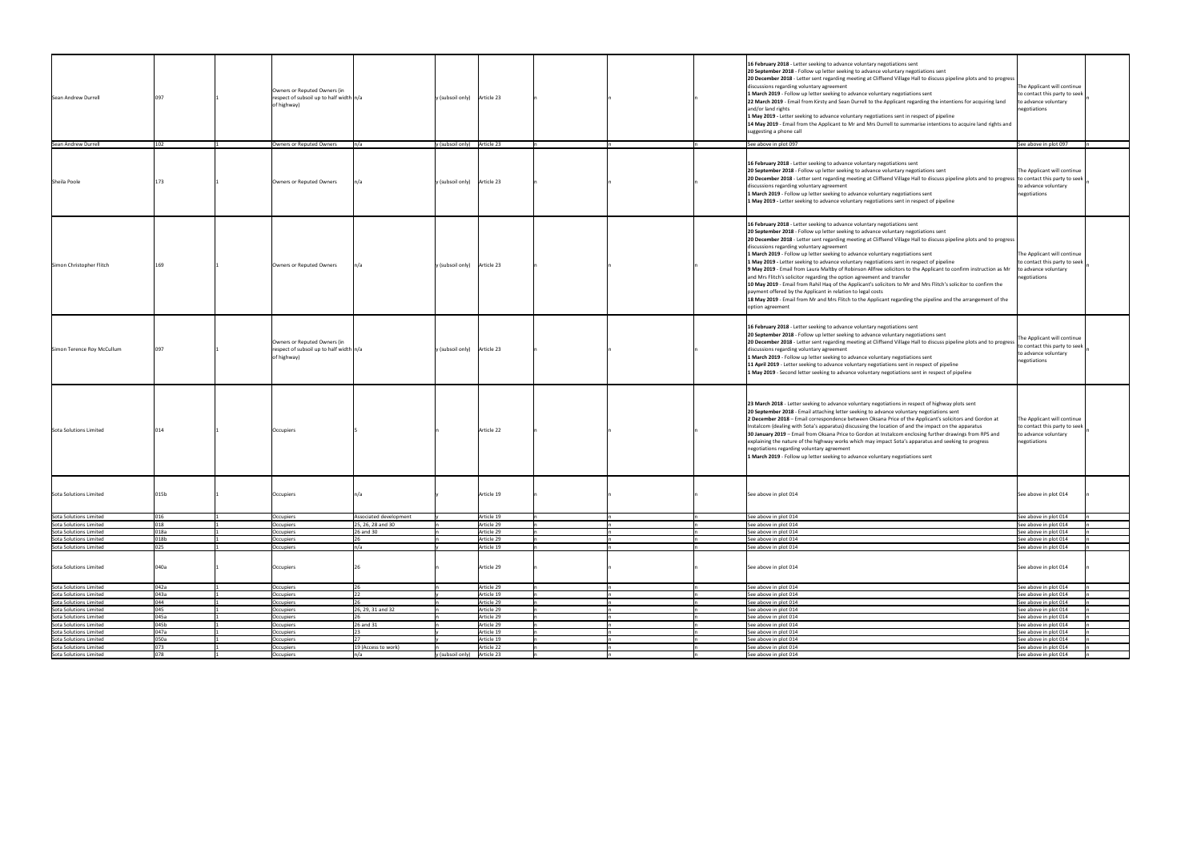| | | | | | | | | | | | | |
|---|---|---|---|---|---|---|---|---|---|---|---|---|
| Sean Andrew Durrell | 097 | 1 | Owners or Reputed Owners (in respect of subsoil up to half width of highway) | n/a | y (subsoil only) | Article 23 | n | n | n | **16 February 2018** - Letter seeking to advance voluntary negotiations sent<br>**20 September 2018** - Follow up letter seeking to advance voluntary negotiations sent<br>**20 December 2018** - Letter sent regarding meeting at Cliffsend Village Hall to discuss pipeline plots and to progress discussions regarding voluntary agreement<br>**1 March 2019** - Follow up letter seeking to advance voluntary negotiations sent<br>**22 March 2019** - Email from Kirsty and Sean Durrell to the Applicant regarding the intentions for acquiring land and/or land rights<br>**1 May 2019** - Letter seeking to advance voluntary negotiations sent in respect of pipeline<br>**14 May 2019** - Email from the Applicant to Mr and Mrs Durrell to summarise intentions to acquire land rights and suggesting a phone call | The Applicant will continue to contact this party to seek to advance voluntary negotiations | n |
| Sean Andrew Durrell | 102 | 1 | Owners or Reputed Owners | n/a | y (subsoil only) | Article 23 | n | n | n | See above in plot 097 | See above in plot 097 | n |
| Sheila Poole | 173 | 1 | Owners or Reputed Owners | n/a | y (subsoil only) | Article 23 | n | n | n | **16 February 2018** - Letter seeking to advance voluntary negotiations sent<br>**20 September 2018** - Follow up letter seeking to advance voluntary negotiations sent<br>**20 December 2018** - Letter sent regarding meeting at Cliffsend Village Hall to discuss pipeline plots and to progress discussions regarding voluntary agreement<br>**1 March 2019** - Follow up letter seeking to advance voluntary negotiations sent<br>**1 May 2019** - Letter seeking to advance voluntary negotiations sent in respect of pipeline | The Applicant will continue to contact this party to seek to advance voluntary negotiations | n |
| Simon Christopher Flitch | 169 | 1 | Owners or Reputed Owners | n/a | y (subsoil only) | Article 23 | n | n | n | **16 February 2018** - Letter seeking to advance voluntary negotiations sent<br>**20 September 2018** - Follow up letter seeking to advance voluntary negotiations sent<br>**20 December 2018** - Letter sent regarding meeting at Cliffsend Village Hall to discuss pipeline plots and to progress discussions regarding voluntary agreement<br>**1 March 2019** - Follow up letter seeking to advance voluntary negotiations sent<br>**1 May 2019** - Letter seeking to advance voluntary negotiations sent in respect of pipeline<br>**9 May 2019** - Email from Laura Maltby of Robinson Allfree solicitors to the Applicant to confirm instruction as Mr and Mrs Flitch's solicitor regarding the option agreement and transfer<br>**10 May 2019** - Email from Rahil Haq of the Applicant's solicitors to Mr and Mrs Flitch's solicitor to confirm the payment offered by the Applicant in relation to legal costs<br>**18 May 2019** - Email from Mr and Mrs Flitch to the Applicant regarding the pipeline and the arrangement of the option agreement | The Applicant will continue to contact this party to seek to advance voluntary negotiations | n |
| Simon Terence Roy McCullum | 097 | 1 | Owners or Reputed Owners (in respect of subsoil up to half width of highway) | n/a | y (subsoil only) | Article 23 | n | n | n | **16 February 2018** - Letter seeking to advance voluntary negotiations sent<br>**20 September 2018** - Follow up letter seeking to advance voluntary negotiations sent<br>**20 December 2018** - Letter sent regarding meeting at Cliffsend Village Hall to discuss pipeline plots and to progress discussions regarding voluntary agreement<br>**1 March 2019** - Follow up letter seeking to advance voluntary negotiations sent<br>**11 April 2019** - Letter seeking to advance voluntary negotiations sent in respect of pipeline<br>**1 May 2019** - Second letter seeking to advance voluntary negotiations sent in respect of pipeline | The Applicant will continue to contact this party to seek to advance voluntary negotiations | n |
| Sota Solutions Limited | 014 | 1 | Occupiers | 5 | n | Article 22 | n | n | n | **23 March 2018** - Letter seeking to advance voluntary negotiations in respect of highway plots sent<br>**20 September 2018** - Email attaching letter seeking to advance voluntary negotiations sent<br>**2 December 2018** – Email correspondence between Oksana Price of the Applicant's solicitors and Gordon at Instalcom (dealing with Sota's apparatus) discussing the location of and the impact on the apparatus<br>**30 January 2019** – Email from Oksana Price to Gordon at Instalcom enclosing further drawings from RPS and explaining the nature of the highway works which may impact Sota's apparatus and seeking to progress negotiations regarding voluntary agreement<br>**1 March 2019** - Follow up letter seeking to advance voluntary negotiations sent | The Applicant will continue to contact this party to seek to advance voluntary negotiations | n |
| Sota Solutions Limited | 015b | 1 | Occupiers | n/a | y | Article 19 | n | n | n | See above in plot 014 | See above in plot 014 | n |
| Sota Solutions Limited | 016 | 1 | Occupiers | Associated development | y | Article 19 | n | n | n | See above in plot 014 | See above in plot 014 | n |
| Sota Solutions Limited | 018 | 1 | Occupiers | 25, 26, 28 and 30 | n | Article 29 | n | n | n | See above in plot 014 | See above in plot 014 | n |
| Sota Solutions Limited | 018a | 1 | Occupiers | 26 and 30 | n | Article 29 | n | n | n | See above in plot 014 | See above in plot 014 | n |
| Sota Solutions Limited | 018b | 1 | Occupiers | 26 | n | Article 29 | n | n | n | See above in plot 014 | See above in plot 014 | n |
| Sota Solutions Limited | 025 | 1 | Occupiers | n/a | y | Article 19 | n | n | n | See above in plot 014 | See above in plot 014 | n |
| Sota Solutions Limited | 040a | 1 | Occupiers | 26 | n | Article 29 | n | n | n | See above in plot 014 | See above in plot 014 | n |
| Sota Solutions Limited | 042a | 1 | Occupiers | 26 | n | Article 29 | n | n | n | See above in plot 014 | See above in plot 014 | n |
| Sota Solutions Limited | 043a | 1 | Occupiers | 22 | y | Article 19 | n | n | n | See above in plot 014 | See above in plot 014 | n |
| Sota Solutions Limited | 044 | 1 | Occupiers | 26 | n | Article 29 | n | n | n | See above in plot 014 | See above in plot 014 | n |
| Sota Solutions Limited | 045 | 1 | Occupiers | 26, 29, 31 and 32 | n | Article 29 | n | n | n | See above in plot 014 | See above in plot 014 | n |
| Sota Solutions Limited | 045a | 1 | Occupiers | 26 | n | Article 29 | n | n | n | See above in plot 014 | See above in plot 014 | n |
| Sota Solutions Limited | 045b | 1 | Occupiers | 26 and 31 | n | Article 29 | n | n | n | See above in plot 014 | See above in plot 014 | n |
| Sota Solutions Limited | 047a | 1 | Occupiers | 23 | y | Article 19 | n | n | n | See above in plot 014 | See above in plot 014 | n |
| Sota Solutions Limited | 050a | 1 | Occupiers | 27 | y | Article 19 | n | n | n | See above in plot 014 | See above in plot 014 | n |
| Sota Solutions Limited | 073 | 1 | Occupiers | 19 (Access to work) | n | Article 22 | n | n | n | See above in plot 014 | See above in plot 014 | n |
| Sota Solutions Limited | 078 | 1 | Occupiers | n/a | y (subsoil only) | Article 23 | n | n | n | See above in plot 014 | See above in plot 014 | n |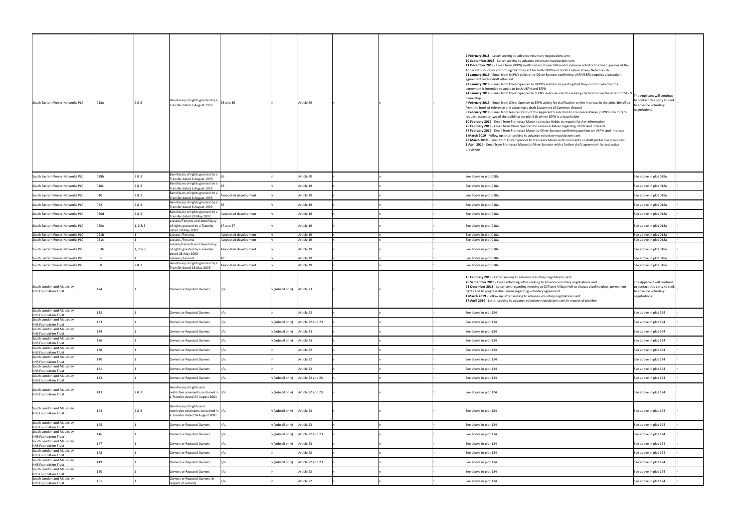| South Eastern Power Networks PLC | 018a | 2 & 3 | Beneficiary of rights granted by a Transfer dated 6 August 1999 | 26 and 30 | n | Article 29 | n | n | n | **9 February 2018** - Letter seeking to advance voluntary negotiations sent<br>**10 September 2018** - Letter seeking to advance voluntary negotiations sent<br>**11 December 2018** - Email from UKPN/South Eastern Power Network's in-house solicitor to Oliver Spencer of the Applicant's solicitors confirming that they act for both UKPN and South Eastern Power Networks Plc<br>**21 January 2019** - Email from UKPN's solicitor to Oliver Spencer confirming UKPN/SEPN requires a bespoken agreement with a draft attached<br>**22 January 2019** - Email from Oliver Spencer to UKPN's solicitor requesting that they confirm whether the agreement is intended to apply to both UKPN and SEPN<br>**24 January 2019** - Email from Oliver Spencer to SEPN's in-house solicitor seeking clarification on the extent of SEPN ownership<br>**4 February 2019** - Email from Oliver Spencer to SEPN asking for clarification on the interests in the plots identified from the book of reference and attaching a draft Statement of Common Ground<br>**8 February 2019** - Email from Jessica Hobbs of the Applicant's solicitors to Francesca Maran (SEPN's solicitor) to request access to two of the buildings on plot 51b where SEPN is a leaseholder<br>**10 February 2019** - Email from Francesca Maran to Jessica Hobbs to request further information<br>**26 February 2019** - Email from Oliver Spencer to Francesca Maran regarding UKPN land interests<br>**27 February 2019** - Email from Francesca Maran to Oliver Spencer confirming position on UKPN land interests<br>**1 March 2019** - Follow up letter seeking to advance voluntary negotiations sent<br>**29 March 2019** - Email from Oliver Spencer to Francesca Maran with comments on draft protective provisions<br>**1 April 2019** - Email from Francesca Maran to Oliver Spencer with a further draft agreement for protective provisions | The Applicant will continue to contact this party to seek to advance voluntary negotiations | n |
|---|---|---|---|---|---|---|---|---|---|---|---|---|
| South Eastern Power Networks PLC | 018b | 2 & 3 | Beneficiary of rights granted by a Transfer dated 6 August 1999 | 26 | n | Article 29 | n | n | n | See above in plot 018a | See above in plot 018a | n |
| South Eastern Power Networks PLC | 018c | 2 & 3 | Beneficiary of rights granted by a Transfer dated 6 August 1999 | 26 | y | Article 19 | n | n | n | See above in plot 018a | See above in plot 018a | n |
| South Eastern Power Networks PLC | 040 | 2 & 3 | Beneficiary of rights granted by a Transfer dated 6 August 1999 | Associated development | y | Article 19 | n | n | n | See above in plot 018a | See above in plot 018a | n |
| South Eastern Power Networks PLC | 042 | 2 & 3 | Beneficiary of rights granted by a Transfer dated 6 August 1999 | 26 | y | Article 19 | n | n | n | See above in plot 018a | See above in plot 018a | n |
| South Eastern Power Networks PLC | 050d | 2 & 3 | Beneficiary of rights granted by a Transfer dated 28 May 2009 | Associated development | y | Article 19 | n | n | n | See above in plot 018a | See above in plot 018a | n |
| South Eastern Power Networks PLC | 050e | 1, 2 & 3 | Lessees/Tenants and beneficiary of rights granted by a Transfer dated 28 May 2009 | 17 and 27 | y | Article 19 | n | n | n | See above in plot 018a | See above in plot 018a | n |
| South Eastern Power Networks PLC | 051b | 1 | Lessees /Tenants | Associated development | y | Article 19 | n | n | n | See above in plot 018a | See above in plot 018a | n |
| South Eastern Power Networks PLC | 051c | 1 | Lessees /Tenants | Associated development | y | Article 19 | n | n | n | See above in plot 018a | See above in plot 018a | n |
| South Eastern Power Networks PLC | 053b | 1, 2 & 3 | Lessees/Tenants and beneficiary of rights granted by a Transfer dated 28 May 2009 | Associated development | y | Article 19 | n | n | n | See above in plot 018a | See above in plot 018a | n |
| South Eastern Power Networks PLC | 055 | 1 | Lessees /Tenants | 18 | y | Article 19 | n | n | n | See above in plot 018a | See above in plot 018a | n |
| South Eastern Power Networks PLC | 068 | 2 & 3 | Beneficiary of rights granted by a Transfer dated 28 May 2009 | Associated development | y | Article 19 | n | n | n | See above in plot 018a | See above in plot 018a | n |
| South London and Maudsley NHS Foundation Trust | 124 | 1 | Owners or Reputed Owners | n/a | y (subsoil only) | Article 23 | n | n | n | **16 February 2018** - Letter seeking to advance voluntary negotiations sent<br>**20 September 2018** - Email attaching letter seeking to advance voluntary negotiations sent<br>**21 December 2018** - Letter sent regarding meeting at Cliffsend Village Hall to discuss pipeline plots, permanent rights and to progress discussions regarding voluntary agreement<br>**1 March 2019** - Follow up letter seeking to advance voluntary negotiations sent<br>**17 April 2019** - Letter seeking to advance voluntary negotiations sent in respect of pipeline | The Applicant will continue to contact this party to seek to advance voluntary negotiations | n |
| South London and Maudsley NHS Foundation Trust | 132 | 1 | Owners or Reputed Owners | n/a | n | Article 22 | n | n | n | See above in plot 124 | See above in plot 124 | n |
| South London and Maudsley NHS Foundation Trust | 133 | 1 | Owners or Reputed Owners | n/a | y (subsoil only) | Article 22 and 23 | n | n | n | See above in plot 124 | See above in plot 124 | n |
| South London and Maudsley NHS Foundation Trust | 134 | 1 | Owners or Reputed Owners | n/a | y (subsoil only) | Article 23 | n | n | n | See above in plot 124 | See above in plot 124 | n |
| South London and Maudsley NHS Foundation Trust | 136 | 1 | Owners or Reputed Owners | n/a | y (subsoil only) | Article 23 | n | n | n | See above in plot 124 | See above in plot 124 | n |
| South London and Maudsley NHS Foundation Trust | 138 | 1 | Owners or Reputed Owners | n/a | n | Article 22 | n | n | n | See above in plot 124 | See above in plot 124 | n |
| South London and Maudsley NHS Foundation Trust | 140 | 1 | Owners or Reputed Owners | n/a | n | Article 22 | n | n | n | See above in plot 124 | See above in plot 124 | n |
| South London and Maudsley NHS Foundation Trust | 141 | 1 | Owners or Reputed Owners | n/a | n | Article 22 | n | n | n | See above in plot 124 | See above in plot 124 | n |
| South London and Maudsley NHS Foundation Trust | 142 | 1 | Owners or Reputed Owners | n/a | y (subsoil only) | Article 22 and 23 | n | n | n | See above in plot 124 | See above in plot 124 | n |
| South London and Maudsley NHS Foundation Trust | 143 | 2 & 3 | Beneficiary of rights and restrictive covenants contained in a Transfer dated 24 August 2001 | n/a | y (subsoil only) | Article 22 and 23 | n | n | n | See above in plot 124 | See above in plot 124 | n |
| South London and Maudsley NHS Foundation Trust | 144 | 2 & 3 | Beneficiary of rights and restrictive covenants contained in a Transfer dated 24 August 2001 | n/a | y (subsoil only) | Article 23 | n | n | n | See above in plot 124 | See above in plot 124 | n |
| South London and Maudsley NHS Foundation Trust | 145 | 1 | Owners or Reputed Owners | n/a | y (subsoil only) | Article 23 | n | n | n | See above in plot 124 | See above in plot 124 | n |
| South London and Maudsley NHS Foundation Trust | 146 | 1 | Owners or Reputed Owners | n/a | y (subsoil only) | Article 22 and 23 | n | n | n | See above in plot 124 | See above in plot 124 | n |
| South London and Maudsley NHS Foundation Trust | 147 | 1 | Owners or Reputed Owners | n/a | y (subsoil only) | Article 23 | n | n | n | See above in plot 124 | See above in plot 124 | n |
| South London and Maudsley NHS Foundation Trust | 148 | 1 | Owners or Reputed Owners | n/a | n | Article 22 | n | n | n | See above in plot 124 | See above in plot 124 | n |
| South London and Maudsley NHS Foundation Trust | 149 | 1 | Owners or Reputed Owners | n/a | y (subsoil only) | Article 22 and 23 | n | n | n | See above in plot 124 | See above in plot 124 | n |
| South London and Maudsley NHS Foundation Trust | 150 | 1 | Owners or Reputed Owners | n/a | n | Article 22 | n | n | n | See above in plot 124 | See above in plot 124 | n |
| South London and Maudsley NHS Foundation Trust | 151 | 1 | Owners or Reputed Owners (in respect of subsoil) | n/a | n | Article 22 | n | n | n | See above in plot 124 | See above in plot 124 | n |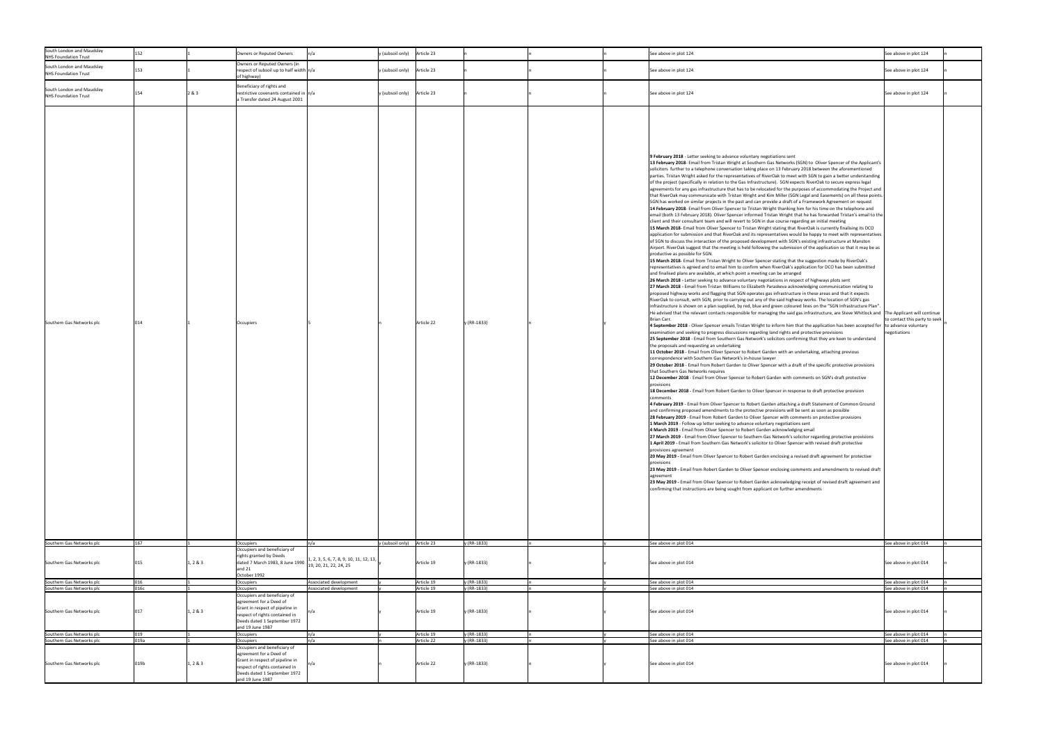| | | | | | | | | | | | | | |
|---|---|---|---|---|---|---|---|---|---|---|---|---|---|
| South London and Maudsley NHS Foundation Trust | 152 | 1 | Owners or Reputed Owners | n/a | y (subsoil only) | Article 23 | n | n | n | See above in plot 124 | See above in plot 124 | n |
| South London and Maudsley NHS Foundation Trust | 153 | 1 | Owners or Reputed Owners (in respect of subsoil up to half width of highway) | n/a | y (subsoil only) | Article 23 | n | n | n | See above in plot 124 | See above in plot 124 | n |
| South London and Maudsley NHS Foundation Trust | 154 | 2 & 3 | Beneficiary of rights and restrictive covenants contained in a Transfer dated 24 August 2001 | n/a | y (subsoil only) | Article 23 | n | n | n | See above in plot 124 | See above in plot 124 | n |
| Southern Gas Networks plc | 014 | 1 | Occupiers | 5 | n | Article 22 | y (RR-1833) | n | y | **9 February 2018** - Letter seeking to advance voluntary negotiations sent<br>**13 February 2018**- Email from Tristan Wright at Southern Gas Networks (SGN) to Oliver Spencer of the Applicant's solicitors further to a telephone conversation taking place on 13 February 2018 between the aforementioned parties. Tristan Wright asked for the representatives of RiverOak to meet with SGN to gain a better understanding of the project (specifically in relation to the Gas Infrastructure). SGN expects RiverOak to secure express legal agreements for any gas infrastructure that has to be relocated for the purposes of accommodating the Project and that RiverOak may communicate with Tristan Wright and Kim Miller (SGN Legal and Easements) on all these points. SGN has worked on similar projects in the past and can provide a draft of a Framework Agreement on request.<br>**14 February 2018**- Email from Oliver Spencer to Tristan Wright thanking him for his time on the telephone and email (both 13 February 2018). Oliver Spencer informed Tristan Wright that he has forwarded Tristan's email to the client and their consultant team and will revert to SGN in due course regarding an initial meeting<br>**15 March 2018**- Email from Oliver Spencer to Tristan Wright stating that RiverOak is currently finalising its DCO application for submission and that RiverOak and its representatives would be happy to meet with representatives of SGN to discuss the interaction of the proposed development with SGN's existing infrastructure at Manston Airport. RiverOak suggest that the meeting is held following the submission of the application so that it may be as productive as possible for SGN.<br>**15 March 2018**- Email from Tristan Wright to Oliver Spencer stating that the suggestion made by RiverOak's representatives is agreed and to email him to confirm when RiverOak's application for DCO has been submitted and finalised plans are available, at which point a meeting can be arranged<br>**26 March 2018 -** Letter seeking to advance voluntary negotiations in respect of highways plots sent<br>**27 March 2018** - Email from Tristan Williams to Elizabeth Paraskeva acknowledging communication relating to proposed highway works and flagging that SGN operates gas infrastructure in these areas and that it expects RiverOak to consult, with SGN, prior to carrying out any of the said highway works. The location of SGN's gas infrastructure is shown on a plan supplied, by red, blue and green coloured lines on the "SGN Infrastructure Plan". He advised that the relevant contacts responsible for managing the said gas infrastructure, are Steve Whitlock and Brian Carr.<br>**4 September 2018** - Oliver Spencer emails Tristan Wright to inform him that the application has been accepted for examination and seeking to progress discussions regarding land rights and protective provisions<br>**25 September 2018** - Email from Southern Gas Network's solicitors confirming that they are keen to understand the proposals and requesting an undertaking<br>**11 October 2018** - Email from Oliver Spencer to Robert Garden with an undertaking, attaching previous correspondence with Southern Gas Network's in-house lawyer<br>**29 October 2018** - Email from Robert Garden to Oliver Spencer with a draft of the specific protective provisions that Southern Gas Networks requires<br>**12 December 2018** - Email from Oliver Spencer to Robert Garden with comments on SGN's draft protective provisions<br>**18 December 2018** - Email from Robert Garden to Oliver Spencer in response to draft protective provision comments<br>**4 February 2019** - Email from Oliver Spencer to Robert Garden attaching a draft Statement of Common Ground and confirming proposed amendments to the protective provisions will be sent as soon as possible<br>**28 February 2019** - Email from Robert Garden to Oliver Spencer with comments on protective provisions<br>**1 March 2019** - Follow up letter seeking to advance voluntary negotiations sent<br>**4 March 2019** - Email from Oliver Spencer to Robert Garden acknowledging email<br>**27 March 2019** - Email from Oliver Spencer to Southern Gas Network's solicitor regarding protective provisions<br>**1 April 2019** - Email from Southern Gas Network's solicitor to Oliver Spencer with revised draft protective provisions agreement<br>**20 May 2019** - Email from Oliver Spencer to Robert Garden enclosing a revised draft agreement for protective provisions<br>**23 May 2019** - Email from Robert Garden to Oliver Spencer enclosing comments and amendments to revised draft agreement<br>**23 May 2019** - Email from Oliver Spencer to Robert Garden acknowledging receipt of revised draft agreement and confirming that instructions are being sought from applicant on further amendments | The Applicant will continue to contact this party to seek to advance voluntary negotiations | n |
| Southern Gas Networks plc | 167 | 1 | Occupiers | n/a | y (subsoil only) | Article 23 | y (RR-1833) | n | y | See above in plot 014 | See above in plot 014 | n |
| Southern Gas Networks plc | 015 | 1, 2 & 3 | Occupiers and beneficiary of rights granted by Deeds dated 7 March 1983, 8 June 1990 and 21 October 1992 | 1, 2, 3, 5, 6, 7, 8, 9, 10, 11, 12, 13, 19, 20, 21, 22, 24, 25 | y | Article 19 | y (RR-1833) | n | y | See above in plot 014 | See above in plot 014 | n |
| Southern Gas Networks plc | 016 | 1 | Occupiers | Associated development | y | Article 19 | y (RR-1833) | n | y | See above in plot 014 | See above in plot 014 | n |
| Southern Gas Networks plc | 016c | 1 | Occupiers | Associated development | y | Article 19 | y (RR-1833) | n | y | See above in plot 014 | See above in plot 014 | n |
| Southern Gas Networks plc | 017 | 1, 2 & 3 | Occupiers and beneficiary of agreement for a Deed of Grant in respect of pipeline in respect of rights contained in Deeds dated 1 September 1972 and 19 June 1987 | n/a | y | Article 19 | y (RR-1833) | n | y | See above in plot 014 | See above in plot 014 | n |
| Southern Gas Networks plc | 019 | 1 | Occupiers | n/a | y | Article 19 | y (RR-1833) | n | y | See above in plot 014 | See above in plot 014 | n |
| Southern Gas Networks plc | 019a | 1 | Occupiers | n/a | n | Article 22 | y (RR-1833) | n | y | See above in plot 014 | See above in plot 014 | n |
| Southern Gas Networks plc | 019b | 1, 2 & 3 | Occupiers and beneficiary of agreement for a Deed of Grant in respect of pipeline in respect of rights contained in Deeds dated 1 September 1972 and 19 June 1987 | n/a | n | Article 22 | y (RR-1833) | n | y | See above in plot 014 | See above in plot 014 | n |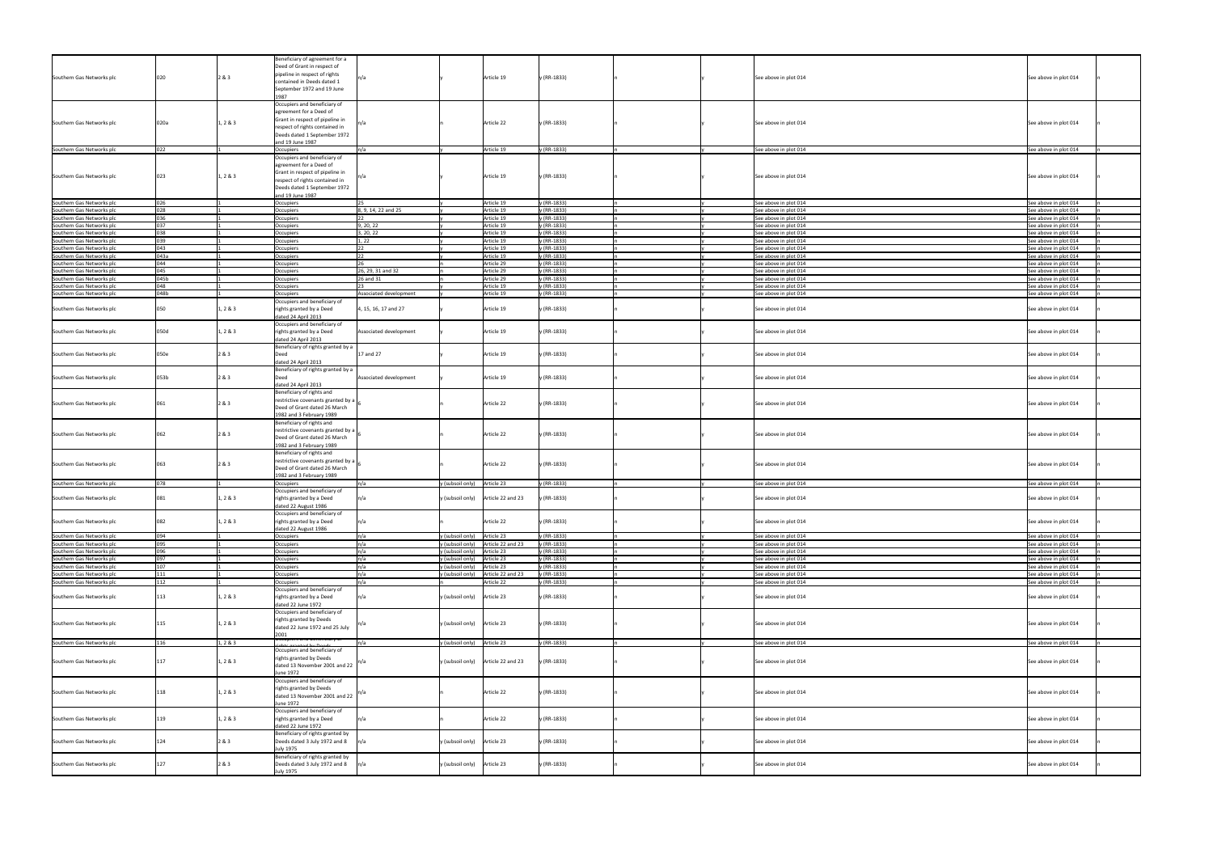| Southern Gas Networks plc | 020 | 2 & 3 | Beneficiary of agreement for a Deed of Grant in respect of pipeline in respect of rights contained in Deeds dated 1 September 1972 and 19 June 1987 | n/a | y | Article 19 | y (RR-1833) | n | y | See above in plot 014 | See above in plot 014 | n |
|---|---|---|---|---|---|---|---|---|---|---|---|---|
| Southern Gas Networks plc | 020a | 1, 2 & 3 | Occupiers and beneficiary of agreement for a Deed of Grant in respect of pipeline in respect of rights contained in Deeds dated 1 September 1972 and 19 June 1987 | n/a | n | Article 22 | y (RR-1833) | n | y | See above in plot 014 | See above in plot 014 | n |
| Southern Gas Networks plc | 022 | 1 | Occupiers | n/a | y | Article 19 | y (RR-1833) | n | y | See above in plot 014 | See above in plot 014 | n |
| Southern Gas Networks plc | 023 | 1, 2 & 3 | Occupiers and beneficiary of agreement for a Deed of Grant in respect of pipeline in respect of rights contained in Deeds dated 1 September 1972 and 19 June 1987 | n/a | y | Article 19 | y (RR-1833) | n | y | See above in plot 014 | See above in plot 014 | n |
| Southern Gas Networks plc | 026 | 1 | Occupiers | 25 | y | Article 19 | y (RR-1833) | n | y | See above in plot 014 | See above in plot 014 | n |
| Southern Gas Networks plc | 028 | 1 | Occupiers | 8, 9, 14, 22 and 25 | y | Article 19 | y (RR-1833) | n | y | See above in plot 014 | See above in plot 014 | n |
| Southern Gas Networks plc | 036 | 1 | Occupiers | 22 | y | Article 19 | y (RR-1833) | n | y | See above in plot 014 | See above in plot 014 | n |
| Southern Gas Networks plc | 037 | 1 | Occupiers | 9, 20, 22 | y | Article 19 | y (RR-1833) | n | y | See above in plot 014 | See above in plot 014 | n |
| Southern Gas Networks plc | 038 | 1 | Occupiers | 3, 20, 22 | y | Article 19 | y (RR-1833) | n | y | See above in plot 014 | See above in plot 014 | n |
| Southern Gas Networks plc | 039 | 1 | Occupiers | 1, 22 | y | Article 19 | y (RR-1833) | n | y | See above in plot 014 | See above in plot 014 | n |
| Southern Gas Networks plc | 043 | 1 | Occupiers | 22 | y | Article 19 | y (RR-1833) | n | y | See above in plot 014 | See above in plot 014 | n |
| Southern Gas Networks plc | 043a | 1 | Occupiers | 22 | y | Article 19 | y (RR-1833) | n | y | See above in plot 014 | See above in plot 014 | n |
| Southern Gas Networks plc | 044 | 1 | Occupiers | 26 | n | Article 29 | y (RR-1833) | n | y | See above in plot 014 | See above in plot 014 | n |
| Southern Gas Networks plc | 045 | 1 | Occupiers | 26, 29, 31 and 32 | n | Article 29 | y (RR-1833) | n | y | See above in plot 014 | See above in plot 014 | n |
| Southern Gas Networks plc | 045b | 1 | Occupiers | 26 and 31 | n | Article 29 | y (RR-1833) | n | y | See above in plot 014 | See above in plot 014 | n |
| Southern Gas Networks plc | 048 | 1 | Occupiers | 23 | y | Article 19 | y (RR-1833) | n | y | See above in plot 014 | See above in plot 014 | n |
| Southern Gas Networks plc | 048b | 1 | Occupiers | Associated development | y | Article 19 | y (RR-1833) | n | y | See above in plot 014 | See above in plot 014 | n |
| Southern Gas Networks plc | 050 | 1, 2 & 3 | Occupiers and beneficiary of rights granted by a Deed dated 24 April 2013 | 4, 15, 16, 17 and 27 | y | Article 19 | y (RR-1833) | n | y | See above in plot 014 | See above in plot 014 | n |
| Southern Gas Networks plc | 050d | 1, 2 & 3 | Occupiers and beneficiary of rights granted by a Deed dated 24 April 2013 | Associated development | y | Article 19 | y (RR-1833) | n | y | See above in plot 014 | See above in plot 014 | n |
| Southern Gas Networks plc | 050e | 2 & 3 | Beneficiary of rights granted by a Deed dated 24 April 2013 | 17 and 27 | y | Article 19 | y (RR-1833) | n | y | See above in plot 014 | See above in plot 014 | n |
| Southern Gas Networks plc | 053b | 2 & 3 | Beneficiary of rights granted by a Deed dated 24 April 2013 | Associated development | y | Article 19 | y (RR-1833) | n | y | See above in plot 014 | See above in plot 014 | n |
| Southern Gas Networks plc | 061 | 2 & 3 | Beneficiary of rights and restrictive covenants granted by a Deed of Grant dated 26 March 1982 and 3 February 1989 | 6 | n | Article 22 | y (RR-1833) | n | y | See above in plot 014 | See above in plot 014 | n |
| Southern Gas Networks plc | 062 | 2 & 3 | Beneficiary of rights and restrictive covenants granted by a Deed of Grant dated 26 March 1982 and 3 February 1989 | 6 | n | Article 22 | y (RR-1833) | n | y | See above in plot 014 | See above in plot 014 | n |
| Southern Gas Networks plc | 063 | 2 & 3 | Beneficiary of rights and restrictive covenants granted by a Deed of Grant dated 26 March 1982 and 3 February 1989 | 6 | n | Article 22 | y (RR-1833) | n | y | See above in plot 014 | See above in plot 014 | n |
| Southern Gas Networks plc | 078 | 1 | Occupiers | n/a | y (subsoil only) | Article 23 | y (RR-1833) | n | y | See above in plot 014 | See above in plot 014 | n |
| Southern Gas Networks plc | 081 | 1, 2 & 3 | Occupiers and beneficiary of rights granted by a Deed dated 22 August 1986 | n/a | y (subsoil only) | Article 22 and 23 | y (RR-1833) | n | y | See above in plot 014 | See above in plot 014 | n |
| Southern Gas Networks plc | 082 | 1, 2 & 3 | Occupiers and beneficiary of rights granted by a Deed dated 22 August 1986 | n/a | n | Article 22 | y (RR-1833) | n | y | See above in plot 014 | See above in plot 014 | n |
| Southern Gas Networks plc | 094 | 1 | Occupiers | n/a | y (subsoil only) | Article 23 | y (RR-1833) | n | y | See above in plot 014 | See above in plot 014 | n |
| Southern Gas Networks plc | 095 | 1 | Occupiers | n/a | y (subsoil only) | Article 22 and 23 | y (RR-1833) | n | y | See above in plot 014 | See above in plot 014 | n |
| Southern Gas Networks plc | 096 | 1 | Occupiers | n/a | y (subsoil only) | Article 23 | y (RR-1833) | n | y | See above in plot 014 | See above in plot 014 | n |
| Southern Gas Networks plc | 097 | 1 | Occupiers | n/a | y (subsoil only) | Article 23 | y (RR-1833) | n | y | See above in plot 014 | See above in plot 014 | n |
| Southern Gas Networks plc | 107 | 1 | Occupiers | n/a | y (subsoil only) | Article 23 | y (RR-1833) | n | y | See above in plot 014 | See above in plot 014 | n |
| Southern Gas Networks plc | 111 | 1 | Occupiers | n/a | y (subsoil only) | Article 22 and 23 | y (RR-1833) | n | y | See above in plot 014 | See above in plot 014 | n |
| Southern Gas Networks plc | 112 | 1 | Occupiers | n/a | n | Article 22 | y (RR-1833) | n | y | See above in plot 014 | See above in plot 014 | n |
| Southern Gas Networks plc | 113 | 1, 2 & 3 | Occupiers and beneficiary of rights granted by a Deed dated 22 June 1972 | n/a | y (subsoil only) | Article 23 | y (RR-1833) | n | y | See above in plot 014 | See above in plot 014 | n |
| Southern Gas Networks plc | 115 | 1, 2 & 3 | Occupiers and beneficiary of rights granted by Deeds dated 22 June 1972 and 25 July 2001 | n/a | y (subsoil only) | Article 23 | y (RR-1833) | n | y | See above in plot 014 | See above in plot 014 | n |
| Southern Gas Networks plc | 116 | 1, 2 & 3 | Occupiers and beneficiary of rights granted by Deeds | n/a | y (subsoil only) | Article 23 | y (RR-1833) | n | y | See above in plot 014 | See above in plot 014 | n |
| Southern Gas Networks plc | 117 | 1, 2 & 3 | Occupiers and beneficiary of rights granted by Deeds dated 13 November 2001 and 22 June 1972 | n/a | y (subsoil only) | Article 22 and 23 | y (RR-1833) | n | y | See above in plot 014 | See above in plot 014 | n |
| Southern Gas Networks plc | 118 | 1, 2 & 3 | Occupiers and beneficiary of rights granted by Deeds dated 13 November 2001 and 22 June 1972 | n/a | n | Article 22 | y (RR-1833) | n | y | See above in plot 014 | See above in plot 014 | n |
| Southern Gas Networks plc | 119 | 1, 2 & 3 | Occupiers and beneficiary of rights granted by a Deed dated 22 June 1972 | n/a | n | Article 22 | y (RR-1833) | n | y | See above in plot 014 | See above in plot 014 | n |
| Southern Gas Networks plc | 124 | 2 & 3 | Beneficiary of rights granted by Deeds dated 3 July 1972 and 8 July 1975 | n/a | y (subsoil only) | Article 23 | y (RR-1833) | n | y | See above in plot 014 | See above in plot 014 | n |
| Southern Gas Networks plc | 127 | 2 & 3 | Beneficiary of rights granted by Deeds dated 3 July 1972 and 8 July 1975 | n/a | y (subsoil only) | Article 23 | y (RR-1833) | n | y | See above in plot 014 | See above in plot 014 | n |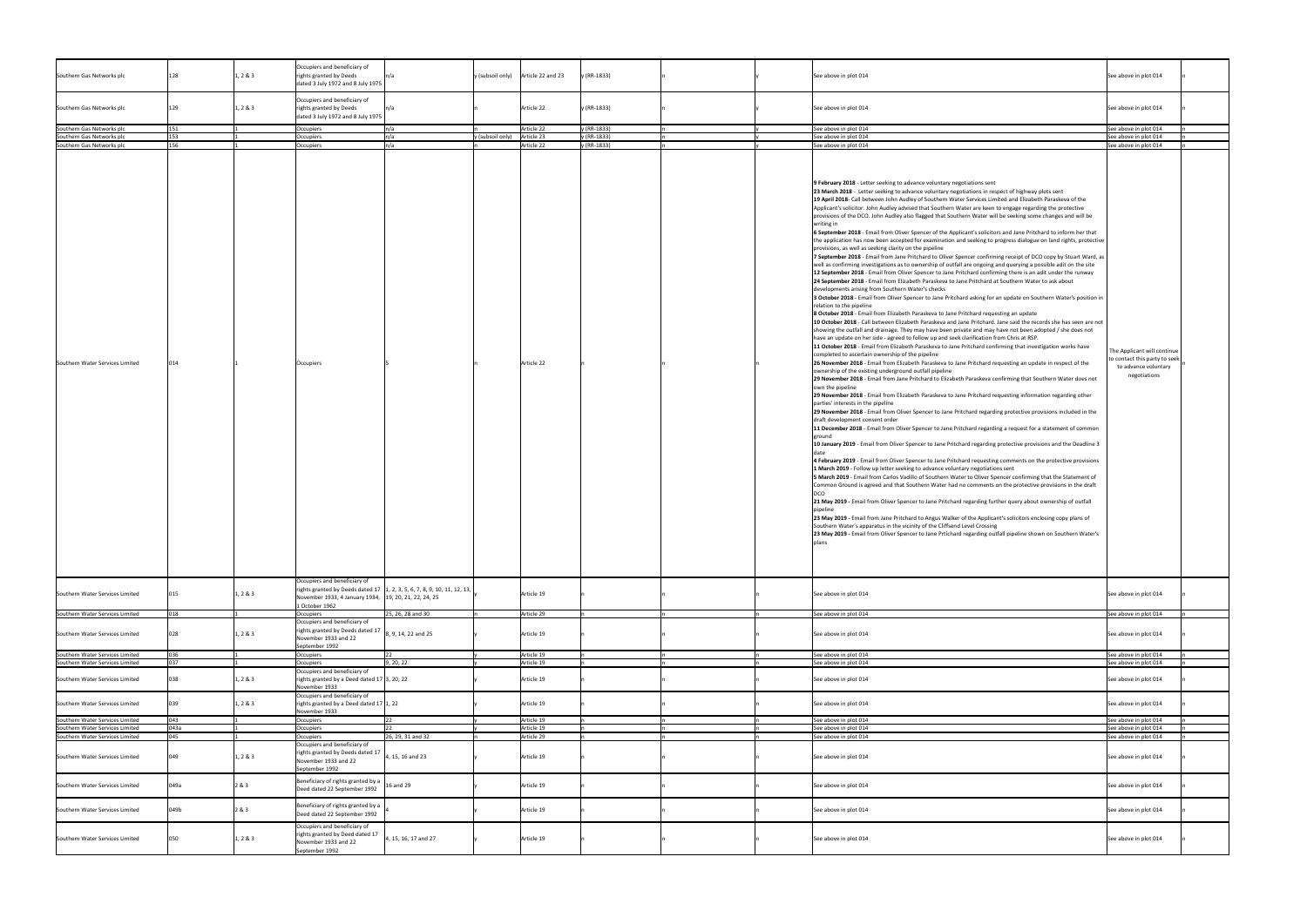| | | | | | | | | | | | | |
|---|---|---|---|---|---|---|---|---|---|---|---|---|
| Southern Gas Networks plc | 128 | 1, 2 & 3 | Occupiers and beneficiary of rights granted by Deeds dated 3 July 1972 and 8 July 1975 | n/a | y (subsoil only) | Article 22 and 23 | y (RR-1833) | n | | y | See above in plot 014 | See above in plot 014 | n |
| Southern Gas Networks plc | 129 | 1, 2 & 3 | Occupiers and beneficiary of rights granted by Deeds dated 3 July 1972 and 8 July 1975 | n/a | n | Article 22 | y (RR-1833) | n | | y | See above in plot 014 | See above in plot 014 | n |
| Southern Gas Networks plc | 151 | 1 | Occupiers | n/a | n | Article 22 | y (RR-1833) | n | | y | See above in plot 014 | See above in plot 014 | n |
| Southern Gas Networks plc | 153 | 1 | Occupiers | n/a | y (subsoil only) | Article 23 | y (RR-1833) | n | | y | See above in plot 014 | See above in plot 014 | n |
| Southern Gas Networks plc | 156 | 1 | Occupiers | n/a | n | Article 22 | y (RR-1833) | n | | y | See above in plot 014 | See above in plot 014 | n |
| Southern Water Services Limited | 014 | 1 | Occupiers | 5 | n | Article 22 | n | n | | y | **9 February 2018** - Letter seeking to advance voluntary negotiations sent<br>**23 March 2018** - Letter seeking to advance voluntary negotiations in respect of highway plots sent<br>**19 April 2018**- Call between John Audley of Southern Water Services Limited and Elizabeth Paraskeva of the Applicant's solicitor. John Audley advised that Southern Water are keen to engage regarding the protective provisions of the DCO. John Audley also flagged that Southern Water will be seeking some changes and will be writing in<br>**6 September 2018** - Email from Oliver Spencer of the Applicant's solicitors and Jane Pritchard to inform her that the application has now been accepted for examination and seeking to progress dialogue on land rights, protective provisions, as well as seeking clarity on the pipeline<br>**7 September 2018** - Email from Jane Pritchard to Oliver Spencer confirming receipt of DCO copy by Stuart Ward, as well as confirming investigations as to ownership of outfall are ongoing and querying a possible adit on the site<br>**12 September 2018** - Email from Oliver Spencer to Jane Pritchard confirming there is an adit under the runway<br>**24 September 2018** - Email from Elizabeth Paraskeva to Jane Pritchard at Southern Water to ask about developments arising from Southern Water's checks<br>**3 October 2018** - Email from Oliver Spencer to Jane Pritchard asking for an update on Southern Water's position in relation to the pipeline<br>**8 October 2018** - Email from Elizabeth Paraskeva to Jane Pritchard requesting an update<br>**10 October 2018** - Call between Elizabeth Paraskeva and Jane Pritchard. Jane said the records she has seen are not showing the outfall and drainage. They may have been private and may have not been adopted / she does not have an update on her side - agreed to follow up and seek clarification from Chris at RSP.<br>**11 October 2018** - Email from Elizabeth Paraskeva to Jane Pritchard confirming that investigation works have completed to ascertain ownership of the pipeline<br>**26 November 2018** - Email from Elizabeth Paraskeva to Jane Pritchard requesting an update in respect of the ownership of the existing underground outfall pipeline<br>**29 November 2018** - Email from Jane Pritchard to Elizabeth Paraskeva confirming that Southern Water does not own the pipeline<br>**29 November 2018** - Email from Elizabeth Paraskeva to Jane Pritchard requesting information regarding other parties' interests in the pipeline<br>**29 November 2018** - Email from Oliver Spencer to Jane Pritchard regarding protective provisions included in the draft development consent order<br>**11 December 2018** - Email from Oliver Spencer to Jane Pritchard regarding a request for a statement of common ground<br>**10 January 2019** - Email from Oliver Spencer to Jane Pritchard regarding protective provisions and the Deadline 3 date<br>**4 February 2019** - Email from Oliver Spencer to Jane Pritchard requesting comments on the protective provisions<br>**1 March 2019** - Follow up letter seeking to advance voluntary negotiations sent<br>**5 March 2019** - Email from Carlos Vadillo of Southern Water to Oliver Spencer confirming that the Statement of Common Ground is agreed and that Southern Water had no comments on the protective provisions in the draft DCO<br>**21 May 2019** - Email from Oliver Spencer to Jane Pritchard regarding further query about ownership of outfall pipeline<br>**23 May 2019** - Email from Jane Pritchard to Angus Walker of the Applicant's solicitors enclosing copy plans of Southern Water's apparatus in the vicinity of the Cliffsend Level Crossing<br>**23 May 2019** - Email from Oliver Spencer to Jane Pritchard regarding outfall pipeline shown on Southern Water's plans | The Applicant will continue to contact this party to seek to advance voluntary negotiations | n |
| Southern Water Services Limited | 015 | 1, 2 & 3 | Occupiers and beneficiary of rights granted by Deeds dated 17 November 1933, 4 January 1934, 1 October 1962 | 1, 2, 3, 5, 6, 7, 8, 9, 10, 11, 12, 13, 19, 20, 21, 22, 24, 25 | y | Article 19 | n | n | | n | See above in plot 014 | See above in plot 014 | n |
| Southern Water Services Limited | 018 | 1 | Occupiers | 25, 26, 28 and 30 | n | Article 29 | n | n | | n | See above in plot 014 | See above in plot 014 | n |
| Southern Water Services Limited | 028 | 1, 2 & 3 | Occupiers and beneficiary of rights granted by Deeds dated 17 November 1933 and 22 September 1992 | 8, 9, 14, 22 and 25 | y | Article 19 | n | n | | n | See above in plot 014 | See above in plot 014 | n |
| Southern Water Services Limited | 036 | 1 | Occupiers | 22 | y | Article 19 | n | n | | n | See above in plot 014 | See above in plot 014 | n |
| Southern Water Services Limited | 037 | 1 | Occupiers | 9, 20, 22 | y | Article 19 | n | n | | n | See above in plot 014 | See above in plot 014 | n |
| Southern Water Services Limited | 038 | 1, 2 & 3 | Occupiers and beneficiary of rights granted by a Deed dated 17 November 1933 | 3, 20, 22 | y | Article 19 | n | n | | n | See above in plot 014 | See above in plot 014 | n |
| Southern Water Services Limited | 039 | 1, 2 & 3 | Occupiers and beneficiary of rights granted by a Deed dated 17 November 1933 | 1, 22 | y | Article 19 | n | n | | n | See above in plot 014 | See above in plot 014 | n |
| Southern Water Services Limited | 043 | 1 | Occupiers | 22 | y | Article 19 | n | n | | n | See above in plot 014 | See above in plot 014 | n |
| Southern Water Services Limited | 043a | 1 | Occupiers | 22 | y | Article 19 | n | n | | n | See above in plot 014 | See above in plot 014 | n |
| Southern Water Services Limited | 045 | 1 | Occupiers | 26, 29, 31 and 32 | n | Article 29 | n | n | | n | See above in plot 014 | See above in plot 014 | n |
| Southern Water Services Limited | 049 | 1, 2 & 3 | Occupiers and beneficiary of rights granted by Deeds dated 17 November 1933 and 22 September 1992 | 4, 15, 16 and 23 | y | Article 19 | n | n | | n | See above in plot 014 | See above in plot 014 | n |
| Southern Water Services Limited | 049a | 2 & 3 | Beneficiary of rights granted by a Deed dated 22 September 1992 | 16 and 29 | y | Article 19 | n | n | | n | See above in plot 014 | See above in plot 014 | n |
| Southern Water Services Limited | 049b | 2 & 3 | Beneficiary of rights granted by a Deed dated 22 September 1992 | 4 | y | Article 19 | n | n | | n | See above in plot 014 | See above in plot 014 | n |
| Southern Water Services Limited | 050 | 1, 2 & 3 | Occupiers and beneficiary of rights granted by Deed dated 17 November 1933 and 22 September 1992 | 4, 15, 16, 17 and 27 | y | Article 19 | n | n | | n | See above in plot 014 | See above in plot 014 | n |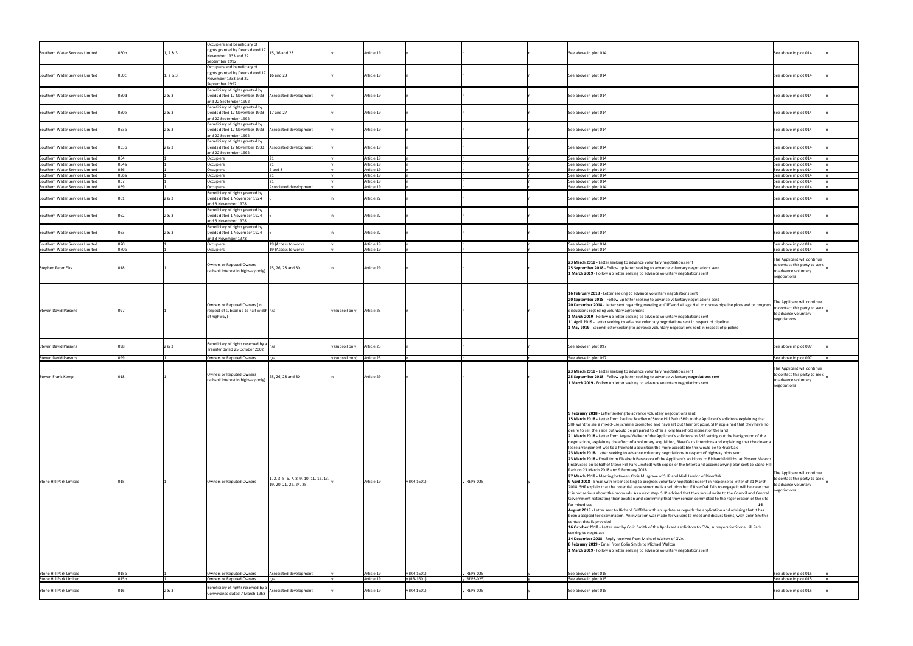| | | | | | | | | | | | | |
|---|---|---|---|---|---|---|---|---|---|---|---|---|
| Southern Water Services Limited | 050b | 1, 2 & 3 | Occupiers and beneficiary of rights granted by Deeds dated 17 November 1933 and 22 September 1992 | 15, 16 and 23 | y | Article 19 | n | n | n | See above in plot 014 | See above in plot 014 | n |
| Southern Water Services Limited | 050c | 1, 2 & 3 | Occupiers and beneficiary of rights granted by Deeds dated 17 November 1933 and 22 September 1992 | 16 and 23 | y | Article 19 | n | n | n | See above in plot 014 | See above in plot 014 | n |
| Southern Water Services Limited | 050d | 2 & 3 | Beneficiary of rights granted by Deeds dated 17 November 1933 and 22 September 1992 | Associated development | y | Article 19 | n | n | n | See above in plot 014 | See above in plot 014 | n |
| Southern Water Services Limited | 050e | 2 & 3 | Beneficiary of rights granted by Deeds dated 17 November 1933 and 22 September 1992 | 17 and 27 | y | Article 19 | n | n | n | See above in plot 014 | See above in plot 014 | n |
| Southern Water Services Limited | 053a | 2 & 3 | Beneficiary of rights granted by Deeds dated 17 November 1933 and 22 September 1992 | Associated development | y | Article 19 | n | n | n | See above in plot 014 | See above in plot 014 | n |
| Southern Water Services Limited | 053b | 2 & 3 | Beneficiary of rights granted by Deeds dated 17 November 1933 and 22 September 1992 | Associated development | y | Article 19 | n | n | n | See above in plot 014 | See above in plot 014 | n |
| Southern Water Services Limited | 054 | 1 | Occupiers | 21 | y | Article 19 | n | n | n | See above in plot 014 | See above in plot 014 | n |
| Southern Water Services Limited | 054a | 1 | Occupiers | 21 | y | Article 19 | n | n | n | See above in plot 014 | See above in plot 014 | n |
| Southern Water Services Limited | 056 | 1 | Occupiers | 2 and 8 | y | Article 19 | n | n | n | See above in plot 014 | See above in plot 014 | n |
| Southern Water Services Limited | 056a | 1 | Occupiers | 21 | y | Article 19 | n | n | n | See above in plot 014 | See above in plot 014 | n |
| Southern Water Services Limited | 057 | 1 | Occupiers | 21 | y | Article 19 | n | n | n | See above in plot 014 | See above in plot 014 | n |
| Southern Water Services Limited | 059 | 1 | Occupiers | Associated development | y | Article 19 | n | n | n | See above in plot 014 | See above in plot 014 | n |
| Southern Water Services Limited | 061 | 2 & 3 | Beneficiary of rights granted by Deeds dated 1 November 1924 and 3 November 1978 | 6 | n | Article 22 | n | n | n | See above in plot 014 | See above in plot 014 | n |
| Southern Water Services Limited | 062 | 2 & 3 | Beneficiary of rights granted by Deeds dated 1 November 1924 and 3 November 1978 | 6 | n | Article 22 | n | n | n | See above in plot 014 | See above in plot 014 | n |
| Southern Water Services Limited | 063 | 2 & 3 | Beneficiary of rights granted by Deeds dated 1 November 1924 and 3 November 1978 | 6 | n | Article 22 | n | n | n | See above in plot 014 | See above in plot 014 | n |
| Southern Water Services Limited | 070 | 1 | Occupiers | 19 (Access to work) | y | Article 19 | n | n | n | See above in plot 014 | See above in plot 014 | n |
| Southern Water Services Limited | 070a | 1 | Occupiers | 19 (Access to work) | y | Article 19 | n | n | n | See above in plot 014 | See above in plot 014 | n |
| Stephen Peter Elks | 018 | 1 | Owners or Reputed Owners (subsoil interest in highway only) | 25, 26, 28 and 30 | n | Article 29 | n | n | n | **23 March 2018** - Letter seeking to advance voluntary negotiations sent<br>**25 September 2018** - Follow up letter seeking to advance voluntary negotiations sent<br>**1 March 2019** - Follow up letter seeking to advance voluntary negotiations sent | The Applicant will continue to contact this party to seek to advance voluntary negotiations | n |
| Steven David Parsons | 097 | 1 | Owners or Reputed Owners (in respect of subsoil up to half width of highway) | n/a | y (subsoil only) | Article 23 | n | n | n | **16 February 2018** - Letter seeking to advance voluntary negotiations sent<br>**20 September 2018** - Follow up letter seeking to advance voluntary negotiations sent<br>**20 December 2018** - Letter sent regarding meeting at Cliffsend Village Hall to discuss pipeline plots and to progress discussions regarding voluntary agreement<br>**1 March 2019** - Follow up letter seeking to advance voluntary negotiations sent<br>**11 April 2019** - Letter seeking to advance voluntary negotiations sent in respect of pipeline<br>**1 May 2019** - Second letter seeking to advance voluntary negotiations sent in respect of pipeline | The Applicant will continue to contact this party to seek to advance voluntary negotiations | n |
| Steven David Parsons | 098 | 2 & 3 | Beneficiary of rights reserved by a Transfer dated 25 October 2002 | n/a | y (subsoil only) | Article 23 | n | n | n | See above in plot 097 | See above in plot 097 | n |
| Steven David Parsons | 099 | 1 | Owners or Reputed Owners | n/a | y (subsoil only) | Article 23 | n | n | n | See above in plot 097 | See above in plot 097 | n |
| Steven Frank Kemp | 018 | 1 | Owners or Reputed Owners (subsoil interest in highway only) | 25, 26, 28 and 30 | n | Article 29 | n | n | n | **23 March 2018** - Letter seeking to advance voluntary negotiations sent<br>**25 September 2018** - Follow up letter seeking to advance voluntary **negotiations sent**<br>**1 March 2019** - Follow up letter seeking to advance voluntary negotiations sent | The Applicant will continue to contact this party to seek to advance voluntary negotiations | n |
| Stone Hill Park Limited | 015 | 1 | Owners or Reputed Owners | 1, 2, 3, 5, 6, 7, 8, 9, 10, 11, 12, 13, 19, 20, 21, 22, 24, 25 | y | Article 19 | y (RR-1601) | y (REP3-025) | y | **9 February 2018** - Letter seeking to advance voluntary negotiations sent<br>**15 March 2018** - Letter from Pauline Bradley of Stone Hill Park (SHP) to the Applicant's solicitors explaining that SHP want to see a mixed-use scheme promoted and have set out their proposal. SHP explained that they have no desire to sell their site but would be prepared to offer a long leasehold interest of the land<br>**21 March 2018** - Letter from Angus Walker of the Applicant's solicitors to SHP setting out the background of the negotiations, explaining the effect of a voluntary acquisition, RiverOak's intentions and explaining that the closer a lease arrangement was to a freehold acquisition the more acceptable this would be to RiverOak.<br>**23 March 2018**- Letter seeking to advance voluntary negotiations in respect of highway plots sent<br>**23 March 2018** - Email from Elizabeth Paraskeva of the Applicant's solicitors to Richard Griffiths at Pinsent Masons (instructed on behalf of Stone Hill Park Limited) with copies of the letters and accompanying plan sent to Stone Hill Park on 23 March 2018 and 9 February 2018<br>**27 March 2018** - Meeting between Chris Musgrave of SHP and Niall Lawlor of RiverOak<br>**9 April 2018** - Email with letter seeking to progress voluntary negotiations sent in response to letter of 21 March 2018. SHP explain that the potential lease structure is a solution but if RiverOak fails to engage it will be clear that it is not serious about the proposals. As a next step, SHP advised that they would write to the Council and Central Government reiterating their position and confirming that they remain committed to the regeneration of the site for mixed use 16<br>**August 2018** - Letter sent to Richard Griffiths with an update as regards the application and advising that it has been accepted for examination. An invitation was made for valuers to meet and discuss terms, with Colin Smith's contact details provided<br>**16 October 2018** - Letter sent by Colin Smith of the Applicant's solicitors to GVA, surveyors for Stone Hill Park seeking to negotiate<br>**14 December 2018** - Reply received from Michael Walton of GVA<br>**8 February 2019** - Email from Colin Smith to Michael Walton<br>**1 March 2019** - Follow up letter seeking to advance voluntary negotiations sent | The Applicant will continue to contact this party to seek to advance voluntary negotiations | n |
| Stone Hill Park Limited | 015a | 1 | Owners or Reputed Owners | Associated development | y | Article 19 | y (RR-1601) | y (REP3-025) | y | See above in plot 015 | See above in plot 015 | n |
| Stone Hill Park Limited | 015b | 1 | Owners or Reputed Owners | n/a | y | Article 19 | y (RR-1601) | y (REP3-025) | y | See above in plot 015 | See above in plot 015 | n |
| Stone Hill Park Limited | 016 | 2 & 3 | Beneficiary of rights reserved by a Conveyance dated 7 March 1968 | Associated development | y | Article 19 | y (RR-1601) | y (REP3-025) | y | See above in plot 015 | See above in plot 015 | n |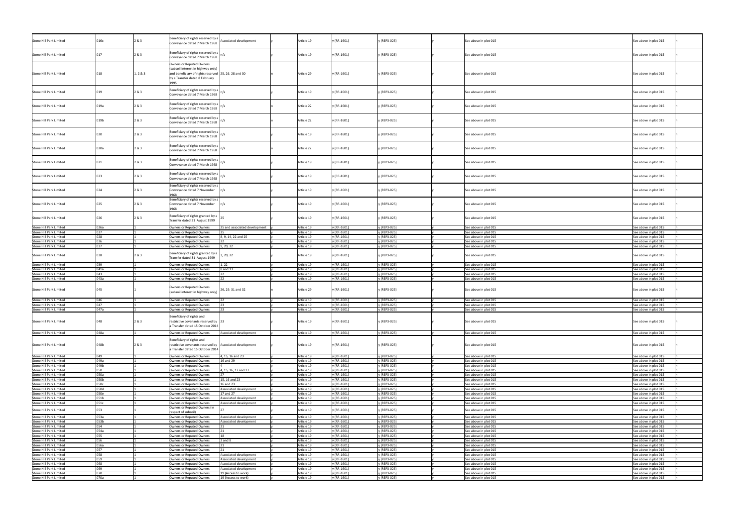| Stone Hill Park Limited | 016c | 2 & 3 | Beneficiary of rights reserved by a Conveyance dated 7 March 1968 | Associated development | y | Article 19 | y (RR-1601) | y (REP3-025) | y | See above in plot 015 | See above in plot 015 | n |
|---|---|---|---|---|---|---|---|---|---|---|---|---|
| Stone Hill Park Limited | 017 | 2 & 3 | Beneficiary of rights reserved by a Conveyance dated 7 March 1968 | n/a | y | Article 19 | y (RR-1601) | y (REP3-025) | y | See above in plot 015 | See above in plot 015 | n |
| Stone Hill Park Limited | 018 | 1, 2 & 3 | Owners or Reputed Owners (subsoil interest in highway only) and beneficiary of rights reserved by a Transfer dated 8 February 1995 | 25, 26, 28 and 30 | n | Article 29 | y (RR-1601) | y (REP3-025) | y | See above in plot 015 | See above in plot 015 | n |
| Stone Hill Park Limited | 019 | 2 & 3 | Beneficiary of rights reserved by a Conveyance dated 7 March 1968 | n/a | y | Article 19 | y (RR-1601) | y (REP3-025) | y | See above in plot 015 | See above in plot 015 | n |
| Stone Hill Park Limited | 019a | 2 & 3 | Beneficiary of rights reserved by a Conveyance dated 7 March 1968 | n/a | n | Article 22 | y (RR-1601) | y (REP3-025) | y | See above in plot 015 | See above in plot 015 | n |
| Stone Hill Park Limited | 019b | 2 & 3 | Beneficiary of rights reserved by a Conveyance dated 7 March 1968 | n/a | n | Article 22 | y (RR-1601) | y (REP3-025) | y | See above in plot 015 | See above in plot 015 | n |
| Stone Hill Park Limited | 020 | 2 & 3 | Beneficiary of rights reserved by a Conveyance dated 7 March 1968 | n/a | y | Article 19 | y (RR-1601) | y (REP3-025) | y | See above in plot 015 | See above in plot 015 | n |
| Stone Hill Park Limited | 020a | 2 & 3 | Beneficiary of rights reserved by a Conveyance dated 7 March 1968 | n/a | n | Article 22 | y (RR-1601) | y (REP3-025) | y | See above in plot 015 | See above in plot 015 | n |
| Stone Hill Park Limited | 021 | 2 & 3 | Beneficiary of rights reserved by a Conveyance dated 7 March 1968 | n/a | y | Article 19 | y (RR-1601) | y (REP3-025) | y | See above in plot 015 | See above in plot 015 | n |
| Stone Hill Park Limited | 023 | 2 & 3 | Beneficiary of rights reserved by a Conveyance dated 7 March 1968 | n/a | y | Article 19 | y (RR-1601) | y (REP3-025) | y | See above in plot 015 | See above in plot 015 | n |
| Stone Hill Park Limited | 024 | 2 & 3 | Beneficiary of rights reserved by a Conveyance dated 7 November 1968 | n/a | y | Article 19 | y (RR-1601) | y (REP3-025) | y | See above in plot 015 | See above in plot 015 | n |
| Stone Hill Park Limited | 025 | 2 & 3 | Beneficiary of rights reserved by a Conveyance dated 7 November 1968 | n/a | y | Article 19 | y (RR-1601) | y (REP3-025) | y | See above in plot 015 | See above in plot 015 | n |
| Stone Hill Park Limited | 026 | 2 & 3 | Beneficiary of rights granted by a Transfer dated 31 August 1999 | 25 | y | Article 19 | y (RR-1601) | y (REP3-025) | y | See above in plot 015 | See above in plot 015 | n |
| Stone Hill Park Limited | 026a | 1 | Owners or Reputed Owners | 25 and associated development | y | Article 19 | y (RR-1601) | y (REP3-025) | y | See above in plot 015 | See above in plot 015 | n |
| Stone Hill Park Limited | 027 | 1 | Owners or Reputed Owners | 25 | y | Article 19 | y (RR-1601) | y (REP3-025) | y | See above in plot 015 | See above in plot 015 | n |
| Stone Hill Park Limited | 028 | 1 | Owners or Reputed Owners | 8, 9, 14, 22 and 25 | y | Article 19 | y (RR-1601) | y (REP3-025) | y | See above in plot 015 | See above in plot 015 | n |
| Stone Hill Park Limited | 036 | 1 | Owners or Reputed Owners | 22 | y | Article 19 | y (RR-1601) | y (REP3-025) | y | See above in plot 015 | See above in plot 015 | n |
| Stone Hill Park Limited | 037 | 1 | Owners or Reputed Owners | 9, 20, 22 | y | Article 19 | y (RR-1601) | y (REP3-025) | y | See above in plot 015 | See above in plot 015 | n |
| Stone Hill Park Limited | 038 | 2 & 3 | Beneficiary of rights granted by a Transfer dated 31 August 1999 | 3, 20, 22 | y | Article 19 | y (RR-1601) | y (REP3-025) | y | See above in plot 015 | See above in plot 015 | n |
| Stone Hill Park Limited | 039 | 1 | Owners or Reputed Owners | 1, 22 | y | Article 19 | y (RR-1601) | y (REP3-025) | y | See above in plot 015 | See above in plot 015 | n |
| Stone Hill Park Limited | 041a | 1 | Owners or Reputed Owners | 8 and 13 | y | Article 19 | y (RR-1601) | y (REP3-025) | y | See above in plot 015 | See above in plot 015 | n |
| Stone Hill Park Limited | 043 | 1 | Owners or Reputed Owners | 22 | y | Article 19 | y (RR-1601) | y (REP3-025) | y | See above in plot 015 | See above in plot 015 | n |
| Stone Hill Park Limited | 043a | 1 | Owners or Reputed Owners | 22 | y | Article 19 | y (RR-1601) | y (REP3-025) | y | See above in plot 015 | See above in plot 015 | n |
| Stone Hill Park Limited | 045 | 1 | Owners or Reputed Owners (subsoil interest in highway only) | 26, 29, 31 and 32 | n | Article 29 | y (RR-1601) | y (REP3-025) | y | See above in plot 015 | See above in plot 015 | n |
| Stone Hill Park Limited | 046 | 1 | Owners or Reputed Owners | 22 | y | Article 19 | y (RR-1601) | y (REP3-025) | y | See above in plot 015 | See above in plot 015 | n |
| Stone Hill Park Limited | 047 | 1 | Owners or Reputed Owners | 23 | y | Article 19 | y (RR-1601) | y (REP3-025) | y | See above in plot 015 | See above in plot 015 | n |
| Stone Hill Park Limited | 047a | 1 | Owners or Reputed Owners | 23 | y | Article 19 | y (RR-1601) | y (REP3-025) | y | See above in plot 015 | See above in plot 015 | n |
| Stone Hill Park Limited | 048 | 2 & 3 | Beneficiary of rights and restrictive covenants reserved by a Transfer dated 15 October 2014 | 23 | y | Article 19 | y (RR-1601) | y (REP3-025) | y | See above in plot 015 | See above in plot 015 | n |
| Stone Hill Park Limited | 048a | 1 | Owners or Reputed Owners | Associated development | y | Article 19 | y (RR-1601) | y (REP3-025) | y | See above in plot 015 | See above in plot 015 | n |
| Stone Hill Park Limited | 048b | 2 & 3 | Beneficiary of rights and restrictive covenants reserved by a Transfer dated 15 October 2014 | Associated development | y | Article 19 | y (RR-1601) | y (REP3-025) | y | See above in plot 015 | See above in plot 015 | n |
| Stone Hill Park Limited | 049 | 1 | Owners or Reputed Owners | 4, 15, 16 and 23 | y | Article 19 | y (RR-1601) | y (REP3-025) | y | See above in plot 015 | See above in plot 015 | n |
| Stone Hill Park Limited | 049a | 1 | Owners or Reputed Owners | 16 and 29 | y | Article 19 | y (RR-1601) | y (REP3-025) | y | See above in plot 015 | See above in plot 015 | n |
| Stone Hill Park Limited | 049b | 1 | Owners or Reputed Owners | 4 | y | Article 19 | y (RR-1601) | y (REP3-025) | y | See above in plot 015 | See above in plot 015 | n |
| Stone Hill Park Limited | 050 | 1 | Owners or Reputed Owners | 4, 15, 16, 17 and 27 | y | Article 19 | y (RR-1601) | y (REP3-025) | y | See above in plot 015 | See above in plot 015 | n |
| Stone Hill Park Limited | 050a | 1 | Owners or Reputed Owners | 27 | y | Article 19 | y (RR-1601) | y (REP3-025) | y | See above in plot 015 | See above in plot 015 | n |
| Stone Hill Park Limited | 050b | 1 | Owners or Reputed Owners | 15, 16 and 23 | y | Article 19 | y (RR-1601) | y (REP3-025) | y | See above in plot 015 | See above in plot 015 | n |
| Stone Hill Park Limited | 050c | 1 | Owners or Reputed Owners | 16 and 23 | y | Article 19 | y (RR-1601) | y (REP3-025) | y | See above in plot 015 | See above in plot 015 | n |
| Stone Hill Park Limited | 050d | 1 | Owners or Reputed Owners | Associated development | y | Article 19 | y (RR-1601) | y (REP3-025) | y | See above in plot 015 | See above in plot 015 | n |
| Stone Hill Park Limited | 050e | 1 | Owners or Reputed Owners | 17 and 27 | y | Article 19 | y (RR-1601) | y (REP3-025) | y | See above in plot 015 | See above in plot 015 | n |
| Stone Hill Park Limited | 051b | 1 | Owners or Reputed Owners | Associated development | y | Article 19 | y (RR-1601) | y (REP3-025) | y | See above in plot 015 | See above in plot 015 | n |
| Stone Hill Park Limited | 051c | 1 | Owners or Reputed Owners | Associated development | y | Article 19 | y (RR-1601) | y (REP3-025) | y | See above in plot 015 | See above in plot 015 | n |
| Stone Hill Park Limited | 053 | 1 | Owners or Reputed Owners (in respect of subsoil) | 27 | y | Article 19 | y (RR-1601) | y (REP3-025) | y | See above in plot 015 | See above in plot 015 | n |
| Stone Hill Park Limited | 053a | 1 | Owners or Reputed Owners | Associated development | y | Article 19 | y (RR-1601) | y (REP3-025) | y | See above in plot 015 | See above in plot 015 | n |
| Stone Hill Park Limited | 053b | 1 | Owners or Reputed Owners | Associated development | y | Article 19 | y (RR-1601) | y (REP3-025) | y | See above in plot 015 | See above in plot 015 | n |
| Stone Hill Park Limited | 054 | 1 | Owners or Reputed Owners | 21 | y | Article 19 | y (RR-1601) | y (REP3-025) | y | See above in plot 015 | See above in plot 015 | n |
| Stone Hill Park Limited | 054a | 1 | Owners or Reputed Owners | 21 | y | Article 19 | y (RR-1601) | y (REP3-025) | y | See above in plot 015 | See above in plot 015 | n |
| Stone Hill Park Limited | 055 | 1 | Owners or Reputed Owners | 18 | y | Article 19 | y (RR-1601) | y (REP3-025) | y | See above in plot 015 | See above in plot 015 | n |
| Stone Hill Park Limited | 056 | 1 | Owners or Reputed Owners | 2 and 8 | y | Article 19 | y (RR-1601) | y (REP3-025) | y | See above in plot 015 | See above in plot 015 | n |
| Stone Hill Park Limited | 056a | 1 | Owners or Reputed Owners | 21 | y | Article 19 | y (RR-1601) | y (REP3-025) | y | See above in plot 015 | See above in plot 015 | n |
| Stone Hill Park Limited | 057 | 1 | Owners or Reputed Owners | 21 | y | Article 19 | y (RR-1601) | y (REP3-025) | y | See above in plot 015 | See above in plot 015 | n |
| Stone Hill Park Limited | 058 | 1 | Owners or Reputed Owners | Associated development | y | Article 19 | y (RR-1601) | y (REP3-025) | y | See above in plot 015 | See above in plot 015 | n |
| Stone Hill Park Limited | 059 | 1 | Owners or Reputed Owners | Associated development | y | Article 19 | y (RR-1601) | y (REP3-025) | y | See above in plot 015 | See above in plot 015 | n |
| Stone Hill Park Limited | 068 | 1 | Owners or Reputed Owners | Associated development | y | Article 19 | y (RR-1601) | y (REP3-025) | y | See above in plot 015 | See above in plot 015 | n |
| Stone Hill Park Limited | 069 | 1 | Owners or Reputed Owners | Associated development | y | Article 19 | y (RR-1601) | y (REP3-025) | y | See above in plot 015 | See above in plot 015 | n |
| Stone Hill Park Limited | 070 | 1 | Owners or Reputed Owners | 19 (Access to work) | y | Article 19 | y (RR-1601) | y (REP3-025) | y | See above in plot 015 | See above in plot 015 | n |
| Stone Hill Park Limited | 070a | 1 | Owners or Reputed Owners | 19 (Access to work) | y | Article 19 | y (RR-1601) | y (REP3-025) | y | See above in plot 015 | See above in plot 015 | n |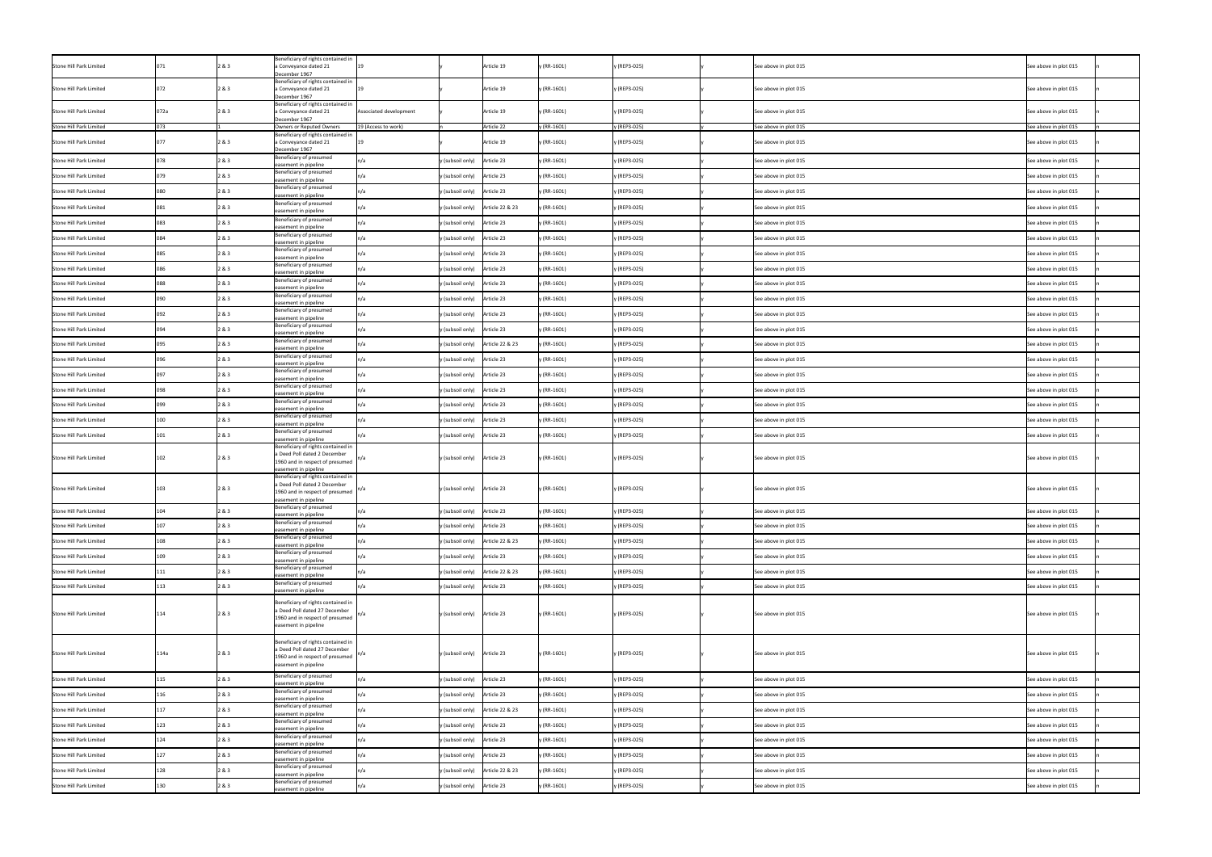| Stone Hill Park Limited | 071 | 2 & 3 | Beneficiary of rights contained in a Conveyance dated 21 December 1967 | 19 | y | Article 19 | y (RR-1601) | y (REP3-025) | y | See above in plot 015 | See above in plot 015 | n |
|---|---|---|---|---|---|---|---|---|---|---|---|---|
| Stone Hill Park Limited | 072 | 2 & 3 | Beneficiary of rights contained in a Conveyance dated 21 December 1967 | 19 | y | Article 19 | y (RR-1601) | y (REP3-025) | y | See above in plot 015 | See above in plot 015 | n |
| Stone Hill Park Limited | 072a | 2 & 3 | Beneficiary of rights contained in a Conveyance dated 21 December 1967 | Associated development | y | Article 19 | y (RR-1601) | y (REP3-025) | y | See above in plot 015 | See above in plot 015 | n |
| Stone Hill Park Limited | 073 | 1 | Owners or Reputed Owners | 19 (Access to work) | n | Article 22 | y (RR-1601) | y (REP3-025) | y | See above in plot 015 | See above in plot 015 | n |
| Stone Hill Park Limited | 077 | 2 & 3 | Beneficiary of rights contained in a Conveyance dated 21 December 1967 | 19 | y | Article 19 | y (RR-1601) | y (REP3-025) | y | See above in plot 015 | See above in plot 015 | n |
| Stone Hill Park Limited | 078 | 2 & 3 | Beneficiary of presumed easement in pipeline | n/a | y (subsoil only) | Article 23 | y (RR-1601) | y (REP3-025) | y | See above in plot 015 | See above in plot 015 | n |
| Stone Hill Park Limited | 079 | 2 & 3 | Beneficiary of presumed easement in pipeline | n/a | y (subsoil only) | Article 23 | y (RR-1601) | y (REP3-025) | y | See above in plot 015 | See above in plot 015 | n |
| Stone Hill Park Limited | 080 | 2 & 3 | Beneficiary of presumed easement in pipeline | n/a | y (subsoil only) | Article 23 | y (RR-1601) | y (REP3-025) | y | See above in plot 015 | See above in plot 015 | n |
| Stone Hill Park Limited | 081 | 2 & 3 | Beneficiary of presumed easement in pipeline | n/a | y (subsoil only) | Article 22 & 23 | y (RR-1601) | y (REP3-025) | y | See above in plot 015 | See above in plot 015 | n |
| Stone Hill Park Limited | 083 | 2 & 3 | Beneficiary of presumed easement in pipeline | n/a | y (subsoil only) | Article 23 | y (RR-1601) | y (REP3-025) | y | See above in plot 015 | See above in plot 015 | n |
| Stone Hill Park Limited | 084 | 2 & 3 | Beneficiary of presumed easement in pipeline | n/a | y (subsoil only) | Article 23 | y (RR-1601) | y (REP3-025) | y | See above in plot 015 | See above in plot 015 | n |
| Stone Hill Park Limited | 085 | 2 & 3 | Beneficiary of presumed easement in pipeline | n/a | y (subsoil only) | Article 23 | y (RR-1601) | y (REP3-025) | y | See above in plot 015 | See above in plot 015 | n |
| Stone Hill Park Limited | 086 | 2 & 3 | Beneficiary of presumed easement in pipeline | n/a | y (subsoil only) | Article 23 | y (RR-1601) | y (REP3-025) | y | See above in plot 015 | See above in plot 015 | n |
| Stone Hill Park Limited | 088 | 2 & 3 | Beneficiary of presumed easement in pipeline | n/a | y (subsoil only) | Article 23 | y (RR-1601) | y (REP3-025) | y | See above in plot 015 | See above in plot 015 | n |
| Stone Hill Park Limited | 090 | 2 & 3 | Beneficiary of presumed easement in pipeline | n/a | y (subsoil only) | Article 23 | y (RR-1601) | y (REP3-025) | y | See above in plot 015 | See above in plot 015 | n |
| Stone Hill Park Limited | 092 | 2 & 3 | Beneficiary of presumed easement in pipeline | n/a | y (subsoil only) | Article 23 | y (RR-1601) | y (REP3-025) | y | See above in plot 015 | See above in plot 015 | n |
| Stone Hill Park Limited | 094 | 2 & 3 | Beneficiary of presumed easement in pipeline | n/a | y (subsoil only) | Article 23 | y (RR-1601) | y (REP3-025) | y | See above in plot 015 | See above in plot 015 | n |
| Stone Hill Park Limited | 095 | 2 & 3 | Beneficiary of presumed easement in pipeline | n/a | y (subsoil only) | Article 22 & 23 | y (RR-1601) | y (REP3-025) | y | See above in plot 015 | See above in plot 015 | n |
| Stone Hill Park Limited | 096 | 2 & 3 | Beneficiary of presumed easement in pipeline | n/a | y (subsoil only) | Article 23 | y (RR-1601) | y (REP3-025) | y | See above in plot 015 | See above in plot 015 | n |
| Stone Hill Park Limited | 097 | 2 & 3 | Beneficiary of presumed easement in pipeline | n/a | y (subsoil only) | Article 23 | y (RR-1601) | y (REP3-025) | y | See above in plot 015 | See above in plot 015 | n |
| Stone Hill Park Limited | 098 | 2 & 3 | Beneficiary of presumed easement in pipeline | n/a | y (subsoil only) | Article 23 | y (RR-1601) | y (REP3-025) | y | See above in plot 015 | See above in plot 015 | n |
| Stone Hill Park Limited | 099 | 2 & 3 | Beneficiary of presumed easement in pipeline | n/a | y (subsoil only) | Article 23 | y (RR-1601) | y (REP3-025) | y | See above in plot 015 | See above in plot 015 | n |
| Stone Hill Park Limited | 100 | 2 & 3 | Beneficiary of presumed easement in pipeline | n/a | y (subsoil only) | Article 23 | y (RR-1601) | y (REP3-025) | y | See above in plot 015 | See above in plot 015 | n |
| Stone Hill Park Limited | 101 | 2 & 3 | Beneficiary of presumed easement in pipeline | n/a | y (subsoil only) | Article 23 | y (RR-1601) | y (REP3-025) | y | See above in plot 015 | See above in plot 015 | n |
| Stone Hill Park Limited | 102 | 2 & 3 | Beneficiary of rights contained in a Deed Poll dated 2 December 1960 and in respect of presumed easement in pipeline | n/a | y (subsoil only) | Article 23 | y (RR-1601) | y (REP3-025) | y | See above in plot 015 | See above in plot 015 | n |
| Stone Hill Park Limited | 103 | 2 & 3 | Beneficiary of rights contained in a Deed Poll dated 2 December 1960 and in respect of presumed easement in pipeline | n/a | y (subsoil only) | Article 23 | y (RR-1601) | y (REP3-025) | y | See above in plot 015 | See above in plot 015 | n |
| Stone Hill Park Limited | 104 | 2 & 3 | Beneficiary of presumed easement in pipeline | n/a | y (subsoil only) | Article 23 | y (RR-1601) | y (REP3-025) | y | See above in plot 015 | See above in plot 015 | n |
| Stone Hill Park Limited | 107 | 2 & 3 | Beneficiary of presumed easement in pipeline | n/a | y (subsoil only) | Article 23 | y (RR-1601) | y (REP3-025) | y | See above in plot 015 | See above in plot 015 | n |
| Stone Hill Park Limited | 108 | 2 & 3 | Beneficiary of presumed easement in pipeline | n/a | y (subsoil only) | Article 22 & 23 | y (RR-1601) | y (REP3-025) | y | See above in plot 015 | See above in plot 015 | n |
| Stone Hill Park Limited | 109 | 2 & 3 | Beneficiary of presumed easement in pipeline | n/a | y (subsoil only) | Article 23 | y (RR-1601) | y (REP3-025) | y | See above in plot 015 | See above in plot 015 | n |
| Stone Hill Park Limited | 111 | 2 & 3 | Beneficiary of presumed easement in pipeline | n/a | y (subsoil only) | Article 22 & 23 | y (RR-1601) | y (REP3-025) | y | See above in plot 015 | See above in plot 015 | n |
| Stone Hill Park Limited | 113 | 2 & 3 | Beneficiary of presumed easement in pipeline | n/a | y (subsoil only) | Article 23 | y (RR-1601) | y (REP3-025) | y | See above in plot 015 | See above in plot 015 | n |
| Stone Hill Park Limited | 114 | 2 & 3 | Beneficiary of rights contained in a Deed Poll dated 27 December 1960 and in respect of presumed easement in pipeline | n/a | y (subsoil only) | Article 23 | y (RR-1601) | y (REP3-025) | y | See above in plot 015 | See above in plot 015 | n |
| Stone Hill Park Limited | 114a | 2 & 3 | Beneficiary of rights contained in a Deed Poll dated 27 December 1960 and in respect of presumed easement in pipeline | n/a | y (subsoil only) | Article 23 | y (RR-1601) | y (REP3-025) | y | See above in plot 015 | See above in plot 015 | n |
| Stone Hill Park Limited | 115 | 2 & 3 | Beneficiary of presumed easement in pipeline | n/a | y (subsoil only) | Article 23 | y (RR-1601) | y (REP3-025) | y | See above in plot 015 | See above in plot 015 | n |
| Stone Hill Park Limited | 116 | 2 & 3 | Beneficiary of presumed easement in pipeline | n/a | y (subsoil only) | Article 23 | y (RR-1601) | y (REP3-025) | y | See above in plot 015 | See above in plot 015 | n |
| Stone Hill Park Limited | 117 | 2 & 3 | Beneficiary of presumed easement in pipeline | n/a | y (subsoil only) | Article 22 & 23 | y (RR-1601) | y (REP3-025) | y | See above in plot 015 | See above in plot 015 | n |
| Stone Hill Park Limited | 123 | 2 & 3 | Beneficiary of presumed easement in pipeline | n/a | y (subsoil only) | Article 23 | y (RR-1601) | y (REP3-025) | y | See above in plot 015 | See above in plot 015 | n |
| Stone Hill Park Limited | 124 | 2 & 3 | Beneficiary of presumed easement in pipeline | n/a | y (subsoil only) | Article 23 | y (RR-1601) | y (REP3-025) | y | See above in plot 015 | See above in plot 015 | n |
| Stone Hill Park Limited | 127 | 2 & 3 | Beneficiary of presumed easement in pipeline | n/a | y (subsoil only) | Article 23 | y (RR-1601) | y (REP3-025) | y | See above in plot 015 | See above in plot 015 | n |
| Stone Hill Park Limited | 128 | 2 & 3 | Beneficiary of presumed easement in pipeline | n/a | y (subsoil only) | Article 22 & 23 | y (RR-1601) | y (REP3-025) | y | See above in plot 015 | See above in plot 015 | n |
| Stone Hill Park Limited | 130 | 2 & 3 | Beneficiary of presumed easement in pipeline | n/a | y (subsoil only) | Article 23 | y (RR-1601) | y (REP3-025) | y | See above in plot 015 | See above in plot 015 | n |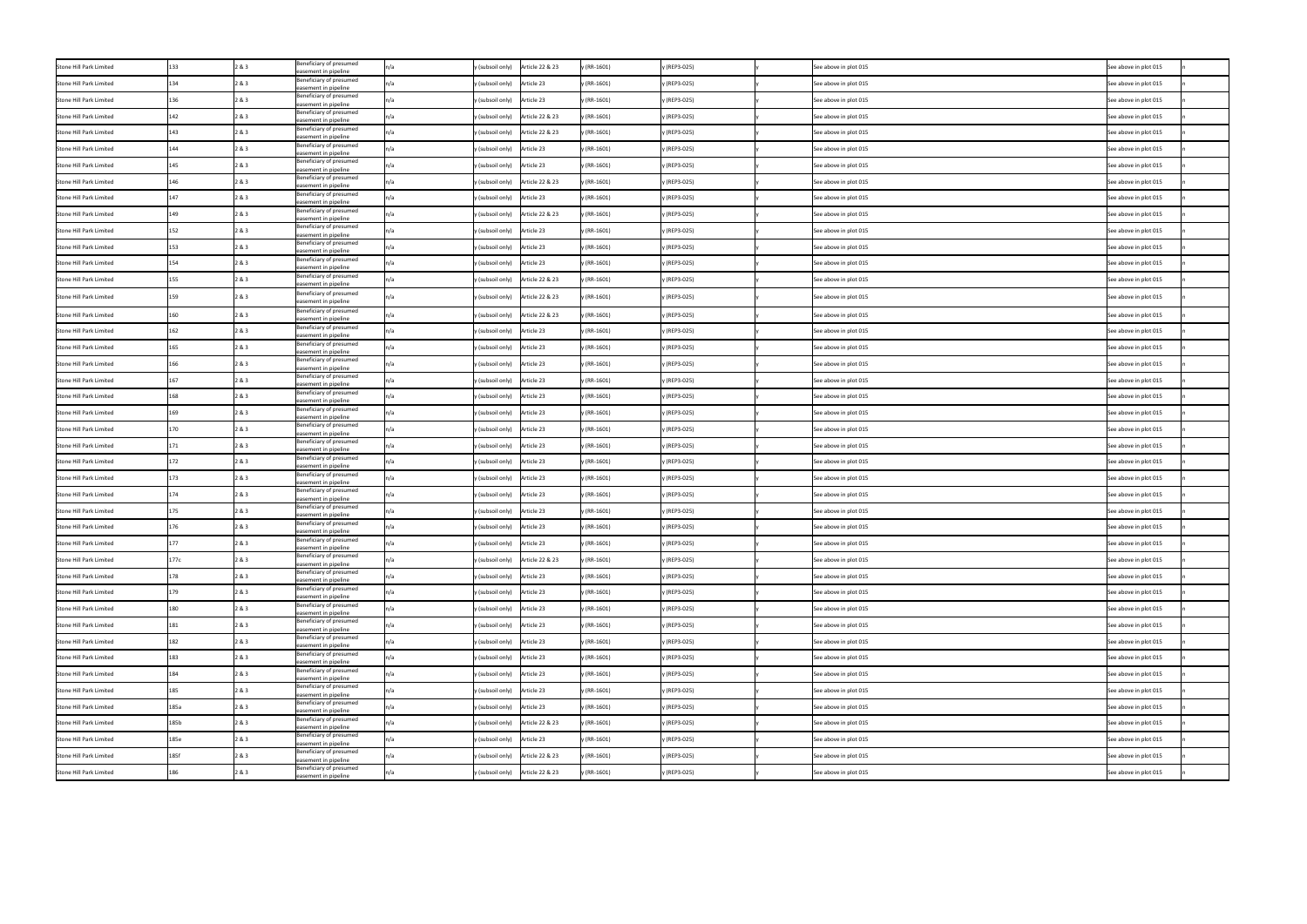| | | | | | | | | | | | | |
|---|---|---|---|---|---|---|---|---|---|---|---|---|
| Stone Hill Park Limited | 133 | 2 & 3 | Beneficiary of presumed easement in pipeline | n/a | y (subsoil only) | Article 22 & 23 | y (RR-1601) | y (REP3-025) | y | See above in plot 015 | See above in plot 015 | n |
| Stone Hill Park Limited | 134 | 2 & 3 | Beneficiary of presumed easement in pipeline | n/a | y (subsoil only) | Article 23 | y (RR-1601) | y (REP3-025) | y | See above in plot 015 | See above in plot 015 | n |
| Stone Hill Park Limited | 136 | 2 & 3 | Beneficiary of presumed easement in pipeline | n/a | y (subsoil only) | Article 23 | y (RR-1601) | y (REP3-025) | y | See above in plot 015 | See above in plot 015 | n |
| Stone Hill Park Limited | 142 | 2 & 3 | Beneficiary of presumed easement in pipeline | n/a | y (subsoil only) | Article 22 & 23 | y (RR-1601) | y (REP3-025) | y | See above in plot 015 | See above in plot 015 | n |
| Stone Hill Park Limited | 143 | 2 & 3 | Beneficiary of presumed easement in pipeline | n/a | y (subsoil only) | Article 22 & 23 | y (RR-1601) | y (REP3-025) | y | See above in plot 015 | See above in plot 015 | n |
| Stone Hill Park Limited | 144 | 2 & 3 | Beneficiary of presumed easement in pipeline | n/a | y (subsoil only) | Article 23 | y (RR-1601) | y (REP3-025) | y | See above in plot 015 | See above in plot 015 | n |
| Stone Hill Park Limited | 145 | 2 & 3 | Beneficiary of presumed easement in pipeline | n/a | y (subsoil only) | Article 23 | y (RR-1601) | y (REP3-025) | y | See above in plot 015 | See above in plot 015 | n |
| Stone Hill Park Limited | 146 | 2 & 3 | Beneficiary of presumed easement in pipeline | n/a | y (subsoil only) | Article 22 & 23 | y (RR-1601) | y (REP3-025) | y | See above in plot 015 | See above in plot 015 | n |
| Stone Hill Park Limited | 147 | 2 & 3 | Beneficiary of presumed easement in pipeline | n/a | y (subsoil only) | Article 23 | y (RR-1601) | y (REP3-025) | y | See above in plot 015 | See above in plot 015 | n |
| Stone Hill Park Limited | 149 | 2 & 3 | Beneficiary of presumed easement in pipeline | n/a | y (subsoil only) | Article 22 & 23 | y (RR-1601) | y (REP3-025) | y | See above in plot 015 | See above in plot 015 | n |
| Stone Hill Park Limited | 152 | 2 & 3 | Beneficiary of presumed easement in pipeline | n/a | y (subsoil only) | Article 23 | y (RR-1601) | y (REP3-025) | y | See above in plot 015 | See above in plot 015 | n |
| Stone Hill Park Limited | 153 | 2 & 3 | Beneficiary of presumed easement in pipeline | n/a | y (subsoil only) | Article 23 | y (RR-1601) | y (REP3-025) | y | See above in plot 015 | See above in plot 015 | n |
| Stone Hill Park Limited | 154 | 2 & 3 | Beneficiary of presumed easement in pipeline | n/a | y (subsoil only) | Article 23 | y (RR-1601) | y (REP3-025) | y | See above in plot 015 | See above in plot 015 | n |
| Stone Hill Park Limited | 155 | 2 & 3 | Beneficiary of presumed easement in pipeline | n/a | y (subsoil only) | Article 22 & 23 | y (RR-1601) | y (REP3-025) | y | See above in plot 015 | See above in plot 015 | n |
| Stone Hill Park Limited | 159 | 2 & 3 | Beneficiary of presumed easement in pipeline | n/a | y (subsoil only) | Article 22 & 23 | y (RR-1601) | y (REP3-025) | y | See above in plot 015 | See above in plot 015 | n |
| Stone Hill Park Limited | 160 | 2 & 3 | Beneficiary of presumed easement in pipeline | n/a | y (subsoil only) | Article 22 & 23 | y (RR-1601) | y (REP3-025) | y | See above in plot 015 | See above in plot 015 | n |
| Stone Hill Park Limited | 162 | 2 & 3 | Beneficiary of presumed easement in pipeline | n/a | y (subsoil only) | Article 23 | y (RR-1601) | y (REP3-025) | y | See above in plot 015 | See above in plot 015 | n |
| Stone Hill Park Limited | 165 | 2 & 3 | Beneficiary of presumed easement in pipeline | n/a | y (subsoil only) | Article 23 | y (RR-1601) | y (REP3-025) | y | See above in plot 015 | See above in plot 015 | n |
| Stone Hill Park Limited | 166 | 2 & 3 | Beneficiary of presumed easement in pipeline | n/a | y (subsoil only) | Article 23 | y (RR-1601) | y (REP3-025) | y | See above in plot 015 | See above in plot 015 | n |
| Stone Hill Park Limited | 167 | 2 & 3 | Beneficiary of presumed easement in pipeline | n/a | y (subsoil only) | Article 23 | y (RR-1601) | y (REP3-025) | y | See above in plot 015 | See above in plot 015 | n |
| Stone Hill Park Limited | 168 | 2 & 3 | Beneficiary of presumed easement in pipeline | n/a | y (subsoil only) | Article 23 | y (RR-1601) | y (REP3-025) | y | See above in plot 015 | See above in plot 015 | n |
| Stone Hill Park Limited | 169 | 2 & 3 | Beneficiary of presumed easement in pipeline | n/a | y (subsoil only) | Article 23 | y (RR-1601) | y (REP3-025) | y | See above in plot 015 | See above in plot 015 | n |
| Stone Hill Park Limited | 170 | 2 & 3 | Beneficiary of presumed easement in pipeline | n/a | y (subsoil only) | Article 23 | y (RR-1601) | y (REP3-025) | y | See above in plot 015 | See above in plot 015 | n |
| Stone Hill Park Limited | 171 | 2 & 3 | Beneficiary of presumed easement in pipeline | n/a | y (subsoil only) | Article 23 | y (RR-1601) | y (REP3-025) | y | See above in plot 015 | See above in plot 015 | n |
| Stone Hill Park Limited | 172 | 2 & 3 | Beneficiary of presumed easement in pipeline | n/a | y (subsoil only) | Article 23 | y (RR-1601) | y (REP3-025) | y | See above in plot 015 | See above in plot 015 | n |
| Stone Hill Park Limited | 173 | 2 & 3 | Beneficiary of presumed easement in pipeline | n/a | y (subsoil only) | Article 23 | y (RR-1601) | y (REP3-025) | y | See above in plot 015 | See above in plot 015 | n |
| Stone Hill Park Limited | 174 | 2 & 3 | Beneficiary of presumed easement in pipeline | n/a | y (subsoil only) | Article 23 | y (RR-1601) | y (REP3-025) | y | See above in plot 015 | See above in plot 015 | n |
| Stone Hill Park Limited | 175 | 2 & 3 | Beneficiary of presumed easement in pipeline | n/a | y (subsoil only) | Article 23 | y (RR-1601) | y (REP3-025) | y | See above in plot 015 | See above in plot 015 | n |
| Stone Hill Park Limited | 176 | 2 & 3 | Beneficiary of presumed easement in pipeline | n/a | y (subsoil only) | Article 23 | y (RR-1601) | y (REP3-025) | y | See above in plot 015 | See above in plot 015 | n |
| Stone Hill Park Limited | 177 | 2 & 3 | Beneficiary of presumed easement in pipeline | n/a | y (subsoil only) | Article 23 | y (RR-1601) | y (REP3-025) | y | See above in plot 015 | See above in plot 015 | n |
| Stone Hill Park Limited | 177c | 2 & 3 | Beneficiary of presumed easement in pipeline | n/a | y (subsoil only) | Article 22 & 23 | y (RR-1601) | y (REP3-025) | y | See above in plot 015 | See above in plot 015 | n |
| Stone Hill Park Limited | 178 | 2 & 3 | Beneficiary of presumed easement in pipeline | n/a | y (subsoil only) | Article 23 | y (RR-1601) | y (REP3-025) | y | See above in plot 015 | See above in plot 015 | n |
| Stone Hill Park Limited | 179 | 2 & 3 | Beneficiary of presumed easement in pipeline | n/a | y (subsoil only) | Article 23 | y (RR-1601) | y (REP3-025) | y | See above in plot 015 | See above in plot 015 | n |
| Stone Hill Park Limited | 180 | 2 & 3 | Beneficiary of presumed easement in pipeline | n/a | y (subsoil only) | Article 23 | y (RR-1601) | y (REP3-025) | y | See above in plot 015 | See above in plot 015 | n |
| Stone Hill Park Limited | 181 | 2 & 3 | Beneficiary of presumed easement in pipeline | n/a | y (subsoil only) | Article 23 | y (RR-1601) | y (REP3-025) | y | See above in plot 015 | See above in plot 015 | n |
| Stone Hill Park Limited | 182 | 2 & 3 | Beneficiary of presumed easement in pipeline | n/a | y (subsoil only) | Article 23 | y (RR-1601) | y (REP3-025) | y | See above in plot 015 | See above in plot 015 | n |
| Stone Hill Park Limited | 183 | 2 & 3 | Beneficiary of presumed easement in pipeline | n/a | y (subsoil only) | Article 23 | y (RR-1601) | y (REP3-025) | y | See above in plot 015 | See above in plot 015 | n |
| Stone Hill Park Limited | 184 | 2 & 3 | Beneficiary of presumed easement in pipeline | n/a | y (subsoil only) | Article 23 | y (RR-1601) | y (REP3-025) | y | See above in plot 015 | See above in plot 015 | n |
| Stone Hill Park Limited | 185 | 2 & 3 | Beneficiary of presumed easement in pipeline | n/a | y (subsoil only) | Article 23 | y (RR-1601) | y (REP3-025) | y | See above in plot 015 | See above in plot 015 | n |
| Stone Hill Park Limited | 185a | 2 & 3 | Beneficiary of presumed easement in pipeline | n/a | y (subsoil only) | Article 23 | y (RR-1601) | y (REP3-025) | y | See above in plot 015 | See above in plot 015 | n |
| Stone Hill Park Limited | 185b | 2 & 3 | Beneficiary of presumed easement in pipeline | n/a | y (subsoil only) | Article 22 & 23 | y (RR-1601) | y (REP3-025) | y | See above in plot 015 | See above in plot 015 | n |
| Stone Hill Park Limited | 185e | 2 & 3 | Beneficiary of presumed easement in pipeline | n/a | y (subsoil only) | Article 23 | y (RR-1601) | y (REP3-025) | y | See above in plot 015 | See above in plot 015 | n |
| Stone Hill Park Limited | 185f | 2 & 3 | Beneficiary of presumed easement in pipeline | n/a | y (subsoil only) | Article 22 & 23 | y (RR-1601) | y (REP3-025) | y | See above in plot 015 | See above in plot 015 | n |
| Stone Hill Park Limited | 186 | 2 & 3 | Beneficiary of presumed easement in pipeline | n/a | y (subsoil only) | Article 22 & 23 | y (RR-1601) | y (REP3-025) | y | See above in plot 015 | See above in plot 015 | n |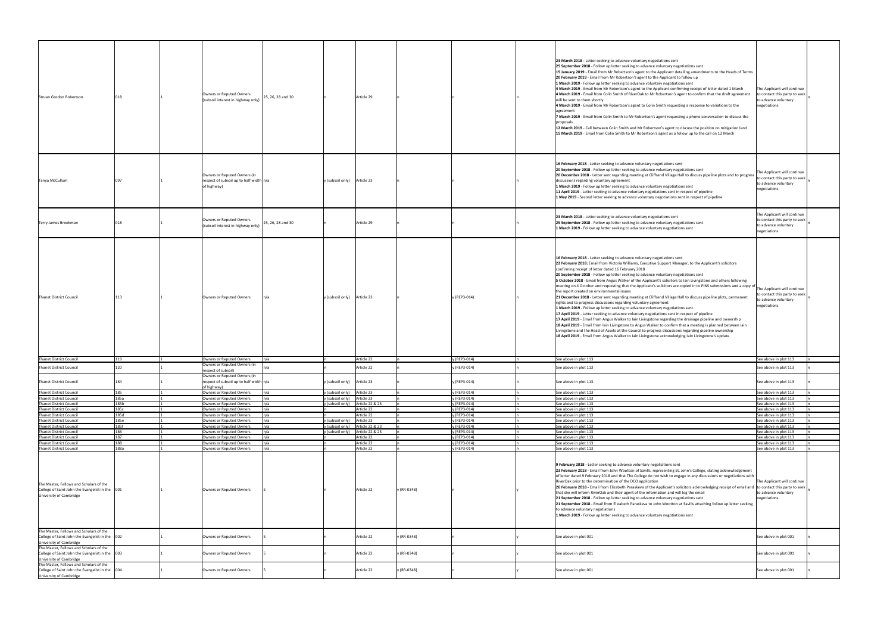| | | | | | | | | | | | | | | |
|---|---|---|---|---|---|---|---|---|---|---|---|---|---|---|
| Struan Gordon Robertson | 018 | | 1 | Owners or Reputed Owners (subsoil interest in highway only) | 25, 26, 28 and 30 | n | Article 29 | n | n | n | | **23 March 2018** - Letter seeking to advance voluntary negotiations sent<br>**25 September 2018** - Follow up letter seeking to advance voluntary negotiations sent<br>**15 January 2019** - Email from Mr Robertson's agent to the Applicant detailing amendments to the Heads of Terms<br>**20 February 2019** - Email from Mr Robertson's agent to the Applicant to follow up<br>**1 March 2019** - Follow up letter seeking to advance voluntary negotiations sent<br>**4 March 2019** - Email from Mr Robertson's agent to the Applicant confirming receipt of letter dated 1 March<br>**4 March 2019** - Email from Colin Smith of RiverOak to Mr Robertson's agent to confirm that the draft agreement will be sent to them shortly<br>**4 March 2019** - Email from Mr Robertson's agent to Colin Smith requesting a response to variations to the agreement<br>**7 March 2019** - Email from Colin Smith to Mr Robertson's agent requesting a phone conversation to discuss the proposals<br>**12 March 2019** - Call between Colin Smith and Mr Robertson's agent to discuss the position on mitigation land<br>**15 March 2019** - Email from Colin Smith to Mr Robertson's agent as a follow up to the call on 12 March | The Applicant will continue to contact this party to seek to advance voluntary negotiations | n |
| Tanya McCullum | 097 | | 1 | Owners or Reputed Owners (in respect of subsoil up to half width of highway) | n/a | y (subsoil only) | Article 23 | n | n | n | | **16 February 2018** - Letter seeking to advance voluntary negotiations sent<br>**20 September 2018** - Follow up letter seeking to advance voluntary negotiations sent<br>**20 December 2018** - Letter sent regarding meeting at Cliffsend Village Hall to discuss pipeline plots and to progress discussions regarding voluntary agreement<br>**1 March 2019** - Follow up letter seeking to advance voluntary negotiations sent<br>**11 April 2019** - Letter seeking to advance voluntary negotiations sent in respect of pipeline<br>**1 May 2019** - Second letter seeking to advance voluntary negotiations sent in respect of pipeline | The Applicant will continue to contact this party to seek to advance voluntary negotiations | n |
| Terry James Brookman | 018 | | 1 | Owners or Reputed Owners (subsoil interest in highway only) | 25, 26, 28 and 30 | n | Article 29 | n | n | n | | **23 March 2018** - Letter seeking to advance voluntary negotiations sent<br>**25 September 2018** - Follow up letter seeking to advance voluntary negotiations sent<br>**1 March 2019** - Follow up letter seeking to advance voluntary negotiations sent | The Applicant will continue to contact this party to seek to advance voluntary negotiations | n |
| Thanet District Council | 113 | | 1 | Owners or Reputed Owners | n/a | y (subsoil only) | Article 23 | n | n | y (REP3-014) | n | **16 February 2018** - Letter seeking to advance voluntary negotiations sent<br>**22 February 2018:** Email from Victoria Williams, Executive Support Manager, to the Applicant's solicitors confirming receipt of letter dated 16 February 2018<br>**20 September 2018** - Follow up letter seeking to advance voluntary negotiations sent<br>**5 October 2018** - Email from Angus Walker of the Applicant's solicitors to Iain Livingstone and others following meeting on 4 October and requesting that the Applicant's solicitors are copied in to PINS submissions and a copy of the report created on environmental issues<br>**21 December 2018** - Letter sent regarding meeting at Cliffsend Village Hall to discuss pipeline plots, permanent rights and to progress discussions regarding voluntary agreement<br>**1 March 2019** - Follow up letter seeking to advance voluntary negotiations sent<br>**17 April 2019** - Letter seeking to advance voluntary negotiations sent in respect of pipeline<br>**17 April 2019** - Email from Angus Walker to Iain Livingstone regarding the drainage pipeline and ownership<br>**18 April 2019** - Email from Iain Livingstone to Angus Walker to confirm that a meeting is planned between Iain Livingstone and the Head of Assets at the Council to progress discussions regarding pipeline ownership<br>**18 April 2019** - Email from Angus Walker to Iain Livingstone acknowledging Iain Livingstone's update | The Applicant will continue to contact this party to seek to advance voluntary negotiations | n |
| Thanet District Council | 119 | | 1 | Owners or Reputed Owners | n/a | n | Article 22 | n | n | y (REP3-014) | n | See above in plot 113 | See above in plot 113 | n |
| Thanet District Council | 120 | | 1 | Owners or Reputed Owners (in respect of subsoil) | n/a | n | Article 22 | n | n | y (REP3-014) | n | See above in plot 113 | See above in plot 113 | n |
| Thanet District Council | 184 | | 1 | Owners or Reputed Owners (in respect of subsoil up to half width of highway) | n/a | y (subsoil only) | Article 23 | n | n | y (REP3-014) | n | See above in plot 113 | See above in plot 113 | n |
| Thanet District Council | 185 | | 1 | Owners or Reputed Owners | n/a | y (subsoil only) | Article 23 | n | n | y (REP3-014) | n | See above in plot 113 | See above in plot 113 | n |
| Thanet District Council | 185a | | 1 | Owners or Reputed Owners | n/a | y (subsoil only) | Article 23 | n | n | y (REP3-014) | n | See above in plot 113 | See above in plot 113 | n |
| Thanet District Council | 185b | | 1 | Owners or Reputed Owners | n/a | y (subsoil only) | Article 22 & 23 | n | n | y (REP3-014) | n | See above in plot 113 | See above in plot 113 | n |
| Thanet District Council | 185c | | 1 | Owners or Reputed Owners | n/a | n | Article 22 | n | n | y (REP3-014) | n | See above in plot 113 | See above in plot 113 | n |
| Thanet District Council | 185d | | 1 | Owners or Reputed Owners | n/a | n | Article 22 | n | n | y (REP3-014) | n | See above in plot 113 | See above in plot 113 | n |
| Thanet District Council | 185e | | 1 | Owners or Reputed Owners | n/a | y (subsoil only) | Article 23 | n | n | y (REP3-014) | n | See above in plot 113 | See above in plot 113 | n |
| Thanet District Council | 185f | | 1 | Owners or Reputed Owners | n/a | y (subsoil only) | Article 22 & 23 | n | n | y (REP3-014) | n | See above in plot 113 | See above in plot 113 | n |
| Thanet District Council | 186 | | 1 | Owners or Reputed Owners | n/a | y (subsoil only) | Article 22 & 23 | n | n | y (REP3-014) | n | See above in plot 113 | See above in plot 113 | n |
| Thanet District Council | 187 | | 1 | Owners or Reputed Owners | n/a | n | Article 22 | n | n | y (REP3-014) | n | See above in plot 113 | See above in plot 113 | n |
| Thanet District Council | 188 | | 1 | Owners or Reputed Owners | n/a | n | Article 22 | n | n | y (REP3-014) | n | See above in plot 113 | See above in plot 113 | n |
| Thanet District Council | 188a | | 1 | Owners or Reputed Owners | n/a | n | Article 22 | n | n | y (REP3-014) | n | See above in plot 113 | See above in plot 113 | n |
| The Master, Fellows and Scholars of the College of Saint John the Evangelist in the University of Cambridge | 001 | | 1 | Owners or Reputed Owners | 5 | n | Article 22 | n | y (RR-0348) | n | y | **9 February 2018** - Letter seeking to advance voluntary negotiations sent<br>**23 February 2018** - Email from John Wootton of Savills, representing St. John's College, stating acknowledgement of letter dated 9 February 2018 and that The College do not wish to engage in any discussions or negotiations with RiverOak prior to the determination of the DCO application<br>**26 February 2018** - Email from Elizabeth Paraskeva of the Applicant's solicitors acknowledging receipt of email and that she will inform RiverOak and their agent of the information and will log the email<br>**21 September 2018** - Follow up letter seeking to advance voluntary negotiations sent<br>**21 September 2018** - Email from Elizabeth Paraskeva to John Wootton at Savills attaching follow up letter seeking to advance voluntary negotiations<br>**1 March 2019** - Follow up letter seeking to advance voluntary negotiations sent | The Applicant will continue to contact this party to seek to advance voluntary negotiations | n |
| The Master, Fellows and Scholars of the College of Saint John the Evangelist in the University of Cambridge | 002 | | 1 | Owners or Reputed Owners | 5 | n | Article 22 | n | y (RR-0348) | n | y | See above in plot 001 | See above in plot 001 | n |
| The Master, Fellows and Scholars of the College of Saint John the Evangelist in the University of Cambridge | 003 | | 1 | Owners or Reputed Owners | 5 | n | Article 22 | n | y (RR-0348) | n | y | See above in plot 001 | See above in plot 001 | n |
| The Master, Fellows and Scholars of the College of Saint John the Evangelist in the University of Cambridge | 004 | | 1 | Owners or Reputed Owners | 5 | n | Article 22 | n | y (RR-0348) | n | y | See above in plot 001 | See above in plot 001 | n |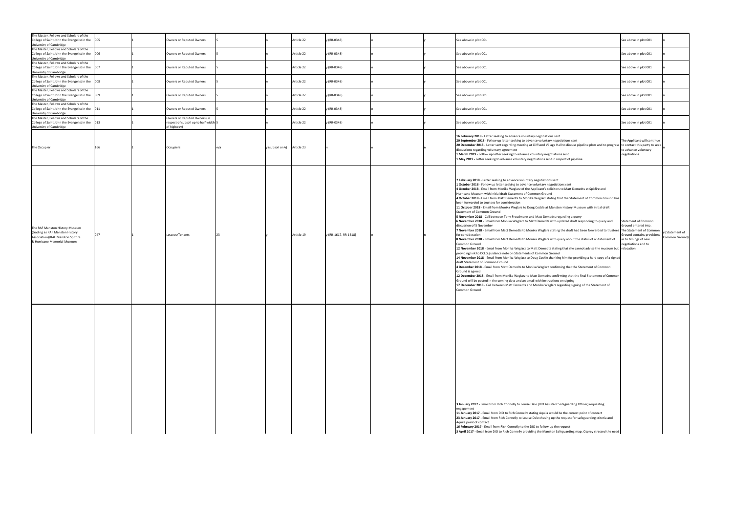| | | | | | | | | | | | | |
|---|---|---|---|---|---|---|---|---|---|---|---|---|
| The Master, Fellows and Scholars of the College of Saint John the Evangelist in the University of Cambridge | 005 | 1 | Owners or Reputed Owners | 5 | n | Article 22 | y (RR-0348) | n | y | See above in plot 001 | See above in plot 001 | n |
| The Master, Fellows and Scholars of the College of Saint John the Evangelist in the University of Cambridge | 006 | 1 | Owners or Reputed Owners | 5 | n | Article 22 | y (RR-0348) | n | y | See above in plot 001 | See above in plot 001 | n |
| The Master, Fellows and Scholars of the College of Saint John the Evangelist in the University of Cambridge | 007 | 1 | Owners or Reputed Owners | 5 | n | Article 22 | y (RR-0348) | n | y | See above in plot 001 | See above in plot 001 | n |
| The Master, Fellows and Scholars of the College of Saint John the Evangelist in the University of Cambridge | 008 | 1 | Owners or Reputed Owners | 5 | n | Article 22 | y (RR-0348) | n | y | See above in plot 001 | See above in plot 001 | n |
| The Master, Fellows and Scholars of the College of Saint John the Evangelist in the University of Cambridge | 009 | 1 | Owners or Reputed Owners | 5 | n | Article 22 | y (RR-0348) | n | y | See above in plot 001 | See above in plot 001 | n |
| The Master, Fellows and Scholars of the College of Saint John the Evangelist in the University of Cambridge | 011 | 1 | Owners or Reputed Owners | 5 | n | Article 22 | y (RR-0348) | n | y | See above in plot 001 | See above in plot 001 | n |
| The Master, Fellows and Scholars of the College of Saint John the Evangelist in the University of Cambridge | 013 | 1 | Owners or Reputed Owners (in respect of subsoil up to half width of highway) | 5 | n | Article 22 | y (RR-0348) | n | y | See above in plot 001 | See above in plot 001 | n |
| The Occupier | 166 | 1 | Occupiers | n/a | y (subsoil only) | Article 23 | n | n | n | **16 February 2018** - Letter seeking to advance voluntary negotiations sent<br>**20 September 2018** - Follow up letter seeking to advance voluntary negotiations sent<br>**20 December 2018** - Letter sent regarding meeting at Cliffsend Village Hall to discuss pipeline plots and to progress discussions regarding voluntary agreement<br>**1 March 2019** - Follow up letter seeking to advance voluntary negotiations sent<br>**1 May 2019** - Letter seeking to advance voluntary negotiations sent in respect of pipeline | The Applicant will continue to contact this party to seek to advance voluntary negotiations | n |
| The RAF Manston History Museum (trading as RAF Manston History Association)/RAF Manston Spitfire & Hurricane Memorial Museum | 047 | 1 | Lessees/Tenants | 23 | y | Article 19 | y (RR-1617, RR-1618) | n | n | **7 February 2018** - Letter seeking to advance voluntary negotiations sent<br>**1 October 2018** - Follow up letter seeking to advance voluntary negotiations sent<br>**4 October 2018** - Email from Monika Weglarz of the Applicant's solicitors to Matt Demedts at Spitfire and Hurricane Museum with initial draft Statement of Common Ground<br>**4 October 2018** - Email from Matt Demedts to Monika Weglarz stating that the Statement of Common Ground has been forwarded to trustees for consideration<br>**11 October 2018** - Email from Monika Weglarz to Doug Cockle at Manston History Museum with initial draft Statement of Common Ground<br>**5 November 2018** - Call between Tony Freudmann and Matt Demedts regarding a query<br>**6 November 2018** - Email from Monika Weglarz to Matt Demedts with updated draft responding to query and discussion of 5 November<br>**7 November 2018** - Email from Matt Demedts to Monika Weglarz stating the draft had been forwarded to trustees for consideration<br>**8 November 2018** - Email from Matt Demedts to Monika Weglarz with query about the status of a Statement of Common Ground<br>**12 November 2018** - Email from Monika Weglarz to Matt Demedts stating that she cannot advise the museum but providing link to DCLG guidance note on Statements of Common Ground<br>**14 November 2018** - Email from Monika Weglarz to Doug Cockle thanking him for providing a hard copy of a signed draft Statement of Common Ground<br>**4 December 2018** - Email from Matt Demedts to Monika Weglarz confirming that the Statement of Common Ground is agreed<br>**12 December 2018** - Email from Monika Weglarz to Matt Demedts confirming that the final Statement of Common Ground will be posted in the coming days and an email with instructions on signing<br>**17 December 2018** - Call between Matt Demedts and Monika Weglarz regarding signing of the Statement of Common Ground | Statement of Common Ground entered into. The Statement of Common Ground contains provisions as to timings of new negotiations and to relocation | y (Statement of Common Ground) |
| | | | | | | | | | | **3 January 2017** - Email from Rich Connelly to Louise Dale (DIO Assistant Safeguarding Officer) requesting engagement<br>**11 January 2017** - Email from DIO to Rich Connelly stating Aquila would be the correct point of contact<br>**23 January 2017** - Email from Rich Connelly to Louise Dale chasing up the request for safeguarding criteria and Aquila point of contact<br>**16 February 2017** - Email from Rich Connelly to the DIO to follow up the request<br>**3 April 2017** - Email from DIO to Rich Connelly providing the Manston Safeguarding map. Osprey stressed the need | | |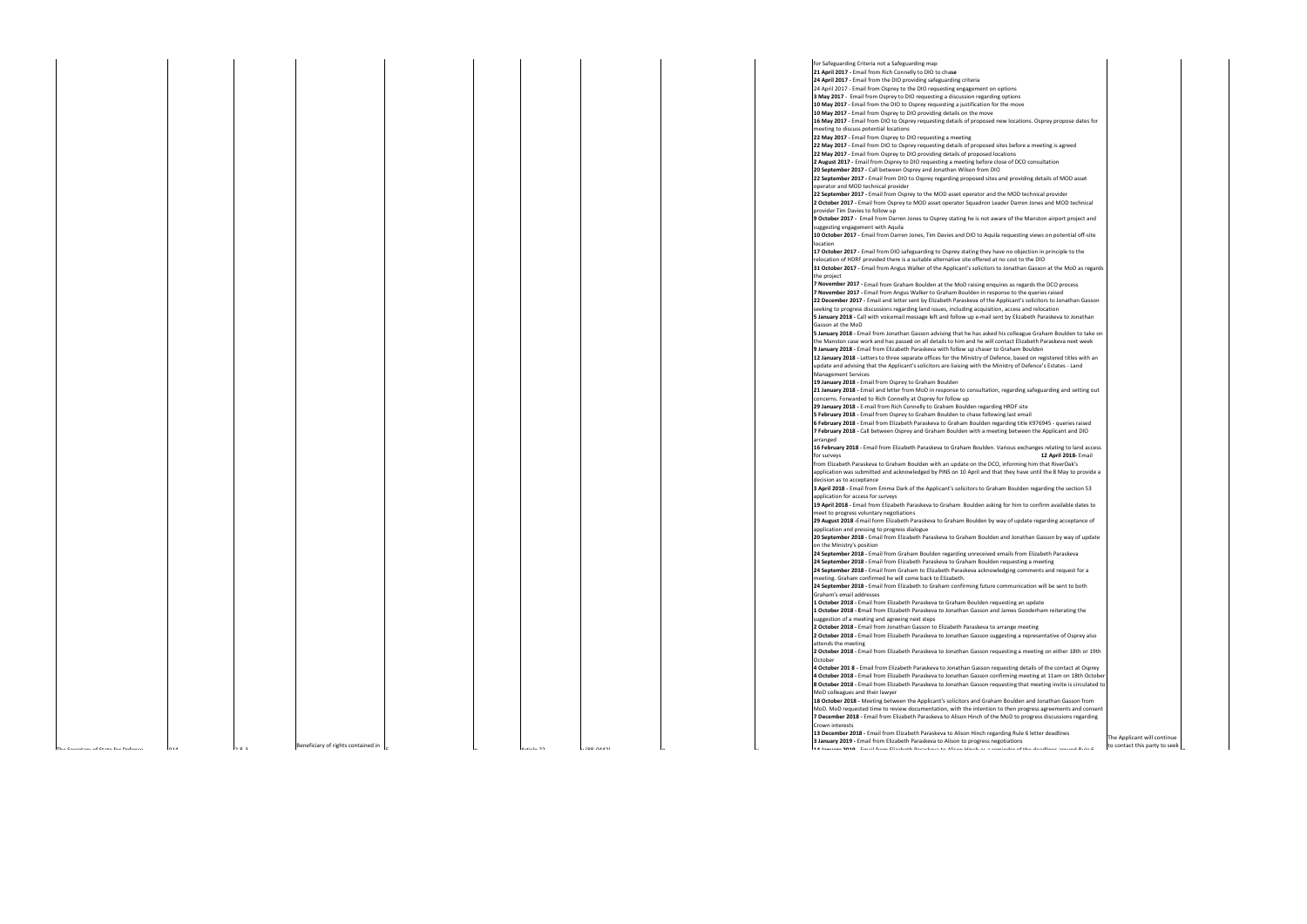| | | | | | | | | | | | |
|---|---|---|---|---|---|---|---|---|---|---|---|
| The Secretary of State for Defence | 014 | 2-8-3 | Beneficiary of rights contained in | 5 | | Article 22 | s.(88_0442) | | | for Safeguarding Criteria not a Safeguarding map<br>**21 April 2017 -** Email from Rich Connelly to DIO to chase<br>**24 April 2017 -** Email from the DIO providing safeguarding criteria<br>24 April 2017 - Email from Osprey to the DIO requesting engagement on options<br>**3 May 2017** - Email from Osprey to DIO requesting a discussion regarding options<br>**10 May 2017 -** Email from the DIO to Osprey requesting a justification for the move<br>**10 May 2017 -** Email from Osprey to DIO providing details on the move<br>**16 May 2017 -** Email from DIO to Osprey requesting details of proposed new locations. Osprey propose dates for meeting to discuss potential locations<br>**22 May 2017 -** Email from Osprey to DIO requesting a meeting<br>**22 May 2017 -** Email from DIO to Osprey requesting details of proposed sites before a meeting is agreed<br>**22 May 2017 -** Email from Osprey to DIO providing details of proposed locations<br>**2 August 2017 -** Email from Osprey to DIO requesting a meeting before close of DCO consultation<br>**20 September 2017 -** Call between Osprey and Jonathan Wilson from DIO<br>**22 September 2017 -** Email from DIO to Osprey regarding proposed sites and providing details of MOD asset operator and MOD technical provider<br>**22 September 2017 -** Email from Osprey to the MOD asset operator and the MOD technical provider<br>**2 October 2017 -** Email from Osprey to MOD asset operator Squadron Leader Darren Jones and MOD technical provider Tim Davies to follow up<br>**9 October 2017 -** Email from Darren Jones to Osprey stating he is not aware of the Manston airport project and suggesting engagement with Aquila<br>**10 October 2017 -** Email from Darren Jones, Tim Davies and DIO to Aquila requesting views on potential off-site location<br>**17 October 2017 -** Email from DIO safeguarding to Osprey stating they have no objection in principle to the relocation of HDRF provided there is a suitable alternative site offered at no cost to the DIO<br>**31 October 2017 -** Email from Angus Walker of the Applicant's solicitors to Jonathan Gasson at the MoD as regards the project<br>**7 November 2017 -** Email from Graham Boulden at the MoD raising enquires as regards the DCO process<br>**7 November 2017 -** Email from Angus Walker to Graham Boulden in response to the queries raised<br>**22 December 2017 -** Email and letter sent by Elizabeth Paraskeva of the Applicant's solicitors to Jonathan Gasson seeking to progress discussions regarding land issues, including acquisition, access and relocation<br>**5 January 2018 -** Call with voicemail message left and follow up e-mail sent by Elizabeth Paraskeva to Jonathan Gasson at the MoD<br>**5 January 2018 -** Email from Jonathan Gasson advising that he has asked his colleague Graham Boulden to take on the Manston case work and has passed on all details to him and he will contact Elizabeth Paraskeva next week<br>**9 January 2018 -** Email from Elizabeth Paraskeva with follow up chaser to Graham Boulden<br>**12 January 2018 -** Letters to three separate offices for the Ministry of Defence, based on registered titles with an update and advising that the Applicant's solicitors are liaising with the Ministry of Defence's Estates - Land Management Services<br>**19 January 2018 -** Email from Osprey to Graham Boulden<br>**21 January 2018 -** Email and letter from MoD in response to consultation, regarding safeguarding and setting out concerns. Forwarded to Rich Connell at Osprey for follow up<br>**29 January 2018 -** E-mail from Rich Connelly to Graham Boulden regarding HRDF site<br>**5 February 2018 -** Email from Osprey to Graham Boulden to chase following last email<br>**6 February 2018 -** Email from Elizabeth Paraskeva to Graham Boulden regarding title K976945 - queries raised<br>**7 February 2018 -** Call between Osprey and Graham Boulden with a meeting between the Applicant and DIO arranged<br>**16 February 2018 -** Email from Elizabeth Paraskeva to Graham Boulden. Various exchanges relating to land access for surveys **12 April 2018-** Email from Elizabeth Paraskeva to Graham Boulden with an update on the DCO, informing him that RiverOak's application was submitted and acknowledged by PINS on 10 April and that they have until the 8 May to provide a decision as to acceptance<br>**3 April 2018 -** Email from Emma Dark of the Applicant's solicitors to Graham Boulden regarding the section 53 application for access for surveys<br>**19 April 2018 -** Email from Elizabeth Paraskeva to Graham Boulden asking for him to confirm available dates to meet to progress voluntary negotiations<br>**29 August 2018 -**Email form Elizabeth Paraskeva to Graham Boulden by way of update regarding acceptance of application and pressing to progress dialogue<br>**20 September 2018 -** Email from Elizabeth Paraskeva to Graham Boulden and Jonathan Gasson by way of update on the Ministry's position<br>**24 September 2018 -** Email from Graham Boulden regarding unreceived emails from Elizabeth Paraskeva<br>**24 September 2018 -** Email from Elizabeth Paraskeva to Graham Boulden requesting a meeting<br>**24 September 2018 -** Email from Graham to Elizabeth Paraskeva acknowledging comments and request for a meeting. Graham confirmed he will come back to Elizabeth.<br>**24 September 2018 -** Email from Elizabeth to Graham confirming future communication will be sent to both Graham's email addresses<br>**1 October 2018 -** Email from Elizabeth Paraskeva to Graham Boulden requesting an update<br>**1 October 2018 -** Email from Elizabeth Paraskeva to Jonathan Gasson and James Gooderham reiterating the suggestion of a meeting and agreeing next steps<br>**2 October 2018 -** Email from Jonathan Gasson to Elizabeth Paraskeva to arrange meeting<br>**2 October 2018 -** Email from Elizabeth Paraskeva to Jonathan Gasson suggesting a representative of Osprey also attends the meeting<br>**2 October 2018 -** Email from Elizabeth Paraskeva to Jonathan Gasson requesting a meeting on either 18th or 19th October<br>**4 October 201 8 -** Email from Elizabeth Paraskeva to Jonathan Gasson requesting details of the contact at Osprey<br>**4 October 2018 -** Email from Elizabeth Paraskeva to Jonathan Gasson confirming meeting at 11am on 18th October<br>**8 October 2018 -** Email from Elizabeth Paraskeva to Jonathan Gasson requesting that meeting invite is circulated to MoD colleagues and their lawyer<br>**18 October 2018 -** Meeting between the Applicant's solicitors and Graham Boulden and Jonathan Gasson from MoD. MoD requested time to review documentation, with the intention to then progress agreements and consent<br>**7 December 2018 -** Email from Elizabeth Paraskeva to Alison Hinch of the MoD to progress discussions regarding Crown interests<br>**13 December 2018 -** Email from Elizabeth Paraskeva to Alison Hinch regarding Rule 6 letter deadlines<br>**3 January 2019 -** Email from Elizabeth Paraskeva to Alison to progress negotiations<br>**14 January 2019** - Email from Elizabeth Paraskeva to Alison Hinch as a reminder of the deadlines around Rule 6 | The Applicant will continue to contact this party to seek | |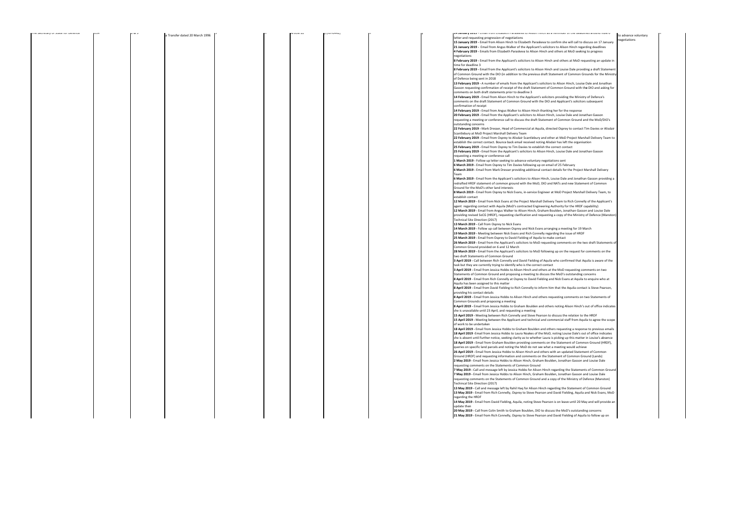| The Secretary of State for Defence | 014 | 2 & 3 | a Transfer dated 20 March 1996 | | | Article 22 | 7 (NT-0442) | | | **14 January 2019** - Email from Elizabeth Paraskeva to Alison Hinch as a reminder of the deadlines around Rule 6 letter and requesting progression of negotiations<br>**15 January 2019** - Email from Alison Hinch to Elizabeth Paraskeva to confirm she will call to discuss on 17 January<br>**21 January 2019** - Email from Angus Walker of the Applicant's solicitors to Alison Hinch regarding deadlines<br>**4 February 2019** - Emails from Elizabeth Paraskeva to Alison Hinch and others at MoD seeking to progress negotiations<br>**8 February 2019** - Email from the Applicant's solicitors to Alison Hinch and others at MoD requesting an update in time for deadline 3<br>**8 February 2019** - Email from the Applicant's solicitors to Alison Hinch and Louise Dale providing a draft Statement of Common Ground with the DIO (in addition to the previous draft Statement of Common Grounds for the Ministry of Defence being sent in 2018<br>**13 February 2019** - A number of emails from the Applicant's solicitors to Alison Hinch, Louise Dale and Jonathan Gasson requesting confirmation of receipt of the draft Statement of Common Ground with the DIO and asking for comments on both draft statements prior to deadline 3<br>**14 February 2019** - Email from Alison Hinch to the Applicant's solicitors providing the Ministry of Defence's comments on the draft Statement of Common Ground with the DIO and Applicant's solicitors subsequent confirmation of receipt<br>**14 February 2019** - Email from Angus Walker to Alison Hinch thanking her for the response<br>**20 February 2019** - Email from the Applicant's solicitors to Alison Hinch, Louise Dale and Jonathan Gasson requesting a meeting or conference call to discuss the draft Statement of Common Ground and the MoD/DIO's outstanding concerns<br>**22 February 2019** - Mark Dresser, Head of Commercial at Aquila, directed Osprey to contact Tim Davies or Alisdair Scantlebury at MoD Project Marshall Delivery Team<br>**22 February 2019** - Email from Osprey to Alisdair Scantlebury and other at MoD Project Marshall Delivery Team to establish the correct contact. Bounce back email received noting Alisdair has left the organisation<br>**25 February 2019** - Email from Osprey to Tim Davies to establish the correct contact<br>**25 February 2019** - Email from the Applicant's solicitors to Alison Hinch, Louise Dale and Jonathan Gasson requesting a meeting or conference call<br>**1 March 2019** - Follow up letter seeking to advance voluntary negotiations sent<br>**6 March 2019** - Email from Osprey to Tim Davies following up on email of 25 February<br>**6 March 2019** - Email from Mark Dresser providing additional contact details for the Project Marshall Delivery Team<br>**6 March 2019** - Email from the Applicant's solicitors to Alison Hinch, Louise Dale and Jonathan Gasson providing a redrafted HRDF statement of common ground with the MoD, DIO and NATs and new Statement of Common Ground for the MoD's other land interests<br>**8 March 2019** - Email from Osprey to Nick Evans, in-service Engineer at MoD Project Marshall Delivery Team, to establish contact<br>**12 March 2019** - Email from Nick Evans at the Project Marshall Delivery Team to Rich Connelly of the Applicant's agent regarding contact with Aquila (MoD's contracted Engineering Authority for the HRDF capability)<br>**12 March 2019** - Email from Angus Walker to Alison Hinch, Graham Boulden, Jonathan Gasson and Louise Dale providing revised SoCG (HRDF), requesting clarification and requesting a copy of the Ministry of Defence (Manston) Technical Site Direction (2017)<br>**13 March 2019** - Call from Osprey to Nick Evans<br>**14 March 2019** - Follow up call between Osprey and Nick Evans arranging a meeting for 19 March<br>**19 March 2019** - Meeting between Nick Evans and Rich Connelly regarding the issue of HRDF<br>**25 March 2019** - Email from Osprey to David Fielding of Aquila to make contact<br>**26 March 2019** - Email from the Applicant's solicitors to MoD requesting comments on the two draft Statements of Common Ground provided on 6 and 12 March<br>**28 March 2019** - Email from the Applicant's solicitors to MoD following up on the request for comments on the two draft Statements of Common Ground<br>**3 April 2019** - Call between Rich Connelly and David Fielding of Aquila who confirmed that Aquila is aware of the task but they are currently trying to identify who is the correct contact<br>**3 April 2019** - Email from Jessica Hobbs to Alison Hinch and others at the MoD requesting comments on two Statements of Common Ground and proposing a meeting to discuss the MoD's outstanding concerns<br>**8 April 2019** - Email from Rich Connelly at Osprey to David Fielding and Nick Evans at Aquila to enquire who at Aquila has been assigned to this matter<br>**8 April 2019** - Email from David Fielding to Rich Connelly to inform him that the Aquila contact is Steve Pearson, providing his contact details<br>**8 April 2019** - Email from Jessica Hobbs to Alison Hinch and others requesting comments on two Statements of Common Grounds and proposing a meeting<br>**8 April 2019** - Email from Jessica Hobbs to Graham Boulden and others noting Alison Hinch's out of office indicates she is unavailable until 23 April, and requesting a meeting<br>**15 April 2019** - Meeting between Rich Connelly and Steve Pearson to discuss the relation to the HRDF<br>**15 April 2019** - Meeting between the Applicant and technical and commercial staff from Aquila to agree the scope of work to be undertaken<br>**18 April 2019** - Email from Jessica Hobbs to Graham Boulden and others requesting a response to previous emails<br>**18 April 2019** -Email from Jessica Hobbs to Laura Noakes of the MoD, noting Louise Dale's out of office indicates she is absent until further notice, seeking clarity as to whether Laura is picking up this matter in Louise's absence<br>**18 April 2019** - Email from Graham Boulden providing comments on the Statement of Common Ground (HRDF), queries on specific land parcels and noting the MoD do not see what a meeting would achieve<br>**26 April 2019** - Email from Jessica Hobbs to Alison Hinch and others with an updated Statement of Common Ground (HRDF) and requesting information and comments on the Statement of Common Ground (Lands)<br>**2 May 2019** - Email from Jessica Hobbs to Alison Hinch, Graham Boulden, Jonathan Gasson and Louise Dale requesting comments on the Statements of Common Ground<br>**7 May 2019** - Call and message left by Jessica Hobbs for Alison Hinch regarding the Statements of Common Ground<br>**7 May 2019** - Email from Jessica Hobbs to Alison Hinch, Graham Boulden, Jonathan Gasson and Louise Dale requesting comments on the Statements of Common Ground and a copy of the Ministry of Defence (Manston) Techincal Site Direction (2017)<br>**13 May 2019** - Call and message left by Rahil Haq for Alison Hinch regarding the Statement of Common Ground<br>**13 May 2019** - Email from Rich Connelly, Osprey to Steve Pearson and David Fielding, Aquila and Nick Evans, MoD regarding the HRDF<br>**14 May 2019** - Email from David Fielding, Aquila, noting Steve Pearson is on leave until 20 May and will provide an update then<br>**20 May 2019** - Call from Colin Smith to Graham Boulden, DIO to discuss the MoD's outstanding concerns<br>**21 May 2019** - Email from Rich Connelly, Osprey to Steve Pearson and David Fielding of Aquila to follow up on | to advance voluntary negotiations | | |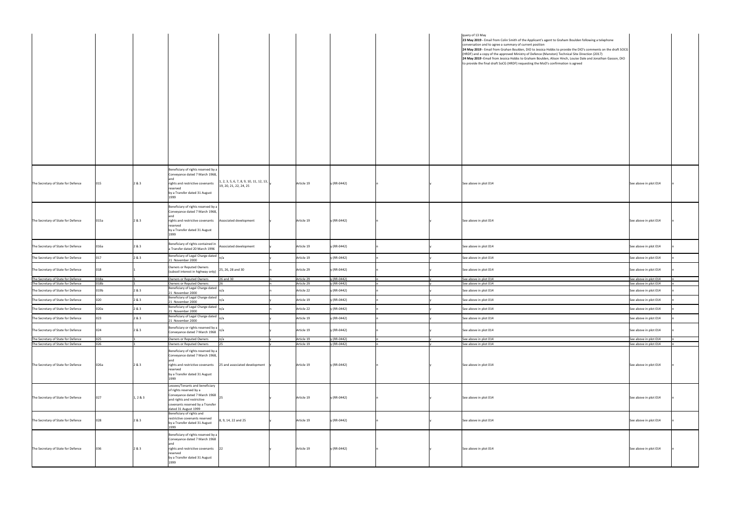| | | | | | | | | | | | | | | |
|---|---|---|---|---|---|---|---|---|---|---|---|---|---|---|
| | | | | | | | | | | | | query of 13 May<br>**23 May 2019** - Email from Colin Smith of the Applicant's agent to Graham Boulden following a telephone conversation and to agree a summary of current position<br>**24 May 2019** - Email from Grahan Boulden, DIO to Jessica Hobbs to provide the DIO's comments on the draft SOCG (HRDF) and a copy of the approved Ministry of Defence (Manston) Technical Site Direction (2017)<br>**24 May 2019** -Email from Jessica Hobbs to Graham Boulden, Alison Hinch, Louise Dale and Jonathan Gasson, DIO to provide the final draft SoCG (HRDF) requesting the MoD's confirmation is agreed | | |
| The Secretary of State for Defence | 015 | 2 & 3 | Beneficiary of rights reserved by a Conveyance dated 7 March 1968, and rights and restrictive covenants reserved by a Transfer dated 31 August 1999 | 1, 2, 3, 5, 6, 7, 8, 9, 10, 11, 12, 13, 19, 20, 21, 22, 24, 25 | y | | Article 19 | y (RR-0442) | n | | y | See above in plot 014 | See above in plot 014 | n |
| The Secretary of State for Defence | 015a | 2 & 3 | Beneficiary of rights reserved by a Conveyance dated 7 March 1968, and rights and restrictive covenants reserved by a Transfer dated 31 August 1999 | Associated development | y | | Article 19 | y (RR-0442) | n | | y | See above in plot 014 | See above in plot 014 | n |
| The Secretary of State for Defence | 016a | 2 & 3 | Beneficiary of rights contained in a Transfer dated 20 March 1996 | Associated development | y | | Article 19 | y (RR-0442) | n | | y | See above in plot 014 | See above in plot 014 | n |
| The Secretary of State for Defence | 017 | 2 & 3 | Beneficiary of Legal Charge dated 21 November 2000 | n/a | y | | Article 19 | y (RR-0442) | n | | y | See above in plot 014 | See above in plot 014 | n |
| The Secretary of State for Defence | 018 | 1 | Owners or Reputed Owners (subsoil interest in highway only) | 25, 26, 28 and 30 | n | | Article 29 | y (RR-0442) | n | | y | See above in plot 014 | See above in plot 014 | n |
| The Secretary of State for Defence | 018a | 1 | Owners or Reputed Owners | 26 and 30 | n | | Article 29 | y (RR-0442) | n | | y | See above in plot 014 | See above in plot 014 | n |
| The Secretary of State for Defence | 018b | 1 | Owners or Reputed Owners | 26 | n | | Article 29 | y (RR-0442) | n | | y | See above in plot 014 | See above in plot 014 | n |
| The Secretary of State for Defence | 019b | 2 & 3 | Beneficiary of Legal Charge dated 21 November 2000 | n/a | n | | Article 22 | y (RR-0442) | n | | y | See above in plot 014 | See above in plot 014 | n |
| The Secretary of State for Defence | 020 | 2 & 3 | Beneficiary of Legal Charge dated 21 November 2000 | n/a | y | | Article 19 | y (RR-0442) | n | | y | See above in plot 014 | See above in plot 014 | n |
| The Secretary of State for Defence | 020a | 2 & 3 | Beneficiary of Legal Charge dated 21 November 2000 | n/a | n | | Article 22 | y (RR-0442) | n | | y | See above in plot 014 | See above in plot 014 | n |
| The Secretary of State for Defence | 023 | 2 & 3 | Beneficiary of Legal Charge dated 21 November 2000 | n/a | y | | Article 19 | y (RR-0442) | n | | y | See above in plot 014 | See above in plot 014 | n |
| The Secretary of State for Defence | 024 | 2 & 3 | Beneficiary or rights reserved by a Conveyance dated 7 March 1968 | n/a | y | | Article 19 | y (RR-0442) | n | | y | See above in plot 014 | See above in plot 014 | n |
| The Secretary of State for Defence | 025 | 1 | Owners or Reputed Owners | n/a | y | | Article 19 | y (RR-0442) | n | | y | See above in plot 014 | See above in plot 014 | n |
| The Secretary of State for Defence | 026 | 1 | Owners or Reputed Owners | 25 | y | | Article 19 | y (RR-0442) | n | | y | See above in plot 014 | See above in plot 014 | n |
| The Secretary of State for Defence | 026a | 2 & 3 | Beneficiary of rights reserved by a Conveyance dated 7 March 1968, and rights and restrictive covenants reserved by a Transfer dated 31 August 1999 | 25 and associated development | y | | Article 19 | y (RR-0442) | n | | y | See above in plot 014 | See above in plot 014 | n |
| The Secretary of State for Defence | 027 | 1, 2 & 3 | Lessees/Tenants and beneficiary of rights reserved by a Conveyance dated 7 March 1968 and rights and restrictive covenants reserved by a Transfer dated 31 August 1999 | 25 | y | | Article 19 | y (RR-0442) | n | | y | See above in plot 014 | See above in plot 014 | n |
| The Secretary of State for Defence | 028 | 2 & 3 | Beneficiary of rights and restrictive covenants reserved by a Transfer dated 31 August 1999 | 8, 9, 14, 22 and 25 | y | | Article 19 | y (RR-0442) | n | | y | See above in plot 014 | See above in plot 014 | n |
| The Secretary of State for Defence | 036 | 2 & 3 | Beneficiary of rights reserved by a Conveyance dated 7 March 1968 and rights and restrictive covenants reserved by a Transfer dated 31 August 1999 | 22 | y | | Article 19 | y (RR-0442) | n | | y | See above in plot 014 | See above in plot 014 | n |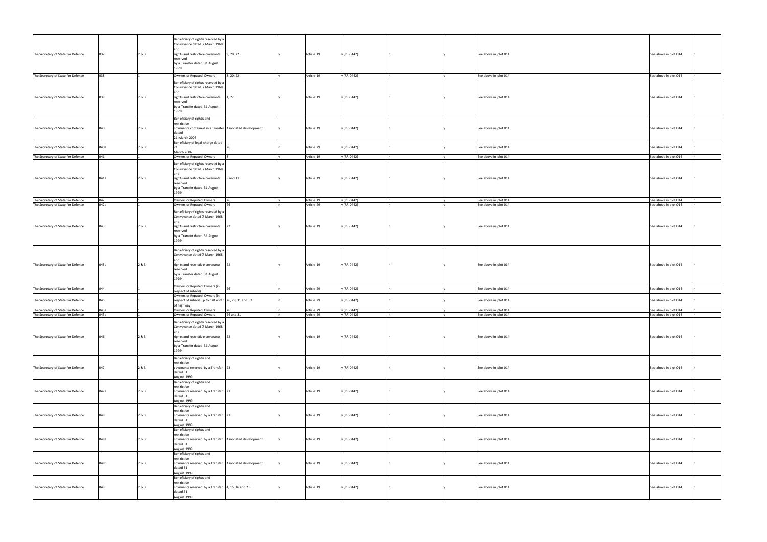| The Secretary of State for Defence | 037 | 2 & 3 | Beneficiary of rights reserved by a Conveyance dated 7 March 1968 and rights and restrictive covenants reserved by a Transfer dated 31 August 1999 | 9, 20, 22 | y | Article 19 | y (RR-0442) | n | y | See above in plot 014 | See above in plot 014 | n |
|---|---|---|---|---|---|---|---|---|---|---|---|---|
| The Secretary of State for Defence | 038 | 1 | Owners or Reputed Owners | 3, 20, 22 | y | Article 19 | y (RR-0442) | n | y | See above in plot 014 | See above in plot 014 | n |
| The Secretary of State for Defence | 039 | 2 & 3 | Beneficiary of rights reserved by a Conveyance dated 7 March 1968 and rights and restrictive covenants reserved by a Transfer dated 31 August 1999 | 1, 22 | y | Article 19 | y (RR-0442) | n | y | See above in plot 014 | See above in plot 014 | n |
| The Secretary of State for Defence | 040 | 2 & 3 | Beneficiary of rights and restrictive covenants contained in a Transfer dated 21 March 2006 | Associated development | y | Article 19 | y (RR-0442) | n | y | See above in plot 014 | See above in plot 014 | n |
| The Secretary of State for Defence | 040a | 2 & 3 | Beneficiary of legal charge dated 21 March 2006 | 26 | n | Article 29 | y (RR-0442) | n | y | See above in plot 014 | See above in plot 014 | n |
| The Secretary of State for Defence | 041 | 1 | Owners or Reputed Owners | 8 | y | Article 19 | y (RR-0442) | n | y | See above in plot 014 | See above in plot 014 | n |
| The Secretary of State for Defence | 041a | 2 & 3 | Beneficiary of rights reserved by a Conveyance dated 7 March 1968 and rights and restrictive covenants reserved by a Transfer dated 31 August 1999 | 8 and 13 | y | Article 19 | y (RR-0442) | n | y | See above in plot 014 | See above in plot 014 | n |
| The Secretary of State for Defence | 042 | 1 | Owners or Reputed Owners | 26 | y | Article 19 | y (RR-0442) | n | y | See above in plot 014 | See above in plot 014 | n |
| The Secretary of State for Defence | 042a | 1 | Owners or Reputed Owners | 26 | n | Article 29 | y (RR-0442) | n | y | See above in plot 014 | See above in plot 014 | n |
| The Secretary of State for Defence | 043 | 2 & 3 | Beneficiary of rights reserved by a Conveyance dated 7 March 1968 and rights and restrictive covenants reserved by a Transfer dated 31 August 1999 | 22 | y | Article 19 | y (RR-0442) | n | y | See above in plot 014 | See above in plot 014 | n |
| The Secretary of State for Defence | 043a | 2 & 3 | Beneficiary of rights reserved by a Conveyance dated 7 March 1968 and rights and restrictive covenants reserved by a Transfer dated 31 August 1999 | 22 | y | Article 19 | y (RR-0442) | n | y | See above in plot 014 | See above in plot 014 | n |
| The Secretary of State for Defence | 044 | 1 | Owners or Reputed Owners (in respect of subsoil) | 26 | n | Article 29 | y (RR-0442) | n | y | See above in plot 014 | See above in plot 014 | n |
| The Secretary of State for Defence | 045 | 1 | Owners or Reputed Owners (in respect of subsoil up to half width of highway) | 26, 29, 31 and 32 | n | Article 29 | y (RR-0442) | n | y | See above in plot 014 | See above in plot 014 | n |
| The Secretary of State for Defence | 045a | 1 | Owners or Reputed Owners | 26 | n | Article 29 | y (RR-0442) | n | y | See above in plot 014 | See above in plot 014 | n |
| The Secretary of State for Defence | 045b | 1 | Owners or Reputed Owners | 26 and 31 | n | Article 29 | y (RR-0442) | n | y | See above in plot 014 | See above in plot 014 | n |
| The Secretary of State for Defence | 046 | 2 & 3 | Beneficiary of rights reserved by a Conveyance dated 7 March 1968 and rights and restrictive covenants reserved by a Transfer dated 31 August 1999 | 22 | y | Article 19 | y (RR-0442) | n | y | See above in plot 014 | See above in plot 014 | n |
| The Secretary of State for Defence | 047 | 2 & 3 | Beneficiary of rights and restrictive covenants reserved by a Transfer dated 31 August 1999 | 23 | y | Article 19 | y (RR-0442) | n | y | See above in plot 014 | See above in plot 014 | n |
| The Secretary of State for Defence | 047a | 2 & 3 | Beneficiary of rights and restrictive covenants reserved by a Transfer dated 31 August 1999 | 23 | y | Article 19 | y (RR-0442) | n | y | See above in plot 014 | See above in plot 014 | n |
| The Secretary of State for Defence | 048 | 2 & 3 | Beneficiary of rights and restrictive covenants reserved by a Transfer dated 31 August 1999 | 23 | y | Article 19 | y (RR-0442) | n | y | See above in plot 014 | See above in plot 014 | n |
| The Secretary of State for Defence | 048a | 2 & 3 | Beneficiary of rights and restrictive covenants reserved by a Transfer dated 31 August 1999 | Associated development | y | Article 19 | y (RR-0442) | n | y | See above in plot 014 | See above in plot 014 | n |
| The Secretary of State for Defence | 048b | 2 & 3 | Beneficiary of rights and restrictive covenants reserved by a Transfer dated 31 August 1999 | Associated development | y | Article 19 | y (RR-0442) | n | y | See above in plot 014 | See above in plot 014 | n |
| The Secretary of State for Defence | 049 | 2 & 3 | Beneficiary of rights and restrictive covenants reserved by a Transfer dated 31 August 1999 | 4, 15, 16 and 23 | y | Article 19 | y (RR-0442) | n | y | See above in plot 014 | See above in plot 014 | n |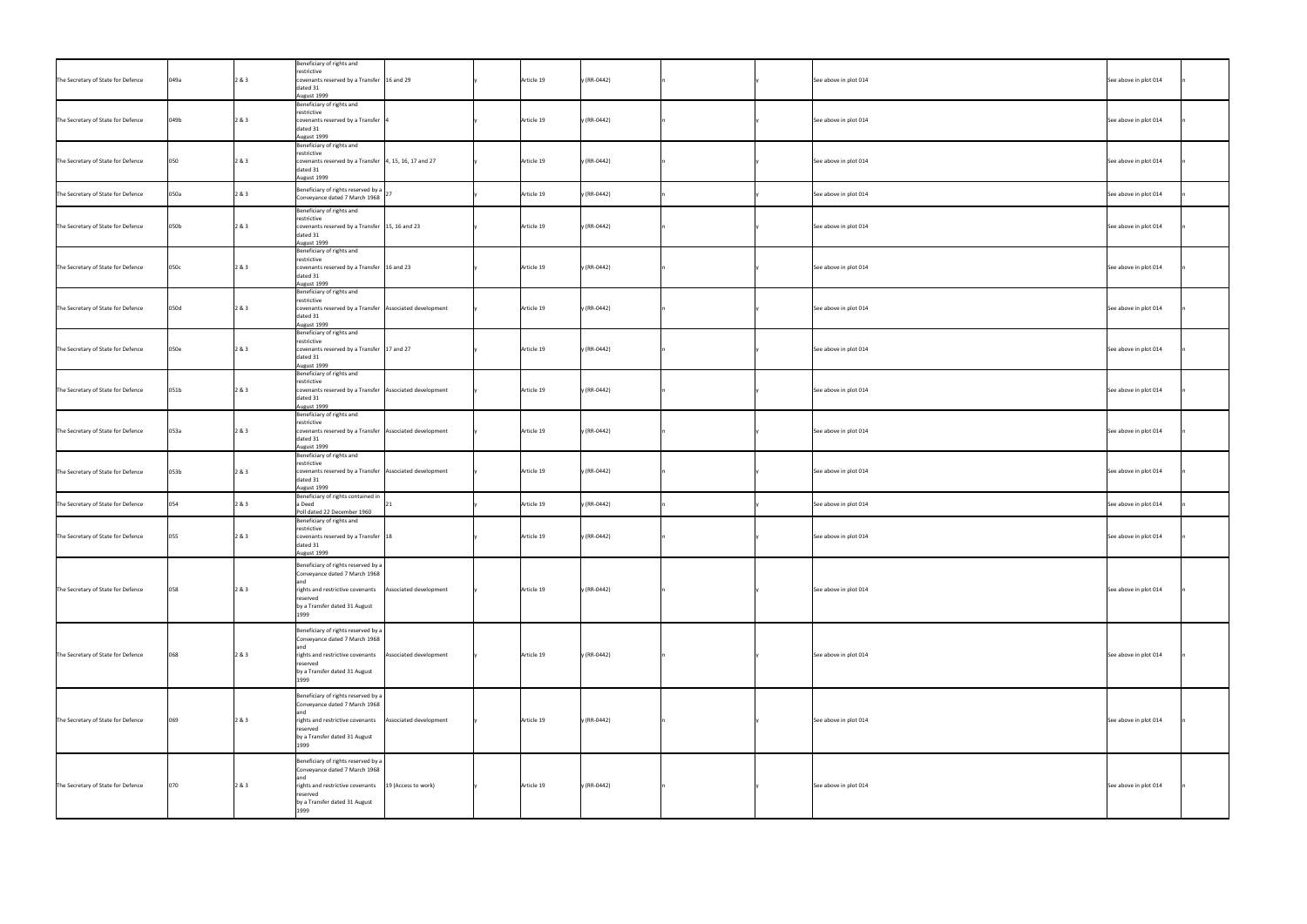| The Secretary of State for Defence | 049a | 2 & 3 | Beneficiary of rights and restrictive covenants reserved by a Transfer dated 31 August 1999 | 16 and 29 | y | Article 19 | y (RR-0442) | n | y | See above in plot 014 | See above in plot 014 | n |
|---|---|---|---|---|---|---|---|---|---|---|---|---|
| The Secretary of State for Defence | 049b | 2 & 3 | Beneficiary of rights and restrictive covenants reserved by a Transfer dated 31 August 1999 | 4 | y | Article 19 | y (RR-0442) | n | y | See above in plot 014 | See above in plot 014 | n |
| The Secretary of State for Defence | 050 | 2 & 3 | Beneficiary of rights and restrictive covenants reserved by a Transfer dated 31 August 1999 | 4, 15, 16, 17 and 27 | y | Article 19 | y (RR-0442) | n | y | See above in plot 014 | See above in plot 014 | n |
| The Secretary of State for Defence | 050a | 2 & 3 | Beneficiary of rights reserved by a Conveyance dated 7 March 1968 | 27 | y | Article 19 | y (RR-0442) | n | y | See above in plot 014 | See above in plot 014 | n |
| The Secretary of State for Defence | 050b | 2 & 3 | Beneficiary of rights and restrictive covenants reserved by a Transfer dated 31 August 1999 | 15, 16 and 23 | y | Article 19 | y (RR-0442) | n | y | See above in plot 014 | See above in plot 014 | n |
| The Secretary of State for Defence | 050c | 2 & 3 | Beneficiary of rights and restrictive covenants reserved by a Transfer dated 31 August 1999 | 16 and 23 | y | Article 19 | y (RR-0442) | n | y | See above in plot 014 | See above in plot 014 | n |
| The Secretary of State for Defence | 050d | 2 & 3 | Beneficiary of rights and restrictive covenants reserved by a Transfer dated 31 August 1999 | Associated development | y | Article 19 | y (RR-0442) | n | y | See above in plot 014 | See above in plot 014 | n |
| The Secretary of State for Defence | 050e | 2 & 3 | Beneficiary of rights and restrictive covenants reserved by a Transfer dated 31 August 1999 | 17 and 27 | y | Article 19 | y (RR-0442) | n | y | See above in plot 014 | See above in plot 014 | n |
| The Secretary of State for Defence | 051b | 2 & 3 | Beneficiary of rights and restrictive covenants reserved by a Transfer dated 31 August 1999 | Associated development | y | Article 19 | y (RR-0442) | n | y | See above in plot 014 | See above in plot 014 | n |
| The Secretary of State for Defence | 053a | 2 & 3 | Beneficiary of rights and restrictive covenants reserved by a Transfer dated 31 August 1999 | Associated development | y | Article 19 | y (RR-0442) | n | y | See above in plot 014 | See above in plot 014 | n |
| The Secretary of State for Defence | 053b | 2 & 3 | Beneficiary of rights and restrictive covenants reserved by a Transfer dated 31 August 1999 | Associated development | y | Article 19 | y (RR-0442) | n | y | See above in plot 014 | See above in plot 014 | n |
| The Secretary of State for Defence | 054 | 2 & 3 | Beneficiary of rights contained in a Deed Poll dated 22 December 1960 | 21 | y | Article 19 | y (RR-0442) | n | y | See above in plot 014 | See above in plot 014 | n |
| The Secretary of State for Defence | 055 | 2 & 3 | Beneficiary of rights and restrictive covenants reserved by a Transfer dated 31 August 1999 | 18 | y | Article 19 | y (RR-0442) | n | y | See above in plot 014 | See above in plot 014 | n |
| The Secretary of State for Defence | 058 | 2 & 3 | Beneficiary of rights reserved by a Conveyance dated 7 March 1968 and rights and restrictive covenants reserved by a Transfer dated 31 August 1999 | Associated development | y | Article 19 | y (RR-0442) | n | y | See above in plot 014 | See above in plot 014 | n |
| The Secretary of State for Defence | 068 | 2 & 3 | Beneficiary of rights reserved by a Conveyance dated 7 March 1968 and rights and restrictive covenants reserved by a Transfer dated 31 August 1999 | Associated development | y | Article 19 | y (RR-0442) | n | y | See above in plot 014 | See above in plot 014 | n |
| The Secretary of State for Defence | 069 | 2 & 3 | Beneficiary of rights reserved by a Conveyance dated 7 March 1968 and rights and restrictive covenants reserved by a Transfer dated 31 August 1999 | Associated development | y | Article 19 | y (RR-0442) | n | y | See above in plot 014 | See above in plot 014 | n |
| The Secretary of State for Defence | 070 | 2 & 3 | Beneficiary of rights reserved by a Conveyance dated 7 March 1968 and rights and restrictive covenants reserved by a Transfer dated 31 August 1999 | 19 (Access to work) | y | Article 19 | y (RR-0442) | n | y | See above in plot 014 | See above in plot 014 | n |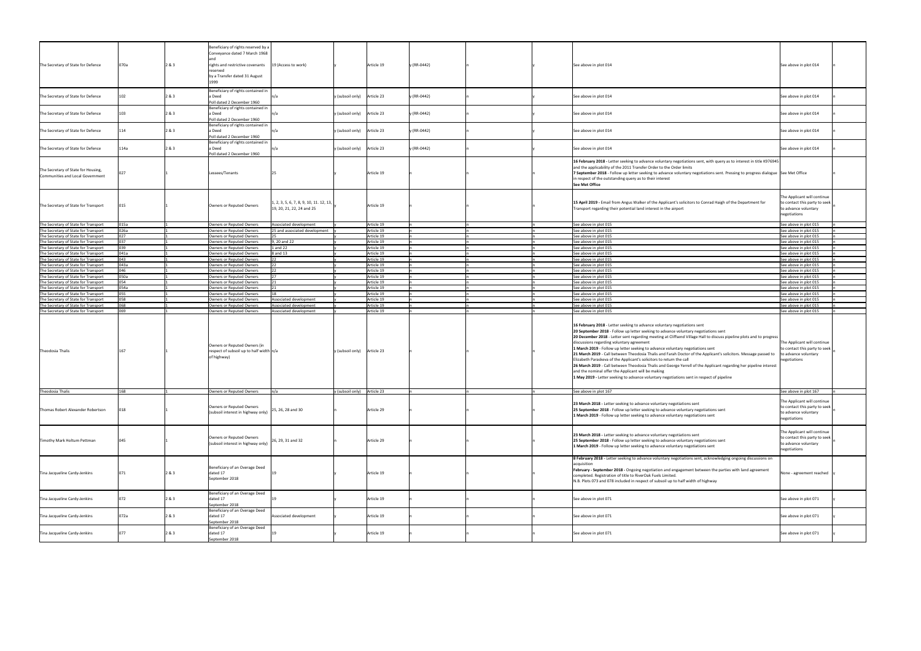| | | | | | | | | | | | | |
|---|---|---|---|---|---|---|---|---|---|---|---|---|
| The Secretary of State for Defence | 070a | 2 & 3 | Beneficiary of rights reserved by a Conveyance dated 7 March 1968 and rights and restrictive covenants reserved by a Transfer dated 31 August 1999 | 19 (Access to work) | y | Article 19 | y (RR-0442) | n | | y | See above in plot 014 | See above in plot 014 | n |
| The Secretary of State for Defence | 102 | 2 & 3 | Beneficiary of rights contained in a Deed Poll dated 2 December 1960 | n/a | y (subsoil only) | Article 23 | y (RR-0442) | n | | y | See above in plot 014 | See above in plot 014 | n |
| The Secretary of State for Defence | 103 | 2 & 3 | Beneficiary of rights contained in a Deed Poll dated 2 December 1960 | n/a | y (subsoil only) | Article 23 | y (RR-0442) | n | | y | See above in plot 014 | See above in plot 014 | n |
| The Secretary of State for Defence | 114 | 2 & 3 | Beneficiary of rights contained in a Deed Poll dated 2 December 1960 | n/a | y (subsoil only) | Article 23 | y (RR-0442) | n | | y | See above in plot 014 | See above in plot 014 | n |
| The Secretary of State for Defence | 114a | 2 & 3 | Beneficiary of rights contained in a Deed Poll dated 2 December 1960 | n/a | y (subsoil only) | Article 23 | y (RR-0442) | n | | y | See above in plot 014 | See above in plot 014 | n |
| The Secretary of State for Housing, Communities and Local Government | 027 | 1 | Lessees/Tenants | 25 | y | Article 19 | n | n | | n | **16 February 2018** - Letter seeking to advance voluntary negotiations sent, with query as to interest in title K976945 and the applicability of the 2011 Transfer Order to the Order limits<br>**7 September 2018** - Follow up letter seeking to advance voluntary negotiations sent. Pressing to progress dialogue in respect of the outstanding query as to their interest<br>**See Met Office** | See Met Office | n |
| The Secretary of State for Transport | 015 | 1 | Owners or Reputed Owners | 1, 2, 3, 5, 6, 7, 8, 9, 10, 11. 12, 13, 19, 20, 21, 22, 24 and 25 | y | Article 19 | n | n | | n | **15 April 2019** - Email from Angus Walker of the Applicant's solicitors to Conrad Haigh of the Department for Transport regarding their potential land interest in the airport | The Applicant will continue to contact this party to seek to advance voluntary negotiations | n |
| The Secretary of State for Transport | 015a | 1 | Owners or Reputed Owners | Associated development | y | Article 19 | n | n | | n | See above in plot 015 | See above in plot 015 | n |
| The Secretary of State for Transport | 026a | 1 | Owners or Reputed Owners | 25 and associated development | y | Article 19 | n | n | | n | See above in plot 015 | See above in plot 015 | n |
| The Secretary of State for Transport | 027 | 1 | Owners or Reputed Owners | 25 | y | Article 19 | n | n | | n | See above in plot 015 | See above in plot 015 | n |
| The Secretary of State for Transport | 037 | 1 | Owners or Reputed Owners | 9, 20 and 22 | y | Article 19 | n | n | | n | See above in plot 015 | See above in plot 015 | n |
| The Secretary of State for Transport | 039 | 1 | Owners or Reputed Owners | 1 and 22 | y | Article 19 | n | n | | n | See above in plot 015 | See above in plot 015 | n |
| The Secretary of State for Transport | 041a | 1 | Owners or Reputed Owners | 8 and 13 | y | Article 19 | n | n | | n | See above in plot 015 | See above in plot 015 | n |
| The Secretary of State for Transport | 043 | 1 | Owners or Reputed Owners | 22 | y | Article 19 | n | n | | n | See above in plot 015 | See above in plot 015 | n |
| The Secretary of State for Transport | 043a | 1 | Owners or Reputed Owners | 22 | y | Article 19 | n | n | | n | See above in plot 015 | See above in plot 015 | n |
| The Secretary of State for Transport | 046 | 1 | Owners or Reputed Owners | 22 | y | Article 19 | n | n | | n | See above in plot 015 | See above in plot 015 | n |
| The Secretary of State for Transport | 050a | 1 | Owners or Reputed Owners | 27 | y | Article 19 | n | n | | n | See above in plot 015 | See above in plot 015 | n |
| The Secretary of State for Transport | 054 | 1 | Owners or Reputed Owners | 21 | y | Article 19 | n | n | | n | See above in plot 015 | See above in plot 015 | n |
| The Secretary of State for Transport | 054a | 1 | Owners or Reputed Owners | 21 | y | Article 19 | n | n | | n | See above in plot 015 | See above in plot 015 | n |
| The Secretary of State for Transport | 055 | 1 | Owners or Reputed Owners | 18 | y | Article 19 | n | n | | n | See above in plot 015 | See above in plot 015 | n |
| The Secretary of State for Transport | 058 | 1 | Owners or Reputed Owners | Associated development | y | Article 19 | n | n | | n | See above in plot 015 | See above in plot 015 | n |
| The Secretary of State for Transport | 068 | 1 | Owners or Reputed Owners | Associated development | y | Article 19 | n | n | | n | See above in plot 015 | See above in plot 015 | n |
| The Secretary of State for Transport | 069 | 1 | Owners or Reputed Owners | Associated development | y | Article 19 | n | n | | n | See above in plot 015 | See above in plot 015 | n |
| Theodosia Thalis | 167 | 1 | Owners or Reputed Owners (in respect of subsoil up to half width of highway) | n/a | y (subsoil only) | Article 23 | n | n | | n | **16 February 2018** - Letter seeking to advance voluntary negotiations sent<br>**20 September 2018** - Follow up letter seeking to advance voluntary negotiations sent<br>**20 December 2018** - Letter sent regarding meeting at Cliffsend Village Hall to discuss pipeline plots and to progress discussions regarding voluntary agreement<br>**1 March 2019** - Follow up letter seeking to advance voluntary negotiations sent<br>**21 March 2019** - Call between Theodosia Thalis and Farah Doctor of the Applicant's solicitors. Message passed to Elizabeth Paraskeva of the Applicant's solicitors to return the call<br>**26 March 2019** - Call between Theodosia Thalis and George Yerrell of the Applicant regarding her pipeline interest and the nominal offer the Applicant will be making<br>**1 May 2019** - Letter seeking to advance voluntary negotiations sent in respect of pipeline | The Applicant will continue to contact this party to seek to advance voluntary negotiations | n |
| Theodosia Thalis | 168 | 1 | Owners or Reputed Owners | n/a | y (subsoil only) | Article 23 | n | n | | n | See above in plot 167 | See above in plot 167 | n |
| Thomas Robert Alexander Robertson | 018 | 1 | Owners or Reputed Owners (subsoil interest in highway only) | 25, 26, 28 and 30 | n | Article 29 | n | n | | n | **23 March 2018** - Letter seeking to advance voluntary negotiations sent<br>**25 September 2018** - Follow up letter seeking to advance voluntary negotiations sent<br>**1 March 2019** - Follow up letter seeking to advance voluntary negotiations sent | The Applicant will continue to contact this party to seek to advance voluntary negotiations | n |
| Timothy Mark Holtum Pettman | 045 | 1 | Owners or Reputed Owners (subsoil interest in highway only) | 26, 29, 31 and 32 | n | Article 29 | n | n | | n | **23 March 2018** - Letter seeking to advance voluntary negotiations sent<br>**25 September 2018** - Follow up letter seeking to advance voluntary negotiations sent<br>**1 March 2019** - Follow up letter seeking to advance voluntary negotiations sent | The Applicant will continue to contact this party to seek to advance voluntary negotiations | n |
| Tina Jacqueline Cardy-Jenkins | 071 | 2 & 3 | Beneficiary of an Overage Deed dated 17 September 2018 | 19 | y | Article 19 | n | n | | n | **8 February 2018** - Letter seeking to advance voluntary negotiations sent, acknowledging ongoing discussions on acquisition<br>**February - September 2018** - Ongoing negotiation and engagement between the parties with land agreement completed. Registration of title to RiverOak Fuels Limited.<br>N.B. Plots 073 and 078 included in respect of subsoil up to half width of highway | None - agreement reached | y |
| Tina Jacqueline Cardy-Jenkins | 072 | 2 & 3 | Beneficiary of an Overage Deed dated 17 September 2018 | 19 | y | Article 19 | n | n | | n | See above in plot 071 | See above in plot 071 | y |
| Tina Jacqueline Cardy-Jenkins | 072a | 2 & 3 | Beneficiary of an Overage Deed dated 17 September 2018 | Associated development | y | Article 19 | n | n | | n | See above in plot 071 | See above in plot 071 | y |
| Tina Jacqueline Cardy-Jenkins | 077 | 2 & 3 | Beneficiary of an Overage Deed dated 17 September 2018 | 19 | y | Article 19 | n | n | | n | See above in plot 071 | See above in plot 071 | y |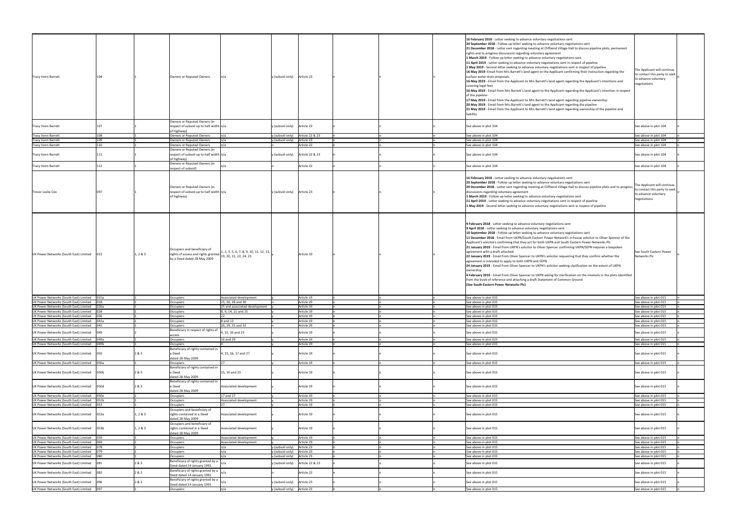| | | | | | | | | | | | | |
|---|---|---|---|---|---|---|---|---|---|---|---|---|
| Tracy Venn Barrett | 104 | 1 | Owners or Reputed Owners | n/a | y (subsoil only) | Article 23 | n | n | n | **16 February 2018** - Letter seeking to advance voluntary negotiations sent<br>**20 September 2018** - Follow up letter seeking to advance voluntary negotiations sent<br>**21 December 2018** - Letter sent regarding meeting at Cliffsend Village Hall to discuss pipeline plots, permanent rights and to progress discussions regarding voluntary agreement<br>**1 March 2019** - Follow up letter seeking to advance voluntary negotiations sent<br>**11 April 2019** - Letter seeking to advance voluntary negotiations sent in respect of pipeline<br>**1 May 2019** - Second letter seeking to advance voluntary negotiations sent in respect of pipeline<br>**16 May 2019** -Email from Mrs Barrett's land agent to the Applicant confirming their instruction regarding the surface water drain proposals<br>**16 May 2019** - Email from the Applicant to Mrs Barrett's land agent regarding the Applicant's intentions and covering legal fees<br>**16 May 2019** - Email from Mrs Barrett's land agent to the Applicant regarding the Applicant's intention in respect of the pipeline<br>**17 May 2019** - Email from the Applicant to Mrs Barrett's land agent regarding pipeline ownership<br>**20 May 2019** - Email from Mrs Barrett's land agent to the Applicant regarding the pipeline<br>**21 May 2019** - Email from the Applicant to Mrs Barrett's land agent regarding ownership of the pipeline and liability | The Applicant will continue to contact this party to seek to advance voluntary negotiations | |
| Tracy Venn Barrett | 107 | 1 | Owners or Reputed Owners (in respect of subsoil up to half width of highway) | n/a | y (subsoil only) | Article 23 | n | n | n | See above in plot 104 | See above in plot 104 | n |
| Tracy Venn Barrett | 108 | 1 | Owners or Reputed Owners | n/a | y (subsoil only) | Article 22 & 23 | n | n | n | See above in plot 104 | See above in plot 104 | n |
| Tracy Venn Barrett | 109 | 1 | Owners or Reputed Owners | n/a | y (subsoil only) | Article 23 | n | n | n | See above in plot 104 | See above in plot 104 | n |
| Tracy Venn Barrett | 110 | 1 | Owners or Reputed Owners | n/a | n | Article 22 | n | n | n | See above in plot 104 | See above in plot 104 | n |
| Tracy Venn Barrett | 111 | 1 | Owners or Reputed Owners (in respect of subsoil up to half width of highway) | n/a | y (subsoil only) | Article 22 & 23 | n | n | n | See above in plot 104 | See above in plot 104 | n |
| Tracy Venn Barrett | 112 | 1 | Owners or Reputed Owners (in respect of subsoil) | n/a | n | Article 22 | n | n | n | See above in plot 104 | See above in plot 104 | n |
| Trevor Leslie Cox | 097 | 1 | Owners or Reputed Owners (in respect of subsoil up to half width of highway) | n/a | y (subsoil only) | Article 23 | n | n | n | **16 February 2018** - Letter seeking to advance voluntary negotiations sent<br>**20 September 2018** - Follow up letter seeking to advance voluntary negotiations sent<br>**20 December 2018** - Letter sent regarding meeting at Cliffsend Village Hall to discuss pipeline plots and to progress discussions regarding voluntary agreement<br>**1 March 2019** - Follow up letter seeking to advance voluntary negotiations sent<br>**11 April 2019** - Letter seeking to advance voluntary negotiations sent in respect of pipeline<br>**1 May 2019** - Second letter seeking to advance voluntary negotiations sent in respect of pipeline | The Applicant will continue to contact this party to seek to advance voluntary negotiations | n |
| UK Power Networks (South East) Limited | 015 | 1, 2 & 3 | Occupiers and beneficiary of rights of access and rights granted by a Deed dated 28 May 2009 | 1, 2, 3, 5, 6, 7, 8, 9, 10, 11, 12, 13, 19, 20, 21, 22, 24, 25 | y | Article 19 | n | n | n | **9 February 2018** - Letter seeking to advance voluntary negotiations sent<br>**9 April 2018** - Letter seeking to advance voluntary negotiations sent<br>**10 September 2018** - Follow up letter seeking to advance voluntary negotiations sent<br>**11 December 2018** - Email from UKPN/South Eastern Power Network's in-house solicitor to Oliver Spencer of the Applicant's solicitors confirming that they act for both UKPN and South Eastern Power Networks Plc<br>**21 January 2019** - Email from UKPN's solicitor to Oliver Spencer confirming UKPN/SEPN requires a bespoken agreement with a draft attached<br>**22 January 2019** - Email from Oliver Spencer to UKPN's solicitor requesting that they confirm whether the agreement is intended to apply to both UKPN and SEPN<br>**24 January 2019** - Email from Oliver Spencer to UKPN's solicitor seeking clarification on the extent of UKPN ownership<br>**4 February 2019** - Email from Oliver Spencer to UKPN asking for clarification on the interests in the plots identified from the book of reference and attaching a draft Statement of Common Ground<br>**(See South Eastern Power Networks Plc)** | See South Eastern Power Networks Plc | n |
| UK Power Networks (South East) Limited | 015a | 1 | Occupiers | Associated development | y | Article 19 | n | n | n | See above in plot 015 | See above in plot 015 | n |
| UK Power Networks (South East) Limited | 018 | 1 | Occupiers | 25, 26, 28 and 30 | n | Article 29 | n | n | n | See above in plot 015 | See above in plot 015 | n |
| UK Power Networks (South East) Limited | 026a | 1 | Occupiers | 25 and associated development | y | Article 19 | n | n | n | See above in plot 015 | See above in plot 015 | n |
| UK Power Networks (South East) Limited | 028 | 1 | Occupiers | 8, 9, 14, 22 and 25 | y | Article 19 | n | n | n | See above in plot 015 | See above in plot 015 | n |
| UK Power Networks (South East) Limited | 036 | 1 | Occupiers | 22 | y | Article 19 | n | n | n | See above in plot 015 | See above in plot 015 | n |
| UK Power Networks (South East) Limited | 041a | 1 | Occupiers | 8 and 13 | y | Article 19 | n | n | n | See above in plot 015 | See above in plot 015 | n |
| UK Power Networks (South East) Limited | 045 | 1 | Occupiers | 26, 29, 31 and 32 | n | Article 29 | n | n | n | See above in plot 015 | See above in plot 015 | n |
| UK Power Networks (South East) Limited | 049 | 2 | Beneficiary in respect of rights of access | 4, 15, 16 and 23 | y | Article 19 | n | n | n | See above in plot 015 | See above in plot 015 | n |
| UK Power Networks (South East) Limited | 049a | 1 | Occupiers | 16 and 29 | y | Article 19 | n | n | n | See above in plot 015 | See above in plot 015 | n |
| UK Power Networks (South East) Limited | 049b | 1 | Occupiers | 4 | y | Article 19 | n | n | n | See above in plot 015 | See above in plot 015 | n |
| UK Power Networks (South East) Limited | 050 | 2 & 3 | Beneficiary of rights contained in a Deed dated 28 May 2009 | 4, 15, 16, 17 and 27 | y | Article 19 | n | n | n | See above in plot 015 | See above in plot 015 | n |
| UK Power Networks (South East) Limited | 050a | 1 | Occupiers | 27 | y | Article 19 | n | n | n | See above in plot 015 | See above in plot 015 | n |
| UK Power Networks (South East) Limited | 050b | 2 & 3 | Beneficiary of rights contained in a Deed dated 28 May 2009 | 15, 16 and 23 | y | Article 19 | n | n | n | See above in plot 015 | See above in plot 015 | n |
| UK Power Networks (South East) Limited | 050d | 2 & 3 | Beneficiary of rights contained in a Deed dated 28 May 2009 | Associated development | y | Article 19 | n | n | n | See above in plot 015 | See above in plot 015 | n |
| UK Power Networks (South East) Limited | 050e | 1 | Occupiers | 17 and 27 | y | Article 19 | n | n | n | See above in plot 015 | See above in plot 015 | n |
| UK Power Networks (South East) Limited | 051b | 1 | Occupiers | Associated development | y | Article 19 | n | n | n | See above in plot 015 | See above in plot 015 | n |
| UK Power Networks (South East) Limited | 053 | 1 | Occupiers | 27 | y | Article 19 | n | n | n | See above in plot 015 | See above in plot 015 | n |
| UK Power Networks (South East) Limited | 053a | 1, 2 & 3 | Occupiers and beneficiary of rights contained in a Deed dated 28 May 2009 | Associated development | y | Article 19 | n | n | n | See above in plot 015 | See above in plot 015 | n |
| UK Power Networks (South East) Limited | 053b | 1, 2 & 3 | Occupiers and beneficiary of rights contained in a Deed dated 28 May 2009 | Associated development | y | Article 19 | n | n | n | See above in plot 015 | See above in plot 015 | n |
| UK Power Networks (South East) Limited | 059 | 1 | Occupiers | Associated development | y | Article 19 | n | n | n | See above in plot 015 | See above in plot 015 | n |
| UK Power Networks (South East) Limited | 069 | 1 | Occupiers | Associated development | y | Article 19 | n | n | n | See above in plot 015 | See above in plot 015 | n |
| UK Power Networks (South East) Limited | 078 | 1 | Occupiers | n/a | y (subsoil only) | Article 23 | n | n | n | See above in plot 015 | See above in plot 015 | n |
| UK Power Networks (South East) Limited | 079 | 1 | Occupiers | n/a | y (subsoil only) | Article 23 | n | n | n | See above in plot 015 | See above in plot 015 | n |
| UK Power Networks (South East) Limited | 080 | 1 | Occupiers | n/a | y (subsoil only) | Article 23 | n | n | n | See above in plot 015 | See above in plot 015 | n |
| UK Power Networks (South East) Limited | 081 | 2 & 3 | Beneficiary of rights granted by a Deed dated 14 January 1991 | n/a | y (subsoil only) | Article 22 & 23 | n | n | n | See above in plot 015 | See above in plot 015 | n |
| UK Power Networks (South East) Limited | 082 | 2 & 3 | Beneficiary of rights granted by a Deed dated 14 January 1991 | n/a | n | Article 22 | n | n | n | See above in plot 015 | See above in plot 015 | n |
| UK Power Networks (South East) Limited | 096 | 2 & 3 | Beneficiary of rights granted by a Deed dated 14 January 1991 | n/a | y (subsoil only) | Article 23 | n | n | n | See above in plot 015 | See above in plot 015 | n |
| UK Power Networks (South East) Limited | 097 | 1 | Occupiers | n/a | y (subsoil only) | Article 23 | n | n | n | See above in plot 015 | See above in plot 015 | n |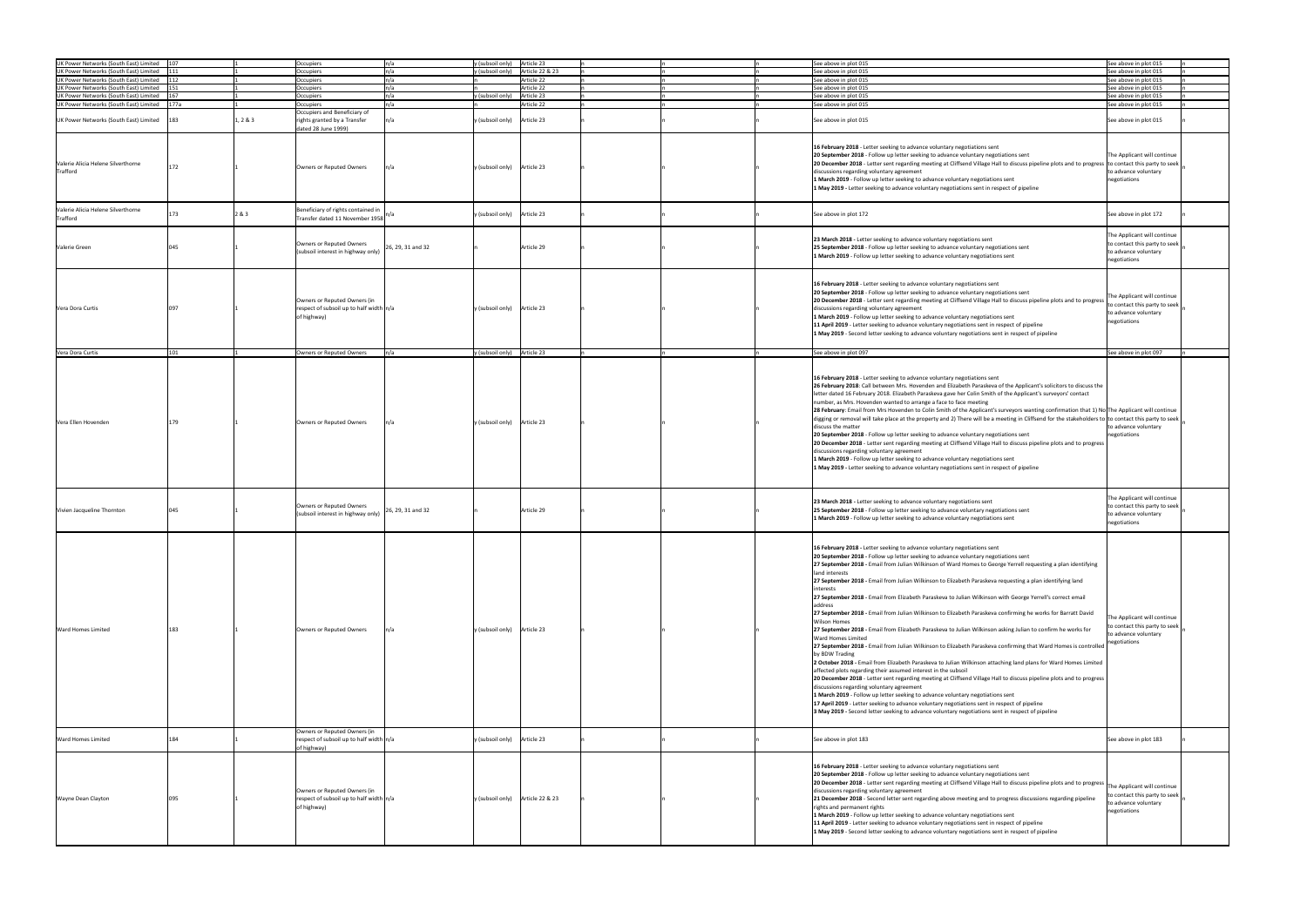| | | | | | | | | | | | | |
|---|---|---|---|---|---|---|---|---|---|---|---|---|
| UK Power Networks (South East) Limited | 107 | 1 | Occupiers | n/a | y (subsoil only) | Article 23 | n | n | n | See above in plot 015 | See above in plot 015 | n |
| UK Power Networks (South East) Limited | 111 | 1 | Occupiers | n/a | y (subsoil only) | Article 22 & 23 | n | n | n | See above in plot 015 | See above in plot 015 | n |
| UK Power Networks (South East) Limited | 112 | 1 | Occupiers | n/a | n | Article 22 | n | n | n | See above in plot 015 | See above in plot 015 | n |
| UK Power Networks (South East) Limited | 151 | 1 | Occupiers | n/a | n | Article 22 | n | n | n | See above in plot 015 | See above in plot 015 | n |
| UK Power Networks (South East) Limited | 167 | 1 | Occupiers | n/a | y (subsoil only) | Article 23 | n | n | n | See above in plot 015 | See above in plot 015 | n |
| UK Power Networks (South East) Limited | 177a | 1 | Occupiers | n/a | n | Article 22 | n | n | n | See above in plot 015 | See above in plot 015 | n |
| UK Power Networks (South East) Limited | 183 | 1, 2 & 3 | Occupiers and Beneficiary of rights granted by a Transfer dated 28 June 1999) | n/a | y (subsoil only) | Article 23 | n | n | n | See above in plot 015 | See above in plot 015 | n |
| Valerie Alicia Helene Silverthorne Trafford | 172 | 1 | Owners or Reputed Owners | n/a | y (subsoil only) | Article 23 | n | n | n | **16 February 2018** - Letter seeking to advance voluntary negotiations sent<br>**20 September 2018** - Follow up letter seeking to advance voluntary negotiations sent<br>**20 December 2018** - Letter sent regarding meeting at Cliffsend Village Hall to discuss pipeline plots and to progress discussions regarding voluntary agreement<br>**1 March 2019** - Follow up letter seeking to advance voluntary negotiations sent<br>**1 May 2019 -** Letter seeking to advance voluntary negotiations sent in respect of pipeline | The Applicant will continue to contact this party to seek to advance voluntary negotiations | n |
| Valerie Alicia Helene Silverthorne Trafford | 173 | 2 & 3 | Beneficiary of rights contained in Transfer dated 11 November 1958 | n/a | y (subsoil only) | Article 23 | n | n | n | See above in plot 172 | See above in plot 172 | n |
| Valerie Green | 045 | 1 | Owners or Reputed Owners (subsoil interest in highway only) | 26, 29, 31 and 32 | n | Article 29 | n | n | n | **23 March 2018** - Letter seeking to advance voluntary negotiations sent<br>**25 September 2018** - Follow up letter seeking to advance voluntary negotiations sent<br>**1 March 2019** - Follow up letter seeking to advance voluntary negotiations sent | The Applicant will continue to contact this party to seek to advance voluntary negotiations | n |
| Vera Dora Curtis | 097 | 1 | Owners or Reputed Owners (in respect of subsoil up to half width of highway) | n/a | y (subsoil only) | Article 23 | n | n | n | **16 February 2018** - Letter seeking to advance voluntary negotiations sent<br>**20 September 2018** - Follow up letter seeking to advance voluntary negotiations sent<br>**20 December 2018** - Letter sent regarding meeting at Cliffsend Village Hall to discuss pipeline plots and to progress discussions regarding voluntary agreement<br>**1 March 2019** - Follow up letter seeking to advance voluntary negotiations sent<br>**11 April 2019** - Letter seeking to advance voluntary negotiations sent in respect of pipeline<br>**1 May 2019** - Second letter seeking to advance voluntary negotiations sent in respect of pipeline | The Applicant will continue to contact this party to seek to advance voluntary negotiations | n |
| Vera Dora Curtis | 101 | 1 | Owners or Reputed Owners | n/a | y (subsoil only) | Article 23 | n | n | n | See above in plot 097 | See above in plot 097 | n |
| Vera Ellen Hovenden | 179 | 1 | Owners or Reputed Owners | n/a | y (subsoil only) | Article 23 | n | n | n | **16 February 2018** - Letter seeking to advance voluntary negotiations sent<br>**26 February 2018**: Call between Mrs. Hovenden and Elizabeth Paraskeva of the Applicant's solicitors to discuss the letter dated 16 February 2018. Elizabeth Paraskeva gave her Colin Smith of the Applicant's surveyors' contact number, as Mrs. Hovenden wanted to arrange a face to face meeting<br>**28 February**: Email from Mrs Hovenden to Colin Smith of the Applicant's surveyors wanting confirmation that 1) No digging or removal will take place at the property and 2) There will be a meeting in Cliffsend for the stakeholders to discuss the matter<br>**20 September 2018** - Follow up letter seeking to advance voluntary negotiations sent<br>**20 December 2018** - Letter sent regarding meeting at Cliffsend Village Hall to discuss pipeline plots and to progress discussions regarding voluntary agreement<br>**1 March 2019** - Follow up letter seeking to advance voluntary negotiations sent<br>**1 May 2019 -** Letter seeking to advance voluntary negotiations sent in respect of pipeline | The Applicant will continue to contact this party to seek to advance voluntary negotiations | n |
| Vivien Jacqueline Thornton | 045 | 1 | Owners or Reputed Owners (subsoil interest in highway only) | 26, 29, 31 and 32 | n | Article 29 | n | n | n | **23 March 2018** - Letter seeking to advance voluntary negotiations sent<br>**25 September 2018** - Follow up letter seeking to advance voluntary negotiations sent<br>**1 March 2019** - Follow up letter seeking to advance voluntary negotiations sent | The Applicant will continue to contact this party to seek to advance voluntary negotiations | n |
| Ward Homes Limited | 183 | 1 | Owners or Reputed Owners | n/a | y (subsoil only) | Article 23 | n | n | n | **16 February 2018** - Letter seeking to advance voluntary negotiations sent<br>**20 September 2018** - Follow up letter seeking to advance voluntary negotiations sent<br>**27 September 2018 -** Email from Julian Wilkinson of Ward Homes to George Yerrell requesting a plan identifying land interests<br>**27 September 2018 -** Email from Julian Wilkinson to Elizabeth Paraskeva requesting a plan identifying land interests<br>**27 September 2018 -** Email from Elizabeth Paraskeva to Julian Wilkinson with George Yerrell's correct email address<br>**27 September 2018 -** Email from Julian Wilkinson to Elizabeth Paraskeva confirming he works for Barratt David Wilson Homes<br>**27 September 2018 -** Email from Elizabeth Paraskeva to Julian Wilkinson asking Julian to confirm he works for Ward Homes Limited<br>**27 September 2018 -** Email from Julian Wilkinson to Elizabeth Paraskeva confirming that Ward Homes is controlled by BDW Trading<br>**2 October 2018 -** Email from Elizabeth Paraskeva to Julian Wilkinson attaching land plans for Ward Homes Limited affected plots regarding their assumed interest in the subsoil<br>**20 December 2018** - Letter sent regarding meeting at Cliffsend Village Hall to discuss pipeline plots and to progress discussions regarding voluntary agreement<br>**1 March 2019** - Follow up letter seeking to advance voluntary negotiations sent<br>**17 April 2019** - Letter seeking to advance voluntary negotiations sent in respect of pipeline<br>**3 May 2019 -** Second letter seeking to advance voluntary negotiations sent in respect of pipeline | The Applicant will continue to contact this party to seek to advance voluntary negotiations | n |
| Ward Homes Limited | 184 | 1 | Owners or Reputed Owners (in respect of subsoil up to half width of highway) | n/a | y (subsoil only) | Article 23 | n | n | n | See above in plot 183 | See above in plot 183 | n |
| Wayne Dean Clayton | 095 | 1 | Owners or Reputed Owners (in respect of subsoil up to half width of highway) | n/a | y (subsoil only) | Article 22 & 23 | n | n | n | **16 February 2018** - Letter seeking to advance voluntary negotiations sent<br>**20 September 2018** - Follow up letter seeking to advance voluntary negotiations sent<br>**20 December 2018** - Letter sent regarding meeting at Cliffsend Village Hall to discuss pipeline plots and to progress discussions regarding voluntary agreement<br>**21 December 2018** - Second letter sent regarding above meeting and to progress discussions regarding pipeline rights and permanent rights<br>**1 March 2019** - Follow up letter seeking to advance voluntary negotiations sent<br>**11 April 2019** - Letter seeking to advance voluntary negotiations sent in respect of pipeline<br>**1 May 2019** - Second letter seeking to advance voluntary negotiations sent in respect of pipeline | The Applicant will continue to contact this party to seek to advance voluntary negotiations | n |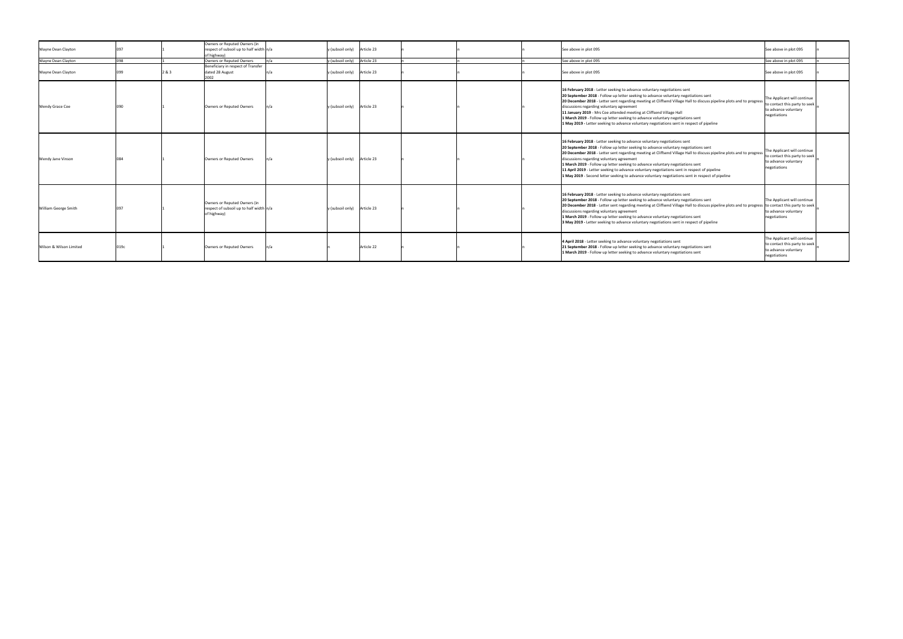| | | | | | | | | | | | | |
|---|---|---|---|---|---|---|---|---|---|---|---|---|
| Wayne Dean Clayton | 097 | 1 | Owners or Reputed Owners (in respect of subsoil up to half width of highway) | n/a | y (subsoil only) | Article 23 | n | n | n | See above in plot 095 | See above in plot 095 | n |
| Wayne Dean Clayton | 098 | 1 | Owners or Reputed Owners | n/a | y (subsoil only) | Article 23 | n | n | n | See above in plot 095 | See above in plot 095 | n |
| Wayne Dean Clayton | 099 | 2 & 3 | Beneficiary in respect of Transfer dated 28 August 2002 | n/a | y (subsoil only) | Article 23 | n | n | n | See above in plot 095 | See above in plot 095 | n |
| Wendy Grace Coe | 090 | 1 | Owners or Reputed Owners | n/a | y (subsoil only) | Article 23 | n | n | n | **16 February 2018** - Letter seeking to advance voluntary negotiations sent<br>**20 September 2018** - Follow up letter seeking to advance voluntary negotiations sent<br>**20 December 2018** - Letter sent regarding meeting at Cliffsend Village Hall to discuss pipeline plots and to progress discussions regarding voluntary agreement<br>**11 January 2019** - Mrs Coe attended meeting at Cliffsend Village Hall<br>**1 March 2019** - Follow up letter seeking to advance voluntary negotiations sent<br>**1 May 2019** - Letter seeking to advance voluntary negotiations sent in respect of pipeline | The Applicant will continue to contact this party to seek to advance voluntary negotiations | n |
| Wendy Jane Vinson | 084 | 1 | Owners or Reputed Owners | n/a | y (subsoil only) | Article 23 | n | n | n | **16 February 2018** - Letter seeking to advance voluntary negotiations sent<br>**20 September 2018** - Follow up letter seeking to advance voluntary negotiations sent<br>**20 December 2018** - Letter sent regarding meeting at Cliffsend Village Hall to discuss pipeline plots and to progress discussions regarding voluntary agreement<br>**1 March 2019** - Follow up letter seeking to advance voluntary negotiations sent<br>**11 April 2019** - Letter seeking to advance voluntary negotiations sent in respect of pipeline<br>**1 May 2019** - Second letter seeking to advance voluntary negotiations sent in respect of pipeline | The Applicant will continue to contact this party to seek to advance voluntary negotiations | n |
| William George Smith | 097 | 1 | Owners or Reputed Owners (in respect of subsoil up to half width of highway) | n/a | y (subsoil only) | Article 23 | n | n | n | **16 February 2018** - Letter seeking to advance voluntary negotiations sent<br>**20 September 2018** - Follow up letter seeking to advance voluntary negotiations sent<br>**20 December 2018** - Letter sent regarding meeting at Cliffsend Village Hall to discuss pipeline plots and to progress discussions regarding voluntary agreement<br>**1 March 2019** - Follow up letter seeking to advance voluntary negotiations sent<br>**3 May 2019** - Letter seeking to advance voluntary negotiations sent in respect of pipeline | The Applicant will continue to contact this party to seek to advance voluntary negotiations | n |
| Wilson & Wilson Limited | 019c | 1 | Owners or Reputed Owners | n/a | n | Article 22 | n | n | n | **4 April 2018** - Letter seeking to advance voluntary negotiations sent<br>**21 September 2018** - Follow up letter seeking to advance voluntary negotiations sent<br>**1 March 2019** - Follow up letter seeking to advance voluntary negotiations sent | The Applicant will continue to contact this party to seek to advance voluntary negotiations | n |